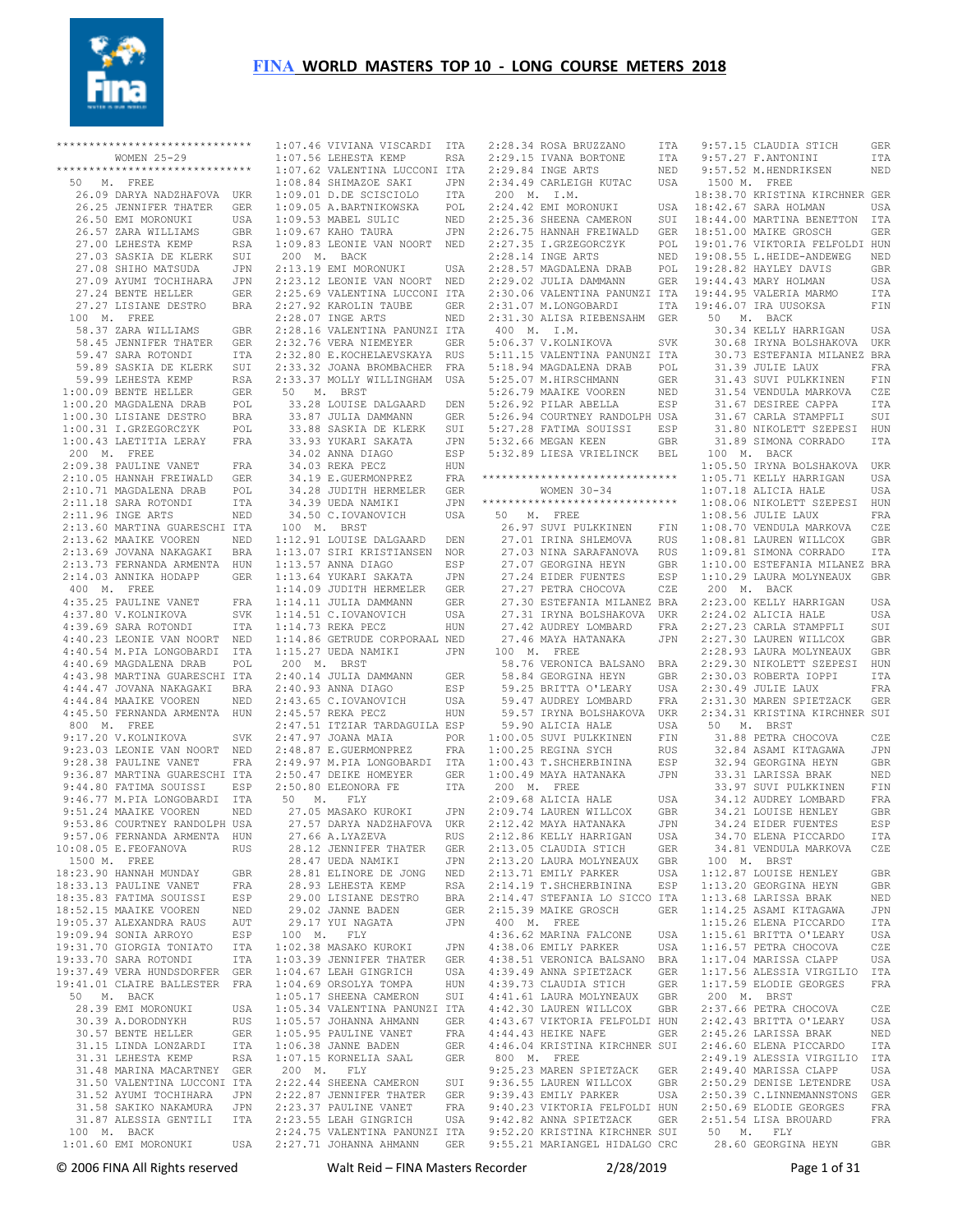# FINA WORLD MASTERS TOP 10 - LONG COURSE METERS 2018

```
******************************
       WOMEN 25-29
******************************
 50  M.  FREE
   26.09 DARYA NADZHAFOVA  UKR
   26.25 JENNIFER THATER   GER
   26.50 EMI MORONUKI      USA
   26.57 ZARA WILLIAMS     GBR
   27.00 LEHESTA KEMP      RSA
   27.03 SASKIA DE KLERK   SUI
   27.08 SHIHO MATSUDA     JPN
   27.09 AYUMI TOCHIHARA   JPN
   27.24 BENTE HELLER      GER
   27.27 LISIANE DESTRO    BRA
 100  M.  FREE
   58.37 ZARA WILLIAMS     GBR
   58.45 JENNIFER THATER   GER
   59.47 SARA ROTONDI      ITA
   59.89 SASKIA DE KLERK   SUI
   59.99 LEHESTA KEMP      RSA
 1:00.09 BENTE HELLER      GER
 1:00.20 MAGDALENA DRAB    POL
 1:00.30 LISIANE DESTRO    BRA
 1:00.31 I.GRZEGORCZYK     POL
 1:00.43 LAETITIA LERAY    FRA
 200  M.  FREE
 2:09.38 PAULINE VANET     FRA
 2:10.05 HANNAH FREIWALD   GER
 2:10.71 MAGDALENA DRAB    POL
 2:11.18 SARA ROTONDI      ITA
 2:11.96 INGE ARTS         NED
 2:13.60 MARTINA GUARESCHI ITA
 2:13.62 MAAIKE VOOREN     NED
 2:13.69 JOVANA NAKAGAKI   BRA
 2:13.73 FERNANDA ARMENTA  HUN
 2:14.03 ANNIKA HODAPP     GER
 400  M.  FREE
 4:35.25 PAULINE VANET     FRA
 4:37.80 V.KOLNIKOVA       SVK
 4:39.69 SARA ROTONDI      ITA
 4:40.23 LEONIE VAN NOORT  NED
 4:40.54 M.PIA LONGOBARDI  ITA
 4:40.69 MAGDALENA DRAB    POL
 4:43.98 MARTINA GUARESCHI ITA
 4:44.47 JOVANA NAKAGAKI   BRA
 4:44.84 MAAIKE VOOREN     NED
 4:45.50 FERNANDA ARMENTA  HUN
 800  M.  FREE
 9:17.20 V.KOLNIKOVA       SVK
 9:23.03 LEONIE VAN NOORT  NED
 9:28.38 PAULINE VANET     FRA
 9:36.87 MARTINA GUARESCHI ITA
 9:44.80 FATIMA SOUISSI    ESP
 9:46.77 M.PIA LONGOBARDI  ITA
 9:51.24 MAAIKE VOOREN     NED
 9:53.86 COURTNEY RANDOLPH USA
 9:57.06 FERNANDA ARMENTA  HUN
10:08.05 E.FEOFANOVA       RUS
 1500  M.  FREE
18:23.90 HANNAH MUNDAY     GBR
18:33.13 PAULINE VANET     FRA
18:35.83 FATIMA SOUISSI    ESP
18:52.15 MAAIKE VOOREN     NED
19:05.37 ALEXANDRA RAUS    AUT
19:09.94 SONIA ARROYO      ESP
19:31.70 GIORGIA TONIATO   ITA
19:33.70 SARA ROTONDI      ITA
19:37.49 VERA HUNDSDORFER  GER
19:41.01 CLAIRE BALLESTER  FRA
 50  M.  BACK
   28.39 EMI MORONUKI      USA
   30.39 A.DORODNYKH       RUS
   30.57 BENTE HELLER      GER
   31.15 LINDA LONZARDI    ITA
   31.31 LEHESTA KEMP      RSA
   31.48 MARINA MACARTNEY  GER
   31.50 VALENTINA LUCCONI ITA
   31.52 AYUMI TOCHIHARA   JPN
   31.58 SAKIKO NAKAMURA   JPN
   31.87 ALESSIA GENTILI   ITA
 100  M.  BACK
 1:01.60 EMI MORONUKI      USA
 1:07.46 VIVIANA VISCARDI  ITA
 1:07.56 LEHESTA KEMP      RSA
 1:07.62 VALENTINA LUCCONI ITA
 1:08.84 SHIMAZOE SAKI     JPN
 1:09.01 D.DE SCISCIOLO    ITA
 1:09.05 A.BARTNIKOWSKA    POL
 1:09.53 MABEL SULIC       NED
 1:09.67 KAHO TAURA        JPN
 1:09.83 LEONIE VAN NOORT  NED
 200  M.  BACK
 2:13.19 EMI MORONUKI      USA
 2:23.12 LEONIE VAN NOORT  NED
 2:25.69 VALENTINA LUCCONI ITA
 2:27.92 KAROLIN TAUBE     GER
 2:28.07 INGE ARTS         NED
 2:28.16 VALENTINA PANUNZI ITA
 2:32.76 VERA NIEMEYER     GER
 2:32.80 E.KOCHELAEVSKAYA  RUS
 2:33.32 JOANA BROMBACHER  FRA
 2:33.37 MOLLY WILLINGHAM  USA
 50  M.  BRST
   33.28 LOUISE DALGAARD   DEN
   33.87 JULIA DAMMANN     GER
   33.88 SASKIA DE KLERK   SUI
   33.93 YUKARI SAKATA     JPN
   34.02 ANNA DIAGO        ESP
   34.03 REKA PECZ         HUN
   34.19 E.GUERMONPREZ     FRA
   34.28 JUDITH HERMELER   GER
   34.39 UEDA NAMIKI       JPN
   34.50 C.IOVANOVICH      USA
 100  M.  BRST
 1:12.91 LOUISE DALGAARD   DEN
 1:13.07 SIRI KRISTIANSEN  NOR
 1:13.57 ANNA DIAGO        ESP
 1:13.64 YUKARI SAKATA     JPN
 1:14.09 JUDITH HERMELER   GER
 1:14.11 JULIA DAMMANN     GER
 1:14.51 C.IOVANOVICH      USA
 1:14.73 REKA PECZ         HUN
 1:14.86 GETRUDE CORPORAAL NED
 1:15.27 UEDA NAMIKI       JPN
 200  M.  BRST
 2:40.14 JULIA DAMMANN     GER
 2:40.93 ANNA DIAGO        ESP
 2:43.65 C.IOVANOVICH      USA
 2:45.57 REKA PECZ         HUN
 2:47.51 ITZIAR TARDAGUILA ESP
 2:47.97 JOANA MAIA        POR
 2:48.87 E.GUERMONPREZ     FRA
 2:49.97 M.PIA LONGOBARDI  ITA
 2:50.47 DEIKE HOMEYER     GER
 2:50.80 ELEONORA FE       ITA
 50  M.  FLY
   27.05 MASAKO KUROKI     JPN
   27.57 DARYA NADZHAFOVA  UKR
   27.66 A.LYAZEVA         RUS
   28.12 JENNIFER THATER   GER
   28.47 UEDA NAMIKI       JPN
   28.81 ELINORE DE JONG   NED
   28.93 LEHESTA KEMP      RSA
   29.00 LISIANE DESTRO    BRA
   29.02 JANNE BADEN       GER
   29.17 YUI NAGATA        JPN
 100  M.  FLY
 1:02.38 MASAKO KUROKI     JPN
 1:03.39 JENNIFER THATER   GER
 1:04.67 LEAH GINGRICH     USA
 1:04.69 ORSOLYA TOMPA     HUN
 1:05.17 SHEENA CAMERON    SUI
 1:05.34 VALENTINA PANUNZI ITA
 1:05.57 JOHANNA AHMANN    GER
 1:05.95 PAULINE VANET     FRA
 1:06.38 JANNE BADEN       GER
 1:07.15 KORNELIA SAAL     GER
 200  M.  FLY
 2:22.44 SHEENA CAMERON    SUI
 2:22.87 JENNIFER THATER   GER
 2:23.37 PAULINE VANET     FRA
 2:23.55 LEAH GINGRICH     USA
 2:24.75 VALENTINA PANUNZI ITA
 2:27.71 JOHANNA AHMANN    GER
 2:28.34 ROSA BRUZZANO     ITA
 2:29.15 IVANA BORTONE     ITA
 2:29.84 INGE ARTS         NED
 2:34.49 CARLEIGH KUTAC    USA
 200  M.  I.M.
 2:24.42 EMI MORONUKI      USA
 2:25.36 SHEENA CAMERON    SUI
 2:26.75 HANNAH FREIWALD   GER
 2:27.35 I.GRZEGORCZYK     POL
 2:28.14 INGE ARTS         NED
 2:28.57 MAGDALENA DRAB    POL
 2:29.02 JULIA DAMMANN     GER
 2:30.06 VALENTINA PANUNZI ITA
 2:31.07 M.LONGOBARDI      ITA
 2:31.30 ALISA RIEBENSAHM  GER
 400  M.  I.M.
 5:06.37 V.KOLNIKOVA       SVK
 5:11.15 VALENTINA PANUNZI ITA
 5:18.94 MAGDALENA DRAB    POL
 5:25.07 M.HIRSCHMANN      GER
 5:26.79 MAAIKE VOOREN     NED
 5:26.92 PILAR ABELLA      ESP
 5:26.94 COURTNEY RANDOLPH USA
 5:27.28 FATIMA SOUISSI    ESP
 5:32.66 MEGAN KEEN        GBR
 5:32.89 LIESA VRIELINCK   BEL

******************************
       WOMEN 30-34
******************************
 50  M.  FREE
   26.97 SUVI PULKKINEN    FIN
   27.01 IRINA SHLEMOVA    RUS
   27.03 NINA SARAFANOVA   RUS
   27.07 GEORGINA HEYN     GBR
   27.24 EIDER FUENTES     ESP
   27.27 PETRA CHOCOVA     CZE
   27.30 ESTEFANIA MILANEZ BRA
   27.31 IRYNA BOLSHAKOVA  UKR
   27.42 AUDREY LOMBARD    FRA
   27.46 MAYA HATANAKA     JPN
 100  M.  FREE
   58.76 VERONICA BALSANO  BRA
   58.84 GEORGINA HEYN     GBR
   59.25 BRITTA O'LEARY    USA
   59.47 AUDREY LOMBARD    FRA
   59.57 IRYNA BOLSHAKOVA  UKR
   59.90 ALICIA HALE       USA
 1:00.05 SUVI PULKKINEN    FIN
 1:00.25 REGINA SYCH       RUS
 1:00.43 T.SHCHERBININA    ESP
 1:00.49 MAYA HATANAKA     JPN
 200  M.  FREE
 2:09.68 ALICIA HALE       USA
 2:09.74 LAUREN WILLCOX    GBR
 2:12.42 MAYA HATANAKA     JPN
 2:12.86 KELLY HARRIGAN    USA
 2:13.05 CLAUDIA STICH     GER
 2:13.20 LAURA MOLYNEAUX   GBR
 2:13.71 EMILY PARKER      USA
 2:14.19 T.SHCHERBININA    ESP
 2:14.47 STEFANIA LO SICCO ITA
 2:15.39 MAIKE GROSCH      GER
 400  M.  FREE
 4:36.62 MARINA FALCONE    USA
 4:38.06 EMILY PARKER      USA
 4:38.51 VERONICA BALSANO  BRA
 4:39.49 ANNA SPIETZACK    GER
 4:39.73 CLAUDIA STICH     GER
 4:41.61 LAURA MOLYNEAUX   GBR
 4:42.30 LAUREN WILLCOX    GBR
 4:43.67 VIKTORIA FELFOLDI HUN
 4:44.43 HEIKE NAFE        GER
 4:46.04 KRISTINA KIRCHNER SUI
 800  M.  FREE
 9:25.23 MAREN SPIETZACK   GER
 9:36.55 LAUREN WILLCOX    GBR
 9:39.43 EMILY PARKER      USA
 9:40.23 VIKTORIA FELFOLDI HUN
 9:42.82 ANNA SPIETZACK    GER
 9:52.20 KRISTINA KIRCHNER SUI
 9:55.21 MARIANGEL HIDALGO CRC
 9:57.15 CLAUDIA STICH     GER
 9:57.27 F.ANTONINI        ITA
 9:57.52 M.HENDRIKSEN      NED
 1500  M.  FREE
18:38.70 KRISTINA KIRCHNER GER
18:42.67 SARA HOLMAN       USA
18:44.00 MARTINA BENETTON  ITA
18:51.00 MAIKE GROSCH      GER
19:01.76 VIKTORIA FELFOLDI HUN
19:08.55 L.HEIDE-ANDEWEG   NED
19:28.82 HAYLEY DAVIS      GBR
19:44.43 MARY HOLMAN       USA
19:44.95 VALERIA MARMO     ITA
19:46.07 IRA UUSOKSA       FIN
 50  M.  BACK
   30.34 KELLY HARRIGAN    USA
   30.68 IRYNA BOLSHAKOVA  UKR
   30.73 ESTEFANIA MILANEZ BRA
   31.39 JULIE LAUX        FRA
   31.43 SUVI PULKKINEN    FIN
   31.54 VENDULA MARKOVA   CZE
   31.67 DESIREE CAPPA     ITA
   31.67 CARLA STAMPFLI    SUI
   31.80 NIKOLETT SZEPESI  HUN
   31.89 SIMONA CORRADO    ITA
 100  M.  BACK
 1:05.50 IRYNA BOLSHAKOVA  UKR
 1:05.71 KELLY HARRIGAN    USA
 1:07.18 ALICIA HALE       USA
 1:08.06 NIKOLETT SZEPESI  HUN
 1:08.56 JULIE LAUX        FRA
 1:08.70 VENDULA MARKOVA   CZE
 1:08.81 LAUREN WILLCOX    GBR
 1:09.81 SIMONA CORRADO    ITA
 1:10.00 ESTEFANIA MILANEZ BRA
 1:10.29 LAURA MOLYNEAUX   GBR
 200  M.  BACK
 2:23.00 KELLY HARRIGAN    USA
 2:24.02 ALICIA HALE       USA
 2:27.23 CARLA STAMPFLI    SUI
 2:27.30 LAUREN WILLCOX    GBR
 2:28.93 LAURA MOLYNEAUX   GBR
 2:29.30 NIKOLETT SZEPESI  HUN
 2:30.03 ROBERTA IOPPI     ITA
 2:30.49 JULIE LAUX        FRA
 2:31.30 MAREN SPIETZACK   GER
 2:34.31 KRISTINA KIRCHNER SUI
 50  M.  BRST
   31.88 PETRA CHOCOVA     CZE
   32.84 ASAMI KITAGAWA    JPN
   32.94 GEORGINA HEYN     GBR
   33.31 LARISSA BRAK      NED
   33.97 SUVI PULKKINEN    FIN
   34.12 AUDREY LOMBARD    FRA
   34.21 LOUISE HENLEY     GBR
   34.24 EIDER FUENTES     ESP
   34.70 ELENA PICCARDO    ITA
   34.81 VENDULA MARKOVA   CZE
 100  M.  BRST
 1:12.87 LOUISE HENLEY     GBR
 1:13.20 GEORGINA HEYN     GBR
 1:13.68 LARISSA BRAK      NED
 1:14.25 ASAMI KITAGAWA    JPN
 1:15.26 ELENA PICCARDO    ITA
 1:15.61 BRITTA O'LEARY    USA
 1:16.57 PETRA CHOCOVA     CZE
 1:17.04 MARISSA CLAPP     USA
 1:17.56 ALESSIA VIRGILIO  ITA
 1:17.59 ELODIE GEORGES    FRA
 200  M.  BRST
 2:37.66 PETRA CHOCOVA     CZE
 2:42.43 BRITTA O'LEARY    USA
 2:45.26 LARISSA BRAK      NED
 2:46.60 ELENA PICCARDO    ITA
 2:49.19 ALESSIA VIRGILIO  ITA
 2:49.40 MARISSA CLAPP     USA
 2:50.29 DENISE LETENDRE   USA
 2:50.39 C.LINNEMANNSTONS  GER
 2:50.69 ELODIE GEORGES    FRA
 2:51.54 LISA BROUARD      FRA
 50  M.  FLY
   28.60 GEORGINA HEYN     GBR
```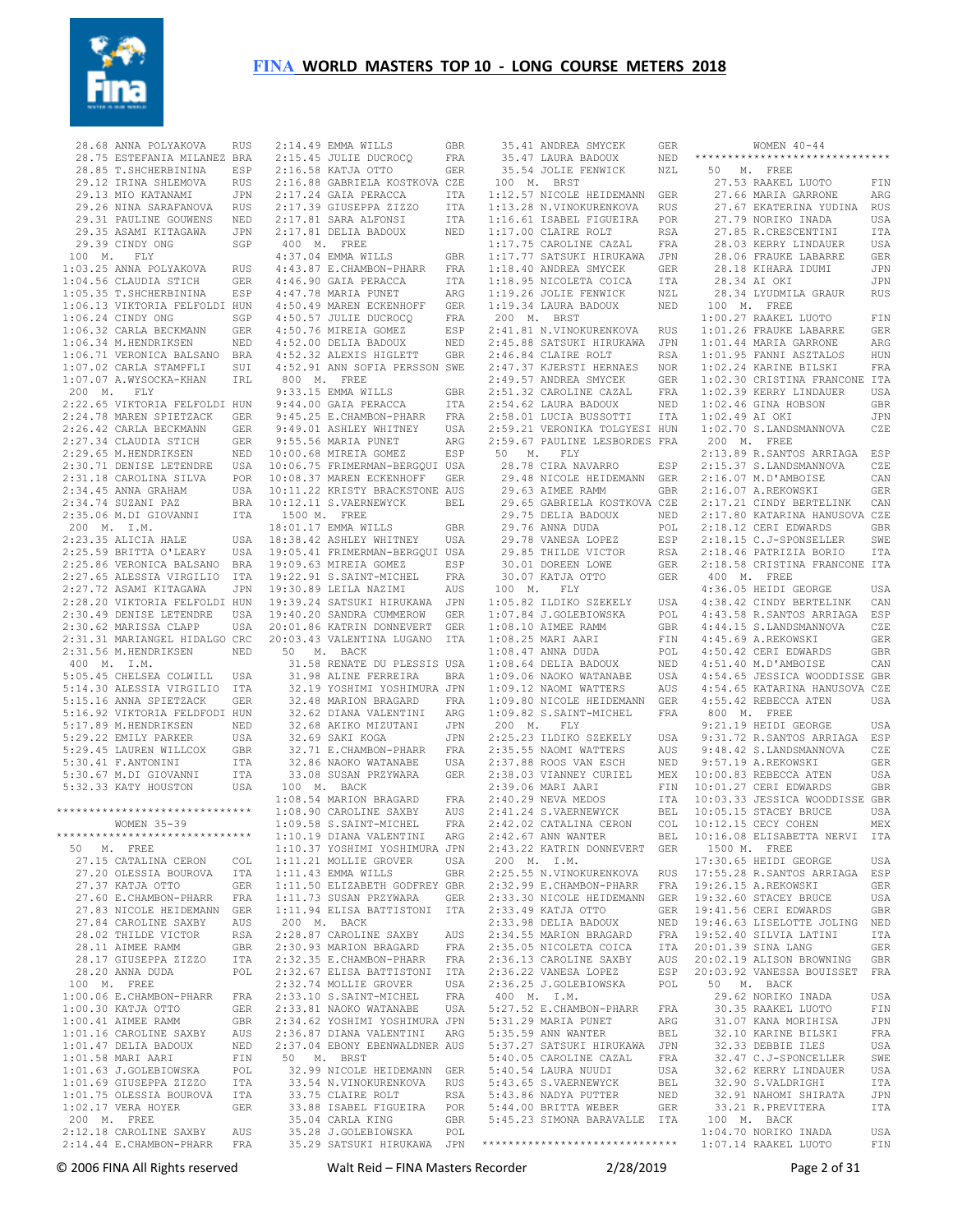# FINA WORLD MASTERS TOP 10 - LONG COURSE METERS 2018

```
  28.68 ANNA POLYAKOVA      RUS
  28.75 ESTEFANIA MILANEZ BRA
  28.85 T.SHCHERBININA      ESP
  29.12 IRINA SHLEMOVA      RUS
  29.13 MIO KATANAMI        JPN
  29.26 NINA SARAFANOVA     RUS
  29.31 PAULINE GOUWENS     NED
  29.35 ASAMI KITAGAWA      JPN
  29.39 CINDY ONG           SGP
 100  M.   FLY
1:03.25 ANNA POLYAKOVA      RUS
1:04.56 CLAUDIA STICH       GER
1:05.35 T.SHCHERBININA      ESP
1:06.13 VIKTORIA FELFOLDI HUN
1:06.24 CINDY ONG           SGP
1:06.32 CARLA BECKMANN      GER
1:06.34 M.HENDRIKSEN        NED
1:06.71 VERONICA BALSANO  BRA
1:07.02 CARLA STAMPFLI      SUI
1:07.07 A.WYSOCKA-KHAN      IRL
 200  M.   FLY
2:22.65 VIKTORIA FELFOLDI HUN
2:24.78 MAREN SPIETZACK     GER
2:26.42 CARLA BECKMANN      GER
2:27.34 CLAUDIA STICH       GER
2:29.65 M.HENDRIKSEN        NED
2:30.71 DENISE LETENDRE     USA
2:31.18 CAROLINA SILVA      POR
2:34.45 ANNA GRAHAM         USA
2:34.74 SUZANI PAZ          BRA
2:35.06 M.DI GIOVANNI       ITA
 200  M.   I.M.
2:23.35 ALICIA HALE         USA
2:25.59 BRITTA O'LEARY      USA
2:25.86 VERONICA BALSANO  BRA
2:27.65 ALESSIA VIRGILIO  ITA
2:27.72 ASAMI KITAGAWA      JPN
2:28.20 VIKTORIA FELFOLDI HUN
2:30.49 DENISE LETENDRE     USA
2:30.62 MARISSA CLAPP       USA
2:31.31 MARIANGEL HIDALGO CRC
2:31.56 M.HENDRIKSEN        NED
 400  M.   I.M.
5:05.45 CHELSEA COLWILL     USA
5:14.30 ALESSIA VIRGILIO  ITA
5:15.16 ANNA SPIETZACK      GER
5:16.92 VIKTORIA FELDFODI HUN
5:17.89 M.HENDRIKSEN        NED
5:29.22 EMILY PARKER        USA
5:29.45 LAUREN WILLCOX      GBR
5:30.41 F.ANTONINI          ITA
5:30.67 M.DI GIOVANNI       ITA
5:32.33 KATY HOUSTON        USA

******************************
        WOMEN 35-39
******************************
 50   M.  FREE
  27.15 CATALINA CERON      COL
  27.20 OLESSIA BOUROVA     ITA
  27.37 KATJA OTTO          GER
  27.60 E.CHAMBON-PHARR     FRA
  27.83 NICOLE HEIDEMANN  GER
  27.84 CAROLINE SAXBY      AUS
  28.02 THILDE VICTOR       RSA
  28.11 AIMEE RAMM          GBR
  28.17 GIUSEPPA ZIZZO      ITA
  28.20 ANNA DUDA           POL
 100  M.  FREE
1:00.06 E.CHAMBON-PHARR     FRA
1:00.30 KATJA OTTO          GER
1:00.41 AIMEE RAMM          GBR
1:01.16 CAROLINE SAXBY      AUS
1:01.47 DELIA BADOUX        NED
1:01.58 MARI AARI           FIN
1:01.63 J.GOLEBIOWSKA       POL
1:01.69 GIUSEPPA ZIZZO      ITA
1:01.75 OLESSIA BOUROVA     ITA
1:02.17 VERA HOYER          GER
 200  M.  FREE
2:12.18 CAROLINE SAXBY      AUS
2:14.44 E.CHAMBON-PHARR     FRA
2:14.49 EMMA WILLS          GBR
2:15.45 JULIE DUCROCQ       FRA
2:16.58 KATJA OTTO          GER
2:16.88 GABRIELA KOSTKOVA CZE
2:17.24 GAIA PERACCA        ITA
2:17.39 GIUSEPPA ZIZZO      ITA
2:17.81 SARA ALFONSI        ITA
2:17.81 DELIA BADOUX        NED
 400  M.  FREE
4:37.04 EMMA WILLS          GBR
4:43.87 E.CHAMBON-PHARR     FRA
4:46.90 GAIA PERACCA        ITA
4:47.78 MARIA PUNET         ARG
4:50.49 MAREN ECKENHOFF     GER
4:50.57 JULIE DUCROCQ       FRA
4:50.76 MIREIA GOMEZ        ESP
4:52.00 DELIA BADOUX        NED
4:52.32 ALEXIS HIGLETT      GBR
4:52.91 ANN SOFIA PERSSON SWE
 800  M.  FREE
9:33.15 EMMA WILLS          GBR
9:44.00 GAIA PERACCA        ITA
9:45.25 E.CHAMBON-PHARR     FRA
9:49.01 ASHLEY WHITNEY      USA
9:55.56 MARIA PUNET         ARG
10:00.68 MIREIA GOMEZ       ESP
10:06.75 FRIMERMAN-BERGQUI USA
10:08.37 MAREN ECKENHOFF    GER
10:11.22 KRISTY BRACKSTONE AUS
10:12.11 S.VAERNEWYCK       BEL
 1500 M.  FREE
18:01.17 EMMA WILLS         GBR
18:38.42 ASHLEY WHITNEY     USA
19:05.41 FRIMERMAN-BERGQUI USA
19:09.63 MIREIA GOMEZ       ESP
19:22.91 S.SAINT-MICHEL     FRA
19:30.89 LEILA NAZIMI       AUS
19:39.24 SATSUKI HIRUKAWA JPN
19:40.20 SANDRA CUMMEROW    GER
20:01.86 KATRIN DONNEVERT GER
20:03.43 VALENTINA LUGANO ITA
 50   M.  BACK
  31.58 RENATE DU PLESSIS USA
  31.98 ALINE FERREIRA      BRA
  32.19 YOSHIMI YOSHIMURA JPN
  32.48 MARION BRAGARD      FRA
  32.62 DIANA VALENTINI     ARG
  32.68 AKIKO MIZUTANI      JPN
  32.69 SAKI KOGA           JPN
  32.71 E.CHAMBON-PHARR     FRA
  32.86 NAOKO WATANABE      USA
  33.08 SUSAN PRZYWARA      GER
 100  M.  BACK
1:08.54 MARION BRAGARD      FRA
1:08.90 CAROLINE SAXBY      AUS
1:09.58 S.SAINT-MICHEL      FRA
1:10.19 DIANA VALENTINI     ARG
1:10.37 YOSHIMI YOSHIMURA JPN
1:11.21 MOLLIE GROVER       USA
1:11.43 EMMA WILLS          GBR
1:11.50 ELIZABETH GODFREY GBR
1:11.73 SUSAN PRZYWARA      GER
1:11.94 ELISA BATTISTONI  ITA
 200  M.  BACK
2:28.87 CAROLINE SAXBY      AUS
2:30.93 MARION BRAGARD      FRA
2:32.35 E.CHAMBON-PHARR     FRA
2:32.67 ELISA BATTISTONI  ITA
2:32.74 MOLLIE GROVER       USA
2:33.10 S.SAINT-MICHEL      FRA
2:33.81 NAOKO WATANABE      USA
2:34.62 YOSHIMI YOSHIMURA JPN
2:36.87 DIANA VALENTINI     ARG
2:37.04 EBONY EBENWALDNER AUS
 50   M.  BRST
  32.99 NICOLE HEIDEMANN  GER
  33.54 N.VINOKURENKOVA     RUS
  33.75 CLAIRE ROLT         RSA
  33.88 ISABEL FIGUEIRA     POR
  35.04 CARLA KING          GBR
  35.28 J.GOLEBIOWSKA       POL
  35.29 SATSUKI HIRUKAWA  JPN
  35.41 ANDREA SMYCEK       GER
  35.47 LAURA BADOUX        NED
  35.54 JOLIE FENWICK       NZL
 100  M.  BRST
1:12.57 NICOLE HEIDEMANN  GER
1:13.28 N.VINOKURENKOVA     RUS
1:16.61 ISABEL FIGUEIRA     POR
1:17.00 CLAIRE ROLT         RSA
1:17.75 CAROLINE CAZAL      FRA
1:17.77 SATSUKI HIRUKAWA  JPN
1:18.40 ANDREA SMYCEK       GER
1:18.95 NICOLETA COICA      ITA
1:19.26 JOLIE FENWICK       NZL
1:19.34 LAURA BADOUX        NED
 200  M.  BRST
2:41.81 N.VINOKURENKOVA     RUS
2:45.88 SATSUKI HIRUKAWA  JPN
2:46.84 CLAIRE ROLT         RSA
2:47.37 KJERSTI HERNAES     NOR
2:49.57 ANDREA SMYCEK       GER
2:51.32 CAROLINE CAZAL      FRA
2:54.62 LAURA BADOUX        NED
2:58.01 LUCIA BUSSOTTI      ITA
2:59.21 VERONIKA TOLGYESI HUN
2:59.67 PAULINE LESBORDES FRA
 50   M.  FLY
  28.78 CIRA NAVARRO        ESP
  29.48 NICOLE HEIDEMANN  GER
  29.63 AIMEE RAMM          GBR
  29.65 GABRIELA KOSTKOVA CZE
  29.75 DELIA BADOUX        NED
  29.76 ANNA DUDA           POL
  29.78 VANESA LOPEZ        ESP
  29.85 THILDE VICTOR       RSA
  30.01 DOREEN LOWE         GER
  30.07 KATJA OTTO          GER
 100  M.  FLY
1:05.82 ILDIKO SZEKELY      USA
1:07.84 J.GOLEBIOWSKA       POL
1:08.10 AIMEE RAMM          GBR
1:08.25 MARI AARI           FIN
1:08.47 ANNA DUDA           POL
1:08.64 DELIA BADOUX        NED
1:09.06 NAOKO WATANABE      USA
1:09.12 NAOMI WATTERS       AUS
1:09.80 NICOLE HEIDEMANN  GER
1:09.82 S.SAINT-MICHEL      FRA
 200  M.  FLY
2:25.23 ILDIKO SZEKELY      USA
2:35.55 NAOMI WATTERS       AUS
2:37.88 ROOS VAN ESCH       NED
2:38.03 VIANNEY CURIEL      MEX
2:39.06 MARI AARI           FIN
2:40.29 NEVA MEDOS          ITA
2:41.24 S.VAERNEWYCK        BEL
2:42.02 CATALINA CERON      COL
2:42.67 ANN WANTER          BEL
2:43.22 KATRIN DONNEVERT  GER
 200  M.  I.M.
2:25.55 N.VINOKURENKOVA     RUS
2:32.99 E.CHAMBON-PHARR     FRA
2:33.30 NICOLE HEIDEMANN  GER
2:33.49 KATJA OTTO          GER
2:33.98 DELIA BADOUX        NED
2:34.55 MARION BRAGARD      FRA
2:35.05 NICOLETA COICA      ITA
2:36.13 CAROLINE SAXBY      AUS
2:36.22 VANESA LOPEZ        ESP
2:36.25 J.GOLEBIOWSKA       POL
 400  M.  I.M.
5:27.52 E.CHAMBON-PHARR     FRA
5:31.29 MARIA PUNET         ARG
5:35.59 ANN WANTER          BEL
5:37.27 SATSUKI HIRUKAWA  JPN
5:40.05 CAROLINE CAZAL      FRA
5:40.54 LAURA NUUDI         USA
5:43.65 S.VAERNEWYCK        BEL
5:43.86 NADYA PUTTER        NED
5:44.00 BRITTA WEBER        GER
5:45.23 SIMONA BARAVALLE  ITA
******************************

        WOMEN 40-44
******************************
 50   M.  FREE
  27.53 RAAKEL LUOTO        FIN
  27.66 MARIA GARRONE       ARG
  27.67 EKATERINA YUDINA  RUS
  27.79 NORIKO INADA        USA
  27.85 R.CRESCENTINI       ITA
  28.03 KERRY LINDAUER      USA
  28.06 FRAUKE LABARRE      GER
  28.18 KIHARA IDUMI        JPN
  28.34 AI OKI              JPN
  28.34 LYUDMILA GRAUR      RUS
 100  M.  FREE
1:00.27 RAAKEL LUOTO        FIN
1:01.26 FRAUKE LABARRE      GER
1:01.44 MARIA GARRONE       ARG
1:01.95 FANNI ASZTALOS      HUN
1:02.24 KARINE BILSKI       FRA
1:02.30 CRISTINA FRANCONE ITA
1:02.39 KERRY LINDAUER      USA
1:02.46 GINA HOBSON         GBR
1:02.49 AI OKI              JPN
1:02.70 S.LANDSMANNOVA      CZE
 200  M.  FREE
2:13.89 R.SANTOS ARRIAGA  ESP
2:15.37 S.LANDSMANNOVA      CZE
2:16.07 M.D'AMBOISE         CAN
2:16.07 A.REKOWSKI          GER
2:17.21 CINDY BERTELINK     CAN
2:17.80 KATARINA HANUSOVA CZE
2:18.12 CERI EDWARDS        GBR
2:18.15 C.J-SPONSELLER      SWE
2:18.46 PATRIZIA BORIO      ITA
2:18.58 CRISTINA FRANCONE ITA
 400  M.  FREE
4:36.05 HEIDI GEORGE        USA
4:38.42 CINDY BERTELINK     CAN
4:43.58 R.SANTOS ARRIAGA  ESP
4:44.15 S.LANDSMANNOVA      CZE
4:45.69 A.REKOWSKI          GER
4:50.42 CERI EDWARDS        GBR
4:51.40 M.D'AMBOISE         CAN
4:54.65 JESSICA WOODDISSE GBR
4:54.65 KATARINA HANUSOVA CZE
4:55.42 REBECCA ATEN        USA
 800  M.  FREE
9:21.19 HEIDI GEORGE        USA
9:31.72 R.SANTOS ARRIAGA  ESP
9:48.42 S.LANDSMANNOVA      CZE
9:57.19 A.REKOWSKI          GER
10:00.83 REBECCA ATEN       USA
10:01.27 CERI EDWARDS       GBR
10:03.33 JESSICA WOODDISSE GBR
10:05.15 STACEY BRUCE       USA
10:12.15 CECY COHEN         MEX
10:16.08 ELISABETTA NERVI ITA
 1500 M.  FREE
17:30.65 HEIDI GEORGE       USA
17:55.28 R.SANTOS ARRIAGA ESP
19:26.15 A.REKOWSKI         GER
19:32.60 STACEY BRUCE       USA
19:41.56 CERI EDWARDS       GBR
19:46.63 LISELOTTE JOLING NED
19:52.40 SILVIA LATINI      ITA
20:01.39 SINA LANG          GER
20:02.19 ALISON BROWNING    GBR
20:03.92 VANESSA BOUISSET FRA
 50   M.  BACK
  29.62 NORIKO INADA        USA
  30.35 RAAKEL LUOTO        FIN
  31.07 KANA MORIHISA       JPN
  32.10 KARINE BILSKI       FRA
  32.33 DEBBIE ILES         USA
  32.47 C.J-SPONCELLER      SWE
  32.62 KERRY LINDAUER      USA
  32.90 S.VALDRIGHI         ITA
  32.91 NAHOMI SHIRATA      JPN
  33.21 R.PREVITERA         ITA
 100  M.  BACK
1:04.70 NORIKO INADA        USA
1:07.14 RAAKEL LUOTO        FIN
```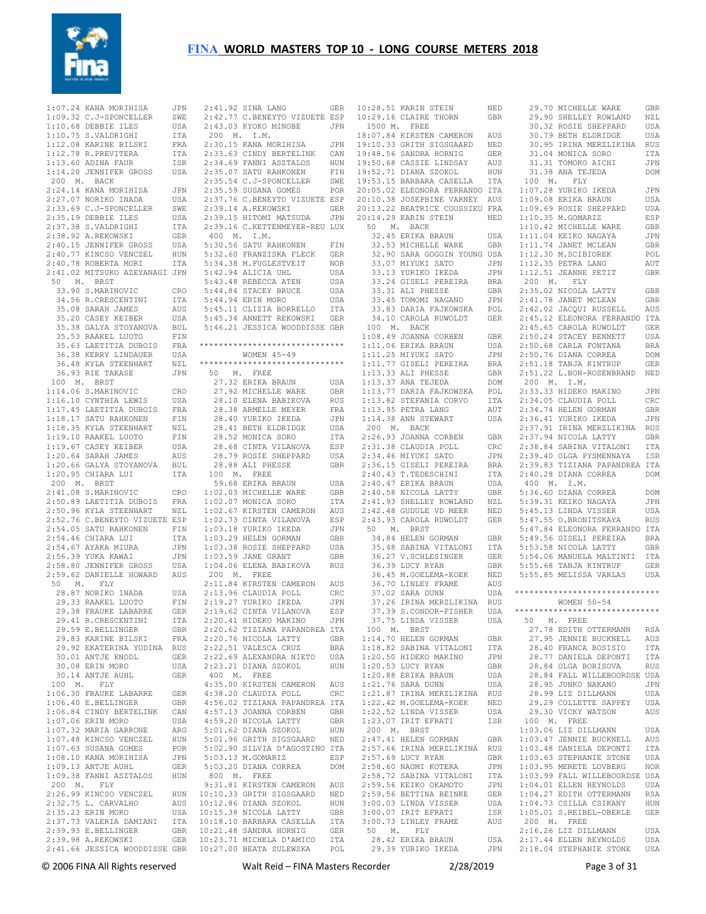# FINA WORLD MASTERS TOP 10 - LONG COURSE METERS 2018

1:07.24 KANA MORIHISA JPN
1:09.32 C.J-SPONCELLER SWE
1:10.68 DEBBIE ILES USA
1:10.75 S.VALDRIGHI ITA
1:12.08 KARINE BILSKI FRA
1:12.78 R.PREVITERA ITA
1:13.60 ADINA FAUR ISR
1:14.20 JENNIFER GROSS USA

200 M. BACK
2:24.14 KANA MORIHISA JPN
2:27.07 NORIKO INADA USA
2:33.69 C.J-SPONCELLER SWE
2:35.19 DEBBIE ILES USA
2:37.38 S.VALDRIGHI ITA
2:38.92 A.REKOWSKI GER
2:40.15 JENNIFER GROSS USA
2:40.77 KINCSO VENCZEL HUN
2:40.78 ROBERTA MORI ITA
2:41.02 MITSUKO AZEYANAGI JPN

50 M. BRST
33.90 S.MARINOVIC CRO
34.56 R.CRESCENTINI ITA
35.08 SARAH JAMES AUS
35.20 CASEY KEIBER USA
35.38 GALYA STOYANOVA BUL
35.53 RAAKEL LUOTO FIN
35.63 LAETITIA DUBOIS FRA
36.38 KERRY LINDAUER USA
36.48 KYLA STEENHART NZL
36.93 RIE TAKASE JPN

100 M. BRST
1:14.06 S.MARINOVIC CRO
1:16.10 CYNTHIA LEWIS USA
1:17.45 LAETITIA DUBOIS FRA
1:18.17 SATU RAHKONEN FIN
1:18.35 KYLA STEENHART NZL
1:19.10 RAAKEL LUOTO FIN
1:19.67 CASEY KEIBER USA
1:20.64 SARAH JAMES AUS
1:20.66 GALYA STOYANOVA BUL
1:20.95 CHIARA LUI ITA

200 M. BRST
2:41.08 S.MARINOVIC CRO
2:50.89 LAETITIA DUBOIS FRA
2:50.96 KYLA STEENHART NZL
2:52.76 C.BENEYTO VIZUETE ESP
2:54.05 SATU RAHKONEN FIN
2:54.46 CHIARA LUI ITA
2:54.67 AYAKA MIURA JPN
2:56.39 YUKA KAWAI JPN
2:58.80 JENNIFER GROSS USA
2:59.62 DANIELLE HOWARD AUS

50 M. FLY
28.87 NORIKO INADA USA
29.33 RAAKEL LUOTO FIN
29.38 FRAUKE LABARRE GER
29.41 R.CRESCENTINI ITA
29.59 E.BELLINGER GBR
29.83 KARINE BILSKI FRA
29.92 EKATERINA YUDINA RUS
30.01 ANTJE KNODL GER
30.08 ERIN MORO USA
30.14 ANTJE AUHL GER

100 M. FLY
1:06.30 FRAUKE LABARRE GER
1:06.40 E.BELLINGER GBR
1:06.84 CINDY BERTELINK CAN
1:07.06 ERIN MORO USA
1:07.32 MARIA GARRONE ARG
1:07.48 KINCSO VENCZEL HUN
1:07.63 SUSANA GOMES POR
1:08.10 KANA MORIHISA JPN
1:09.13 ANTJE AUHL GER
1:09.38 FANNI ASZTALOS HUN

200 M. FLY
2:26.99 KINCSO VENCZEL HUN
2:32.75 L. CARVALHO AUS
2:35.23 ERIN MORO USA
2:37.73 VALERIA DAMIANI ITA
2:39.93 E.BELLINGER GBR
2:39.98 A.REKOWSKI GER
2:41.66 JESSICA WOODDISSE GBR
2:41.92 SINA LANG GER
2:42.77 C.BENEYTO VIZUETE ESP
2:43.03 KYOKO MINOBE JPN

200 M. I.M.
2:30.15 KANA MORIHISA JPN
2:33.63 CINDY BERTELINK CAN
2:34.69 FANNI ASZTALOS HUN
2:35.07 SATU RAHKONEN FIN
2:35.54 C.J-SPONCELLER SWE
2:35.59 SUSANA GOMES POR
2:37.76 C.BENEYTO VIZUETE ESP
2:39.14 A.REKOWSKI GER
2:39.15 HITOMI MATSUDA JPN
2:39.16 C.KETTENMEYER-REU LUX

400 M. I.M.
5:30.56 SATU RAHKONEN FIN
5:32.60 FRANZISKA FLECK GER
5:34.38 M.FUGLESTVEIT NOR
5:42.94 ALICIA UHL USA
5:43.48 REBECCA ATEN USA
5:44.84 STACEY BRUCE USA
5:44.94 ERIN MORO USA
5:45.11 CLIZIA BORRELLO ITA
5:45.34 ANNETT REKOWSKI GER
5:46.21 JESSICA WOODDISSE GBR

*****************************
WOMEN 45-49
*****************************

50 M. FREE
27.32 ERIKA BRAUN USA
27.92 MICHELLE WARE GBR
28.10 ELENA BABIKOVA RUS
28.38 ARMELLE MEYER FRA
28.40 YURIKO IKEDA JPN
28.41 BETH ELDRIDGE USA
28.52 MONICA SORO ITA
28.68 CINTA VILANOVA ESP
28.79 ROSIE SHEPPARD USA
28.88 ALI PHESSE GBR

100 M. FREE
59.68 ERIKA BRAUN USA
1:02.03 MICHELLE WARE GBR
1:02.07 MONICA SORO ITA
1:02.67 KIRSTEN CAMERON AUS
1:02.73 CINTA VILANOVA ESP
1:03.18 YURIKO IKEDA JPN
1:03.29 HELEN GORMAN GBR
1:03.38 ROSIE SHEPPARD USA
1:03.59 JANE GRANT GBR
1:04.06 ELENA BABIKOVA RUS

200 M. FREE
2:11.84 KIRSTEN CAMERON AUS
2:13.96 CLAUDIA POLL CRC
2:19.27 YURIKO IKEDA JPN
2:19.62 CINTA VILANOVA ESP
2:20.41 HIDEKO MAKINO JPN
2:20.62 TIZIANA PAPANDREA ITA
2:20.76 NICOLA LATTY GBR
2:22.51 VALESCA CRUZ BRA
2:22.69 ALEXANDRA NIETO USA
2:23.21 DIANA SZOKOL HUN

400 M. FREE
4:35.00 KIRSTEN CAMERON AUS
4:38.20 CLAUDIA POLL CRC
4:56.02 TIZIANA PAPANDREA ITA
4:57.13 JOANNA CORBEN GBR
4:59.20 NICOLA LATTY GBR
5:01.62 DIANA SZOKOL HUN
5:01.96 GRITH SIGSGAARD NED
5:02.90 SILVIA D'AGOSTINO ITA
5:03.13 M.GOMARIZ ESP
5:03.20 DIANA CORREA DOM

800 M. FREE
9:31.81 KIRSTEN CAMERON AUS
10:10.33 GRITH SIGSGAARD NED
10:12.86 DIANA SZOKOL HUN
10:15.38 NICOLA LATTY GBR
10:18.10 BARBARA CASELLA ITA
10:21.48 SANDRA HORNIG GER
10:23.71 MICHELA D'AMICO ITA
10:27.00 BEATA SULEWSKA POL
10:28.51 KARIN STEIN NED
10:29.16 CLAIRE THORN GBR

1500 M. FREE
18:07.84 KIRSTEN CAMERON AUS
19:10.33 GRITH SIGSGAARD NED
19:48.56 SANDRA HORNIG GER
19:50.68 CASSIE LINDSAY AUS
19:52.71 DIANA SZOKOL HUN
19:53.15 BARBARA CASELLA ITA
20:05.02 ELEONORA FERRANDO ITA
20:10.38 JOSEPHINE VARNEY AUS
20:13.22 BEATRICE COUSSIEU FRA
20:14.29 KARIN STEIN NED

50 M. BACK
32.45 ERIKA BRAUN USA
32.53 MICHELLE WARE GBR
32.90 SARA GOGGIN YOUNG USA
33.07 MIYUKI SATO JPN
33.13 YURIKO IKEDA JPN
33.24 GISELI PEREIRA BRA
33.31 ALI PHESSE GBR
33.45 TOMOMI NAGANO JPN
33.83 DARIA FAJKOWSKA POL
34.10 CAROLA RUWOLDT GER

100 M. BACK
1:08.49 JOANNA CORBEN GBR
1:11.06 ERIKA BRAUN USA
1:11.25 MIYUKI SATO JPN
1:11.77 GISELI PEREIRA BRA
1:13.33 ALI PHESSE GBR
1:13.37 ANA TEJEDA DOM
1:13.77 DARIA FAJKOWSKA POL
1:13.82 STEFANIA CORVO ITA
1:13.95 PETRA LANG AUT
1:14.38 ANN STEWART USA

200 M. BACK
2:26.93 JOANNA CORBEN GBR
2:31.38 CLAUDIA POLL CRC
2:34.46 MIYUKI SATO JPN
2:36.15 GISELI PEREIRA BRA
2:40.43 T.TEDESCHINI ITA
2:40.47 ERIKA BRAUN USA
2:40.58 NICOLA LATTY GBR
2:41.93 SHELLEY ROWLAND NZL
2:42.48 GUDULE VD MEER NED
2:43.93 CAROLA RUWOLDT GER

50 M. BRST
34.84 HELEN GORMAN GBR
35.48 SABINA VITALONI ITA
36.27 V.SCHLESINGER GER
36.39 LUCY RYAN GBR
36.45 M.GOELEMA-KOEK NED
36.70 LINLEY FRAME AUS
37.02 SARA DUNN USA
37.26 IRINA MERZLIKINA RUS
37.39 S.CONDOR-FISHER USA
37.75 LINDA VISSER USA

100 M. BRST
1:14.70 HELEN GORMAN GBR
1:18.82 SABINA VITALONI ITA
1:20.50 HIDEKO MAKINO JPN
1:20.53 LUCY RYAN GBR
1:20.88 ERIKA BRAUN USA
1:21.76 SARA DUNN USA
1:21.87 IRINA MERZLIKINA RUS
1:22.42 M.GOELEMA-KOEK NED
1:22.52 LINDA VISSER USA
1:23.07 IRIT EFRATI ISR

200 M. BRST
2:47.41 HELEN GORMAN GBR
2:57.66 IRINA MERZLIKINA RUS
2:57.69 LUCY RYAN GBR
2:58.60 NAOMI KOTERA JPN
2:58.72 SABINA VITALONI ITA
2:59.56 KEIKO OKAMOTO JPN
2:59.56 BETTINA BEINKE GER
3:00.03 LINDA VISSER USA
3:00.07 IRIT EFRATI ISR
3:00.73 LINLEY FRAME AUS

50 M. FLY
28.42 ERIKA BRAUN USA
29.39 YURIKO IKEDA JPN
29.70 MICHELLE WARE GBR
29.90 SHELLEY ROWLAND NZL
30.32 ROSIE SHEPPARD USA
30.79 BETH ELDRIDGE USA
30.95 IRINA MERZLIKINA RUS
31.04 MONICA SORO ITA
31.31 TOMOKO AICHI JPN
31.38 ANA TEJEDA DOM

100 M. FLY
1:07.28 YURIKO IKEDA JPN
1:09.08 ERIKA BRAUN USA
1:09.69 ROSIE SHEPPARD USA
1:10.35 M.GOMARIZ ESP
1:10.42 MICHELLE WARE GBR
1:11.04 KEIKO NAGAYA JPN
1:11.74 JANET MCLEAN GBR
1:12.30 M.SCIBIOREK POL
1:12.35 PETRA LANG AUT
1:12.51 JEANNE PETIT GBR

200 M. FLY
2:35.02 NICOLA LATTY GBR
2:41.78 JANET MCLEAN GBR
2:42.02 JACQUI RUSSELL AUS
2:45.12 ELEONORA FERRANDO ITA
2:45.65 CAROLA RUWOLDT GER
2:50.24 STACEY BENNETT USA
2:50.68 CARLA FONTANA BRA
2:50.76 DIANA CORREA DOM
2:51.18 TANJA KINTRUP GER
2:51.22 L.BON-ROSENBRAND NED

200 M. I.M.
2:33.33 HIDEKO MAKINO JPN
2:34.05 CLAUDIA POLL CRC
2:34.74 HELEN GORMAN GBR
2:36.41 YURIKO IKEDA JPN
2:37.91 IRINA MERZLIKINA RUS
2:37.94 NICOLA LATTY GBR
2:38.84 SABINA VITALONI ITA
2:39.40 OLGA PYSMENNAYA ISR
2:39.83 TIZIANA PAPANDREA ITA
2:40.28 DIANA CORREA DOM

400 M. I.M.
5:36.60 DIANA CORREA DOM
5:39.31 KEIKO NAGAYA JPN
5:45.13 LINDA VISSER USA
5:47.55 O.BRONITSKAYA RUS
5:47.84 ELEONORA FERRANDO ITA
5:49.56 GISELI PEREIRA BRA
5:53.58 NICOLA LATTY GBR
5:54.06 MANUELA MALTINTI ITA
5:55.68 TANJA KINTRUP GER
5:55.85 MELISSA VARLAS USA

*****************************
WOMEN 50-54
*****************************

50 M. FREE
27.78 EDITH OTTERMANN RSA
27.95 JENNIE BUCKNELL AUS
28.40 FRANCA BOSISIO ITA
28.77 DANIELA DEPONTI ITA
28.84 OLGA BORISOVA RUS
28.84 FALL WILLEBOORDSE USA
28.95 JUNKO NAKANO JPN
28.99 LIZ DILLMANN USA
29.29 COLLETTE SAPPEY USA
29.30 VICKY WATSON AUS

100 M. FREE
1:03.06 LIZ DILLMANN USA
1:03.47 JENNIE BUCKNELL AUS
1:03.48 DANIELA DEPONTI ITA
1:03.63 STEPHANIE STONE USA
1:03.95 MERETE LOVBERG NOR
1:03.99 FALL WILLEBOORDSE USA
1:04.01 ELLEN REYNOLDS USA
1:04.27 EDITH OTTERMANN RSA
1:04.73 CSILLA CSIKANY HUN
1:05.01 S.REIBEL-OBERLE GER

200 M. FREE
2:16.26 LIZ DILLMANN USA
2:17.44 ELLEN REYNOLDS USA
2:18.04 STEPHANIE STONE USA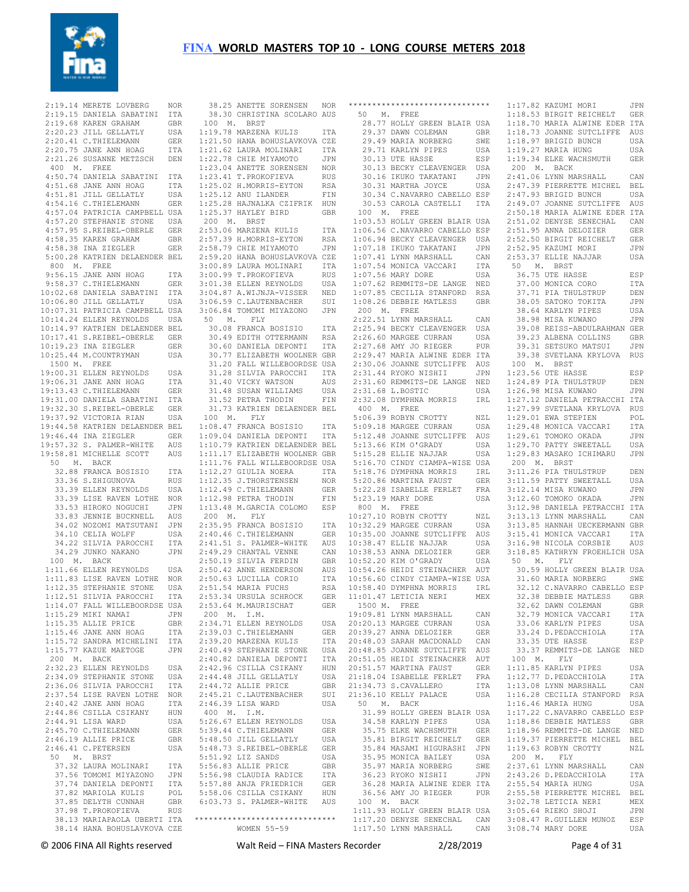# FINA WORLD MASTERS TOP 10 - LONG COURSE METERS 2018

```
 2:19.14 MERETE LOVBERG       NOR
 2:19.15 DANIELA SABATINI     ITA
 2:19.68 KAREN GRAHAM         GBR
 2:20.23 JILL GELLATLY        USA
 2:20.41 C.THIELEMANN         GER
 2:20.75 JANE ANN HOAG        ITA
 2:21.26 SUSANNE METZSCH      DEN
 400  M.  FREE
 4:50.74 DANIELA SABATINI     ITA
 4:51.68 JANE ANN HOAG        ITA
 4:51.81 JILL GELLATLY        USA
 4:54.16 C.THIELEMANN         GER
 4:57.04 PATRICIA CAMPBELL    USA
 4:57.20 STEPHANIE STONE      USA
 4:57.95 S.REIBEL-OBERLE      GER
 4:58.35 KAREN GRAHAM         GBR
 4:58.38 INA ZIEGLER          GER
 5:00.28 KATRIEN DELAENDER    BEL
 800  M.  FREE
 9:56.15 JANE ANN HOAG        ITA
 9:58.37 C.THIELEMANN         GER
10:02.68 DANIELA SABATINI     ITA
10:06.80 JILL GELLATLY        USA
10:07.31 PATRICIA CAMPBELL    USA
10:14.24 ELLEN REYNOLDS       USA
10:14.97 KATRIEN DELAENDER    BEL
10:17.41 S.REIBEL-OBERLE      GER
10:19.23 INA ZIEGLER          GER
10:25.44 M.COUNTRYMAN         USA
 1500 M.  FREE
19:00.31 ELLEN REYNOLDS       USA
19:06.31 JANE ANN HOAG        ITA
19:13.43 C.THIELEMANN         GER
19:31.00 DANIELA SABATINI     ITA
19:32.30 S.REIBEL-OBERLE      GER
19:37.92 VICTORIA RIAN        USA
19:44.58 KATRIEN DELAENDER    BEL
19:46.44 INA ZIEGLER          GER
19:57.32 S. PALMER-WHITE      AUS
19:58.81 MICHELLE SCOTT       AUS
 50   M.  BACK
   32.88 FRANCA BOSISIO       ITA
   33.36 S.ZHIGUNOVA          RUS
   33.39 ELLEN REYNOLDS       USA
   33.39 LISE RAVEN LOTHE     NOR
   33.53 HIROKO NOGUCHI       JPN
   33.83 JENNIE BUCKNELL      AUS
   34.02 NOZOMI MATSUTANI     JPN
   34.10 CELIA WOLFF          USA
   34.22 SILVIA PAROCCHI      ITA
   34.29 JUNKO NAKANO         JPN
 100  M.  BACK
 1:11.66 ELLEN REYNOLDS       USA
 1:11.83 LISE RAVEN LOTHE     NOR
 1:12.35 STEPHANIE STONE      USA
 1:12.51 SILVIA PAROCCHI      ITA
 1:14.07 FALL WILLEBOORDSE    USA
 1:15.29 MIKI NAMAI           JPN
 1:15.35 ALLIE PRICE          GBR
 1:15.46 JANE ANN HOAG        ITA
 1:15.72 SANDRA MICHELINI     ITA
 1:15.77 KAZUE MAETOGE        JPN
 200  M.  BACK
 2:32.23 ELLEN REYNOLDS       USA
 2:34.09 STEPHANIE STONE      USA
 2:36.06 SILVIA PAROCCHI      ITA
 2:37.54 LISE RAVEN LOTHE     NOR
 2:40.42 JANE ANN HOAG        ITA
 2:44.86 CSILLA CSIKANY       HUN
 2:44.91 LISA WARD            USA
 2:45.70 C.THIELEMANN         GER
 2:46.19 ALLIE PRICE          GBR
 2:46.41 C.PETERSEN           USA
 50   M.  BRST
   37.32 LAURA MOLINARI       ITA
   37.56 TOMOMI MIYAZONO      JPN
   37.74 DANIELA DEPONTI      ITA
   37.82 MARIOLA KULIS        POL
   37.85 DELYTH CUNNAH        GBR
   37.98 T.PROKOFIEVA         RUS
   38.13 MARIAPAOLA UBERTI    ITA
   38.14 HANA BOHUSLAVKOVA    CZE
   38.25 ANETTE SORENSEN      NOR
   38.30 CHRISTINA SCOLARO    AUS
 100  M.  BRST
 1:19.78 MARZENA KULIS        ITA
 1:21.50 HANA BOHUSLAVKOVA    CZE
 1:21.62 LAURA MOLINARI       ITA
 1:22.78 CHIE MIYAMOTO        JPN
 1:23.04 ANETTE SORENSEN      NOR
 1:23.41 T.PROKOFIEVA         RUS
 1:25.02 H.MORRIS-EYTON       RSA
 1:25.12 ANU ILANDER          FIN
 1:25.28 HAJNALKA CZIFRIK     HUN
 1:25.37 HAYLEY BIRD          GBR
 200  M.  BRST
 2:53.06 MARZENA KULIS        ITA
 2:57.39 H.MORRIS-EYTON       RSA
 2:58.79 CHIE MIYAMOTO        JPN
 2:59.20 HANA BOHUSLAVKOVA    CZE
 3:00.89 LAURA MOLINARI       ITA
 3:00.99 T.PROKOFIEVA         RUS
 3:01.38 ELLEN REYNOLDS       USA
 3:04.87 A.WIJNJA-VISSER      NED
 3:06.59 C.LAUTENBACHER       SUI
 3:06.84 TOMOMI MIYAZONO      JPN
 50   M.  FLY
   30.08 FRANCA BOSISIO       ITA
   30.49 EDITH OTTERMANN      RSA
   30.60 DANIELA DEPONTI      ITA
   30.77 ELIZABETH WOOLNER    GBR
   31.20 FALL WILLEBOORDSE    USA
   31.28 SILVIA PAROCCHI      ITA
   31.40 VICKY WATSON         AUS
   31.48 SUSAN WILLIAMS       USA
   31.52 PETRA THODIN         FIN
   31.73 KATRIEN DELAENDER    BEL
 100  M.  FLY
 1:08.47 FRANCA BOSISIO       ITA
 1:09.04 DANIELA DEPONTI      ITA
 1:10.79 KATRIEN DELAENDER    BEL
 1:11.17 ELIZABETH WOOLNER    GBR
 1:11.76 FALL WILLEBOORDSE    USA
 1:12.27 GIULIA NOERA         ITA
 1:12.35 J.THORSTENSEN        NOR
 1:12.49 C.THIELEMANN         GER
 1:12.98 PETRA THODIN         FIN
 1:13.48 M.GARCIA COLOMO      ESP
 200  M.  FLY
 2:35.95 FRANCA BOSISIO       ITA
 2:40.46 C.THIELEMANN         GER
 2:41.51 S. PALMER-WHITE      AUS
 2:49.29 CHANTAL VENNE        CAN
 2:50.19 SILVIA FERDIN        GBR
 2:50.42 ANNE HENDERSON       AUS
 2:50.63 LUCILLA CORIO        ITA
 2:51.54 MARIA FUCHS          RSA
 2:53.34 URSULA SCHROCK       GER
 2:53.64 M.MAURISCHAT         GER
 200  M.  I.M.
 2:34.71 ELLEN REYNOLDS       USA
 2:39.03 C.THIELEMANN         GER
 2:39.20 MARZENA KULIS        ITA
 2:40.49 STEPHANIE STONE      USA
 2:40.82 DANIELA DEPONTI      ITA
 2:42.96 CSILLA CSIKANY       HUN
 2:44.48 JILL GELLATLY        USA
 2:44.72 ALLIE PRICE          GBR
 2:45.21 C.LAUTENBACHER       SUI
 2:46.39 LISA WARD            USA
 400  M.  I.M.
 5:26.67 ELLEN REYNOLDS       USA
 5:39.44 C.THIELEMANN         GER
 5:48.50 JILL GELLATLY        USA
 5:48.73 S.REIBEL-OBERLE      GER
 5:51.92 LIZ SANDS            USA
 5:56.83 ALLIE PRICE          GBR
 5:56.98 CLAUDIA RADICE       ITA
 5:57.88 ANJA FRIEDRICH       GER
 5:58.06 CSILLA CSIKANY       HUN
 6:03.73 S. PALMER-WHITE      AUS
******************************
          WOMEN 55-59
******************************
 50   M.  FREE
   28.77 HOLLY GREEN BLAIR    USA
   29.37 DAWN COLEMAN         GBR
   29.49 MARIA NORBERG        SWE
   29.71 KARLYN PIPES         USA
   30.13 UTE HASSE            ESP
   30.13 BECKY CLEAVENGER     USA
   30.16 IKUKO TAKATANI       JPN
   30.31 MARTHA JOYCE         USA
   30.34 C.NAVARRO CABELLO    ESP
   30.53 CAROLA CASTELLI      ITA
 100  M.  FREE
 1:03.53 HOLLY GREEN BLAIR    USA
 1:06.56 C.NAVARRO CABELLO    ESP
 1:06.94 BECKY CLEAVENGER     USA
 1:07.18 IKUKO TAKATANI       JPN
 1:07.41 LYNN MARSHALL        CAN
 1:07.54 MONICA VACCARI       ITA
 1:07.56 MARY DORE            USA
 1:07.62 REMMITS-DE LANGE     NED
 1:07.85 CECILIA STANFORD     RSA
 1:08.26 DEBBIE MATLESS       GBR
 200  M.  FREE
 2:22.51 LYNN MARSHALL        CAN
 2:25.94 BECKY CLEAVENGER     USA
 2:26.60 MARGEE CURRAN        USA
 2:27.68 AMY JO RIEGER        PUR
 2:29.47 MARIA ALWINE EDER    ITA
 2:30.06 JOANNE SUTCLIFFE     AUS
 2:31.44 RYOKO NISHII         JPN
 2:31.60 REMMITS-DE LANGE     NED
 2:31.68 L.BOSTIC             USA
 2:32.08 DYMPHNA MORRIS       IRL
 400  M.  FREE
 5:06.39 ROBYN CROTTY         NZL
 5:09.18 MARGEE CURRAN        USA
 5:12.48 JOANNE SUTCLIFFE     AUS
 5:13.66 KIM O'GRADY          USA
 5:15.28 ELLIE NAJJAR         USA
 5:16.70 CINDY CIAMPA-WISE    USA
 5:18.76 DYMPHNA MORRIS       IRL
 5:20.86 MARTINA FAUST        GER
 5:22.28 ISABELLE FERLET      FRA
 5:23.19 MARY DORE            USA
 800  M.  FREE
10:27.10 ROBYN CROTTY         NZL
10:32.29 MARGEE CURRAN        USA
10:35.00 JOANNE SUTCLIFFE     AUS
10:38.47 ELLIE NAJJAR         USA
10:38.53 ANNA DELOZIER        GER
10:52.20 KIM O'GRADY          USA
10:54.26 HEIDI STEINACHER     AUT
10:56.60 CINDY CIAMPA-WISE    USA
10:58.40 DYMPHNA MORRIS       IRL
11:01.47 LETICIA NERI         MEX
 1500 M.  FREE
19:09.81 LYNN MARSHALL        CAN
20:20.13 MARGEE CURRAN        USA
20:39.27 ANNA DELOZIER        GER
20:48.03 SARAH MACDONALD      CAN
20:48.85 JOANNE SUTCLIFFE     AUS
20:51.05 HEIDI STEINACHER     AUT
20:51.57 MARTINA FAUST        GER
21:18.04 ISABELLE FERLET      FRA
21:34.73 S.CAVALLERO          ITA
21:36.10 KELLY PALACE         USA
 50   M.  BACK
   31.99 HOLLY GREEN BLAIR    USA
   34.58 KARLYN PIPES         USA
   35.75 ELKE WACHSMUTH       GER
   35.81 BIRGIT REICHELT      GER
   35.84 MASAMI HIGURASHI     JPN
   35.95 MONICA BAILEY        USA
   35.97 MARIA NORBERG        SWE
   36.23 RYOKO NISHII         JPN
   36.28 MARIA ALWINE EDER    ITA
   36.56 AMY JO RIEGER        PUR
 100  M.  BACK
 1:11.93 HOLLY GREEN BLAIR    USA
 1:17.20 DENYSE SENECHAL      CAN
 1:17.50 LYNN MARSHALL        CAN
 1:17.82 KAZUMI MORI          JPN
 1:18.53 BIRGIT REICHELT      GER
 1:18.70 MARIA ALWINE EDER    ITA
 1:18.73 JOANNE SUTCLIFFE     AUS
 1:18.97 BRIGID BUNCH         USA
 1:19.27 MARIA HUNG           USA
 1:19.34 ELKE WACHSMUTH       GER
 200  M.  BACK
 2:41.06 LYNN MARSHALL        CAN
 2:47.39 PIERRETTE MICHEL     BEL
 2:47.93 BRIGID BUNCH         USA
 2:49.07 JOANNE SUTCLIFFE     AUS
 2:50.18 MARIA ALWINE EDER    ITA
 2:51.02 DENYSE SENECHAL      CAN
 2:51.95 ANNA DELOZIER        GER
 2:52.50 BIRGIT REICHELT      GER
 2:52.95 KAZUMI MORI          JPN
 2:53.37 ELLIE NAJJAR         USA
 50   M.  BRST
   36.75 UTE HASSE            ESP
   37.00 MONICA CORO          ITA
   37.71 PIA THULSTRUP        DEN
   38.05 SATOKO TOKITA        JPN
   38.64 KARLYN PIPES         USA
   38.98 MISA KUWANO          JPN
   39.08 REISS-ABDULRAHMAN    GER
   39.23 ALBENA COLLINS       GBR
   39.31 SETSUKO MATSUI       JPN
   39.38 SVETLANA KRYLOVA     RUS
 100  M.  BRST
 1:23.56 UTE HASSE            ESP
 1:24.89 PIA THULSTRUP        DEN
 1:26.98 MISA KUWANO          JPN
 1:27.12 DANIELA PETRACCHI    ITA
 1:27.99 SVETLANA KRYLOVA     RUS
 1:29.01 EWA STEPIEN          POL
 1:29.48 MONICA VACCARI       ITA
 1:29.61 TOMOKO OKADA         JPN
 1:29.70 PATTY SWEETALL       USA
 1:29.83 MASAKO ICHIMARU      JPN
 200  M.  BRST
 3:11.26 PIA THULSTRUP        DEN
 3:11.59 PATTY SWEETALL       USA
 3:12.14 MISA KUWANO          JPN
 3:12.60 TOMOKO OKADA         JPN
 3:12.98 DANIELA PETRACCHI    ITA
 3:13.13 LYNN MARSHALL        CAN
 3:13.85 HANNAH UECKERMANN    GBR
 3:15.41 MONICA VACCARI       ITA
 3:16.98 NICOLA CORSBIE       AUS
 3:18.85 KATHRYN FROEHLICH    USA
 50   M.  FLY
   30.59 HOLLY GREEN BLAIR    USA
   31.60 MARIA NORBERG        SWE
   32.12 C.NAVARRO CABELLO    ESP
   32.38 DEBBIE MATLESS       GBR
   32.62 DAWN COLEMAN         GBR
   32.79 MONICA VACCARI       ITA
   33.06 KARLYN PIPES         USA
   33.24 D.PEDACCHIOLA        ITA
   33.35 UTE HASSE            ESP
   33.37 REMMITS-DE LANGE     NED
 100  M.  FLY
 1:11.85 KARLYN PIPES         USA
 1:12.77 D.PEDACCHIOLA        ITA
 1:13.08 LYNN MARSHALL        CAN
 1:16.28 CECILIA STANFORD     RSA
 1:16.46 MARIA HUNG           USA
 1:17.22 C.NAVARRO CABELLO    ESP
 1:18.86 DEBBIE MATLESS       GBR
 1:18.96 REMMITS-DE LANGE     NED
 1:19.37 PIERRETTE MICHEL     BEL
 1:19.63 ROBYN CROTTY         NZL
 200  M.  FLY
 2:37.61 LYNN MARSHALL        CAN
 2:43.26 D.PEDACCHIOLA        ITA
 2:55.54 MARIA HUNG           USA
 2:55.58 PIERRETTE MICHEL     BEL
 3:02.78 LETICIA NERI         MEX
 3:05.64 RIEKO SHOJI          JPN
 3:08.47 R.GALLINDO MUNOZ     ESP
 3:08.74 MARY DORE            USA
```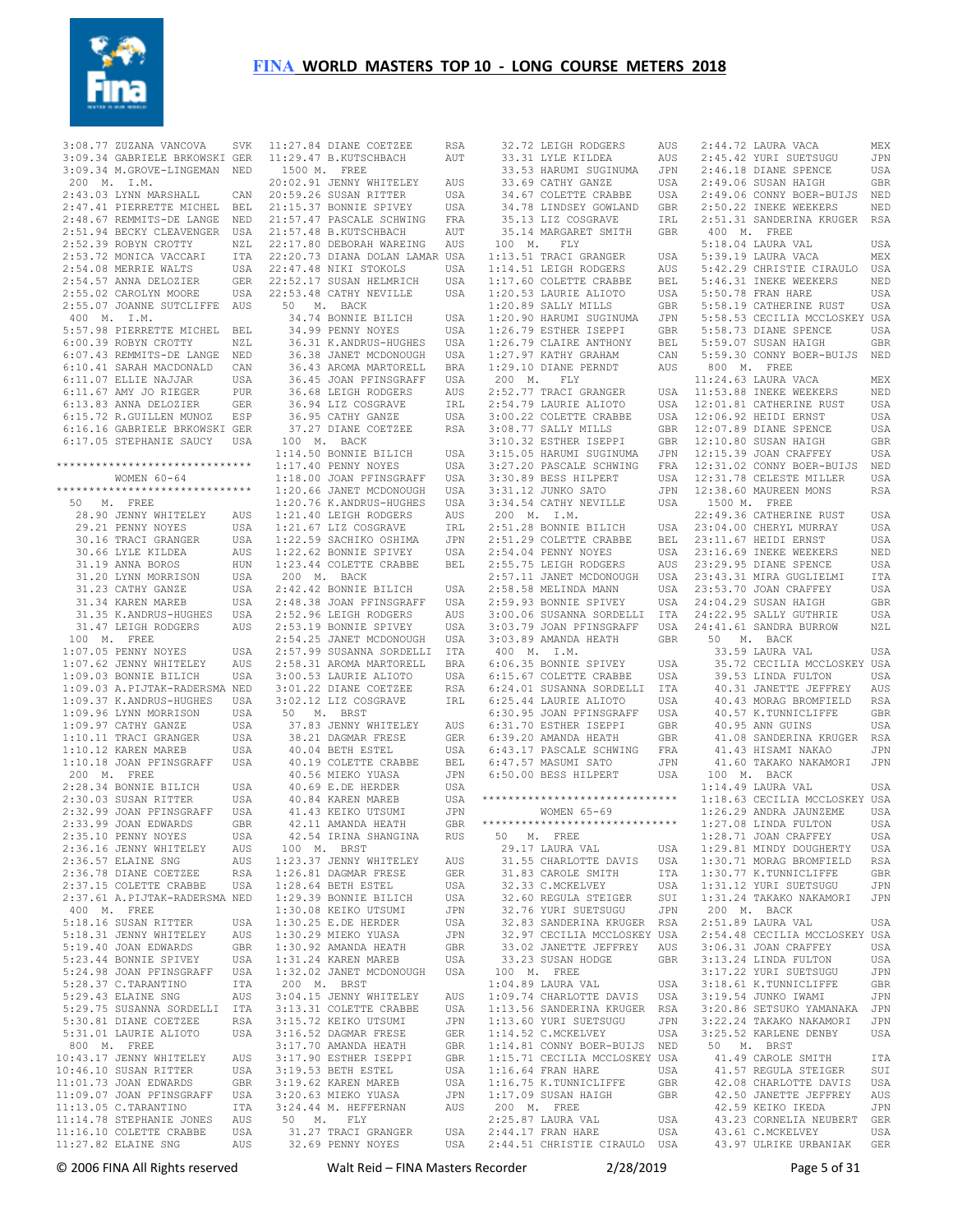3:08.77 ZUZANA VANCOVA SVK
3:09.34 GABRIELE BRKOWSKI GER
3:09.34 M.GROVE-LINGEMAN NED

200 M. I.M.
2:43.03 LYNN MARSHALL CAN
2:47.41 PIERRETTE MICHEL BEL
2:48.67 REMMITS-DE LANGE NED
2:51.94 BECKY CLEAVENGER USA
2:52.39 ROBYN CROTTY NZL
2:53.72 MONICA VACCARI ITA
2:54.08 MERRIE WALTS USA
2:54.57 ANNA DELOZIER GER
2:55.02 CAROLYN MOORE USA
2:55.07 JOANNE SUTCLIFFE AUS

400 M. I.M.
5:57.98 PIERRETTE MICHEL BEL
6:00.39 ROBYN CROTTY NZL
6:07.43 REMMITS-DE LANGE NED
6:10.41 SARAH MACDONALD CAN
6:11.07 ELLIE NAJJAR USA
6:11.67 AMY JO RIEGER PUR
6:13.83 ANNA DELOZIER GER
6:15.72 R.GUILLEN MUNOZ ESP
6:16.16 GABRIELE BRKOWSKI GER
6:17.05 STEPHANIE SAUCY USA

*****************************
WOMEN 60-64
*****************************

50 M. FREE
28.90 JENNY WHITELEY AUS
29.21 PENNY NOYES USA
30.16 TRACI GRANGER USA
30.66 LYLE KILDEA AUS
31.19 ANNA BOROS HUN
31.20 LYNN MORRISON USA
31.23 CATHY GANZE USA
31.34 KAREN MAREB USA
31.35 K.ANDRUS-HUGHES USA
31.47 LEIGH RODGERS AUS

100 M. FREE
1:07.05 PENNY NOYES USA
1:07.62 JENNY WHITELEY AUS
1:09.03 BONNIE BILICH USA
1:09.03 A.PIJTAK-RADERSMA NED
1:09.37 K.ANDRUS-HUGHES USA
1:09.96 LYNN MORRISON USA
1:09.97 CATHY GANZE USA
1:10.11 TRACI GRANGER USA
1:10.12 KAREN MAREB USA
1:10.18 JOAN PFINSGRAFF USA

200 M. FREE
2:28.34 BONNIE BILICH USA
2:30.03 SUSAN RITTER USA
2:32.99 JOAN PFINSGRAFF USA
2:33.99 JOAN EDWARDS GBR
2:35.10 PENNY NOYES USA
2:36.16 JENNY WHITELEY AUS
2:36.57 ELAINE SNG AUS
2:36.78 DIANE COETZEE RSA
2:37.15 COLETTE CRABBE USA
2:37.61 A.PIJTAK-RADERSMA NED

400 M. FREE
5:18.16 SUSAN RITTER USA
5:18.31 JENNY WHITELEY AUS
5:19.40 JOAN EDWARDS GBR
5:23.44 BONNIE SPIVEY USA
5:24.98 JOAN PFINSGRAFF USA
5:28.37 C.TARANTINO ITA
5:29.43 ELAINE SNG AUS
5:29.75 SUSANNA SORDELLI ITA
5:30.81 DIANE COETZEE RSA
5:31.01 LAURIE ALIOTO USA

800 M. FREE
10:43.17 JENNY WHITELEY AUS
10:46.10 SUSAN RITTER USA
11:01.73 JOAN EDWARDS GBR
11:09.07 JOAN PFINSGRAFF USA
11:13.05 C.TARANTINO ITA
11:14.78 STEPHANIE JONES AUS
11:16.10 COLETTE CRABBE USA
11:27.82 ELAINE SNG AUS
11:27.84 DIANE COETZEE RSA
11:29.47 B.KUTSCHBACH AUT

1500 M. FREE
20:02.91 JENNY WHITELEY AUS
20:59.26 SUSAN RITTER USA
21:15.37 BONNIE SPIVEY USA
21:57.47 PASCALE SCHWING FRA
21:57.48 B.KUTSCHBACH AUT
22:17.80 DEBORAH WAREING AUS
22:20.73 DIANA DOLAN LAMAR USA
22:47.48 NIKI STOKOLS USA
22:52.17 SUSAN HELMRICH USA
22:53.48 CATHY NEVILLE USA

50 M. BACK
34.74 BONNIE BILICH USA
34.99 PENNY NOYES USA
36.31 K.ANDRUS-HUGHES USA
36.38 JANET MCDONOUGH USA
36.43 AROMA MARTORELL BRA
36.45 JOAN PFINSGRAFF USA
36.68 LEIGH RODGERS AUS
36.94 LIZ COSGRAVE IRL
36.95 CATHY GANZE USA
37.27 DIANE COETZEE RSA

100 M. BACK
1:14.50 BONNIE BILICH USA
1:17.40 PENNY NOYES USA
1:18.00 JOAN PFINSGRAFF USA
1:20.66 JANET MCDONOUGH USA
1:20.76 K.ANDRUS-HUGHES USA
1:21.40 LEIGH RODGERS AUS
1:21.67 LIZ COSGRAVE IRL
1:22.59 SACHIKO OSHIMA JPN
1:22.62 BONNIE SPIVEY USA
1:23.44 COLETTE CRABBE BEL

200 M. BACK
2:42.42 BONNIE BILICH USA
2:48.38 JOAN PFINSGRAFF USA
2:52.96 LEIGH RODGERS AUS
2:53.19 BONNIE SPIVEY USA
2:54.25 JANET MCDONOUGH USA
2:57.99 SUSANNA SORDELLI ITA
2:58.31 AROMA MARTORELL BRA
3:00.53 LAURIE ALIOTO USA
3:01.22 DIANE COETZEE RSA
3:02.12 LIZ COSGRAVE IRL

50 M. BRST
37.83 JENNY WHITELEY AUS
38.21 DAGMAR FRESE GER
40.04 BETH ESTEL USA
40.19 COLETTE CRABBE BEL
40.56 MIEKO YUASA JPN
40.69 E.DE HERDER USA
40.84 KAREN MAREB USA
41.43 KEIKO UTSUMI JPN
42.11 AMANDA HEATH GBR
42.54 IRINA SHANGINA RUS

100 M. BRST
1:23.37 JENNY WHITELEY AUS
1:26.81 DAGMAR FRESE GER
1:28.64 BETH ESTEL USA
1:29.39 BONNIE BILICH USA
1:30.08 KEIKO UTSUMI JPN
1:30.25 E.DE HERDER USA
1:30.29 MIEKO YUASA JPN
1:30.92 AMANDA HEATH GBR
1:31.24 KAREN MAREB USA
1:32.02 JANET MCDONOUGH USA

200 M. BRST
3:04.15 JENNY WHITELEY AUS
3:13.31 COLETTE CRABBE USA
3:15.72 KEIKO UTSUMI JPN
3:16.52 DAGMAR FRESE GER
3:17.70 AMANDA HEATH GBR
3:17.90 ESTHER ISEPPI GBR
3:19.53 BETH ESTEL USA
3:19.62 KAREN MAREB USA
3:20.63 MIEKO YUASA JPN
3:24.44 M. HEFFERNAN AUS

50 M. FLY
31.27 TRACI GRANGER USA
32.69 PENNY NOYES USA
32.72 LEIGH RODGERS AUS
33.31 LYLE KILDEA AUS
33.53 HARUMI SUGINUMA JPN
33.69 CATHY GANZE USA
34.67 COLETTE CRABBE USA
34.78 LINDSEY GOWLAND GBR
35.13 LIZ COSGRAVE IRL
35.14 MARGARET SMITH GBR

100 M. FLY
1:13.51 TRACI GRANGER USA
1:14.51 LEIGH RODGERS AUS
1:17.60 COLETTE CRABBE BEL
1:20.53 LAURIE ALIOTO USA
1:20.89 SALLY MILLS GBR
1:20.90 HARUMI SUGINUMA JPN
1:26.79 ESTHER ISEPPI GBR
1:26.79 CLAIRE ANTHONY BEL
1:27.97 KATHY GRAHAM CAN
1:29.10 DIANE PERNDT AUS

200 M. FLY
2:52.77 TRACI GRANGER USA
2:54.79 LAURIE ALIOTO USA
3:00.22 COLETTE CRABBE USA
3:08.77 SALLY MILLS GBR
3:10.32 ESTHER ISEPPI GBR
3:15.05 HARUMI SUGINUMA JPN
3:27.20 PASCALE SCHWING FRA
3:30.89 BESS HILPERT USA
3:31.12 JUNKO SATO JPN
3:34.54 CATHY NEVILLE USA

200 M. I.M.
2:51.28 BONNIE BILICH USA
2:51.29 COLETTE CRABBE BEL
2:54.04 PENNY NOYES USA
2:55.75 LEIGH RODGERS AUS
2:57.11 JANET MCDONOUGH USA
2:58.58 MELINDA MANN USA
2:59.93 BONNIE SPIVEY USA
3:00.06 SUSANNA SORDELLI ITA
3:03.79 JOAN PFINSGRAFF USA
3:03.89 AMANDA HEATH GBR

400 M. I.M.
6:06.35 BONNIE SPIVEY USA
6:15.67 COLETTE CRABBE USA
6:24.01 SUSANNA SORDELLI ITA
6:25.44 LAURIE ALIOTO USA
6:30.95 JOAN PFINSGRAFF USA
6:31.70 ESTHER ISEPPI GBR
6:39.20 AMANDA HEATH GBR
6:43.17 PASCALE SCHWING FRA
6:47.57 MASUMI SATO JPN
6:50.00 BESS HILPERT USA

*****************************
WOMEN 65-69
*****************************

50 M. FREE
29.17 LAURA VAL USA
31.55 CHARLOTTE DAVIS USA
31.83 CAROLE SMITH ITA
32.33 C.MCKELVEY USA
32.60 REGULA STEIGER SUI
32.76 YURI SUETSUGU JPN
32.83 SANDERINA KRUGER RSA
32.97 CECILIA MCCLOSKEY USA
33.02 JANETTE JEFFREY AUS
33.23 SUSAN HODGE GBR

100 M. FREE
1:04.89 LAURA VAL USA
1:09.74 CHARLOTTE DAVIS USA
1:13.56 SANDERINA KRUGER RSA
1:13.60 YURI SUETSUGU JPN
1:14.52 C.MCKELVEY USA
1:14.81 CONNY BOER-BUIJS NED
1:15.71 CECILIA MCCLOSKEY USA
1:16.64 FRAN HARE USA
1:16.75 K.TUNNICLIFFE GBR
1:17.09 SUSAN HAIGH GBR

200 M. FREE
2:25.87 LAURA VAL USA
2:44.17 FRAN HARE USA
2:44.51 CHRISTIE CIRAULO USA
2:44.72 LAURA VACA MEX
2:45.42 YURI SUETSUGU JPN
2:46.18 DIANE SPENCE USA
2:49.06 SUSAN HAIGH GBR
2:49.06 CONNY BOER-BUIJS NED
2:50.22 INEKE WEEKERS NED
2:51.31 SANDERINA KRUGER RSA

400 M. FREE
5:18.04 LAURA VAL USA
5:39.19 LAURA VACA MEX
5:42.29 CHRISTIE CIRAULO USA
5:46.31 INEKE WEEKERS NED
5:50.78 FRAN HARE USA
5:58.19 CATHERINE RUST USA
5:58.53 CECILIA MCCLOSKEY USA
5:58.73 DIANE SPENCE USA
5:59.07 SUSAN HAIGH GBR
5:59.30 CONNY BOER-BUIJS NED

800 M. FREE
11:24.63 LAURA VACA MEX
11:53.88 INEKE WEEKERS NED
12:01.81 CATHERINE RUST USA
12:06.92 HEIDI ERNST USA
12:07.89 DIANE SPENCE USA
12:10.80 SUSAN HAIGH GBR
12:15.39 JOAN CRAFFEY USA
12:31.02 CONNY BOER-BUIJS NED
12:31.78 CELESTE MILLER USA
12:38.60 MAUREEN MONS RSA

1500 M. FREE
22:49.36 CATHERINE RUST USA
23:04.00 CHERYL MURRAY USA
23:11.67 HEIDI ERNST USA
23:16.69 INEKE WEEKERS NED
23:29.95 DIANE SPENCE USA
23:43.31 MIRA GUGLIELMI ITA
23:53.70 JOAN CRAFFEY USA
24:04.29 SUSAN HAIGH GBR
24:22.95 SALLY GUTHRIE USA
24:41.61 SANDRA BURROW NZL

50 M. BACK
33.59 LAURA VAL USA
35.72 CECILIA MCCLOSKEY USA
39.53 LINDA FULTON USA
40.31 JANETTE JEFFREY AUS
40.43 MORAG BROMFIELD RSA
40.57 K.TUNNICLIFFE GBR
40.95 ANN GUINS USA
41.08 SANDERINA KRUGER RSA
41.43 HISAMI NAKAO JPN
41.60 TAKAKO NAKAMORI JPN

100 M. BACK
1:14.49 LAURA VAL USA
1:18.63 CECILIA MCCLOSKEY USA
1:26.29 ANDRA JAUNZEME USA
1:27.08 LINDA FULTON USA
1:28.71 JOAN CRAFFEY USA
1:29.81 MINDY DOUGHERTY USA
1:30.71 MORAG BROMFIELD RSA
1:30.77 K.TUNNICLIFFE GBR
1:31.12 YURI SUETSUGU JPN
1:31.24 TAKAKO NAKAMORI JPN

200 M. BACK
2:51.89 LAURA VAL USA
2:54.48 CECILIA MCCLOSKEY USA
3:06.31 JOAN CRAFFEY USA
3:13.24 LINDA FULTON USA
3:17.22 YURI SUETSUGU JPN
3:18.61 K.TUNNICLIFFE GBR
3:19.54 JUNKO IWAMI JPN
3:20.86 SETSUKO YAMANAKA JPN
3:22.24 TAKAKO NAKAMORI JPN
3:25.52 KARLENE DENBY USA

50 M. BRST
41.49 CAROLE SMITH ITA
41.57 REGULA STEIGER SUI
42.08 CHARLOTTE DAVIS USA
42.50 JANETTE JEFFREY AUS
42.59 KEIKO IKEDA JPN
43.23 CORNELIA NEUBERT GER
43.61 C.MCKELVEY USA
43.97 ULRIKE URBANIAK GER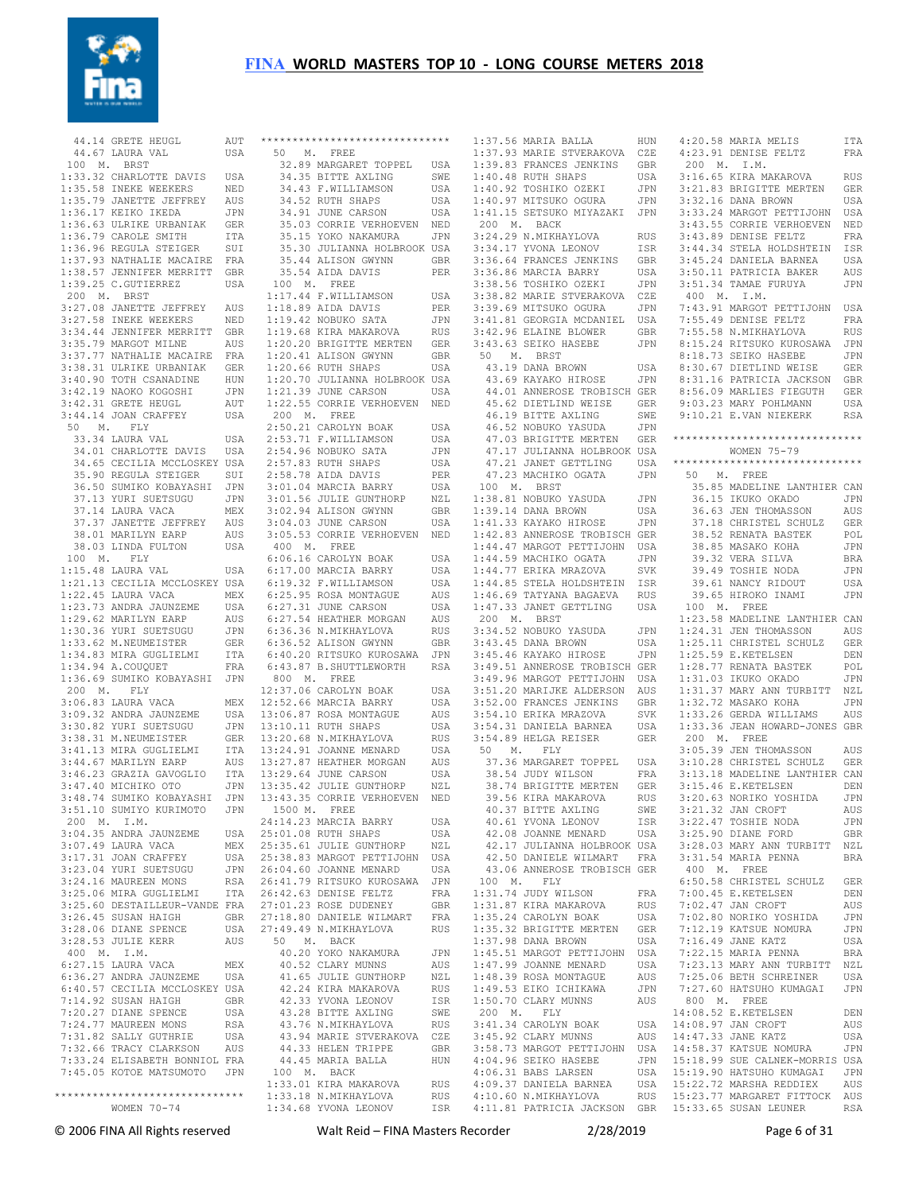# FINA WORLD MASTERS TOP 10 - LONG COURSE METERS 2018

```
 44.14 GRETE HEUGL          AUT
 44.67 LAURA VAL            USA
100  M.  BRST
1:33.32 CHARLOTTE DAVIS     USA
1:35.58 INEKE WEEKERS       NED
1:35.79 JANETTE JEFFREY     AUS
1:36.17 KEIKO IKEDA         JPN
1:36.63 ULRIKE URBANIAK     GER
1:36.79 CAROLE SMITH        ITA
1:36.96 REGULA STEIGER      SUI
1:37.93 NATHALIE MACAIRE    FRA
1:38.57 JENNIFER MERRITT    GBR
1:39.25 C.GUTIERREZ         USA
200  M.  BRST
3:27.08 JANETTE JEFFREY     AUS
3:27.58 INEKE WEEKERS       NED
3:34.44 JENNIFER MERRITT    GBR
3:35.79 MARGOT MILNE        AUS
3:37.77 NATHALIE MACAIRE    FRA
3:38.31 ULRIKE URBANIAK     GER
3:40.90 TOTH CSANADINE      HUN
3:42.19 NAOKO KOGOSHI       JPN
3:42.31 GRETE HEUGL         AUT
3:44.14 JOAN CRAFFEY        USA
 50  M.  FLY
 33.34 LAURA VAL            USA
 34.01 CHARLOTTE DAVIS      USA
 34.65 CECILIA MCCLOSKEY    USA
 35.90 REGULA STEIGER       SUI
 36.50 SUMIKO KOBAYASHI     JPN
 37.13 YURI SUETSUGU        JPN
 37.14 LAURA VACA           MEX
 37.37 JANETTE JEFFREY      AUS
 38.01 MARILYN EARP         AUS
 38.03 LINDA FULTON         USA
100  M.  FLY
1:15.48 LAURA VAL           USA
1:21.13 CECILIA MCCLOSKEY   USA
1:22.45 LAURA VACA          MEX
1:23.73 ANDRA JAUNZEME      USA
1:29.62 MARILYN EARP        AUS
1:30.36 YURI SUETSUGU       JPN
1:33.62 M.NEUMEISTER        GER
1:34.83 MIRA GUGLIELMI      ITA
1:34.94 A.COUQUET           FRA
1:36.69 SUMIKO KOBAYASHI    JPN
200  M.  FLY
3:06.83 LAURA VACA          MEX
3:09.32 ANDRA JAUNZEME      USA
3:30.82 YURI SUETSUGU       JPN
3:38.31 M.NEUMEISTER        GER
3:41.13 MIRA GUGLIELMI      ITA
3:44.67 MARILYN EARP        AUS
3:46.23 GRAZIA GAVOGLIO     ITA
3:47.40 MICHIKO OTO         JPN
3:48.74 SUMIKO KOBAYASHI    JPN
3:51.10 SUMIYO KURIMOTO     JPN
200  M.  I.M.
3:04.35 ANDRA JAUNZEME      USA
3:07.49 LAURA VACA          MEX
3:17.31 JOAN CRAFFEY        USA
3:23.04 YURI SUETSUGU       JPN
3:24.16 MAUREEN MONS        RSA
3:25.06 MIRA GUGLIELMI      ITA
3:25.60 DESTAILLEUR-VANDE   FRA
3:26.45 SUSAN HAIGH         GBR
3:28.06 DIANE SPENCE        USA
3:28.53 JULIE KERR          AUS
400  M.  I.M.
6:27.15 LAURA VACA          MEX
6:36.27 ANDRA JAUNZEME      USA
6:40.57 CECILIA MCCLOSKEY   USA
7:14.92 SUSAN HAIGH         GBR
7:20.27 DIANE SPENCE        USA
7:24.77 MAUREEN MONS        RSA
7:31.82 SALLY GUTHRIE       USA
7:32.66 TRACY CLARKSON      AUS
7:33.24 ELISABETH BONNIOL   FRA
7:45.05 KOTOE MATSUMOTO     JPN
******************************
WOMEN 70-74
******************************
 50  M.  FREE
 32.89 MARGARET TOPPEL      USA
 34.35 BITTE AXLING         SWE
 34.43 F.WILLIAMSON         USA
 34.52 RUTH SHAPS           USA
 34.91 JUNE CARSON          USA
 35.03 CORRIE VERHOEVEN     NED
 35.15 YOKO NAKAMURA        JPN
 35.30 JULIANNA HOLBROOK    USA
 35.44 ALISON GWYNN         GBR
 35.54 AIDA DAVIS           PER
100  M.  FREE
1:17.44 F.WILLIAMSON        USA
1:18.89 AIDA DAVIS          PER
1:19.42 NOBUKO SATA         JPN
1:19.68 KIRA MAKAROVA       RUS
1:20.20 BRIGITTE MERTEN     GER
1:20.41 ALISON GWYNN        GBR
1:20.66 RUTH SHAPS          USA
1:20.70 JULIANNA HOLBROOK   USA
1:21.39 JUNE CARSON         USA
1:22.55 CORRIE VERHOEVEN    NED
200  M.  FREE
2:50.21 CAROLYN BOAK        USA
2:53.71 F.WILLIAMSON        USA
2:54.96 NOBUKO SATA         JPN
2:57.83 RUTH SHAPS          USA
2:58.78 AIDA DAVIS          PER
3:01.04 MARCIA BARRY        USA
3:01.56 JULIE GUNTHORP      NZL
3:02.94 ALISON GWYNN        GBR
3:04.03 JUNE CARSON         USA
3:05.53 CORRIE VERHOEVEN    NED
400  M.  FREE
6:06.16 CAROLYN BOAK        USA
6:17.00 MARCIA BARRY        USA
6:19.32 F.WILLIAMSON        USA
6:25.95 ROSA MONTAGUE       AUS
6:27.31 JUNE CARSON         USA
6:27.54 HEATHER MORGAN      AUS
6:36.36 N.MIKHAYLOVA        RUS
6:36.52 ALISON GWYNN        GBR
6:40.20 RITSUKO KUROSAWA    JPN
6:43.87 B.SHUTTLEWORTH      RSA
800  M.  FREE
12:37.06 CAROLYN BOAK       USA
12:52.66 MARCIA BARRY       USA
13:06.87 ROSA MONTAGUE      AUS
13:10.11 RUTH SHAPS         USA
13:20.68 N.MIKHAYLOVA       RUS
13:24.91 JOANNE MENARD      USA
13:27.87 HEATHER MORGAN     AUS
13:29.64 JUNE CARSON        USA
13:35.42 JULIE GUNTHORP     NZL
13:43.35 CORRIE VERHOEVEN   NED
1500  M.  FREE
24:14.23 MARCIA BARRY       USA
25:01.08 RUTH SHAPS         USA
25:35.61 JULIE GUNTHORP     NZL
25:38.83 MARGOT PETTIJOHN   USA
26:04.60 JOANNE MENARD      USA
26:41.79 RITSUKO KUROSAWA   JPN
26:42.63 DENISE FELTZ       FRA
27:01.23 ROSE DUDENEY       GBR
27:18.80 DANIELE WILMART    FRA
27:49.49 N.MIKHAYLOVA       RUS
 50  M.  BACK
 40.20 YOKO NAKAMURA        JPN
 40.52 CLARY MUNNS          AUS
 41.65 JULIE GUNTHORP       NZL
 42.24 KIRA MAKAROVA        RUS
 42.33 YVONA LEONOV         ISR
 43.28 BITTE AXLING         SWE
 43.76 N.MIKHAYLOVA         RUS
 43.94 MARIE STVERAKOVA     CZE
 44.33 HELEN TRIPPE         GBR
 44.45 MARIA BALLA          HUN
100  M.  BACK
1:33.01 KIRA MAKAROVA       RUS
1:33.18 N.MIKHAYLOVA        RUS
1:34.68 YVONA LEONOV        ISR
1:37.56 MARIA BALLA         HUN
1:37.93 MARIE STVERAKOVA    CZE
1:39.83 FRANCES JENKINS     GBR
1:40.48 RUTH SHAPS          USA
1:40.92 TOSHIKO OZEKI       JPN
1:40.97 MITSUKO OGURA       JPN
1:41.15 SETSUKO MIYAZAKI    JPN
200  M.  BACK
3:24.29 N.MIKHAYLOVA        RUS
3:34.17 YVONA LEONOV        ISR
3:36.64 FRANCES JENKINS     GBR
3:36.86 MARCIA BARRY        USA
3:38.56 TOSHIKO OZEKI       JPN
3:38.82 MARIE STVERAKOVA    CZE
3:39.69 MITSUKO OGURA       JPN
3:41.81 GEORGIA MCDANIEL    USA
3:42.96 ELAINE BLOWER       GBR
3:43.63 SEIKO HASEBE        JPN
 50  M.  BRST
 43.19 DANA BROWN           USA
 43.69 KAYAKO HIROSE        JPN
 44.01 ANNEROSE TROBISCH    GER
 45.62 DIETLIND WEISE       GER
 46.19 BITTE AXLING         SWE
 46.52 NOBUKO YASUDA        JPN
 47.03 BRIGITTE MERTEN      GER
 47.17 JULIANNA HOLBROOK    USA
 47.21 JANET GETTLING       USA
 47.23 MACHIKO OGATA        JPN
100  M.  BRST
1:38.81 NOBUKO YASUDA       JPN
1:39.14 DANA BROWN          USA
1:41.33 KAYAKO HIROSE       JPN
1:42.83 ANNEROSE TROBISCH   GER
1:44.47 MARGOT PETTIJOHN    USA
1:44.59 MACHIKO OGATA       JPN
1:44.77 ERIKA MRAZOVA       SVK
1:44.85 STELA HOLDSHTEIN    ISR
1:46.69 TATYANA BAGAEVA     RUS
1:47.33 JANET GETTLING      USA
200  M.  BRST
3:34.52 NOBUKO YASUDA       JPN
3:43.45 DANA BROWN          USA
3:45.46 KAYAKO HIROSE       JPN
3:49.51 ANNEROSE TROBISCH   GER
3:49.96 MARGOT PETTIJOHN    USA
3:51.20 MARIJKE ALDERSON    AUS
3:52.00 FRANCES JENKINS     GBR
3:54.10 ERIKA MRAZOVA       SVK
3:54.31 DANIELA BARNEA      USA
3:54.89 HELGA REISER        GER
 50  M.  FLY
 37.36 MARGARET TOPPEL      USA
 38.54 JUDY WILSON          FRA
 38.74 BRIGITTE MERTEN      GER
 39.56 KIRA MAKAROVA        RUS
 40.37 BITTE AXLING         SWE
 40.61 YVONA LEONOV         ISR
 42.08 JOANNE MENARD        USA
 42.17 JULIANNA HOLBROOK    USA
 42.50 DANIELE WILMART      FRA
 43.06 ANNEROSE TROBISCH    GER
100  M.  FLY
1:31.74 JUDY WILSON         FRA
1:31.87 KIRA MAKAROVA       RUS
1:35.24 CAROLYN BOAK        USA
1:35.32 BRIGITTE MERTEN     GER
1:37.98 DANA BROWN          USA
1:45.51 MARGOT PETTIJOHN    USA
1:47.99 JOANNE MENARD       USA
1:48.39 ROSA MONTAGUE       AUS
1:49.53 EIKO ICHIKAWA       JPN
1:50.70 CLARY MUNNS         AUS
200  M.  FLY
3:41.34 CAROLYN BOAK        USA
3:45.92 CLARY MUNNS         AUS
3:58.73 MARGOT PETTIJOHN    USA
4:04.96 SEIKO HASEBE        JPN
4:06.31 BABS LARSEN         USA
4:09.37 DANIELA BARNEA      USA
4:10.60 N.MIKHAYLOVA        RUS
4:11.81 PATRICIA JACKSON    GBR
4:20.58 MARIA MELIS         ITA
4:23.91 DENISE FELTZ        FRA
200  M.  I.M.
3:16.65 KIRA MAKAROVA       RUS
3:21.83 BRIGITTE MERTEN     GER
3:32.16 DANA BROWN          USA
3:33.24 MARGOT PETTIJOHN    USA
3:43.55 CORRIE VERHOEVEN    NED
3:43.89 DENISE FELTZ        FRA
3:44.34 STELA HOLDSHTEIN    ISR
3:45.24 DANIELA BARNEA      USA
3:50.11 PATRICIA BAKER      AUS
3:51.34 TAMAE FURUYA        JPN
400  M.  I.M.
7:43.91 MARGOT PETTIJOHN    USA
7:55.49 DENISE FELTZ        FRA
7:55.58 N.MIKHAYLOVA        RUS
8:15.24 RITSUKO KUROSAWA    JPN
8:18.73 SEIKO HASEBE        JPN
8:30.67 DIETLIND WEISE      GER
8:31.16 PATRICIA JACKSON    GBR
8:56.09 MARLIES FIEGUTH     GER
9:03.23 MARY POHLMANN       USA
9:10.21 E.VAN NIEKERK       RSA
******************************
WOMEN 75-79
******************************
 50  M.  FREE
 35.85 MADELINE LANTHIER    CAN
 36.15 IKUKO OKADO          JPN
 36.63 JEN THOMASSON        AUS
 37.18 CHRISTEL SCHULZ      GER
 38.52 RENATA BASTEK        POL
 38.85 MASAKO KOHA          JPN
 39.32 VERA SILVA           BRA
 39.49 TOSHIE NODA          JPN
 39.61 NANCY RIDOUT         USA
 39.65 HIROKO INAMI         JPN
100  M.  FREE
1:23.58 MADELINE LANTHIER   CAN
1:24.31 JEN THOMASSON       AUS
1:25.11 CHRISTEL SCHULZ     GER
1:25.59 E.KETELSEN          DEN
1:28.77 RENATA BASTEK       POL
1:31.03 IKUKO OKADO         JPN
1:31.37 MARY ANN TURBITT    NZL
1:32.72 MASAKO KOHA         JPN
1:33.26 GERDA WILLIAMS      AUS
1:33.36 JEAN HOWARD-JONES   GBR
200  M.  FREE
3:05.39 JEN THOMASSON       AUS
3:10.28 CHRISTEL SCHULZ     GER
3:13.18 MADELINE LANTHIER   CAN
3:15.46 E.KETELSEN          DEN
3:20.63 NORIKO YOSHIDA      JPN
3:21.32 JAN CROFT           AUS
3:22.47 TOSHIE NODA         JPN
3:25.90 DIANE FORD          GBR
3:28.03 MARY ANN TURBITT    NZL
3:31.54 MARIA PENNA         BRA
400  M.  FREE
6:50.58 CHRISTEL SCHULZ     GER
7:00.45 E.KETELSEN          DEN
7:02.47 JAN CROFT           AUS
7:02.80 NORIKO YOSHIDA      JPN
7:12.19 KATSUE NOMURA       JPN
7:16.49 JANE KATZ           USA
7:22.15 MARIA PENNA         BRA
7:23.13 MARY ANN TURBITT    NZL
7:25.06 BETH SCHREINER      USA
7:27.60 HATSUHO KUMAGAI     JPN
800  M.  FREE
14:08.52 E.KETELSEN         DEN
14:08.97 JAN CROFT          AUS
14:47.33 JANE KATZ          USA
14:58.37 KATSUE NOMURA      JPN
15:18.99 SUE CALNEK-MORRIS  USA
15:19.90 HATSUHO KUMAGAI    JPN
15:22.72 MARSHA REDDIEX     AUS
15:23.77 MARGARET FITTOCK   AUS
15:33.65 SUSAN LEUNER       RSA
```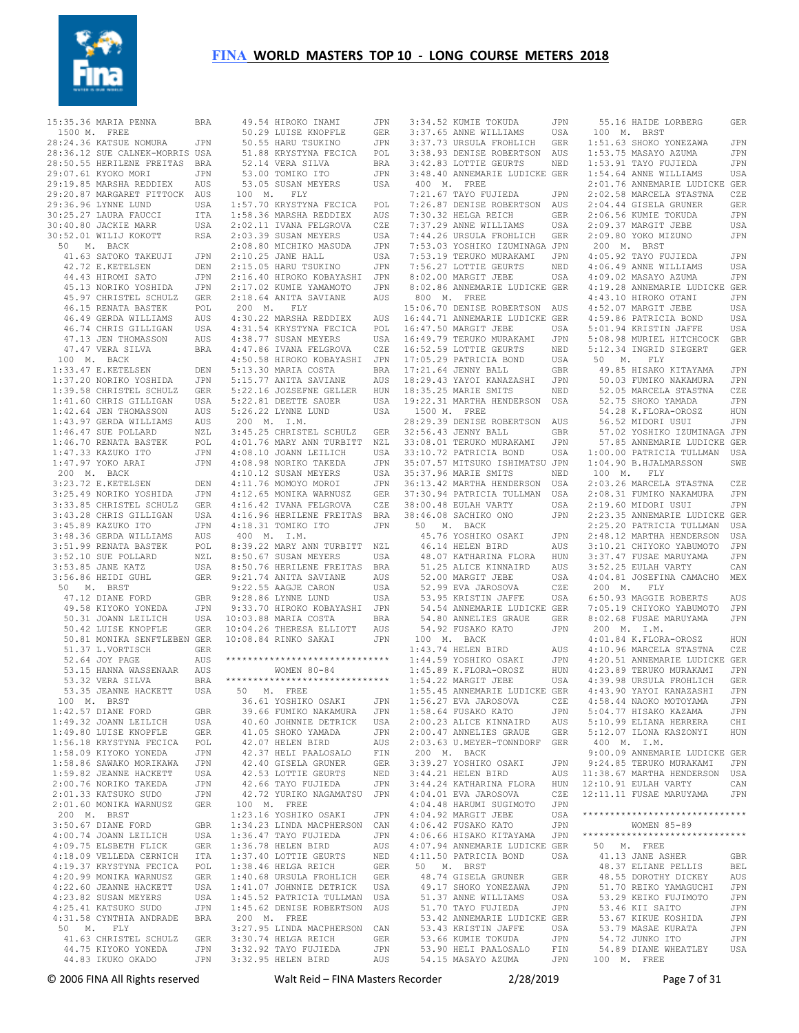15:35.36 MARIA PENNA BRA

1500 M. FREE

28:24.36 KATSUE NOMURA JPN
28:36.12 SUE CALNEK-MORRIS USA
28:50.55 HERILENE FREITAS BRA
29:07.61 KYOKO MORI JPN
29:19.85 MARSHA REDDIEX AUS
29:20.87 MARGARET FITTOCK AUS
29:36.96 LYNNE LUND USA
30:25.27 LAURA FAUCCI ITA
30:40.80 JACKIE MARR USA
30:52.01 WILIJ KOKOTT RSA

50 M. BACK

41.63 SATOKO TAKEUJI JPN
42.72 E.KETELSEN DEN
44.43 HIROMI SATO JPN
45.13 NORIKO YOSHIDA JPN
45.97 CHRISTEL SCHULZ GER
46.15 RENATA BASTEK POL
46.49 GERDA WILLIAMS AUS
46.74 CHRIS GILLIGAN USA
47.13 JEN THOMASSON AUS
47.47 VERA SILVA BRA

100 M. BACK

1:33.47 E.KETELSEN DEN
1:37.20 NORIKO YOSHIDA JPN
1:39.58 CHRISTEL SCHULZ GER
1:41.60 CHRIS GILLIGAN USA
1:42.64 JEN THOMASSON AUS
1:43.97 GERDA WILLIAMS AUS
1:46.47 SUE POLLARD NZL
1:46.70 RENATA BASTEK POL
1:47.33 KAZUKO ITO JPN
1:47.97 YOKO ARAI JPN

200 M. BACK

3:23.72 E.KETELSEN DEN
3:25.49 NORIKO YOSHIDA JPN
3:33.85 CHRISTEL SCHULZ GER
3:43.28 CHRIS GILLIGAN USA
3:45.89 KAZUKO ITO JPN
3:48.36 GERDA WILLIAMS AUS
3:51.99 RENATA BASTEK POL
3:52.10 SUE POLLARD NZL
3:53.85 JANE KATZ USA
3:56.86 HEIDI GUHL GER

50 M. BRST

47.12 DIANE FORD GBR
49.58 KIYOKO YONEDA JPN
50.31 JOANN LEILICH USA
50.42 LUISE KNOPFLE GER
50.81 MONIKA SENFTLEBEN GER
51.37 L.VORTISCH GER
52.64 JOY PAGE AUS
53.15 HANNA WASSENAAR AUS
53.32 VERA SILVA BRA
53.35 JEANNE HACKETT USA

100 M. BRST

1:42.57 DIANE FORD GBR
1:49.32 JOANN LEILICH USA
1:49.80 LUISE KNOPFLE GER
1:56.18 KRYSTYNA FECICA POL
1:58.09 KIYOKO YONEDA JPN
1:58.86 SAWAKO MORIKAWA JPN
1:59.82 JEANNE HACKETT USA
2:00.76 NORIKO TAKEDA JPN
2:01.33 KATSUKO SUDO JPN
2:01.60 MONIKA WARNUSZ GER

200 M. BRST

3:50.67 DIANE FORD GBR
4:00.74 JOANN LEILICH USA
4:09.75 ELSBETH FLICK GER
4:18.09 VELLEDA CERNICH ITA
4:19.37 KRYSTYNA FECICA POL
4:20.99 MONIKA WARNUSZ GER
4:22.60 JEANNE HACKETT USA
4:23.82 SUSAN MEYERS USA
4:25.41 KATSUKO SUDO JPN
4:31.58 CYNTHIA ANDRADE BRA

50 M. FLY

41.63 CHRISTEL SCHULZ GER
44.75 KIYOKO YONEDA JPN
44.83 IKUKO OKADO JPN
49.54 HIROKO INAMI JPN
50.29 LUISE KNOPFLE GER
50.55 HARU TSUKINO JPN
51.88 KRYSTYNA FECICA POL
52.14 VERA SILVA BRA
53.00 TOMIKO ITO JPN
53.05 SUSAN MEYERS USA

100 M. FLY

1:57.70 KRYSTYNA FECICA POL
1:58.36 MARSHA REDDIEX AUS
2:02.11 IVANA FELGROVA CZE
2:03.39 SUSAN MEYERS USA
2:08.80 MICHIKO MASUDA JPN
2:10.25 JANE HALL USA
2:15.05 HARU TSUKINO JPN
2:16.40 HIROKO KOBAYASHI JPN
2:17.02 KUMIE YAMAMOTO JPN
2:18.64 ANITA SAVIANE AUS

200 M. FLY

4:30.22 MARSHA REDDIEX AUS
4:31.54 KRYSTYNA FECICA POL
4:38.77 SUSAN MEYERS USA
4:47.86 IVANA FELGROVA CZE
4:50.58 HIROKO KOBAYASHI JPN
5:13.30 MARIA COSTA BRA
5:15.77 ANITA SAVIANE AUS
5:22.16 JOZSEFNE GELLER HUN
5:22.81 DEETTE SAUER USA
5:26.22 LYNNE LUND USA

200 M. I.M.

3:45.25 CHRISTEL SCHULZ GER
4:01.76 MARY ANN TURBITT NZL
4:08.10 JOANN LEILICH USA
4:08.98 NORIKO TAKEDA JPN
4:10.12 SUSAN MEYERS USA
4:11.76 MOMOYO MOROI JPN
4:12.65 MONIKA WARNUSZ GER
4:16.42 IVANA FELGROVA CZE
4:16.96 HERILENE FREITAS BRA
4:18.31 TOMIKO ITO JPN

400 M. I.M.

8:39.22 MARY ANN TURBITT NZL
8:50.67 SUSAN MEYERS USA
8:50.76 HERILENE FREITAS BRA
9:21.74 ANITA SAVIANE AUS
9:22.55 AAGJE CARON USA
9:28.86 LYNNE LUND USA
9:33.70 HIROKO KOBAYASHI JPN
10:03.88 MARIA COSTA BRA
10:04.26 THERESA ELLIOTT AUS
10:08.84 RINKO SAKAI JPN

*****************************
WOMEN 80-84
*****************************

50 M. FREE

36.61 YOSHIKO OSAKI JPN
39.66 FUMIKO NAKAMURA JPN
40.60 JOHNNIE DETRICK USA
41.05 SHOKO YAMADA JPN
42.07 HELEN BIRD AUS
42.37 HELI PAALOSALO FIN
42.40 GISELA GRUNER GER
42.53 LOTTIE GEURTS NED
42.66 TAYO FUJIEDA JPN
42.72 YURIKO NAGAMATSU JPN

100 M. FREE

1:23.16 YOSHIKO OSAKI JPN
1:34.23 LINDA MACPHERSON CAN
1:36.47 TAYO FUJIEDA JPN
1:36.78 HELEN BIRD AUS
1:37.40 LOTTIE GEURTS NED
1:38.46 HELGA REICH GER
1:40.68 URSULA FROHLICH GER
1:41.07 JOHNNIE DETRICK USA
1:45.52 PATRICIA TULLMAN USA
1:45.62 DENISE ROBERTSON AUS

200 M. FREE

3:27.95 LINDA MACPHERSON CAN
3:30.74 HELGA REICH GER
3:32.92 TAYO FUJIEDA JPN
3:32.95 HELEN BIRD AUS
3:34.52 KUMIE TOKUDA JPN
3:37.65 ANNE WILLIAMS USA
3:37.73 URSULA FROHLICH GER
3:38.93 DENISE ROBERTSON AUS
3:42.83 LOTTIE GEURTS NED
3:48.40 ANNEMARIE LUDICKE GER

400 M. FREE

7:21.67 TAYO FUJIEDA JPN
7:26.87 DENISE ROBERTSON AUS
7:30.32 HELGA REICH GER
7:37.29 ANNE WILLIAMS USA
7:44.26 URSULA FROHLICH GER
7:53.03 YOSHIKO IZUMINAGA JPN
7:53.19 TERUKO MURAKAMI JPN
7:56.27 LOTTIE GEURTS NED
8:02.00 MARGIT JEBE USA
8:02.86 ANNEMARIE LUDICKE GER

800 M. FREE

15:06.70 DENISE ROBERTSON AUS
16:44.71 ANNEMARIE LUDICKE GER
16:47.50 MARGIT JEBE USA
16:49.79 TERUKO MURAKAMI JPN
16:52.59 LOTTIE GEURTS NED
17:05.29 PATRICIA BOND USA
17:21.64 JENNY BALL GBR
18:29.43 YAYOI KANAZASHI JPN
18:35.25 MARIE SMITS NED
19:22.31 MARTHA HENDERSON USA

1500 M. FREE

28:29.39 DENISE ROBERTSON AUS
32:56.43 JENNY BALL GBR
33:08.01 TERUKO MURAKAMI JPN
33:10.72 PATRICIA BOND USA
35:07.57 MITSUKO ISHIMATSU JPN
35:37.96 MARIE SMITS NED
36:13.42 MARTHA HENDERSON USA
37:30.94 PATRICIA TULLMAN USA
38:00.48 EULAH VARTY USA
38:46.08 SACHIKO ONO JPN

50 M. BACK

45.76 YOSHIKO OSAKI JPN
46.14 HELEN BIRD AUS
48.07 KATHARINA FLORA HUN
51.25 ALICE KINNAIRD AUS
52.00 MARGIT JEBE USA
52.99 EVA JAROSOVA CZE
53.95 KRISTIN JAFFE USA
54.54 ANNEMARIE LUDICKE GER
54.80 ANNELIES GRAUE GER
54.92 FUSAKO KATO JPN

100 M. BACK

1:43.74 HELEN BIRD AUS
1:44.59 YOSHIKO OSAKI JPN
1:45.89 K.FLORA-OROSZ HUN
1:54.22 MARGIT JEBE USA
1:55.45 ANNEMARIE LUDICKE GER
1:56.27 EVA JAROSOVA CZE
1:58.64 FUSAKO KATO JPN
2:00.23 ALICE KINNAIRD AUS
2:00.47 ANNELIES GRAUE GER
2:03.63 U.MEYER-TONNDORF GER

200 M. BACK

3:39.27 YOSHIKO OSAKI JPN
3:44.21 HELEN BIRD AUS
3:44.24 KATHARINA FLORA HUN
4:04.01 EVA JAROSOVA CZE
4:04.48 HARUMI SUGIMOTO JPN
4:04.92 MARGIT JEBE USA
4:06.42 FUSAKO KATO JPN
4:06.66 HISAKO KITAYAMA JPN
4:07.94 ANNEMARIE LUDICKE GER
4:11.50 PATRICIA BOND USA

50 M. BRST

48.74 GISELA GRUNER GER
49.17 SHOKO YONEZAWA JPN
51.37 ANNE WILLIAMS USA
51.70 TAYO FUJIEDA JPN
53.42 ANNEMARIE LUDICKE GER
53.43 KRISTIN JAFFE USA
53.66 KUMIE TOKUDA JPN
53.90 HELI PAALOSALO FIN
54.15 MASAYO AZUMA JPN
55.16 HAIDE LORBERG GER

100 M. BRST

1:51.63 SHOKO YONEZAWA JPN
1:53.75 MASAYO AZUMA JPN
1:53.91 TAYO FUJIEDA JPN
1:54.64 ANNE WILLIAMS USA
2:01.76 ANNEMARIE LUDICKE GER
2:02.58 MARCELA STASTNA CZE
2:04.44 GISELA GRUNER GER
2:06.56 KUMIE TOKUDA JPN
2:09.37 MARGIT JEBE USA
2:09.80 YOKO MIZUNO JPN

200 M. BRST

4:05.92 TAYO FUJIEDA JPN
4:06.49 ANNE WILLIAMS USA
4:09.02 MASAYO AZUMA JPN
4:19.28 ANNEMARIE LUDICKE GER
4:43.10 HIROKO OTANI JPN
4:52.07 MARGIT JEBE USA
4:59.86 PATRICIA BOND USA
5:01.94 KRISTIN JAFFE USA
5:08.98 MURIEL HITCHCOCK GBR
5:12.34 INGRID SIEGERT GER

50 M. FLY

49.85 HISAKO KITAYAMA JPN
50.03 FUMIKO NAKAMURA JPN
52.05 MARCELA STASTNA CZE
52.75 SHOKO YAMADA JPN
54.28 K.FLORA-OROSZ HUN
56.52 MIDORI USUI JPN
57.02 YOSHIKO IZUMINAGA JPN
57.85 ANNEMARIE LUDICKE GER
1:00.00 PATRICIA TULLMAN USA
1:04.90 B.HJALMARSSON SWE

100 M. FLY

2:03.26 MARCELA STASTNA CZE
2:08.31 FUMIKO NAKAMURA JPN
2:19.60 MIDORI USUI JPN
2:23.35 ANNEMARIE LUDICKE GER
2:25.20 PATRICIA TULLMAN USA
2:48.12 MARTHA HENDERSON USA
3:10.21 CHIYOKO YABUMOTO JPN
3:37.47 FUSAE MARUYAMA JPN
3:52.25 EULAH VARTY CAN
4:04.81 JOSEFINA CAMACHO MEX

200 M. FLY

6:50.93 MAGGIE ROBERTS AUS
7:05.19 CHIYOKO YABUMOTO JPN
8:02.68 FUSAE MARUYAMA JPN

200 M. I.M.

4:01.84 K.FLORA-OROSZ HUN
4:10.96 MARCELA STASTNA CZE
4:20.51 ANNEMARIE LUDICKE GER
4:23.89 TERUKO MURAKAMI JPN
4:39.98 URSULA FROHLICH GER
4:43.90 YAYOI KANAZASHI JPN
4:58.44 NAOKO MOTOYAMA JPN
5:04.77 HISAKO KAZAMA JPN
5:10.99 ELIANA HERRERA CHI
5:12.07 ILONA KASZONYI HUN

400 M. I.M.

9:00.09 ANNEMARIE LUDICKE GER
9:24.85 TERUKO MURAKAMI JPN
11:38.67 MARTHA HENDERSON USA
12:10.91 EULAH VARTY CAN
12:11.11 FUSAE MARUYAMA JPN

*****************************
WOMEN 85-89
*****************************

50 M. FREE

41.13 JANE ASHER GBR
48.37 ELIANE PELLIS BEL
48.55 DOROTHY DICKEY AUS
51.70 REIKO YAMAGUCHI JPN
53.29 KEIKO FUJIMOTO JPN
53.46 KII SAITO JPN
53.67 KIKUE KOSHIDA JPN
53.79 MASAE KURATA JPN
54.72 JUNKO ITO JPN
54.89 DIANE WHEATLEY USA

100 M. FREE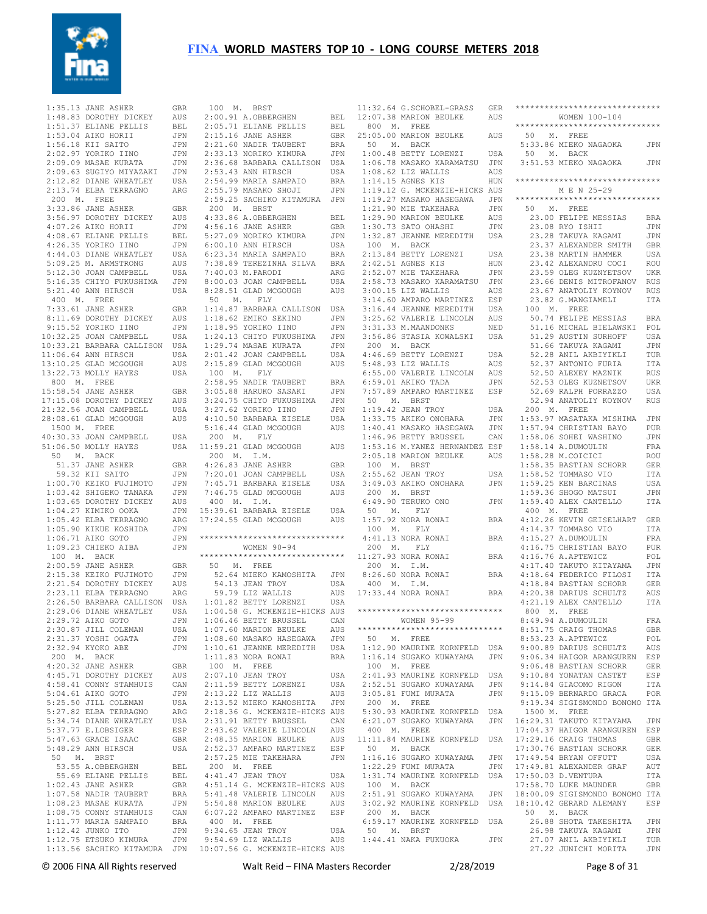1:35.13 JANE ASHER GBR
1:48.83 DOROTHY DICKEY AUS
1:51.37 ELIANE PELLIS BEL
1:53.04 AIKO HORII JPN
1:56.18 KII SAITO JPN
2:02.97 YORIKO IINO JPN
2:09.09 MASAE KURATA JPN
2:09.63 SUGIYO MIYAZAKI JPN
2:12.82 DIANE WHEATLEY USA
2:13.74 ELBA TERRAGNO ARG

200 M. FREE
3:33.86 JANE ASHER GBR
3:56.97 DOROTHY DICKEY AUS
4:07.26 AIKO HORII JPN
4:08.67 ELIANE PELLIS BEL
4:26.35 YORIKO IINO JPN
4:44.03 DIANE WHEATLEY USA
5:09.25 M. ARMSTRONG AUS
5:12.30 JOAN CAMPBELL USA
5:16.35 CHIYO FUKUSHIMA JPN
5:21.40 ANN HIRSCH USA

400 M. FREE
7:33.61 JANE ASHER GBR
8:11.69 DOROTHY DICKEY AUS
9:15.52 YORIKO IINO JPN
10:32.25 JOAN CAMPBELL USA
10:33.21 BARBARA CALLISON USA
11:06.64 ANN HIRSCH USA
13:10.25 GLAD MCGOUGH AUS
13:22.73 MOLLY HAYES USA

800 M. FREE
15:58.54 JANE ASHER GBR
17:15.08 DOROTHY DICKEY AUS
21:32.56 JOAN CAMPBELL USA
28:08.61 GLAD MCGOUGH AUS

1500 M. FREE
40:30.33 JOAN CAMPBELL USA
51:06.50 MOLLY HAYES USA

50 M. BACK
51.37 JANE ASHER GBR
59.32 KII SAITO JPN
1:00.70 KEIKO FUJIMOTO JPN
1:03.42 SHIGEKO TANAKA JPN
1:03.65 DOROTHY DICKEY AUS
1:04.27 KIMIKO OOKA JPN
1:05.42 ELBA TERRAGNO ARG
1:05.90 KIKUE KOSHIDA JPN
1:06.71 AIKO GOTO JPN
1:09.23 CHIEKO AIBA JPN

100 M. BACK
2:00.59 JANE ASHER GBR
2:15.38 KEIKO FUJIMOTO JPN
2:21.54 DOROTHY DICKEY AUS
2:23.11 ELBA TERRAGNO ARG
2:26.50 BARBARA CALLISON USA
2:29.06 DIANE WHEATLEY USA
2:29.72 AIKO GOTO JPN
2:30.87 JILL COLEMAN USA
2:31.37 YOSHI OGATA JPN
2:32.94 KYOKO ABE JPN

200 M. BACK
4:20.32 JANE ASHER GBR
4:45.71 DOROTHY DICKEY AUS
4:58.41 CONNY STAMHUIS CAN
5:04.61 AIKO GOTO JPN
5:25.50 JILL COLEMAN USA
5:27.82 ELBA TERRAGNO ARG
5:34.74 DIANE WHEATLEY USA
5:37.77 E.LOBSIGER ESP
5:47.63 GRACE ISAAC GBR
5:48.29 ANN HIRSCH USA

50 M. BRST
53.55 A.OBBERGHEN BEL
55.69 ELIANE PELLIS BEL
1:02.43 JANE ASHER GBR
1:07.58 NADIR TAUBERT BRA
1:08.23 MASAE KURATA JPN
1:08.75 CONNY STAMHUIS CAN
1:11.77 MARIA SAMPAIO BRA
1:12.42 JUNKO ITO JPN
1:12.75 ETSUKO KIMURA JPN
1:13.56 SACHIKO KITAMURA JPN

100 M. BRST
2:00.91 A.OBBERGHEN BEL
2:05.71 ELIANE PELLIS BEL
2:15.16 JANE ASHER GBR
2:21.60 NADIR TAUBERT BRA
2:33.13 NORIKO KIMURA JPN
2:36.68 BARBARA CALLISON USA
2:53.43 ANN HIRSCH USA
2:54.99 MARIA SAMPAIO BRA
2:55.79 MASAKO SHOJI JPN
2:59.25 SACHIKO KITAMURA JPN

200 M. BRST
4:33.86 A.OBBERGHEN BEL
4:56.16 JANE ASHER GBR
5:27.09 NORIKO KIMURA JPN
6:00.10 ANN HIRSCH USA
6:23.34 MARIA SAMPAIO BRA
7:38.89 TEREZINHA SILVA BRA
7:40.03 M.PARODI ARG
8:00.03 JOAN CAMPBELL USA
8:28.51 GLAD MCGOUGH AUS

50 M. FLY
1:14.87 BARBARA CALLISON USA
1:18.62 EMIKO SEKINO JPN
1:18.95 YORIKO IINO JPN
1:24.13 CHIYO FUKUSHIMA JPN
1:29.74 MASAE KURATA JPN
2:01.42 JOAN CAMPBELL USA
2:15.89 GLAD MCGOUGH AUS

100 M. FLY
2:58.95 NADIR TAUBERT BRA
3:05.88 HARUKO SASAKI JPN
3:24.75 CHIYO FUKUSHIMA JPN
3:27.62 YORIKO IINO JPN
4:10.50 BARBARA EISELE USA
5:16.44 GLAD MCGOUGH AUS

200 M. FLY
11:59.21 GLAD MCGOUGH AUS

200 M. I.M.
4:26.83 JANE ASHER GBR
7:20.01 JOAN CAMPBELL USA
7:45.71 BARBARA EISELE USA
7:46.75 GLAD MCGOUGH AUS

400 M. I.M.
15:39.61 BARBARA EISELE USA
17:24.55 GLAD MCGOUGH AUS

******************************
WOMEN 90-94
******************************

50 M. FREE
52.64 MIEKO KAMOSHITA JPN
54.13 JEAN TROY USA
59.79 LIZ WALLIS AUS
1:01.82 BETTY LORENZI USA
1:04.58 G. MCKENZIE-HICKS AUS
1:06.46 BETTY BRUSSEL CAN
1:07.60 MARION BEULKE AUS
1:08.60 MASAKO HASEGAWA JPN
1:10.61 JEANNE MEREDITH USA
1:11.83 NORA RONAI BRA

100 M. FREE
2:07.10 JEAN TROY USA
2:11.59 BETTY LORENZI USA
2:13.22 LIZ WALLIS AUS
2:13.52 MIEKO KAMOSHITA JPN
2:18.36 G. MCKENZIE-HICKS AUS
2:31.91 BETTY BRUSSEL CAN
2:43.62 VALERIE LINCOLN AUS
2:48.35 MARION BEULKE AUS
2:52.37 AMPARO MARTINEZ ESP
2:57.25 MIE TAKEHARA JPN

200 M. FREE
4:41.47 JEAN TROY USA
4:51.14 G. MCKENZIE-HICKS AUS
5:41.48 VALERIE LINCOLN AUS
5:54.88 MARION BEULKE AUS
6:07.22 AMPARO MARTINEZ ESP

400 M. FREE
9:34.65 JEAN TROY USA
9:54.69 LIZ WALLIS AUS
10:07.56 G. MCKENZIE-HICKS AUS
11:32.64 G.SCHOBEL-GRASS GER
12:07.38 MARION BEULKE AUS

800 M. FREE
25:05.00 MARION BEULKE AUS

50 M. BACK
1:00.48 BETTY LORENZI USA
1:06.78 MASAKO KARAMATSU JPN
1:08.62 LIZ WALLIS AUS
1:14.15 AGNES KIS HUN
1:19.12 G. MCKENZIE-HICKS AUS
1:19.27 MASAKO HASEGAWA JPN
1:21.90 MIE TAKEHARA JPN
1:29.90 MARION BEULKE AUS
1:30.73 SATO OHASHI JPN
1:32.87 JEANNE MEREDITH USA

100 M. BACK
2:13.84 BETTY LORENZI USA
2:42.51 AGNES KIS HUN
2:52.07 MIE TAKEHARA JPN
2:58.73 MASAKO KARAMATSU JPN
3:00.15 LIZ WALLIS AUS
3:14.60 AMPARO MARTINEZ ESP
3:16.44 JEANNE MEREDITH USA
3:25.62 VALERIE LINCOLN AUS
3:31.33 M.MAANDONKS NED
3:56.86 STASIA KOWALSKI USA

200 M. BACK
4:46.69 BETTY LORENZI USA
5:48.93 LIZ WALLIS AUS
6:55.00 VALERIE LINCOLN AUS
6:59.01 AKIKO TADA JPN
7:57.89 AMPARO MARTINEZ ESP

50 M. BRST
1:19.42 JEAN TROY USA
1:33.75 AKIKO ONOHARA JPN
1:40.41 MASAKO HASEGAWA JPN
1:46.96 BETTY BRUSSEL CAN
1:53.16 M.YANEZ HERNANDEZ ESP
2:05.18 MARION BEULKE AUS

100 M. BRST
2:55.62 JEAN TROY USA
3:49.03 AKIKO ONOHARA JPN

200 M. BRST
6:49.90 TERUKO ONO JPN

50 M. FLY
1:57.92 NORA RONAI BRA

100 M. FLY
4:41.13 NORA RONAI BRA

200 M. FLY
11:27.93 NORA RONAI BRA

200 M. I.M.
8:26.60 NORA RONAI BRA

400 M. I.M.
17:33.44 NORA RONAI BRA

******************************
WOMEN 95-99
******************************

50 M. FREE
1:12.90 MAURINE KORNFELD USA
1:16.14 SUGAKO KUWAYAMA JPN

100 M. FREE
2:41.93 MAURINE KORNFELD USA
2:52.51 SUGAKO KUWAYAMA JPN
3:05.81 FUMI MURATA JPN

200 M. FREE
5:30.93 MAURINE KORNFELD USA
6:21.07 SUGAKO KUWAYAMA JPN

400 M. FREE
11:11.84 MAURINE KORNFELD USA

50 M. BACK
1:16.16 SUGAKO KUWAYAMA JPN
1:22.29 FUMI MURATA JPN
1:31.74 MAURINE KORNFELD USA

100 M. BACK
2:51.91 SUGAKO KUWAYAMA JPN
3:02.92 MAURINE KORNFELD USA

200 M. BACK
6:59.17 MAURINE KORNFELD USA

50 M. BRST
1:44.41 NAKA FUKUOKA JPN

******************************
WOMEN 100-104
******************************

50 M. FREE
5:33.86 MIEKO NAGAOKA JPN

50 M. BACK
3:51.53 MIEKO NAGAOKA JPN

******************************
M E N 25-29
******************************

50 M. FREE
23.00 FELIPE MESSIAS BRA
23.08 RYO ISHII JPN
23.28 TAKUYA KAGAMI JPN
23.37 ALEXANDER SMITH GBR
23.38 MARTIN HAMMER USA
23.42 ALEXANDRU COCI ROU
23.59 OLEG KUZNYETSOV UKR
23.66 DENIS MITROFANOV RUS
23.67 ANATOLIY KOYNOV RUS
23.82 G.MANGIAMELI ITA

100 M. FREE
50.74 FELIPE MESSIAS BRA
51.16 MICHAL BIELAWSKI POL
51.29 AUSTIN SURHOFF USA
51.66 TAKUYA KAGAMI JPN
52.28 ANIL AKBIYIKLI TUR
52.37 ANTONIO FURIA ITA
52.50 ALEXEY MAZNIK RUS
52.53 OLEG KUZNETSOV UKR
52.69 RALPH PORRAZZO USA
52.94 ANATOLIY KOYNOV RUS

200 M. FREE
1:53.97 MASATAKA MISHIMA JPN
1:57.94 CHRISTIAN BAYO PUR
1:58.06 SOHEI WASHINO JPN
1:58.14 A.DUMOULIN FRA
1:58.28 M.COICICI ROU
1:58.35 BASTIAN SCHORR GER
1:58.52 TOMMASO VIO ITA
1:59.25 KEN BARCINAS USA
1:59.36 SHOGO MATSUI JPN
1:59.40 ALEX CANTELLO ITA

400 M. FREE
4:12.26 KEVIN GEISELHART GER
4:14.37 TOMMASO VIO ITA
4:15.27 A.DUMOULIN FRA
4:16.75 CHRISTIAN BAYO PUR
4:16.76 A.APTEWICZ POL
4:17.40 TAKUTO KITAYAMA JPN
4:18.64 FEDERICO FILOSI ITA
4:18.84 BASTIAN SCHORR GER
4:20.38 DARIUS SCHULTZ AUS
4:21.19 ALEX CANTELLO ITA

800 M. FREE
8:49.94 A.DUMOULIN FRA
8:51.75 CRAIG THOMAS GBR
8:53.23 A.APTEWICZ POL
9:00.89 DARIUS SCHULTZ AUS
9:06.34 HAIGOR ARANGUREN ESP
9:06.48 BASTIAN SCHORR GER
9:10.84 YONATAN CASTET ESP
9:14.84 GIACOMO RIGON ITA
9:15.09 BERNARDO GRACA POR
9:19.34 SIGISMONDO BONOMO ITA

1500 M. FREE
16:29.31 TAKUTO KITAYAMA JPN
17:04.37 HAIGOR ARANGUREN ESP
17:29.16 CRAIG THOMAS GBR
17:30.76 BASTIAN SCHORR GER
17:49.54 BRYAN OFFUTT USA
17:49.81 ALEXANDER GRAF AUT
17:50.03 D.VENTURA ITA
17:58.70 LUKE MAUNDER GBR
18:00.09 SIGISMONDO BONOMO ITA
18:10.42 GERARD ALEMANY ESP

50 M. BACK
26.88 SHOTA TAKESHITA JPN
26.98 TAKUYA KAGAMI JPN
27.07 ANIL AKBIYIKLI TUR
27.22 JUNICHI MORITA JPN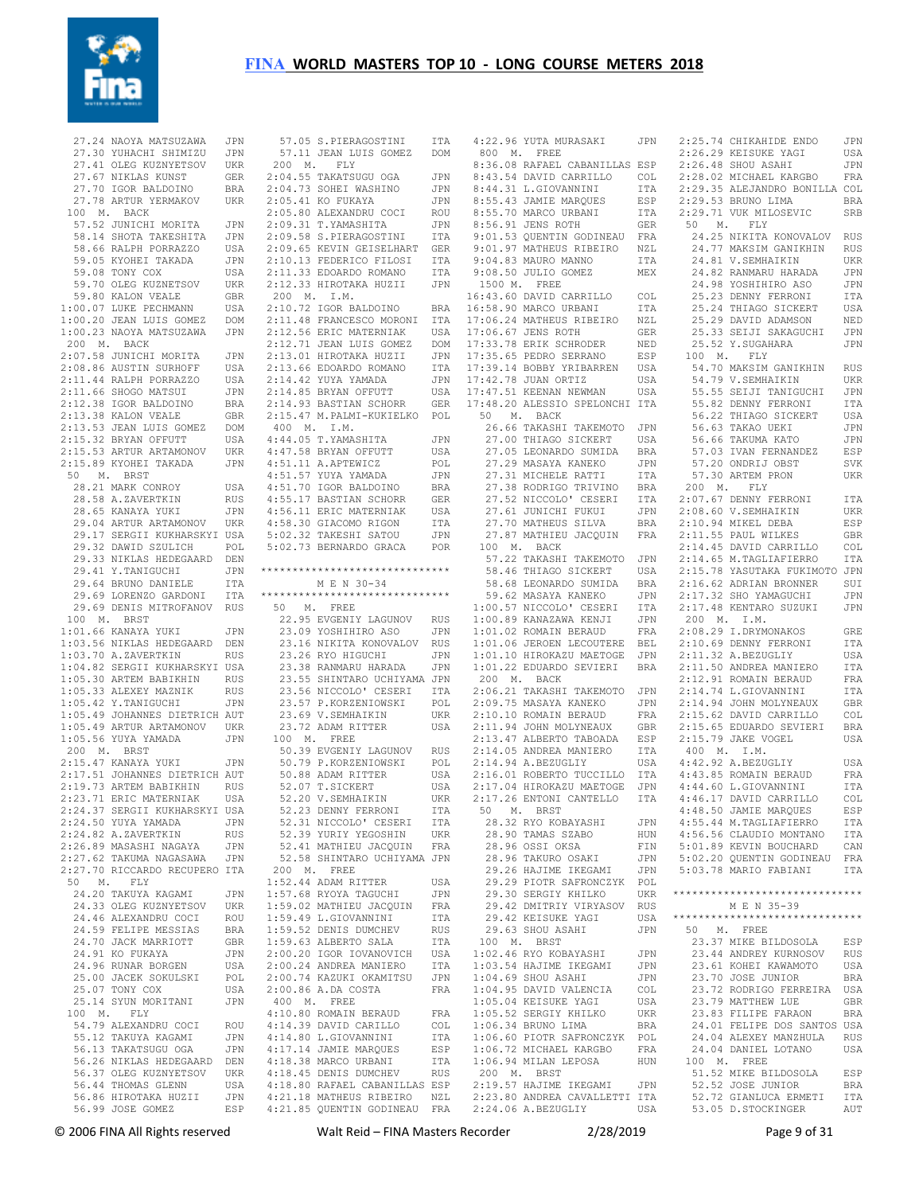# FINA WORLD MASTERS TOP 10 - LONG COURSE METERS 2018

```
  27.24 NAOYA MATSUZAWA    JPN
  27.30 YUHACHI SHIMIZU    JPN
  27.41 OLEG KUZNYETSOV    UKR
  27.67 NIKLAS KUNST       GER
  27.70 IGOR BALDOINO      BRA
  27.78 ARTUR YERMAKOV     UKR
100  M.  BACK
  57.52 JUNICHI MORITA     JPN
  58.14 SHOTA TAKESHITA    JPN
  58.66 RALPH PORRAZZO     USA
  59.05 KYOHEI TAKADA      JPN
  59.08 TONY COX           USA
  59.70 OLEG KUZNETSOV     UKR
  59.80 KALON VEALE        GBR
1:00.07 LUKE PECHMANN      USA
1:00.20 JEAN LUIS GOMEZ    DOM
1:00.23 NAOYA MATSUZAWA    JPN
200  M.  BACK
2:07.58 JUNICHI MORITA     JPN
2:08.86 AUSTIN SURHOFF     USA
2:11.44 RALPH PORRAZZO     USA
2:11.66 SHOGO MATSUI       JPN
2:12.38 IGOR BALDOINO      BRA
2:13.38 KALON VEALE        GBR
2:13.53 JEAN LUIS GOMEZ    DOM
2:15.32 BRYAN OFFUTT       USA
2:15.53 ARTUR ARTAMONOV    UKR
2:15.89 KYOHEI TAKADA      JPN
 50  M.  BRST
  28.21 MARK CONROY        USA
  28.58 A.ZAVERTKIN        RUS
  28.65 KANAYA YUKI        JPN
  29.04 ARTUR ARTAMONOV    UKR
  29.17 SERGII KUKHARSKYI  USA
  29.32 DAWID SZULICH      POL
  29.33 NIKLAS HEDEGAARD   DEN
  29.41 Y.TANIGUCHI        JPN
  29.64 BRUNO DANIELE      ITA
  29.69 LORENZO GARDONI    ITA
  29.69 DENIS MITROFANOV   RUS
100  M.  BRST
1:01.66 KANAYA YUKI        JPN
1:03.56 NIKLAS HEDEGAARD   DEN
1:03.70 A.ZAVERTKIN        RUS
1:04.82 SERGII KUKHARSKYI  USA
1:05.30 ARTEM BABIKHIN     RUS
1:05.33 ALEXEY MAZNIK      RUS
1:05.42 Y.TANIGUCHI        JPN
1:05.49 JOHANNES DIETRICH  AUT
1:05.49 ARTUR ARTAMONOV    UKR
1:05.56 YUYA YAMADA        JPN
200  M.  BRST
2:15.47 KANAYA YUKI        JPN
2:17.51 JOHANNES DIETRICH  AUT
2:19.73 ARTEM BABIKHIN     RUS
2:23.71 ERIC MATERNIAK     USA
2:24.37 SERGII KUKHARSKYI  USA
2:24.50 YUYA YAMADA        JPN
2:24.82 A.ZAVERTKIN        RUS
2:26.89 MASASHI NAGAYA     JPN
2:27.62 TAKUMA NAGASAWA    JPN
2:27.70 RICCARDO RECUPERO  ITA
 50  M.  FLY
  24.20 TAKUYA KAGAMI      JPN
  24.33 OLEG KUZNYETSOV    UKR
  24.46 ALEXANDRU COCI     ROU
  24.59 FELIPE MESSIAS     BRA
  24.70 JACK MARRIOTT      GBR
  24.91 KO FUKAYA          JPN
  24.96 RUNAR BORGEN       USA
  25.00 JACEK SOKULSKI     POL
  25.07 TONY COX           USA
  25.14 SYUN MORITANI      JPN
100  M.  FLY
  54.79 ALEXANDRU COCI     ROU
  55.12 TAKUYA KAGAMI      JPN
  56.13 TAKATSUGU OGA      JPN
  56.26 NIKLAS HEDEGAARD   DEN
  56.37 OLEG KUZNYETSOV    UKR
  56.44 THOMAS GLENN       USA
  56.86 HIROTAKA HUZII     JPN
  56.99 JOSE GOMEZ         ESP
  57.05 S.PIERAGOSTINI     ITA
  57.11 JEAN LUIS GOMEZ    DOM
200  M.  FLY
2:04.55 TAKATSUGU OGA      JPN
2:04.73 SOHEI WASHINO      JPN
2:05.41 KO FUKAYA          JPN
2:05.80 ALEXANDRU COCI     ROU
2:09.31 T.YAMASHITA        JPN
2:09.58 S.PIERAGOSTINI     ITA
2:09.65 KEVIN GEISELHART   GER
2:10.13 FEDERICO FILOSI    ITA
2:11.33 EDOARDO ROMANO     ITA
2:12.33 HIROTAKA HUZII     JPN
200  M.  I.M.
2:10.72 IGOR BALDOINO      BRA
2:11.48 FRANCESCO MORONI   ITA
2:12.56 ERIC MATERNIAK     USA
2:12.71 JEAN LUIS GOMEZ    DOM
2:13.01 HIROTAKA HUZII     JPN
2:13.66 EDOARDO ROMANO     ITA
2:14.42 YUYA YAMADA        JPN
2:14.85 BRYAN OFFUTT       USA
2:14.93 BASTIAN SCHORR     GER
2:15.47 M.PALMI-KUKIELKO   POL
400  M.  I.M.
4:44.05 T.YAMASHITA        JPN
4:47.58 BRYAN OFFUTT       USA
4:51.11 A.APTEWICZ         POL
4:51.57 YUYA YAMADA        JPN
4:51.70 IGOR BALDOINO      BRA
4:55.17 BASTIAN SCHORR     GER
4:56.11 ERIC MATERNIAK     USA
4:58.30 GIACOMO RIGON      ITA
5:02.32 TAKESHI SATOU      JPN
5:02.73 BERNARDO GRACA     POR

******************************
        M E N  30-34
******************************
 50  M.  FREE
  22.95 EVGENIY LAGUNOV    RUS
  23.09 YOSHIHIRO ASO      JPN
  23.16 NIKITA KONOVALOV   RUS
  23.26 RYO HIGUCHI        JPN
  23.38 RANMARU HARADA     JPN
  23.55 SHINTARO UCHIYAMA  JPN
  23.56 NICCOLO' CESERI    ITA
  23.57 P.KORZENIOWSKI     POL
  23.69 V.SEMHAIKIN        UKR
  23.72 ADAM RITTER        USA
100  M.  FREE
  50.39 EVGENIY LAGUNOV    RUS
  50.79 P.KORZENIOWSKI     POL
  50.88 ADAM RITTER        USA
  52.07 T.SICKERT          USA
  52.20 V.SEMHAIKIN        UKR
  52.23 DENNY FERRONI      ITA
  52.31 NICCOLO' CESERI    ITA
  52.39 YURIY YEGOSHIN     UKR
  52.41 MATHIEU JACQUIN    FRA
  52.58 SHINTARO UCHIYAMA  JPN
200  M.  FREE
1:52.44 ADAM RITTER        USA
1:57.68 RYOYA TAGUCHI      JPN
1:59.02 MATHIEU JACQUIN    FRA
1:59.49 L.GIOVANNINI       ITA
1:59.52 DENIS DUMCHEV      RUS
1:59.63 ALBERTO SALA       ITA
2:00.20 IGOR IOVANOVICH    USA
2:00.24 ANDREA MANIERO     ITA
2:00.74 KAZUKI OKAMITSU    JPN
2:00.86 A.DA COSTA         FRA
400  M.  FREE
4:10.80 ROMAIN BERAUD      FRA
4:14.39 DAVID CARILLO      COL
4:14.80 L.GIOVANNINI       ITA
4:17.14 JAMIE MARQUES      ESP
4:18.38 MARCO URBANI       ITA
4:18.45 DENIS DUMCHEV      RUS
4:18.80 RAFAEL CABANILLAS  ESP
4:21.18 MATHEUS RIBEIRO    NZL
4:21.85 QUENTIN GODINEAU   FRA
4:22.96 YUTA MURASAKI      JPN
800  M.  FREE
8:36.08 RAFAEL CABANILLAS  ESP
8:43.54 DAVID CARRILLO     COL
8:44.31 L.GIOVANNINI       ITA
8:55.43 JAMIE MARQUES      ESP
8:55.70 MARCO URBANI       ITA
8:56.91 JENS ROTH          GER
9:01.53 QUENTIN GODINEAU   FRA
9:01.97 MATHEUS RIBEIRO    NZL
9:04.83 MAURO MANNO        ITA
9:08.50 JULIO GOMEZ        MEX
1500 M.  FREE
16:43.60 DAVID CARRILLO     COL
16:58.90 MARCO URBANI       ITA
17:06.24 MATHEUS RIBEIRO    NZL
17:06.67 JENS ROTH          GER
17:33.78 ERIK SCHRODER      NED
17:35.65 PEDRO SERRANO      ESP
17:39.14 BOBBY YRIBARREN    USA
17:42.78 JUAN ORTIZ         USA
17:47.51 KEENAN NEWMAN      USA
17:48.20 ALESSIO SPELONCHI  ITA
 50  M.  BACK
  26.66 TAKASHI TAKEMOTO   JPN
  27.00 THIAGO SICKERT     USA
  27.05 LEONARDO SUMIDA    BRA
  27.29 MASAYA KANEKO      JPN
  27.31 MICHELE RATTI      ITA
  27.38 RODRIGO TRIVINO    BRA
  27.52 NICCOLO' CESERI    ITA
  27.61 JUNICHI FUKUI      JPN
  27.70 MATHEUS SILVA      BRA
  27.87 MATHIEU JACQUIN    FRA
100  M.  BACK
  57.22 TAKASHI TAKEMOTO   JPN
  58.46 THIAGO SICKERT     USA
  58.68 LEONARDO SUMIDA    BRA
  59.62 MASAYA KANEKO      JPN
1:00.57 NICCOLO' CESERI    ITA
1:00.89 KANAZAWA KENJI     JPN
1:01.02 ROMAIN BERAUD      FRA
1:01.06 JEROEN LECOUTERE   BEL
1:01.10 HIROKAZU MAETOGE   JPN
1:01.22 EDUARDO SEVIERI    BRA
200  M.  BACK
2:06.21 TAKASHI TAKEMOTO   JPN
2:09.75 MASAYA KANEKO      JPN
2:10.10 ROMAIN BERAUD      FRA
2:11.94 JOHN MOLYNEAUX     GBR
2:13.47 ALBERTO TABOADA    ESP
2:14.05 ANDREA MANIERO     ITA
2:14.94 A.BEZUGLIY         USA
2:16.01 ROBERTO TUCCILLO   ITA
2:17.04 HIROKAZU MAETOGE   JPN
2:17.26 ENTONI CANTELLO    ITA
 50  M.  BRST
  28.32 RYO KOBAYASHI      JPN
  28.90 TAMAS SZABO        HUN
  28.96 OSSI OKSA          FIN
  28.96 TAKURO OSAKI       JPN
  29.26 HAJIME IKEGAMI     JPN
  29.29 PIOTR SAFRONCZYK   POL
  29.30 SERGIY KHILKO      UKR
  29.42 DMITRIY VIRYASOV   RUS
  29.42 KEISUKE YAGI       USA
  29.63 SHOU ASAHI         JPN
100  M.  BRST
1:02.46 RYO KOBAYASHI      JPN
1:03.54 HAJIME IKEGAMI     JPN
1:04.69 SHOU ASAHI         JPN
1:04.95 DAVID VALENCIA     COL
1:05.04 KEISUKE YAGI       USA
1:05.52 SERGIY KHILKO      UKR
1:06.34 BRUNO LIMA         BRA
1:06.60 PIOTR SAFRONCZYK   POL
1:06.72 MICHAEL KARGBO     FRA
1:06.94 MILAN LEPOSA       HUN
200  M.  BRST
2:19.57 HAJIME IKEGAMI     JPN
2:23.80 ANDREA CAVALLETTI  ITA
2:24.06 A.BEZUGLIY         USA
2:25.74 CHIKAHIDE ENDO     JPN
2:26.29 KEISUKE YAGI       USA
2:26.48 SHOU ASAHI         JPN
2:28.02 MICHAEL KARGBO     FRA
2:29.35 ALEJANDRO BONILLA  COL
2:29.53 BRUNO LIMA         BRA
2:29.71 VUK MILOSEVIC      SRB
 50  M.  FLY
  24.25 NIKITA KONOVALOV   RUS
  24.77 MAKSIM GANIKHIN    RUS
  24.81 V.SEMHAIKIN        UKR
  24.82 RANMARU HARADA     JPN
  24.98 YOSHIHIRO ASO      JPN
  25.23 DENNY FERRONI      ITA
  25.24 THIAGO SICKERT     USA
  25.29 DAVID ADAMSON      NED
  25.33 SEIJI SAKAGUCHI    JPN
  25.52 Y.SUGAHARA         JPN
100  M.  FLY
  54.70 MAKSIM GANIKHIN    RUS
  54.79 V.SEMHAIKIN        UKR
  55.55 SEIJI TANIGUCHI    JPN
  55.82 DENNY FERRONI      ITA
  56.22 THIAGO SICKERT     USA
  56.63 TAKAO UEKI         JPN
  56.66 TAKUMA KATO        JPN
  57.03 IVAN FERNANDEZ     ESP
  57.20 ONDRIJ OBST        SVK
  57.30 ARTEM PRON         UKR
200  M.  FLY
2:07.67 DENNY FERRONI      ITA
2:08.60 V.SEMHAIKIN        UKR
2:10.94 MIKEL DEBA         ESP
2:11.55 PAUL WILKES        GBR
2:14.45 DAVID CARRILLO     COL
2:14.65 M.TAGLIAFIERRO     ITA
2:15.78 YASUTAKA FUKIMOTO  JPN
2:16.62 ADRIAN BRONNER     SUI
2:17.32 SHO YAMAGUCHI      JPN
2:17.48 KENTARO SUZUKI     JPN
200  M.  I.M.
2:08.29 I.DRYMONAKOS       GRE
2:10.69 DENNY FERRONI      ITA
2:11.32 A.BEZUGLIY         USA
2:11.50 ANDREA MANIERO     ITA
2:12.91 ROMAIN BERAUD      FRA
2:14.74 L.GIOVANNINI       ITA
2:14.94 JOHN MOLYNEAUX     GBR
2:15.62 DAVID CARRILLO     COL
2:15.65 EDUARDO SEVIERI    BRA
2:15.79 JAKE VOGEL         USA
400  M.  I.M.
4:42.92 A.BEZUGLIY         USA
4:43.85 ROMAIN BERAUD      FRA
4:44.60 L.GIOVANNINI       ITA
4:46.17 DAVID CARRILLO     COL
4:48.50 JAMIE MARQUES      ESP
4:55.44 M.TAGLIAFIERRO     ITA
4:56.56 CLAUDIO MONTANO    ITA
5:01.89 KEVIN BOUCHARD     CAN
5:02.20 QUENTIN GODINEAU   FRA
5:03.78 MARIO FABIANI      ITA

******************************
        M E N  35-39
******************************
 50  M.  FREE
  23.37 MIKE BILDOSOLA     ESP
  23.44 ANDREY KURNOSOV    RUS
  23.61 KOHEI KAWAMOTO     USA
  23.70 JOSE JUNIOR        BRA
  23.72 RODRIGO FERREIRA   USA
  23.79 MATTHEW LUE        GBR
  23.83 FILIPE FARAON      BRA
  24.01 FELIPE DOS SANTOS  USA
  24.04 ALEXEY MANZHULA    RUS
  24.04 DANIEL LOTANO      USA
100  M.  FREE
  51.52 MIKE BILDOSOLA     ESP
  52.52 JOSE JUNIOR        BRA
  52.72 GIANLUCA ERMETI    ITA
  53.05 D.STOCKINGER       AUT
```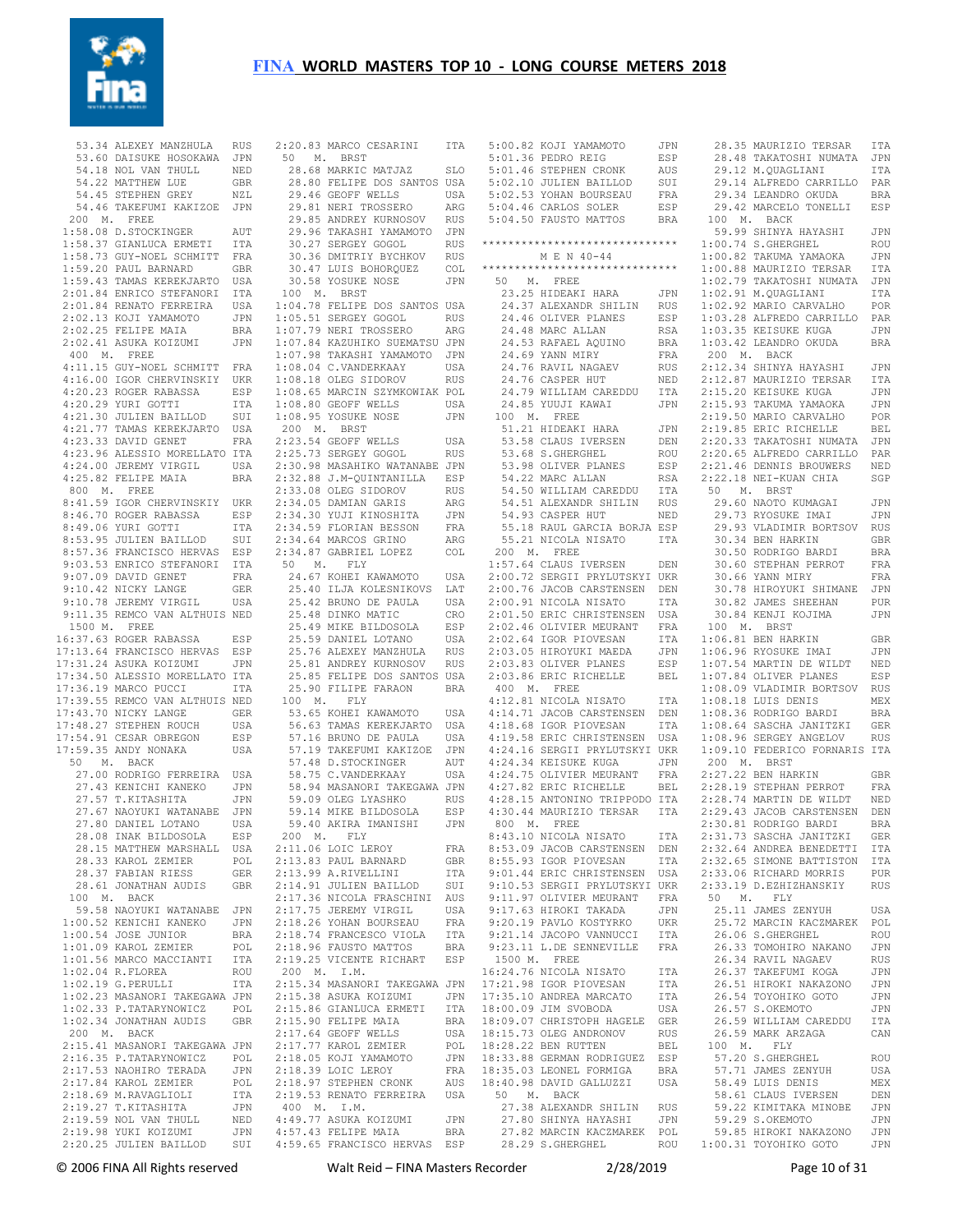# FINA WORLD MASTERS TOP 10 - LONG COURSE METERS 2018

```
   53.34 ALEXEY MANZHULA    RUS
   53.60 DAISUKE HOSOKAWA   JPN
   54.18 NOL VAN THULL      NED
   54.22 MATTHEW LUE        GBR
   54.45 STEPHEN GREY       NZL
   54.46 TAKEFUMI KAKIZOE   JPN
 200  M.  FREE
 1:58.08 D.STOCKINGER       AUT
 1:58.37 GIANLUCA ERMETI    ITA
 1:58.73 GUY-NOEL SCHMITT   FRA
 1:59.20 PAUL BARNARD       GBR
 1:59.43 TAMAS KEREKJARTO   USA
 2:01.84 ENRICO STEFANORI   ITA
 2:01.84 RENATO FERREIRA    USA
 2:02.13 KOJI YAMAMOTO      JPN
 2:02.25 FELIPE MAIA        BRA
 2:02.41 ASUKA KOIZUMI      JPN
 400  M.  FREE
 4:11.15 GUY-NOEL SCHMITT   FRA
 4:16.00 IGOR CHERVINSKIY   UKR
 4:20.23 ROGER RABASSA      ESP
 4:20.29 YURI GOTTI         ITA
 4:21.30 JULIEN BAILLOD     SUI
 4:21.77 TAMAS KEREKJARTO   USA
 4:23.33 DAVID GENET        FRA
 4:23.96 ALESSIO MORELLATO  ITA
 4:24.00 JEREMY VIRGIL      USA
 4:25.82 FELIPE MAIA        BRA
 800  M.  FREE
 8:41.59 IGOR CHERVINSKIY   UKR
 8:46.70 ROGER RABASSA      ESP
 8:49.06 YURI GOTTI         ITA
 8:53.95 JULIEN BAILLOD     SUI
 8:57.36 FRANCISCO HERVAS   ESP
 9:03.53 ENRICO STEFANORI   ITA
 9:07.09 DAVID GENET        FRA
 9:10.42 NICKY LANGE        GER
 9:10.78 JEREMY VIRGIL      USA
 9:11.35 REMCO VAN ALTHUIS  NED
 1500 M.  FREE
16:37.63 ROGER RABASSA      ESP
17:13.64 FRANCISCO HERVAS   ESP
17:31.24 ASUKA KOIZUMI      JPN
17:34.50 ALESSIO MORELLATO  ITA
17:36.19 MARCO PUCCI        ITA
17:39.55 REMCO VAN ALTHUIS  NED
17:43.70 NICKY LANGE        GER
17:48.27 STEPHEN ROUCH      USA
17:54.91 CESAR OBREGON      ESP
17:59.35 ANDY NONAKA        USA
 50   M.  BACK
   27.00 RODRIGO FERREIRA   USA
   27.43 KENICHI KANEKO     JPN
   27.57 T.KITASHITA        JPN
   27.67 NAOYUKI WATANABE   JPN
   27.80 DANIEL LOTANO      USA
   28.08 INAK BILDOSOLA     ESP
   28.15 MATTHEW MARSHALL   USA
   28.33 KAROL ZEMIER       POL
   28.37 FABIAN RIESS       GER
   28.61 JONATHAN AUDIS     GBR
 100  M.  BACK
   59.58 NAOYUKI WATANABE   JPN
 1:00.52 KENICHI KANEKO     JPN
 1:00.54 JOSE JUNIOR        BRA
 1:01.09 KAROL ZEMIER       POL
 1:01.56 MARCO MACCIANTI    ITA
 1:02.04 R.FLOREA           ROU
 1:02.19 G.PERULLI          ITA
 1:02.23 MASANORI TAKEGAWA  JPN
 1:02.33 P.TATARYNOWICZ     POL
 1:02.34 JONATHAN AUDIS     GBR
 200  M.  BACK
 2:15.41 MASANORI TAKEGAWA  JPN
 2:16.35 P.TATARYNOWICZ     POL
 2:17.53 NAOHIRO TERADA     JPN
 2:17.84 KAROL ZEMIER       POL
 2:18.69 M.RAVAGLIOLI       ITA
 2:19.27 T.KITASHITA        JPN
 2:19.59 NOL VAN THULL      NED
 2:19.98 YUKI KOIZUMI       JPN
 2:20.25 JULIEN BAILLOD     SUI
 2:20.83 MARCO CESARINI     ITA
 50   M.  BRST
   28.68 MARKIC MATJAZ      SLO
   28.80 FELIPE DOS SANTOS  USA
   29.46 GEOFF WELLS        USA
   29.81 NERI TROSSERO      ARG
   29.85 ANDREY KURNOSOV    RUS
   29.96 TAKASHI YAMAMOTO   JPN
   30.27 SERGEY GOGOL       RUS
   30.36 DMITRIY BYCHKOV    RUS
   30.47 LUIS BOHORQUEZ     COL
   30.58 YOSUKE NOSE        JPN
 100  M.  BRST
 1:04.78 FELIPE DOS SANTOS  USA
 1:05.51 SERGEY GOGOL       RUS
 1:07.79 NERI TROSSERO      ARG
 1:07.84 KAZUHIKO SUEMATSU  JPN
 1:07.98 TAKASHI YAMAMOTO   JPN
 1:08.04 C.VANDERKAAY       USA
 1:08.18 OLEG SIDOROV       RUS
 1:08.65 MARCIN SZYMKOWIAK  POL
 1:08.80 GEOFF WELLS        USA
 1:08.95 YOSUKE NOSE        JPN
 200  M.  BRST
 2:23.54 GEOFF WELLS        USA
 2:25.73 SERGEY GOGOL       RUS
 2:30.98 MASAHIKO WATANABE  JPN
 2:32.88 J.M-QUINTANILLA    ESP
 2:33.08 OLEG SIDOROV       RUS
 2:34.05 DAMIAN GARIS       ARG
 2:34.30 YUJI KINOSHITA     JPN
 2:34.59 FLORIAN BESSON     FRA
 2:34.64 MARCOS GRINO       ARG
 2:34.87 GABRIEL LOPEZ      COL
 50   M.  FLY
   24.67 KOHEI KAWAMOTO     USA
   25.40 ILJA KOLESNIKOVS   LAT
   25.42 BRUNO DE PAULA     USA
   25.48 DINKO MATIC        CRO
   25.49 MIKE BILDOSOLA     ESP
   25.59 DANIEL LOTANO      USA
   25.76 ALEXEY MANZHULA    RUS
   25.81 ANDREY KURNOSOV    RUS
   25.85 FELIPE DOS SANTOS  USA
   25.90 FILIPE FARAON      BRA
 100  M.  FLY
   53.65 KOHEI KAWAMOTO     USA
   56.63 TAMAS KEREKJARTO   USA
   57.16 BRUNO DE PAULA     USA
   57.19 TAKEFUMI KAKIZOE   JPN
   57.48 D.STOCKINGER       AUT
   58.75 C.VANDERKAAY       USA
   58.94 MASANORI TAKEGAWA  JPN
   59.09 OLEG LYASHKO       RUS
   59.14 MIKE BILDOSOLA     ESP
   59.40 AKIRA IMANISHI     JPN
 200  M.  FLY
 2:11.06 LOIC LEROY         FRA
 2:13.83 PAUL BARNARD       GBR
 2:13.99 A.RIVELLINI        ITA
 2:14.91 JULIEN BAILLOD     SUI
 2:17.36 NICOLA FRASCHINI   AUS
 2:17.75 JEREMY VIRGIL      USA
 2:18.26 YOHAN BOURSEAU     FRA
 2:18.74 FRANCESCO VIOLA    ITA
 2:18.96 FAUSTO MATTOS      BRA
 2:19.25 VICENTE RICHART    ESP
 200  M.  I.M.
 2:15.34 MASANORI TAKEGAWA  JPN
 2:15.38 ASUKA KOIZUMI      JPN
 2:15.86 GIANLUCA ERMETI    ITA
 2:15.90 FELIPE MAIA        BRA
 2:17.64 GEOFF WELLS        USA
 2:17.77 KAROL ZEMIER       POL
 2:18.05 KOJI YAMAMOTO      JPN
 2:18.39 LOIC LEROY         FRA
 2:18.97 STEPHEN CRONK      AUS
 2:19.53 RENATO FERREIRA    USA
 400  M.  I.M.
 4:49.77 ASUKA KOIZUMI      JPN
 4:57.43 FELIPE MAIA        BRA
 4:59.65 FRANCISCO HERVAS   ESP
 5:00.82 KOJI YAMAMOTO      JPN
 5:01.36 PEDRO REIG         ESP
 5:01.46 STEPHEN CRONK      AUS
 5:02.10 JULIEN BAILLOD     SUI
 5:02.53 YOHAN BOURSEAU     FRA
 5:04.46 CARLOS SOLER       ESP
 5:04.50 FAUSTO MATTOS      BRA
```

```
******************************
         M E N  40-44
******************************
```

```
 50   M.  FREE
   23.25 HIDEAKI HARA       JPN
   24.37 ALEXANDR SHILIN    RUS
   24.46 OLIVER PLANES      ESP
   24.48 MARC ALLAN         RSA
   24.53 RAFAEL AQUINO      BRA
   24.69 YANN MIRY          FRA
   24.76 RAVIL NAGAEV       RUS
   24.76 CASPER HUT         NED
   24.79 WILLIAM CAREDDU    ITA
   24.85 YUUJI KAWAI        JPN
 100  M.  FREE
   51.21 HIDEAKI HARA       JPN
   53.58 CLAUS IVERSEN      DEN
   53.68 S.GHERGHEL         ROU
   53.98 OLIVER PLANES      ESP
   54.22 MARC ALLAN         RSA
   54.50 WILLIAM CAREDDU    ITA
   54.51 ALEXANDR SHILIN    RUS
   54.93 CASPER HUT         NED
   55.18 RAUL GARCIA BORJA  ESP
   55.21 NICOLA NISATO      ITA
 200  M.  FREE
 1:57.64 CLAUS IVERSEN      DEN
 2:00.72 SERGII PRYLUTSKYI  UKR
 2:00.76 JACOB CARSTENSEN   DEN
 2:00.91 NICOLA NISATO      ITA
 2:01.50 ERIC CHRISTENSEN   USA
 2:02.46 OLIVIER MEURANT    FRA
 2:02.64 IGOR PIOVESAN      ITA
 2:03.05 HIROYUKI MAEDA     JPN
 2:03.83 OLIVER PLANES      ESP
 2:03.86 ERIC RICHELLE      BEL
 400  M.  FREE
 4:12.81 NICOLA NISATO      ITA
 4:14.71 JACOB CARSTENSEN   DEN
 4:18.68 IGOR PIOVESAN      ITA
 4:19.58 ERIC CHRISTENSEN   USA
 4:24.16 SERGII PRYLUTSKYI  UKR
 4:24.34 KEISUKE KUGA       JPN
 4:24.75 OLIVIER MEURANT    FRA
 4:27.82 ERIC RICHELLE      BEL
 4:28.15 ANTONINO TRIPPODO  ITA
 4:30.44 MAURIZIO TERSAR    ITA
 800  M.  FREE
 8:43.10 NICOLA NISATO      ITA
 8:53.09 JACOB CARSTENSEN   DEN
 8:55.93 IGOR PIOVESAN      ITA
 9:01.44 ERIC CHRISTENSEN   USA
 9:10.53 SERGII PRYLUTSKYI  UKR
 9:11.97 OLIVIER MEURANT    FRA
 9:17.63 HIROKI TAKADA      JPN
 9:20.19 PAVLO KOSTYRKO     UKR
 9:21.14 JACOPO VANNUCCI    ITA
 9:23.11 L.DE SENNEVILLE    FRA
 1500 M.  FREE
16:24.76 NICOLA NISATO      ITA
17:21.98 IGOR PIOVESAN      ITA
17:35.10 ANDREA MARCATO     ITA
18:00.09 JIM SVOBODA        USA
18:09.07 CHRISTOPH HAGELE   GER
18:15.73 OLEG ANDRONOV      RUS
18:28.22 BEN RUTTEN         BEL
18:33.88 GERMAN RODRIGUEZ   ESP
18:35.03 LEONEL FORMIGA     BRA
18:40.98 DAVID GALLUZZI     USA
 50   M.  BACK
   27.38 ALEXANDR SHILIN    RUS
   27.80 SHINYA HAYASHI     JPN
   27.82 MARCIN KACZMAREK   POL
   28.29 S.GHERGHEL         ROU
   28.35 MAURIZIO TERSAR    ITA
   28.48 TAKATOSHI NUMATA   JPN
   29.12 M.QUAGLIANI        ITA
   29.14 ALFREDO CARRILLO   PAR
   29.34 LEANDRO OKUDA      BRA
   29.42 MARCELO TONELLI    ESP
 100  M.  BACK
   59.99 SHINYA HAYASHI     JPN
 1:00.74 S.GHERGHEL         ROU
 1:00.82 TAKUMA YAMAOKA     JPN
 1:00.88 MAURIZIO TERSAR    ITA
 1:02.79 TAKATOSHI NUMATA   JPN
 1:02.91 M.QUAGLIANI        ITA
 1:02.92 MARIO CARVALHO     POR
 1:03.28 ALFREDO CARRILLO   PAR
 1:03.35 KEISUKE KUGA       JPN
 1:03.42 LEANDRO OKUDA      BRA
 200  M.  BACK
 2:12.34 SHINYA HAYASHI     JPN
 2:12.87 MAURIZIO TERSAR    ITA
 2:15.20 KEISUKE KUGA       JPN
 2:15.93 TAKUMA YAMAOKA     JPN
 2:19.50 MARIO CARVALHO     POR
 2:19.85 ERIC RICHELLE      BEL
 2:20.33 TAKATOSHI NUMATA   JPN
 2:20.65 ALFREDO CARRILLO   PAR
 2:21.46 DENNIS BROUWERS    NED
 2:22.18 NEI-KUAN CHIA      SGP
 50   M.  BRST
   29.60 NAOTO KUMAGAI      JPN
   29.73 RYOSUKE IMAI       JPN
   29.93 VLADIMIR BORTSOV   RUS
   30.34 BEN HARKIN         GBR
   30.50 RODRIGO BARDI      BRA
   30.60 STEPHAN PERROT     FRA
   30.66 YANN MIRY          FRA
   30.78 HIROYUKI SHIMANE   JPN
   30.82 JAMES SHEEHAN      PUR
   30.84 KENJI KOJIMA       JPN
 100  M.  BRST
 1:06.81 BEN HARKIN         GBR
 1:06.96 RYOSUKE IMAI       JPN
 1:07.54 MARTIN DE WILDT    NED
 1:07.84 OLIVER PLANES      ESP
 1:08.09 VLADIMIR BORTSOV   RUS
 1:08.18 LUIS DENIS         MEX
 1:08.36 RODRIGO BARDI      BRA
 1:08.64 SASCHA JANITZKI    GER
 1:08.96 SERGEY ANGELOV     RUS
 1:09.10 FEDERICO FORNARIS  ITA
 200  M.  BRST
 2:27.22 BEN HARKIN         GBR
 2:28.19 STEPHAN PERROT     FRA
 2:28.74 MARTIN DE WILDT    NED
 2:29.43 JACOB CARSTENSEN   DEN
 2:30.81 RODRIGO BARDI      BRA
 2:31.73 SASCHA JANITZKI    GER
 2:32.64 ANDREA BENEDETTI   ITA
 2:32.65 SIMONE BATTISTON   ITA
 2:33.06 RICHARD MORRIS     PUR
 2:33.19 D.EZHIZHANSKIY     RUS
 50   M.  FLY
   25.11 JAMES ZENYUH       USA
   25.72 MARCIN KACZMAREK   POL
   26.06 S.GHERGHEL         ROU
   26.33 TOMOHIRO NAKANO    JPN
   26.34 RAVIL NAGAEV       RUS
   26.37 TAKEFUMI KOGA      JPN
   26.51 HIROKI NAKAZONO    JPN
   26.54 TOYOHIKO GOTO      JPN
   26.57 S.OKEMOTO          JPN
   26.59 WILLIAM CAREDDU    ITA
   26.59 MARK ARZAGA        CAN
 100  M.  FLY
   57.20 S.GHERGHEL         ROU
   57.71 JAMES ZENYUH       USA
   58.49 LUIS DENIS         MEX
   58.61 CLAUS IVERSEN      DEN
   59.22 KIMITAKA MINOBE    JPN
   59.29 S.OKEMOTO          JPN
   59.85 HIROKI NAKAZONO    JPN
 1:00.31 TOYOHIKO GOTO      JPN
```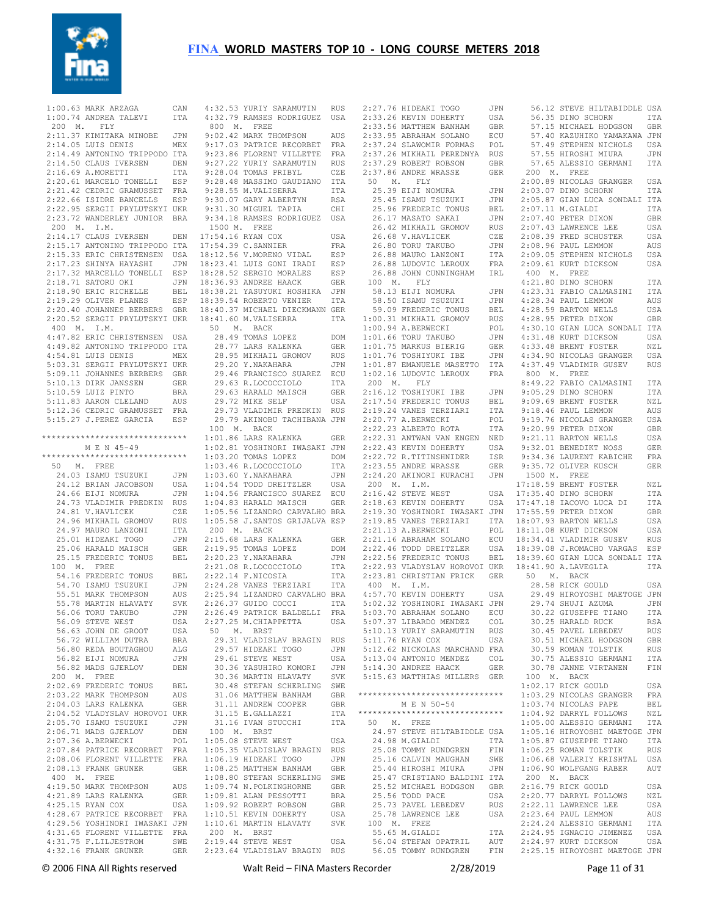# FINA WORLD MASTERS TOP 10 - LONG COURSE METERS 2018

```
1:00.63 MARK ARZAGA          CAN
1:00.74 ANDREA TALEVI        ITA
 200  M.  FLY
2:11.37 KIMITAKA MINOBE      JPN
2:14.05 LUIS DENIS           MEX
2:14.49 ANTONINO TRIPPODO ITA
2:14.50 CLAUS IVERSEN        DEN
2:16.69 A.MORETTI            ITA
2:20.61 MARCELO TONELLI      ESP
2:21.42 CEDRIC GRAMUSSET     FRA
2:22.66 ISIDRE BANCELLS      ESP
2:22.95 SERGII PRYLUTSKYI UKR
2:23.72 WANDERLEY JUNIOR     BRA
 200  M.  I.M.
2:14.17 CLAUS IVERSEN        DEN
2:15.17 ANTONINO TRIPPODO ITA
2:15.33 ERIC CHRISTENSEN     USA
2:17.23 SHINYA HAYASHI       JPN
2:17.32 MARCELLO TONELLI     ESP
2:18.71 SATORU OKI           JPN
2:18.90 ERIC RICHELLE        BEL
2:19.29 OLIVER PLANES        ESP
2:20.40 JOHANNES BERBERS     GBR
2:20.52 SERGII PRYLUTSKYI UKR
 400  M.  I.M.
4:47.82 ERIC CHRISTENSEN     USA
4:49.82 ANTONINO TRIPPODO ITA
4:54.81 LUIS DENIS           MEX
5:03.31 SERGII PRYLUTSKYI UKR
5:09.11 JOHANNES BERBERS     GBR
5:10.13 DIRK JANSSEN         GER
5:10.59 LUIZ PINTO           BRA
5:11.83 AARON CLELAND        AUS
5:12.36 CEDRIC GRAMUSSET     FRA
5:15.27 J.PEREZ GARCIA       ESP

******************************
        M E N  45-49
******************************
 50   M.  FREE
  24.03 ISAMU TSUZUKI        JPN
  24.12 BRIAN JACOBSON       USA
  24.66 EIJI NOMURA          JPN
  24.73 VLADIMIR PREDKIN     RUS
  24.81 V.HAVLICEK           CZE
  24.96 MIKHAIL GROMOV       RUS
  24.97 MAURO LANZONI        ITA
  25.01 HIDEAKI TOGO         JPN
  25.06 HARALD MAISCH        GER
  25.15 FREDERIC TONUS       BEL
 100  M.  FREE
  54.16 FREDERIC TONUS       BEL
  54.70 ISAMU TSUZUKI        JPN
  55.51 MARK THOMPSON        AUS
  55.78 MARTIN HLAVATY       SVK
  56.06 TORU TAKUBO          JPN
  56.09 STEVE WEST           USA
  56.63 JOHN DE GROOT        USA
  56.72 WILLIAM DUTRA        BRA
  56.80 REDA BOUTAGHOU       ALG
  56.82 EIJI NOMURA          JPN
  56.82 MADS GJERLOV         DEN
 200  M.  FREE
2:02.69 FREDERIC TONUS       BEL
2:03.22 MARK THOMPSON        AUS
2:04.03 LARS KALENKA         GER
2:04.52 VLADYSLAV HOROVOI UKR
2:05.70 ISAMU TSUZUKI        JPN
2:06.71 MADS GJERLOV         DEN
2:07.36 A.BERWECKI           POL
2:07.84 PATRICE RECORBET     FRA
2:08.06 FLORENT VILLETTE     FRA
2:08.13 FRANK GRUNER         GER
 400  M.  FREE
4:19.50 MARK THOMPSON        AUS
4:21.89 LARS KALENKA         GER
4:25.15 RYAN COX             USA
4:28.67 PATRICE RECORBET     FRA
4:29.56 YOSHINORI IWASAKI JPN
4:31.65 FLORENT VILLETTE     FRA
4:31.75 F.LILJESTROM         SWE
4:32.16 FRANK GRUNER         GER
4:32.53 YURIY SARAMUTIN      RUS
4:32.79 RAMSES RODRIGUEZ     USA
 800  M.  FREE
9:02.42 MARK THOMPSON        AUS
9:17.03 PATRICE RECORBET     FRA
9:23.86 FLORENT VILLETTE     FRA
9:27.22 YURIY SARAMUTIN      RUS
9:28.04 TOMAS PRIBYL         CZE
9:28.48 MASSIMO GAUDIANO     ITA
9:28.55 M.VALISERRA          ITA
9:30.07 GARY ALBERTYN        RSA
9:31.30 MIGUEL TAPIA         CHI
9:34.18 RAMSES RODRIGUEZ     USA
 1500 M.  FREE
17:54.16 RYAN COX            USA
17:54.39 C.SANNIER           FRA
18:12.56 V.MORENO VIDAL      ESP
18:23.41 LUIS GONI IRADI     ESP
18:28.52 SERGIO MORALES      ESP
18:36.93 ANDREE HAACK        GER
18:38.21 YASUYUKI HOSHIKA    JPN
18:39.54 ROBERTO VENIER      ITA
18:40.37 MICHAEL DIECKMANN GER
18:41.60 M.VALISERRA         ITA
 50   M.  BACK
  28.49 TOMAS LOPEZ          DOM
  28.77 LARS KALENKA         GER
  28.95 MIKHAIL GROMOV       RUS
  29.20 Y.NAKAHARA           JPN
  29.46 FRANCISCO SUAREZ     ECU
  29.63 R.LOCOCCIOLO         ITA
  29.63 HARALD MAISCH        GER
  29.72 MIKE SELF            USA
  29.73 VLADIMIR PREDKIN     RUS
  29.79 AKINOBU TACHIBANA JPN
 100  M.  BACK
1:01.86 LARS KALENKA         GER
1:02.81 YOSHINORI IWASAKI JPN
1:03.20 TOMAS LOPEZ          DOM
1:03.46 R.LOCOCCIOLO         ITA
1:03.60 Y.NAKAHARA           JPN
1:04.54 TODD DREITZLER       USA
1:04.56 FRANCISCO SUAREZ     ECU
1:04.83 HARALD MAISCH        GER
1:05.56 LIZANDRO CARVALHO BRA
1:05.58 J.SANTOS GRIJALVA ESP
 200  M.  BACK
2:15.68 LARS KALENKA         GER
2:19.95 TOMAS LOPEZ          DOM
2:20.23 Y.NAKAHARA           JPN
2:21.08 R.LOCOCCIOLO         ITA
2:22.14 F.NICOSIA            ITA
2:24.28 VANES TERZIARI       ITA
2:25.94 LIZANDRO CARVALHO BRA
2:26.37 GUIDO COCCI          ITA
2:26.49 PATRICK BALDELLI     FRA
2:27.25 M.CHIAPPETTA         USA
 50   M.  BRST
  29.31 VLADISLAV BRAGIN     RUS
  29.57 HIDEAKI TOGO         JPN
  29.61 STEVE WEST           USA
  30.36 YASUHIRO KOMORI      JPN
  30.36 MARTIN HLAVATY       SVK
  30.48 STEFAN SCHERLING     SWE
  31.06 MATTHEW BANHAM       GBR
  31.11 ANDREW COOPER        GBR
  31.15 E.GALLAZZI           ITA
  31.16 IVAN STUCCHI         ITA
 100  M.  BRST
1:05.08 STEVE WEST           USA
1:05.35 VLADISLAV BRAGIN     RUS
1:06.19 HIDEAKI TOGO         JPN
1:08.25 MATTHEW BANHAM       GBR
1:08.80 STEFAN SCHERLING     SWE
1:09.74 N.POLKINGHORNE       GBR
1:09.81 ALAN PESSOTTI        BRA
1:09.92 ROBERT ROBSON        GBR
1:10.51 KEVIN DOHERTY        USA
1:10.61 MARTIN HLAVATY       SVK
 200  M.  BRST
2:19.44 STEVE WEST           USA
2:23.64 VLADISLAV BRAGIN     RUS
2:27.76 HIDEAKI TOGO         JPN
2:33.26 KEVIN DOHERTY        USA
2:33.56 MATTHEW BANHAM       GBR
2:33.95 ABRAHAM SOLANO       ECU
2:37.24 SLAWOMIR FORMAS      POL
2:37.26 MIKHAIL PEREDNYA     RUS
2:37.29 ROBERT ROBSON        GBR
2:37.86 ANDRE WRASSE         GER
 50   M.  FLY
  25.39 EIJI NOMURA          JPN
  25.45 ISAMU TSUZUKI        JPN
  25.96 FREDERIC TONUS       BEL
  26.17 MASATO SAKAI         JPN
  26.42 MIKHAIL GROMOV       RUS
  26.68 V.HAVLICEK           CZE
  26.80 TORU TAKUBO          JPN
  26.88 MAURO LANZONI        ITA
  26.88 LUDOVIC LEROUX       FRA
  26.88 JOHN CUNNINGHAM      IRL
 100  M.  FLY
  58.13 EIJI NOMURA          JPN
  58.50 ISAMU TSUZUKI        JPN
  59.09 FREDERIC TONUS       BEL
1:00.31 MIKHAIL GROMOV       RUS
1:00.94 A.BERWECKI           POL
1:01.66 TORU TAKUBO          JPN
1:01.75 MARKUS BIERIG        GER
1:01.76 TOSHIYUKI IBE        JPN
1:01.87 EMANUELE MASETTO     ITA
1:02.16 LUDOVIC LEROUX       FRA
 200  M.  FLY
2:16.12 TOSHIYUKI IBE        JPN
2:17.54 FREDERIC TONUS       BEL
2:19.24 VANES TERZIARI       ITA
2:20.77 A.BERWECKI           POL
2:22.23 ALBERTO ROTA         ITA
2:22.31 ANTWAN VAN ENGEN     NED
2:22.43 KEVIN DOHERTY        USA
2:22.72 R.TITINSHNIDER       ISR
2:23.55 ANDRE WRASSE         GER
2:24.20 AKINORI KURACHI      JPN
 200  M.  I.M.
2:16.42 STEVE WEST           USA
2:18.63 KEVIN DOHERTY        USA
2:19.30 YOSHINORI IWASAKI JPN
2:19.85 VANES TERZIARI       ITA
2:21.13 A.BERWECKI           POL
2:21.16 ABRAHAM SOLANO       ECU
2:22.46 TODD DREITZLER       USA
2:22.56 FREDERIC TONUS       BEL
2:22.93 VLADYSLAV HOROVOI UKR
2:23.81 CHRISTIAN FRICK      GER
 400  M.  I.M.
4:57.70 KEVIN DOHERTY        USA
5:02.32 YOSHINORI IWASAKI JPN
5:03.70 ABRAHAM SOLANO       ECU
5:07.37 LIBARDO MENDEZ       COL
5:10.13 YURIY SARAMUTIN      RUS
5:11.76 RYAN COX             USA
5:12.62 NICKOLAS MARCHAND FRA
5:13.04 ANTONIO MENDEZ       COL
5:14.30 ANDREE HAACK         GER
5:15.63 MATTHIAS MILLERS     GER

******************************
        M E N  50-54
******************************
 50   M.  FREE
  24.97 STEVE HILTABIDDLE USA
  24.98 M.GIALDI             ITA
  25.08 TOMMY RUNDGREN       FIN
  25.16 CALVIN MAUGHAN       SWE
  25.44 HIROSHI MIURA        JPN
  25.47 CRISTIANO BALDINI ITA
  25.52 MICHAEL HODGSON      GBR
  25.56 TODD PACE            USA
  25.73 PAVEL LEBEDEV        RUS
  25.78 LAWRENCE LEE         USA
 100  M.  FREE
  55.65 M.GIALDI             ITA
  56.04 STEFAN OPATRIL       AUT
  56.05 TOMMY RUNDGREN       FIN
  56.12 STEVE HILTABIDDLE USA
  56.35 DINO SCHORN          ITA
  57.15 MICHAEL HODGSON      GBR
  57.40 KAZUHIKO YAMAKAWA JPN
  57.49 STEPHEN NICHOLS      USA
  57.55 HIROSHI MIURA        JPN
  57.65 ALESSIO GERMANI      ITA
 200  M.  FREE
2:00.89 NICOLAS GRANGER      USA
2:03.07 DINO SCHORN          ITA
2:05.87 GIAN LUCA SONDALI ITA
2:07.11 M.GIALDI             ITA
2:07.40 PETER DIXON          GBR
2:07.43 LAWRENCE LEE         USA
2:08.39 FRED SCHUSTER        USA
2:08.96 PAUL LEMMON          AUS
2:09.05 STEPHEN NICHOLS      USA
2:09.61 KURT DICKSON         USA
 400  M.  FREE
4:21.80 DINO SCHORN          ITA
4:23.31 FABIO CALMASINI      ITA
4:28.34 PAUL LEMMON          AUS
4:28.59 BARTON WELLS         USA
4:28.95 PETER DIXON          GBR
4:30.10 GIAN LUCA SONDALI ITA
4:31.48 KURT DICKSON         USA
4:33.48 BRENT FOSTER         NZL
4:34.90 NICOLAS GRANGER      USA
4:37.49 VLADIMIR GUSEV       RUS
 800  M.  FREE
8:49.22 FABIO CALMASINI      ITA
9:05.29 DINO SCHORN          ITA
9:09.69 BRENT FOSTER         NZL
9:18.46 PAUL LEMMON          AUS
9:19.76 NICOLAS GRANGER      USA
9:20.99 PETER DIXON          GBR
9:21.11 BARTON WELLS         USA
9:32.01 BENEDIKT NOSS        GER
9:34.36 LAURENT KABICHE      FRA
9:35.72 OLIVER KUSCH         GER
 1500 M.  FREE
17:18.59 BRENT FOSTER        NZL
17:35.40 DINO SCHORN         ITA
17:47.18 IACOVO LUCA DI      ITA
17:55.59 PETER DIXON         GBR
18:07.93 BARTON WELLS        USA
18:11.08 KURT DICKSON        USA
18:34.41 VLADIMIR GUSEV      RUS
18:39.08 J.ROMACHO VARGAS ESP
18:39.60 GIAN LUCA SONDALI ITA
18:41.90 A.LAVEGLIA          ITA
 50   M.  BACK
  28.58 RICK GOULD           USA
  29.49 HIROYOSHI MAETOGE JPN
  29.74 SHUJI AZUMA          JPN
  30.22 GIUSEPPE TIANO       ITA
  30.25 HARALD RUCK          RSA
  30.45 PAVEL LEBEDEV        RUS
  30.51 MICHAEL HODGSON      GBR
  30.59 ROMAN TOLSTIK        RUS
  30.75 ALESSIO GERMANI      ITA
  30.78 JANNE VIRTANEN       FIN
 100  M.  BACK
1:02.17 RICK GOULD           USA
1:03.29 NICOLAS GRANGER      FRA
1:03.74 NICOLAS PAPE         BEL
1:04.92 DARRYL FOLLOWS       NZL
1:05.00 ALESSIO GERMANI      ITA
1:05.16 HIROYOSHI MAETOGE JPN
1:05.87 GIUSEPPE TIANO       ITA
1:06.25 ROMAN TOLSTIK        RUS
1:06.68 VALERY KRISHTAL      USA
1:06.90 WOLFGANG RABER       AUT
 200  M.  BACK
2:16.79 RICK GOULD           USA
2:20.77 DARRYL FOLLOWS       NZL
2:22.11 LAWRENCE LEE         USA
2:23.64 PAUL LEMMON          AUS
2:24.24 ALESSIO GERMANI      ITA
2:24.95 IGNACIO JIMENEZ      USA
2:24.97 KURT DICKSON         USA
2:25.15 HIROYOSHI MAETOGE JPN
```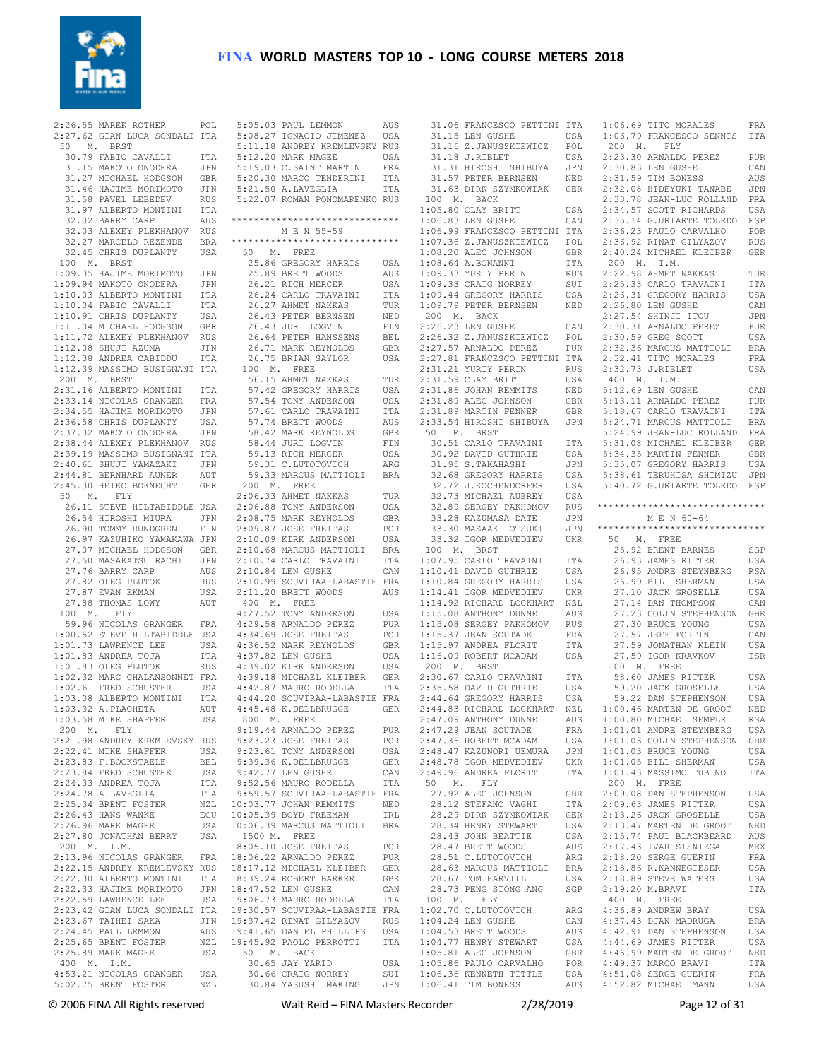# FINA WORLD MASTERS TOP 10 - LONG COURSE METERS 2018

```
 2:26.55 MAREK ROTHER       POL
 2:27.62 GIAN LUCA SONDALI  ITA
  50  M.  BRST
   30.79 FABIO CAVALLI      ITA
   31.15 MAKOTO ONODERA     JPN
   31.27 MICHAEL HODGSON    GBR
   31.46 HAJIME MORIMOTO    JPN
   31.58 PAVEL LEBEDEV      RUS
   31.97 ALBERTO MONTINI    ITA
   32.02 BARRY CARP         AUS
   32.03 ALEXEY PLEKHANOV   RUS
   32.27 MARCELO REZENDE    BRA
   32.45 CHRIS DUPLANTY     USA
 100  M.  BRST
 1:09.35 HAJIME MORIMOTO    JPN
 1:09.94 MAKOTO ONODERA     JPN
 1:10.03 ALBERTO MONTINI    ITA
 1:10.04 FABIO CAVALLI      ITA
 1:10.91 CHRIS DUPLANTY     USA
 1:11.04 MICHAEL HODGSON    GBR
 1:11.72 ALEXEY PLEKHANOV   RUS
 1:12.08 SHUJI AZUMA        JPN
 1:12.38 ANDREA CABIDDU     ITA
 1:12.39 MASSIMO BUSIGNANI  ITA
 200  M.  BRST
 2:31.16 ALBERTO MONTINI    ITA
 2:33.14 NICOLAS GRANGER    FRA
 2:34.55 HAJIME MORIMOTO    JPN
 2:36.58 CHRIS DUPLANTY     USA
 2:37.32 MAKOTO ONODERA     JPN
 2:38.44 ALEXEY PLEKHANOV   RUS
 2:39.19 MASSIMO BUSIGNANI  ITA
 2:40.61 SHUJI YAMAZAKI     JPN
 2:44.81 BERNHARD AUNER     AUT
 2:45.30 HEIKO BOKNECHT     GER
  50  M.  FLY
   26.11 STEVE HILTABIDDLE  USA
   26.54 HIROSHI MIURA      JPN
   26.90 TOMMY RUNDGREN     FIN
   26.97 KAZUHIKO YAMAKAWA  JPN
   27.07 MICHAEL HODGSON    GBR
   27.50 MASAKATSU RACHI    JPN
   27.76 BARRY CARP         AUS
   27.82 OLEG PLUTOK        RUS
   27.87 EVAN EKMAN         USA
   27.88 THOMAS LOWY        AUT
 100  M.  FLY
   59.96 NICOLAS GRANGER    FRA
 1:00.52 STEVE HILTABIDDLE  USA
 1:01.73 LAWRENCE LEE       USA
 1:01.83 ANDREA TOJA        ITA
 1:01.83 OLEG PLUTOK        RUS
 1:02.32 MARC CHALANSONNET  FRA
 1:02.61 FRED SCHUSTER      USA
 1:03.08 ALBERTO MONTINI    ITA
 1:03.32 A.PLACHETA         AUT
 1:03.58 MIKE SHAFFER       USA
 200  M.  FLY
 2:21.98 ANDREY KREMLEVSKY  RUS
 2:22.41 MIKE SHAFFER       USA
 2:23.83 F.BOCKSTAELE       BEL
 2:23.84 FRED SCHUSTER      USA
 2:24.33 ANDREA TOJA        ITA
 2:24.78 A.LAVEGLIA         ITA
 2:25.34 BRENT FOSTER       NZL
 2:26.43 HANS WANKE         ECU
 2:26.96 MARK MAGEE         USA
 2:27.80 JONATHAN BERRY     USA
 200  M.  I.M.
 2:13.96 NICOLAS GRANGER    FRA
 2:22.15 ANDREY KREMLEVSKY  RUS
 2:22.30 ALBERTO MONTINI    ITA
 2:22.33 HAJIME MORIMOTO    JPN
 2:22.59 LAWRENCE LEE       USA
 2:23.42 GIAN LUCA SONDALI  ITA
 2:23.67 TAIHEI SAKA        JPN
 2:24.45 PAUL LEMMON        AUS
 2:25.65 BRENT FOSTER       NZL
 2:25.89 MARK MAGEE         USA
 400  M.  I.M.
 4:53.21 NICOLAS GRANGER    USA
 5:02.75 BRENT FOSTER       NZL
 5:05.03 PAUL LEMMON        AUS
 5:08.27 IGNACIO JIMENEZ    USA
 5:11.18 ANDREY KREMLEVSKY  RUS
 5:12.20 MARK MAGEE         USA
 5:19.03 C.SAINT MARTIN     FRA
 5:20.30 MARCO TENDERINI    ITA
 5:21.50 A.LAVEGLIA         ITA
 5:22.07 ROMAN PONOMARENKO  RUS

******************************
          M E N  55-59
******************************
  50  M.  FREE
   25.86 GREGORY HARRIS     USA
   25.89 BRETT WOODS        AUS
   26.21 RICH MERCER        USA
   26.24 CARLO TRAVAINI     ITA
   26.27 AHMET NAKKAS       TUR
   26.43 PETER BERNSEN      NED
   26.43 JURI LOGVIN        FIN
   26.64 PETER HANSSENS     BEL
   26.71 MARK REYNOLDS      GBR
   26.75 BRIAN SAYLOR       USA
 100  M.  FREE
   56.15 AHMET NAKKAS       TUR
   57.42 GREGORY HARRIS     USA
   57.54 TONY ANDERSON      USA
   57.61 CARLO TRAVAINI     ITA
   57.74 BRETT WOODS        AUS
   58.42 MARK REYNOLDS      GBR
   58.44 JURI LOGVIN        FIN
   59.13 RICH MERCER        USA
   59.31 C.LUTOTOVICH       ARG
   59.33 MARCUS MATTIOLI    BRA
 200  M.  FREE
 2:06.33 AHMET NAKKAS       TUR
 2:06.88 TONY ANDERSON      USA
 2:08.75 MARK REYNOLDS      GBR
 2:09.87 JOSE FREITAS       POR
 2:10.09 KIRK ANDERSON      USA
 2:10.68 MARCUS MATTIOLI    BRA
 2:10.74 CARLO TRAVAINI     ITA
 2:10.84 LEN GUSHE          CAN
 2:10.99 SOUVIRAA-LABASTIE  FRA
 2:11.20 BRETT WOODS        AUS
 400  M.  FREE
 4:27.52 TONY ANDERSON      USA
 4:29.58 ARNALDO PEREZ      PUR
 4:34.69 JOSE FREITAS       POR
 4:36.52 MARK REYNOLDS      GBR
 4:37.82 LEN GUSHE          USA
 4:39.02 KIRK ANDERSON      USA
 4:39.18 MICHAEL KLEIBER    GER
 4:42.87 MAURO RODELLA      ITA
 4:44.20 SOUVIRAA-LABASTIE  FRA
 4:45.48 K.DELLBRUGGE       GER
 800  M.  FREE
 9:19.44 ARNALDO PEREZ      PUR
 9:23.23 JOSE FREITAS       POR
 9:23.61 TONY ANDERSON      USA
 9:39.36 K.DELLBRUGGE       GER
 9:42.77 LEN GUSHE          CAN
 9:52.56 MAURO RODELLA      ITA
 9:59.57 SOUVIRAA-LABASTIE  FRA
10:03.77 JOHAN REMMITS      NED
10:05.39 BOYD FREEMAN       IRL
10:06.39 MARCUS MATTIOLI    BRA
1500  M.  FREE
18:05.10 JOSE FREITAS       POR
18:06.22 ARNALDO PEREZ      PUR
18:17.12 MICHAEL KLEIBER    GER
18:39.24 ROBERT BARKER      GBR
18:47.52 LEN GUSHE          CAN
19:06.73 MAURO RODELLA      ITA
19:30.57 SOUVIRAA-LABASTIE  FRA
19:37.42 RINAT GILYAZOV     RUS
19:41.65 DANIEL PHILLIPS    USA
19:45.92 PAOLO PERROTTI     ITA
  50  M.  BACK
   30.65 JAY YARID          USA
   30.66 CRAIG NORREY       SUI
   30.84 YASUSHI MAKINO     JPN
   31.06 FRANCESCO PETTINI  ITA
   31.15 LEN GUSHE          USA
   31.16 Z.JANUSZKIEWICZ    POL
   31.18 J.RIBLET           USA
   31.31 HIROSHI SHIBUYA    JPN
   31.57 PETER BERNSEN      NED
   31.63 DIRK SZYMKOWIAK    GER
 100  M.  BACK
 1:05.80 CLAY BRITT         USA
 1:06.83 LEN GUSHE          CAN
 1:06.99 FRANCESCO PETTINI  ITA
 1:07.36 Z.JANUSZKIEWICZ    POL
 1:08.20 ALEC JOHNSON       GBR
 1:08.64 A.BONANNI          ITA
 1:09.33 YURIY PERIN        RUS
 1:09.33 CRAIG NORREY       SUI
 1:09.44 GREGORY HARRIS     USA
 1:09.79 PETER BERNSEN      NED
 200  M.  BACK
 2:26.23 LEN GUSHE          CAN
 2:26.32 Z.JANUSZKIEWICZ    POL
 2:27.57 ARNALDO PEREZ      PUR
 2:27.81 FRANCESCO PETTINI  ITA
 2:31.21 YURIY PERIN        RUS
 2:31.59 CLAY BRITT         USA
 2:31.86 JOHAN REMMITS      NED
 2:31.89 ALEC JOHNSON       GBR
 2:31.89 MARTIN FENNER      GBR
 2:33.54 HIROSHI SHIBUYA    JPN
  50  M.  BRST
   30.51 CARLO TRAVAINI     ITA
   30.92 DAVID GUTHRIE      USA
   31.95 S.TAKAHASHI        JPN
   32.68 GREGORY HARRIS     USA
   32.72 J.KOCHENDORFER     USA
   32.73 MICHAEL AUBREY     USA
   32.89 SERGEY PAKHOMOV    RUS
   33.28 KAZUMASA DATE      JPN
   33.30 MASAAKI OTSUKI     JPN
   33.32 IGOR MEDVEDIEV     UKR
 100  M.  BRST
 1:07.95 CARLO TRAVAINI     ITA
 1:10.41 DAVID GUTHRIE      USA
 1:10.84 GREGORY HARRIS     USA
 1:14.41 IGOR MEDVEDIEV     UKR
 1:14.92 RICHARD LOCKHART   NZL
 1:15.08 ANTHONY DUNNE      AUS
 1:15.08 SERGEY PAKHOMOV    RUS
 1:15.37 JEAN SOUTADE       FRA
 1:15.97 ANDREA FLORIT      ITA
 1:16.09 ROBERT MCADAM      USA
 200  M.  BRST
 2:30.67 CARLO TRAVAINI     ITA
 2:35.58 DAVID GUTHRIE      USA
 2:44.64 GREGORY HARRIS     USA
 2:44.83 RICHARD LOCKHART   NZL
 2:47.09 ANTHONY DUNNE      AUS
 2:47.29 JEAN SOUTADE       FRA
 2:47.36 ROBERT MCADAM      USA
 2:48.47 KAZUNORI UEMURA    JPN
 2:48.78 IGOR MEDVEDIEV     UKR
 2:49.96 ANDREA FLORIT      ITA
  50  M.  FLY
   27.92 ALEC JOHNSON       GBR
   28.12 STEFANO VAGHI      ITA
   28.29 DIRK SZYMKOWIAK    GER
   28.34 HENRY STEWART      USA
   28.43 JOHN BEATTIE       USA
   28.47 BRETT WOODS        AUS
   28.51 C.LUTOTOVICH       ARG
   28.63 MARCUS MATTIOLI    BRA
   28.67 TOM HARVILL        USA
   28.73 PENG SIONG ANG     SGP
 100  M.  FLY
 1:02.70 C.LUTOTOVICH       ARG
 1:04.24 LEN GUSHE          CAN
 1:04.53 BRETT WOODS        AUS
 1:04.77 HENRY STEWART      USA
 1:05.81 ALEC JOHNSON       GBR
 1:05.86 PAULO CARVALHO     POR
 1:06.36 KENNETH TITTLE     USA
 1:06.41 TIM BONESS         AUS
 1:06.69 TITO MORALES       FRA
 1:06.79 FRANCESCO SENNIS   ITA
 200  M.  FLY
 2:23.30 ARNALDO PEREZ      PUR
 2:30.83 LEN GUSHE          CAN
 2:31.59 TIM BONESS         AUS
 2:32.08 HIDEYUKI TANABE    JPN
 2:33.78 JEAN-LUC ROLLAND   FRA
 2:34.57 SCOTT RICHARDS     USA
 2:35.14 G.URIARTE TOLEDO   ESP
 2:36.23 PAULO CARVALHO     POR
 2:36.92 RINAT GILYAZOV     RUS
 2:40.24 MICHAEL KLEIBER    GER
 200  M.  I.M.
 2:22.98 AHMET NAKKAS       TUR
 2:25.33 CARLO TRAVAINI     ITA
 2:26.31 GREGORY HARRIS     USA
 2:26.80 LEN GUSHE          CAN
 2:27.54 SHINJI ITOU        JPN
 2:30.31 ARNALDO PEREZ      PUR
 2:30.59 GREG SCOTT         USA
 2:32.36 MARCUS MATTIOLI    BRA
 2:32.41 TITO MORALES       FRA
 2:32.73 J.RIBLET           USA
 400  M.  I.M.
 5:12.69 LEN GUSHE          CAN
 5:13.11 ARNALDO PEREZ      PUR
 5:18.67 CARLO TRAVAINI     ITA
 5:24.71 MARCUS MATTIOLI    BRA
 5:24.99 JEAN-LUC ROLLAND   FRA
 5:31.08 MICHAEL KLEIBER    GER
 5:34.35 MARTIN FENNER      GBR
 5:35.07 GREGORY HARRIS     USA
 5:38.61 TERUHISA SHIMIZU   JPN
 5:40.72 G.URIARTE TOLEDO   ESP

******************************
          M E N  60-64
******************************
  50  M.  FREE
   25.92 BRENT BARNES       SGP
   26.93 JAMES RITTER       USA
   26.95 ANDRE STEYNBERG    RSA
   26.99 BILL SHERMAN       USA
   27.10 JACK GROSELLE      USA
   27.14 DAN THOMPSON       CAN
   27.23 COLIN STEPHENSON   GBR
   27.30 BRUCE YOUNG        USA
   27.57 JEFF FORTIN        CAN
   27.59 JONATHAN KLEIN     USA
   27.59 IGOR KRAVKOV       ISR
 100  M.  FREE
   58.60 JAMES RITTER       USA
   59.20 JACK GROSELLE      USA
   59.22 DAN STEPHENSON     USA
 1:00.46 MARTEN DE GROOT    NED
 1:00.80 MICHAEL SEMPLE     RSA
 1:01.01 ANDRE STEYNBERG    USA
 1:01.03 COLIN STEPHENSON   GBR
 1:01.03 BRUCE YOUNG        USA
 1:01.05 BILL SHERMAN       USA
 1:01.43 MASSIMO TUBINO     ITA
 200  M.  FREE
 2:09.08 DAN STEPHENSON     USA
 2:09.63 JAMES RITTER       USA
 2:13.26 JACK GROSELLE      USA
 2:13.47 MARTEN DE GROOT    NED
 2:15.74 PAUL BLACKBEARD    AUS
 2:17.43 IVAR SISNIEGA      MEX
 2:18.20 SERGE GUERIN       FRA
 2:18.86 R.KANNEGIESER      USA
 2:18.89 STEVE WATERS       USA
 2:19.20 M.BRAVI            ITA
 400  M.  FREE
 4:36.89 ANDREW BRAY        USA
 4:37.43 DJAN MADRUGA       BRA
 4:42.91 DAN STEPHENSON     USA
 4:44.69 JAMES RITTER       USA
 4:46.99 MARTEN DE GROOT    NED
 4:49.37 MARCO BRAVI        ITA
 4:51.08 SERGE GUERIN       FRA
 4:52.82 MICHAEL MANN       USA
```

© 2006 FINA All Rights reserved    Walt Reid – FINA Masters Recorder    2/28/2019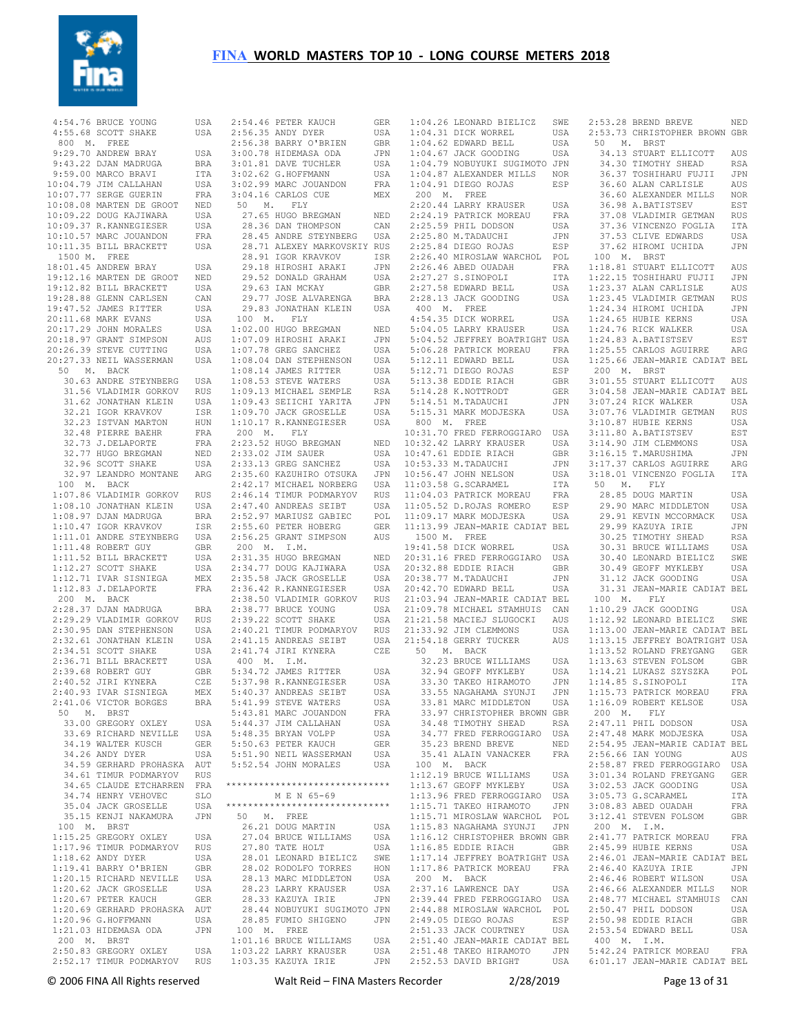# FINA WORLD MASTERS TOP 10 - LONG COURSE METERS 2018

4:54.76 BRUCE YOUNG USA
4:55.68 SCOTT SHAKE USA

800 M. FREE

9:29.70 ANDREW BRAY USA
9:43.22 DJAN MADRUGA BRA
9:59.00 MARCO BRAVI ITA
10:04.79 JIM CALLAHAN USA
10:07.77 SERGE GUERIN FRA
10:08.08 MARTEN DE GROOT NED
10:09.22 DOUG KAJIWARA USA
10:09.37 R.KANNEGIESER USA
10:10.57 MARC JOUANDON FRA
10:11.35 BILL BRACKETT USA

1500 M. FREE

18:01.45 ANDREW BRAY USA
19:12.16 MARTEN DE GROOT NED
19:12.82 BILL BRACKETT USA
19:28.88 GLENN CARLSEN CAN
19:47.52 JAMES RITTER USA
20:11.68 MARK EVANS USA
20:17.29 JOHN MORALES USA
20:18.97 GRANT SIMPSON AUS
20:26.39 STEVE CUTTING USA
20:27.33 NEIL WASSERMAN USA

50 M. BACK

30.63 ANDRE STEYNBERG USA
31.56 VLADIMIR GORKOV RUS
31.62 JONATHAN KLEIN USA
32.21 IGOR KRAVKOV ISR
32.23 ISTVAN MARTON HUN
32.48 PIERRE BAEHR FRA
32.73 J.DELAPORTE FRA
32.77 HUGO BREGMAN NED
32.96 SCOTT SHAKE USA
32.97 LEANDRO MONTANE ARG

100 M. BACK

1:07.86 VLADIMIR GORKOV RUS
1:08.10 JONATHAN KLEIN USA
1:08.97 DJAN MADRUGA BRA
1:10.47 IGOR KRAVKOV ISR
1:11.01 ANDRE STEYNBERG USA
1:11.48 ROBERT GUY GBR
1:11.52 BILL BRACKETT USA
1:12.27 SCOTT SHAKE USA
1:12.71 IVAR SISNIEGA MEX
1:12.83 J.DELAPORTE FRA

200 M. BACK

2:28.37 DJAN MADRUGA BRA
2:29.29 VLADIMIR GORKOV RUS
2:30.95 DAN STEPHENSON USA
2:32.61 JONATHAN KLEIN USA
2:34.51 SCOTT SHAKE USA
2:36.71 BILL BRACKETT USA
2:39.68 ROBERT GUY GBR
2:40.52 JIRI KYNERA CZE
2:40.93 IVAR SISNIEGA MEX
2:41.06 VICTOR BORGES BRA

50 M. BRST

33.00 GREGORY OXLEY USA
33.69 RICHARD NEVILLE USA
34.19 WALTER KUSCH GER
34.26 ANDY DYER USA
34.59 GERHARD PROHASKA AUT
34.61 TIMUR PODMARYOV RUS
34.65 CLAUDE ETCHARREN FRA
34.74 HENRY VEHOVEC SLO
35.04 JACK GROSELLE USA
35.15 KENJI NAKAMURA JPN

100 M. BRST

1:15.25 GREGORY OXLEY USA
1:17.96 TIMUR PODMARYOV RUS
1:18.62 ANDY DYER USA
1:19.41 BARRY O'BRIEN GBR
1:20.15 RICHARD NEVILLE USA
1:20.62 JACK GROSELLE USA
1:20.67 PETER KAUCH GER
1:20.69 GERHARD PROHASKA AUT
1:20.96 G.HOFFMANN USA
1:21.03 HIDEMASA ODA JPN

200 M. BRST

2:50.83 GREGORY OXLEY USA
2:52.17 TIMUR PODMARYOV RUS
2:54.46 PETER KAUCH GER
2:56.35 ANDY DYER USA
2:56.38 BARRY O'BRIEN GBR
3:00.78 HIDEMASA ODA JPN
3:01.81 DAVE TUCHLER USA
3:02.62 G.HOFFMANN USA
3:02.99 MARC JOUANDON FRA
3:04.16 CARLOS CUE MEX

50 M. FLY

27.65 HUGO BREGMAN NED
28.36 DAN THOMPSON CAN
28.45 ANDRE STEYNBERG USA
28.71 ALEXEY MARKOVSKIY RUS
28.91 IGOR KRAVKOV ISR
29.18 HIROSHI ARAKI JPN
29.52 DONALD GRAHAM USA
29.63 IAN MCKAY GBR
29.77 JOSE ALVARENGA BRA
29.83 JONATHAN KLEIN USA

100 M. FLY

1:02.00 HUGO BREGMAN NED
1:07.09 HIROSHI ARAKI JPN
1:07.78 GREG SANCHEZ USA
1:08.04 DAN STEPHENSON USA
1:08.14 JAMES RITTER USA
1:08.53 STEVE WATERS USA
1:09.13 MICHAEL SEMPLE RSA
1:09.43 SEIICHI YARITA JPN
1:09.70 JACK GROSELLE USA
1:10.17 R.KANNEGIESER USA

200 M. FLY

2:23.52 HUGO BREGMAN NED
2:33.02 JIM SAUER USA
2:33.13 GREG SANCHEZ USA
2:35.60 KAZUHIRO OTSUKA JPN
2:42.17 MICHAEL NORBERG USA
2:46.14 TIMUR PODMARYOV RUS
2:47.40 ANDREAS SEIBT USA
2:52.97 MARIUSZ GABIEC POL
2:55.60 PETER HOBERG GER
2:56.25 GRANT SIMPSON AUS

200 M. I.M.

2:31.35 HUGO BREGMAN NED
2:34.77 DOUG KAJIWARA USA
2:35.58 JACK GROSELLE USA
2:36.42 R.KANNEGIESER USA
2:38.50 VLADIMIR GORKOV RUS
2:38.77 BRUCE YOUNG USA
2:39.22 SCOTT SHAKE USA
2:40.21 TIMUR PODMARYOV RUS
2:41.15 ANDREAS SEIBT USA
2:41.74 JIRI KYNERA CZE

400 M. I.M.

5:34.72 JAMES RITTER USA
5:37.98 R.KANNEGIESER USA
5:40.37 ANDREAS SEIBT USA
5:41.99 STEVE WATERS USA
5:43.81 MARC JOUANDON FRA
5:44.37 JIM CALLAHAN USA
5:48.35 BRYAN VOLPP USA
5:50.63 PETER KAUCH GER
5:51.90 NEIL WASSERMAN USA
5:52.54 JOHN MORALES USA

******************************

## M E N 65-69

******************************

50 M. FREE

26.21 DOUG MARTIN USA
27.04 BRUCE WILLIAMS USA
27.80 TATE HOLT USA
28.01 LEONARD BIELICZ SWE
28.02 RODOLFO TORRES HON
28.13 MARC MIDDLETON USA
28.23 LARRY KRAUSER USA
28.33 KAZUYA IRIE JPN
28.44 NOBUYUKI SUGIMOTO JPN
28.85 FUMIO SHIGENO JPN

100 M. FREE

1:01.16 BRUCE WILLIAMS USA
1:03.22 LARRY KRAUSER USA
1:03.35 KAZUYA IRIE JPN
1:04.26 LEONARD BIELICZ SWE
1:04.31 DICK WORREL USA
1:04.62 EDWARD BELL USA
1:04.67 JACK GOODING USA
1:04.79 NOBUYUKI SUGIMOTO JPN
1:04.87 ALEXANDER MILLS NOR
1:04.91 DIEGO ROJAS ESP

200 M. FREE

2:20.44 LARRY KRAUSER USA
2:24.19 PATRICK MOREAU FRA
2:25.59 PHIL DODSON USA
2:25.80 M.TADAUCHI JPN
2:25.84 DIEGO ROJAS ESP
2:26.40 MIROSLAW WARCHOL POL
2:26.46 ABED OUADAH FRA
2:27.27 S.SINOPOLI ITA
2:27.58 EDWARD BELL USA
2:28.13 JACK GOODING USA

400 M. FREE

4:54.35 DICK WORREL USA
5:04.05 LARRY KRAUSER USA
5:04.52 JEFFREY BOATRIGHT USA
5:06.28 PATRICK MOREAU FRA
5:12.11 EDWARD BELL USA
5:12.71 DIEGO ROJAS ESP
5:13.38 EDDIE RIACH GBR
5:14.28 K.NOTTRODT GER
5:14.51 M.TADAUCHI JPN
5:15.31 MARK MODJESKA USA

800 M. FREE

10:31.70 FRED FERROGGIARO USA
10:32.42 LARRY KRAUSER USA
10:47.61 EDDIE RIACH GBR
10:53.33 M.TADAUCHI JPN
10:56.47 JOHN NELSON USA
11:03.58 G.SCARAMEL ITA
11:04.03 PATRICK MOREAU FRA
11:05.52 D.ROJAS ROMERO ESP
11:09.17 MARK MODJESKA USA
11:13.99 JEAN-MARIE CADIAT BEL

1500 M. FREE

19:41.58 DICK WORREL USA
20:31.16 FRED FERROGGIARO USA
20:32.88 EDDIE RIACH GBR
20:38.77 M.TADAUCHI JPN
20:42.70 EDWARD BELL USA
21:03.94 JEAN-MARIE CADIAT BEL
21:09.78 MICHAEL STAMHUIS CAN
21:21.58 MACIEJ SLUGOCKI AUS
21:33.92 JIM CLEMMONS USA
21:54.18 GERRY TUCKER AUS

50 M. BACK

32.23 BRUCE WILLIAMS USA
32.94 GEOFF MYKLEBY USA
33.30 TAKEO HIRAMOTO JPN
33.55 NAGAHAMA SYUNJI JPN
33.81 MARC MIDDLETON USA
33.97 CHRISTOPHER BROWN GBR
34.48 TIMOTHY SHEAD RSA
34.77 FRED FERROGGIARO USA
35.23 BREND BREVE NED
35.41 ALAIN VANACKER FRA

100 M. BACK

1:12.19 BRUCE WILLIAMS USA
1:13.67 GEOFF MYKLEBY USA
1:13.96 FRED FERROGGIARO USA
1:15.71 TAKEO HIRAMOTO JPN
1:15.71 MIROSLAW WARCHOL POL
1:15.83 NAGAHAMA SYUNJI JPN
1:16.12 CHRISTOPHER BROWN GBR
1:16.85 EDDIE RIACH GBR
1:17.14 JEFFREY BOATRIGHT USA
1:17.86 PATRICK MOREAU FRA

200 M. BACK

2:37.16 LAWRENCE DAY USA
2:39.44 FRED FERROGGIARO USA
2:44.88 MIROSLAW WARCHOL POL
2:49.05 DIEGO ROJAS ESP
2:51.33 JACK COURTNEY USA
2:51.40 JEAN-MARIE CADIAT BEL
2:51.48 TAKEO HIRAMOTO JPN
2:52.53 DAVID BRIGHT USA
2:53.28 BREND BREVE NED
2:53.73 CHRISTOPHER BROWN GBR

50 M. BRST

34.13 STUART ELLICOTT AUS
34.30 TIMOTHY SHEAD RSA
36.37 TOSHIHARU FUJII JPN
36.60 ALAN CARLISLE AUS
36.60 ALEXANDER MILLS NOR
36.98 A.BATISTSEV EST
37.08 VLADIMIR GETMAN RUS
37.36 VINCENZO FOGLIA ITA
37.53 CLIVE EDWARDS USA
37.62 HIROMI UCHIDA JPN

100 M. BRST

1:18.81 STUART ELLICOTT AUS
1:22.15 TOSHIHARU FUJII JPN
1:23.37 ALAN CARLISLE AUS
1:23.45 VLADIMIR GETMAN RUS
1:24.34 HIROMI UCHIDA JPN
1:24.65 HUBIE KERNS USA
1:24.76 RICK WALKER USA
1:24.83 A.BATISTSEV EST
1:25.55 CARLOS AGUIRRE ARG
1:25.66 JEAN-MARIE CADIAT BEL

200 M. BRST

3:01.55 STUART ELLICOTT AUS
3:04.58 JEAN-MARIE CADIAT BEL
3:07.24 RICK WALKER USA
3:07.76 VLADIMIR GETMAN RUS
3:10.87 HUBIE KERNS USA
3:11.80 A.BATISTSEV EST
3:14.90 JIM CLEMMONS USA
3:16.15 T.MARUSHIMA JPN
3:17.37 CARLOS AGUIRRE ARG
3:18.01 VINCENZO FOGLIA ITA

50 M. FLY

28.85 DOUG MARTIN USA
29.90 MARC MIDDLETON USA
29.91 KEVIN MCCORMACK USA
29.99 KAZUYA IRIE JPN
30.25 TIMOTHY SHEAD RSA
30.31 BRUCE WILLIAMS USA
30.40 LEONARD BIELICZ SWE
30.49 GEOFF MYKLEBY USA
31.12 JACK GOODING USA
31.31 JEAN-MARIE CADIAT BEL

100 M. FLY

1:10.29 JACK GOODING USA
1:12.92 LEONARD BIELICZ SWE
1:13.00 JEAN-MARIE CADIAT BEL
1:13.15 JEFFREY BOATRIGHT USA
1:13.52 ROLAND FREYGANG GER
1:13.63 STEVEN FOLSOM GBR
1:14.21 LUKASZ SZYSZKA POL
1:14.85 S.SINOPOLI ITA
1:15.73 PATRICK MOREAU FRA
1:16.09 ROBERT KELSOE USA

200 M. FLY

2:47.11 PHIL DODSON USA
2:47.48 MARK MODJESKA USA
2:54.95 JEAN-MARIE CADIAT BEL
2:56.66 IAN YOUNG AUS
2:58.87 FRED FERROGGIARO USA
3:01.34 ROLAND FREYGANG GER
3:02.53 JACK GOODING USA
3:05.73 G.SCARAMEL ITA
3:08.83 ABED OUADAH FRA
3:12.41 STEVEN FOLSOM GBR

200 M. I.M.

2:41.77 PATRICK MOREAU FRA
2:45.99 HUBIE KERNS USA
2:46.01 JEAN-MARIE CADIAT BEL
2:46.40 KAZUYA IRIE JPN
2:46.46 ROBERT WILSON USA
2:46.66 ALEXANDER MILLS NOR
2:48.77 MICHAEL STAMHUIS CAN
2:50.47 PHIL DODSON USA
2:50.98 EDDIE RIACH GBR
2:53.54 EDWARD BELL USA

400 M. I.M.

5:42.24 PATRICK MOREAU FRA
6:01.17 JEAN-MARIE CADIAT BEL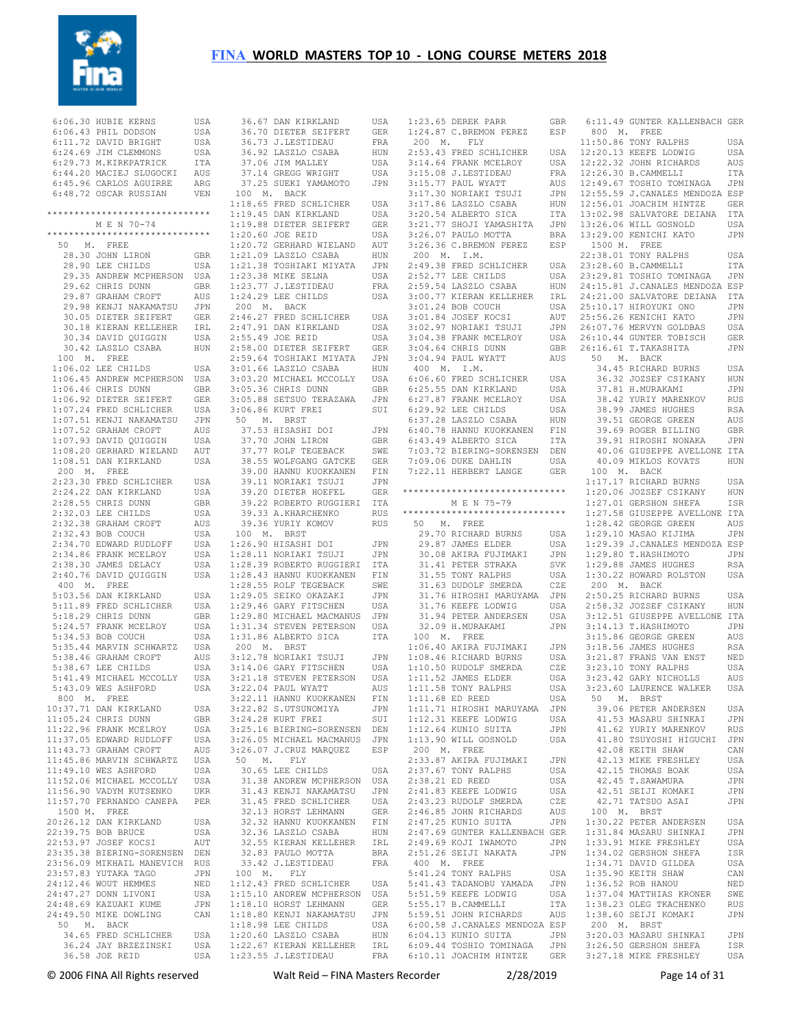# FINA WORLD MASTERS TOP 10 - LONG COURSE METERS 2018

```
 6:06.30 HUBIE KERNS            USA
 6:06.43 PHIL DODSON            USA
 6:11.72 DAVID BRIGHT           USA
 6:24.69 JIM CLEMMONS           USA
 6:29.73 M.KIRKPATRICK          ITA
 6:44.20 MACIEJ SLUGOCKI        AUS
 6:45.96 CARLOS AGUIRRE         ARG
 6:48.72 OSCAR RUSSIAN          VEN
```

```
*****************************
        M E N  70-74
*****************************
 50   M.  FREE
   28.30 JOHN LIRON             GBR
   28.90 LEE CHILDS             USA
   29.35 ANDREW MCPHERSON       USA
   29.62 CHRIS DUNN             GBR
   29.87 GRAHAM CROFT           AUS
   29.98 KENJI NAKAMATSU        JPN
   30.05 DIETER SEIFERT         GER
   30.18 KIERAN KELLEHER        IRL
   30.34 DAVID QUIGGIN          USA
   30.42 LASZLO CSABA           HUN
 100  M.  FREE
 1:06.02 LEE CHILDS             USA
 1:06.45 ANDREW MCPHERSON       USA
 1:06.46 CHRIS DUNN             GBR
 1:06.92 DIETER SEIFERT         GER
 1:07.24 FRED SCHLICHER         USA
 1:07.51 KENJI NAKAMATSU        JPN
 1:07.52 GRAHAM CROFT           AUS
 1:07.93 DAVID QUIGGIN          USA
 1:08.20 GERHARD WIELAND        AUT
 1:08.51 DAN KIRKLAND           USA
 200  M.  FREE
 2:23.30 FRED SCHLICHER         USA
 2:24.22 DAN KIRKLAND           USA
 2:28.55 CHRIS DUNN             GBR
 2:32.03 LEE CHILDS             USA
 2:32.38 GRAHAM CROFT           AUS
 2:32.43 BOB COUCH              USA
 2:34.70 EDWARD RUDLOFF         USA
 2:34.86 FRANK MCELROY          USA
 2:38.30 JAMES DELACY           USA
 2:40.76 DAVID QUIGGIN          USA
 400  M.  FREE
 5:03.56 DAN KIRKLAND           USA
 5:11.89 FRED SCHLICHER         USA
 5:18.29 CHRIS DUNN             GBR
 5:24.57 FRANK MCELROY          USA
 5:34.53 BOB COUCH              USA
 5:35.44 MARVIN SCHWARTZ        USA
 5:38.46 GRAHAM CROFT           AUS
 5:38.67 LEE CHILDS             USA
 5:41.49 MICHAEL MCCOLLY        USA
 5:43.09 WES ASHFORD            USA
 800  M.  FREE
10:37.71 DAN KIRKLAND           USA
11:05.24 CHRIS DUNN             GBR
11:22.96 FRANK MCELROY          USA
11:37.05 EDWARD RUDLOFF         USA
11:43.73 GRAHAM CROFT           AUS
11:45.86 MARVIN SCHWARTZ        USA
11:49.10 WES ASHFORD            USA
11:52.06 MICHAEL MCCOLLY        USA
11:56.90 VADYM KUTSENKO         UKR
11:57.70 FERNANDO CANEPA        PER
 1500 M.  FREE
20:26.12 DAN KIRKLAND           USA
22:39.75 BOB BRUCE              USA
22:53.97 JOSEF KOCSI            AUT
23:35.38 BIERING-SORENSEN       DEN
23:56.09 MIKHAIL MANEVICH       RUS
23:57.83 YUTAKA TAGO            JPN
24:12.46 WOUT HEMMES            NED
24:47.27 DONN LIVONI            USA
24:48.69 KAZUAKI KUME           JPN
24:49.50 MIKE DOWLING           CAN
 50   M.  BACK
   34.65 FRED SCHLICHER         USA
   36.24 JAY BRZEZINSKI         USA
   36.58 JOE REID               USA
   36.67 DAN KIRKLAND           USA
   36.70 DIETER SEIFERT         GER
   36.73 J.LESTIDEAU            FRA
   36.92 LASZLO CSABA           HUN
   37.06 JIM MALLEY             USA
   37.14 GREGG WRIGHT           USA
   37.25 SUEKI YAMAMOTO         JPN
 100  M.  BACK
 1:18.65 FRED SCHLICHER         USA
 1:19.45 DAN KIRKLAND           USA
 1:19.88 DIETER SEIFERT         GER
 1:20.60 JOE REID               USA
 1:20.72 GERHARD WIELAND        AUT
 1:21.09 LASZLO CSABA           HUN
 1:21.38 TOSHIAKI MIYATA        JPN
 1:23.38 MIKE SELNA             USA
 1:23.77 J.LESTIDEAU            FRA
 1:24.29 LEE CHILDS             USA
 200  M.  BACK
 2:46.27 FRED SCHLICHER         USA
 2:47.91 DAN KIRKLAND           USA
 2:55.49 JOE REID               USA
 2:58.00 DIETER SEIFERT         GER
 2:59.64 TOSHIAKI MIYATA        JPN
 3:01.66 LASZLO CSABA           HUN
 3:03.20 MICHAEL MCCOLLY        USA
 3:05.36 CHRIS DUNN             GBR
 3:05.88 SETSUO TERAZAWA        JPN
 3:06.86 KURT FREI              SUI
 50   M.  BRST
   37.53 HISASHI DOI            JPN
   37.70 JOHN LIRON             GBR
   37.77 ROLF TEGEBACK          SWE
   38.55 WOLFGANG GATCKE        GER
   39.00 HANNU KUOKKANEN        FIN
   39.11 NORIAKI TSUJI          JPN
   39.20 DIETER HOEFEL          GER
   39.22 ROBERTO RUGGIERI       ITA
   39.33 A.KHARCHENKO           RUS
   39.36 YURIY KOMOV            RUS
 100  M.  BRST
 1:26.90 HISASHI DOI            JPN
 1:28.11 NORIAKI TSUJI          JPN
 1:28.39 ROBERTO RUGGIERI       ITA
 1:28.43 HANNU KUOKKANEN        FIN
 1:28.55 ROLF TEGEBACK          SWE
 1:29.05 SEIKO OKAZAKI          JPN
 1:29.46 GARY FITSCHEN          USA
 1:29.80 MICHAEL MACMANUS       JPN
 1:31.34 STEVEN PETERSON        USA
 1:31.86 ALBERTO SICA           ITA
 200  M.  BRST
 3:12.78 NORIAKI TSUJI          JPN
 3:14.06 GARY FITSCHEN          USA
 3:21.18 STEVEN PETERSON        USA
 3:22.04 PAUL WYATT             AUS
 3:22.11 HANNU KUOKKANEN        FIN
 3:22.82 S.UTSUNOMIYA           JPN
 3:24.28 KURT FREI              SUI
 3:25.16 BIERING-SORENSEN       DEN
 3:26.05 MICHAEL MACMANUS       JPN
 3:26.07 J.CRUZ MARQUEZ         ESP
 50   M.  FLY
   30.65 LEE CHILDS             USA
   31.38 ANDREW MCPHERSON       USA
   31.43 KENJI NAKAMATSU        JPN
   31.45 FRED SCHLICHER         USA
   32.13 HORST LEHMANN          GER
   32.32 HANNU KUOKKANEN        FIN
   32.36 LASZLO CSABA           HUN
   32.55 KIERAN KELLEHER        IRL
   32.83 PAULO MOTTA            BRA
   33.42 J.LESTIDEAU            FRA
 100  M.  FLY
 1:12.43 FRED SCHLICHER         USA
 1:15.10 ANDREW MCPHERSON       USA
 1:18.10 HORST LEHMANN          GER
 1:18.80 KENJI NAKAMATSU        JPN
 1:18.98 LEE CHILDS             USA
 1:20.60 LASZLO CSABA           HUN
 1:22.67 KIERAN KELLEHER        IRL
 1:23.55 J.LESTIDEAU            FRA
 1:23.65 DEREK PARR             GBR
 1:24.87 C.BREMON PEREZ         ESP
 200  M.  FLY
 2:53.43 FRED SCHLICHER         USA
 3:14.64 FRANK MCELROY          USA
 3:15.08 J.LESTIDEAU            FRA
 3:15.77 PAUL WYATT             AUS
 3:17.30 NORIAKI TSUJI          JPN
 3:17.86 LASZLO CSABA           HUN
 3:20.54 ALBERTO SICA           ITA
 3:21.77 SHOJI YAMASHITA        JPN
 3:26.07 PAULO MOTTA            BRA
 3:26.36 C.BREMON PEREZ         ESP
 200  M.  I.M.
 2:49.38 FRED SCHLICHER         USA
 2:52.77 LEE CHILDS             USA
 2:59.54 LASZLO CSABA           HUN
 3:00.77 KIERAN KELLEHER        IRL
 3:01.24 BOB COUCH              USA
 3:01.84 JOSEF KOCSI            AUT
 3:02.97 NORIAKI TSUJI          JPN
 3:04.38 FRANK MCELROY          USA
 3:04.64 CHRIS DUNN             GBR
 3:04.94 PAUL WYATT             AUS
 400  M.  I.M.
 6:06.60 FRED SCHLICHER         USA
 6:25.55 DAN KIRKLAND           USA
 6:27.87 FRANK MCELROY          USA
 6:29.92 LEE CHILDS             USA
 6:37.28 LASZLO CSABA           HUN
 6:40.78 HANNU KUOKKANEN        FIN
 6:43.49 ALBERTO SICA           ITA
 7:03.72 BIERING-SORENSEN       DEN
 7:09.06 DUKE DAHLIN            USA
 7:22.11 HERBERT LANGE          GER
```

```
*****************************
        M E N  75-79
*****************************
 50   M.  FREE
   29.70 RICHARD BURNS          USA
   29.87 JAMES ELDER            USA
   30.08 AKIRA FUJIMAKI         JPN
   31.41 PETER STRAKA           SVK
   31.55 TONY RALPHS            USA
   31.63 DUDOLF SMERDA          CZE
   31.76 HIROSHI MARUYAMA       JPN
   31.76 KEEFE LODWIG           USA
   31.94 PETER ANDERSEN         USA
   32.09 H.MURAKAMI             JPN
 100  M.  FREE
 1:06.40 AKIRA FUJIMAKI         JPN
 1:08.46 RICHARD BURNS          USA
 1:10.50 RUDOLF SMERDA          CZE
 1:11.52 JAMES ELDER            USA
 1:11.58 TONY RALPHS            USA
 1:11.68 ED REED                USA
 1:11.71 HIROSHI MARUYAMA       JPN
 1:12.31 KEEFE LODWIG           USA
 1:12.64 KUNIO SUITA            JPN
 1:13.90 WILL GOSNOLD           USA
 200  M.  FREE
 2:33.87 AKIRA FUJIMAKI         JPN
 2:37.67 TONY RALPHS            USA
 2:38.21 ED REED                USA
 2:41.83 KEEFE LODWIG           USA
 2:43.23 RUDOLF SMERDA          CZE
 2:46.85 JOHN RICHARDS          AUS
 2:47.25 KUNIO SUITA            JPN
 2:47.69 GUNTER KALLENBACH      GER
 2:49.69 KOJI IWAMOTO           JPN
 2:51.26 SEIJI NAKATA           JPN
 400  M.  FREE
 5:41.24 TONY RALPHS            USA
 5:41.43 TADANOBU YAMADA        JPN
 5:51.59 KEEFE LODWIG           USA
 5:55.17 B.CAMMELLI             ITA
 5:59.51 JOHN RICHARDS          AUS
 6:00.58 J.CANALES MENDOZA      ESP
 6:04.13 KUNIO SUITA            JPN
 6:09.44 TOSHIO TOMINAGA        JPN
 6:10.11 JOACHIM HINTZE         GER
 6:11.49 GUNTER KALLENBACH      GER
 800  M.  FREE
11:50.86 TONY RALPHS            USA
12:20.13 KEEFE LODWIG           USA
12:22.32 JOHN RICHARDS          AUS
12:26.30 B.CAMMELLI             ITA
12:49.67 TOSHIO TOMINAGA        JPN
12:55.59 J.CANALES MENDOZA      ESP
12:56.01 JOACHIM HINTZE         GER
13:02.98 SALVATORE DEIANA       ITA
13:26.06 WILL GOSNOLD           USA
13:29.00 KENICHI KATO           JPN
 1500 M.  FREE
22:38.01 TONY RALPHS            USA
23:28.60 B.CAMMELLI             ITA
23:29.81 TOSHIO TOMINAGA        JPN
24:15.81 J.CANALES MENDOZA      ESP
24:21.00 SALVATORE DEIANA       ITA
25:10.17 HIROYUKI ONO           JPN
25:56.26 KENICHI KATO           JPN
26:07.76 MERVYN GOLDBAS         USA
26:10.44 GUNTER TOBISCH         GER
26:16.61 T.TAKASHITA            JPN
 50   M.  BACK
   34.45 RICHARD BURNS          USA
   36.32 JOZSEF CSIKANY         HUN
   37.81 H.MURAKAMI             JPN
   38.42 YURIY MARENKOV         RUS
   38.99 JAMES HUGHES           RSA
   39.51 GEORGE GREEN           AUS
   39.69 ROGER BILLING          GBR
   39.91 HIROSHI NONAKA         JPN
   40.06 GIUSEPPE AVELLONE      ITA
   40.09 MIKLOS KOVATS          HUN
 100  M.  BACK
 1:17.17 RICHARD BURNS          USA
 1:20.06 JOZSEF CSIKANY         HUN
 1:27.01 GERSHON SHEFA          ISR
 1:27.58 GIUSEPPE AVELLONE      ITA
 1:28.42 GEORGE GREEN           AUS
 1:29.10 MASAO KIJIMA           JPN
 1:29.39 J.CANALES MENDOZA      ESP
 1:29.80 T.HASHIMOTO            JPN
 1:29.88 JAMES HUGHES           RSA
 1:30.22 HOWARD ROLSTON         USA
 200  M.  BACK
 2:50.25 RICHARD BURNS          USA
 2:58.32 JOZSEF CSIKANY         HUN
 3:12.51 GIUSEPPE AVELLONE      ITA
 3:14.13 T.HASHIMOTO            JPN
 3:15.86 GEORGE GREEN           AUS
 3:18.56 JAMES HUGHES           RSA
 3:21.87 FRANS VAN ENST         NED
 3:23.10 TONY RALPHS            USA
 3:23.42 GARY NICHOLLS          AUS
 3:23.60 LAURENCE WALKER        USA
 50   M.  BRST
   39.06 PETER ANDERSEN         USA
   41.53 MASARU SHINKAI         JPN
   41.62 YURIY MARENKOV         RUS
   41.80 TSUYOSHI HIGUCHI       JPN
   42.08 KEITH SHAW             CAN
   42.13 MIKE FRESHLEY          USA
   42.15 THOMAS BOAK            USA
   42.45 T.SAWAMURA             JPN
   42.51 SEIJI KOMAKI           JPN
   42.71 TATSUO ASAI            JPN
 100  M.  BRST
 1:30.22 PETER ANDERSEN         USA
 1:31.84 MASARU SHINKAI         JPN
 1:33.91 MIKE FRESHLEY          USA
 1:34.02 GERSHON SHEFA          ISR
 1:34.71 DAVID GILDEA           USA
 1:35.90 KEITH SHAW             CAN
 1:36.52 ROB HANOU              NED
 1:37.04 MATTHIAS KRONER        SWE
 1:38.23 OLEG TKACHENKO         RUS
 1:38.60 SEIJI KOMAKI           JPN
 200  M.  BRST
 3:20.03 MASARU SHINKAI         JPN
 3:26.50 GERSHON SHEFA          ISR
 3:27.18 MIKE FRESHLEY          USA
```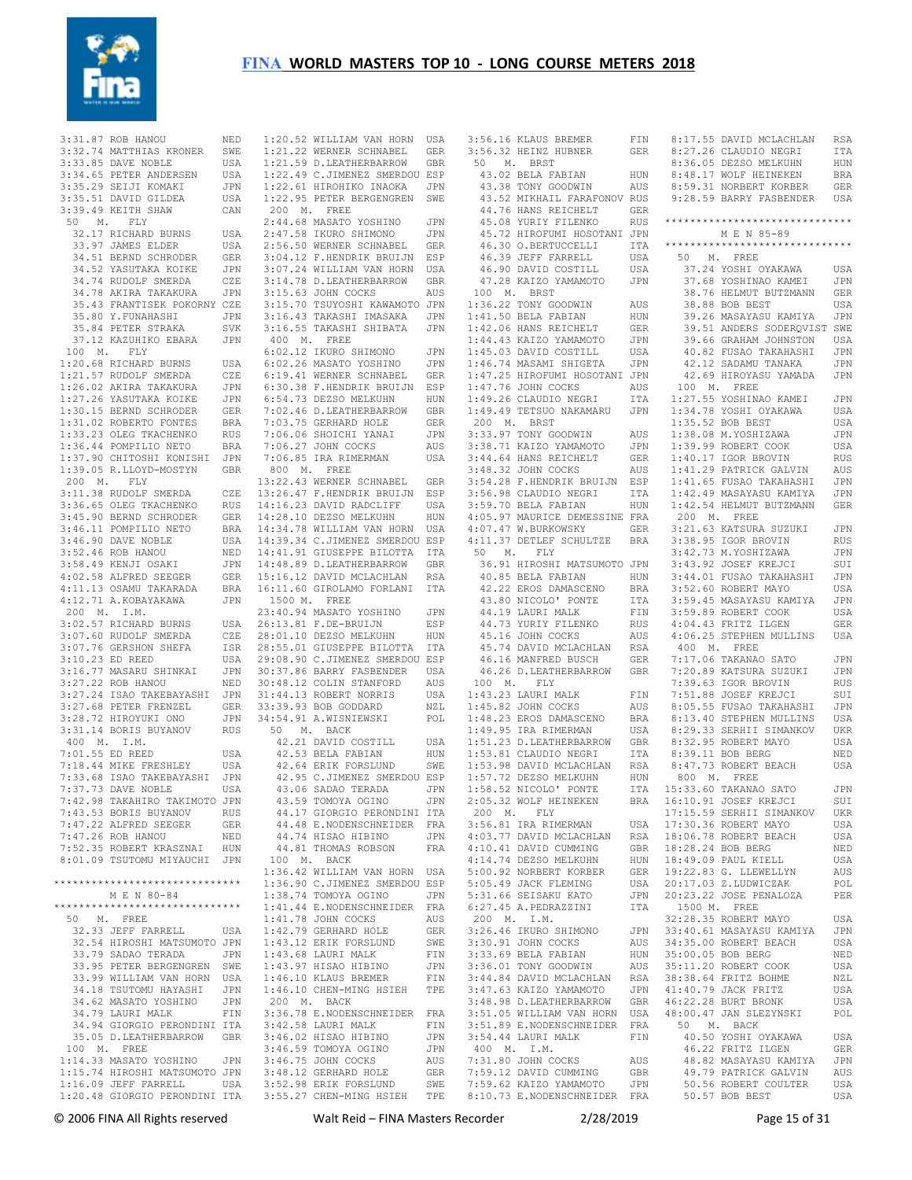3:31.87 ROB HANOU NED
3:32.74 MATTHIAS KRONER SWE
3:33.85 DAVE NOBLE USA
3:34.65 PETER ANDERSEN USA
3:35.29 SEIJI KOMAKI JPN
3:35.51 DAVID GILDEA USA
3:39.49 KEITH SHAW CAN

50 M. FLY
32.17 RICHARD BURNS USA
33.97 JAMES ELDER USA
34.51 BERND SCHRODER GER
34.52 YASUTAKA KOIKE JPN
34.74 RUDOLF SMERDA CZE
34.78 AKIRA TAKAKURA JPN
35.43 FRANTISEK POKORNY CZE
35.80 Y.FUNAHASHI JPN
35.84 PETER STRAKA SVK
37.12 KAZUHIKO EBARA JPN

100 M. FLY
1:20.68 RICHARD BURNS USA
1:21.57 RUDOLF SMERDA CZE
1:26.02 AKIRA TAKAKURA JPN
1:27.26 YASUTAKA KOIKE JPN
1:30.15 BERND SCHRODER GER
1:31.02 ROBERTO FONTES BRA
1:33.23 OLEG TKACHENKO RUS
1:36.44 POMPILIO NETO BRA
1:37.90 CHITOSHI KONISHI JPN
1:39.05 R.LLOYD-MOSTYN GBR

200 M. FLY
3:11.38 RUDOLF SMERDA CZE
3:36.65 OLEG TKACHENKO RUS
3:45.90 BERND SCHRODER GER
3:46.11 POMPILIO NETO BRA
3:46.90 DAVE NOBLE USA
3:52.46 ROB HANOU NED
3:58.49 KENJI OSAKI JPN
4:02.58 ALFRED SEEGER GER
4:11.13 OSAMU TAKARADA BRA
4:12.71 A.KOBAYAKAWA JPN

200 M. I.M.
3:02.57 RICHARD BURNS USA
3:07.60 RUDOLF SMERDA CZE
3:07.76 GERSHON SHEFA ISR
3:10.23 ED REED USA
3:16.77 MASARU SHINKAI JPN
3:27.22 ROB HANOU NED
3:27.24 ISAO TAKEBAYASHI JPN
3:27.68 PETER FRENZEL GER
3:28.72 HIROYUKI ONO JPN
3:31.14 BORIS BUYANOV RUS

400 M. I.M.
7:01.55 ED REED USA
7:18.44 MIKE FRESHLEY USA
7:33.68 ISAO TAKEBAYASHI JPN
7:37.73 DAVE NOBLE USA
7:42.98 TAKAHIRO TAKIMOTO JPN
7:43.53 BORIS BUYANOV RUS
7:47.22 ALFRED SEEGER GER
7:47.26 ROB HANOU NED
7:52.35 ROBERT KRASZNAI HUN
8:01.09 TSUTOMU MIYAUCHI JPN

******************************

## M E N 80-84

******************************

50 M. FREE
32.33 JEFF FARRELL USA
32.54 HIROSHI MATSUMOTO JPN
33.79 SADAO TERADA JPN
33.95 PETER BERGENGREN SWE
33.99 WILLIAM VAN HORN USA
34.18 TSUTOMU HAYASHI JPN
34.62 MASATO YOSHINO JPN
34.79 LAURI MALK FIN
34.94 GIORGIO PERONDINI ITA
35.05 D.LEATHERBARROW GBR

100 M. FREE
1:14.33 MASATO YOSHINO JPN
1:15.74 HIROSHI MATSUMOTO JPN
1:16.09 JEFF FARRELL USA
1:20.48 GIORGIO PERONDINI ITA
1:20.52 WILLIAM VAN HORN USA
1:21.22 WERNER SCHNABEL GER
1:21.59 D.LEATHERBARROW GBR
1:22.49 C.JIMENEZ SMERDOU ESP
1:22.61 HIROHIKO INAOKA JPN
1:22.95 PETER BERGENGREN SWE

200 M. FREE
2:44.68 MASATO YOSHINO JPN
2:47.58 IKURO SHIMONO JPN
2:56.50 WERNER SCHNABEL GER
3:04.12 F.HENDRIK BRUIJN ESP
3:07.24 WILLIAM VAN HORN USA
3:14.78 D.LEATHERBARROW GBR
3:15.63 JOHN COCKS AUS
3:15.70 TSUYOSHI KAWAMOTO JPN
3:16.43 TAKASHI IMASAKA JPN
3:16.55 TAKASHI SHIBATA JPN

400 M. FREE
6:02.12 IKURO SHIMONO JPN
6:02.26 MASATO YOSHINO JPN
6:19.41 WERNER SCHNABEL GER
6:30.38 F.HENDRIK BRUIJN ESP
6:54.73 DEZSO MELKUHN HUN
7:02.46 D.LEATHERBARROW GBR
7:03.75 GERHARD HOLE GER
7:06.06 SHOICHI YANAI JPN
7:06.27 JOHN COCKS AUS
7:06.85 IRA RIMERMAN USA

800 M. FREE
13:22.43 WERNER SCHNABEL GER
13:26.47 F.HENDRIK BRUIJN ESP
14:16.23 DAVID RADCLIFF USA
14:28.10 DEZSO MELKUHN HUN
14:34.78 WILLIAM VAN HORN USA
14:39.34 C.JIMENEZ SMERDOU ESP
14:41.91 GIUSEPPE BILOTTA ITA
14:48.89 D.LEATHERBARROW GBR
15:16.12 DAVID MCLACHLAN RSA
16:11.60 GIROLAMO FORLANI ITA

1500 M. FREE
23:40.94 MASATO YOSHINO JPN
26:13.81 F.DE-BRUIJN ESP
28:01.10 DEZSO MELKUHN HUN
28:55.01 GIUSEPPE BILOTTA ITA
29:08.90 C.JIMENEZ SMERDOU ESP
30:37.86 BARRY FASBENDER USA
30:48.12 COLIN STANFORD AUS
31:44.13 ROBERT NORRIS USA
33:39.93 BOB GODDARD NZL
34:54.91 A.WISNIEWSKI POL

50 M. BACK
42.21 DAVID COSTILL USA
42.53 BELA FABIAN HUN
42.64 ERIK FORSLUND SWE
42.95 C.JIMENEZ SMERDOU ESP
43.06 SADAO TERADA JPN
43.59 TOMOYA OGINO JPN
44.17 GIORGIO PERONDINI ITA
44.48 E.NODENSCHNEIDER FRA
44.74 HISAO HIBINO JPN
44.81 THOMAS ROBSON FRA

100 M. BACK
1:36.42 WILLIAM VAN HORN USA
1:36.90 C.JIMENEZ SMERDOU ESP
1:38.74 TOMOYA OGINO JPN
1:41.44 E.NODENSCHNEIDER FRA
1:41.78 JOHN COCKS AUS
1:42.79 GERHARD HOLE GER
1:43.12 ERIK FORSLUND SWE
1:43.68 LAURI MALK FIN
1:43.97 HISAO HIBINO JPN
1:46.10 KLAUS BREMER FIN
1:46.10 CHEN-MING HSIEH TPE

200 M. BACK
3:36.78 E.NODENSCHNEIDER FRA
3:42.58 LAURI MALK FIN
3:46.02 HISAO HIBINO JPN
3:46.59 TOMOYA OGINO JPN
3:46.75 JOHN COCKS AUS
3:48.12 GERHARD HOLE GER
3:52.98 ERIK FORSLUND SWE
3:55.27 CHEN-MING HSIEH TPE
3:56.16 KLAUS BREMER FIN
3:56.32 HEINZ HUBNER GER

50 M. BRST
43.02 BELA FABIAN HUN
43.38 TONY GOODWIN AUS
43.52 MIKHAIL FARAFONOV RUS
44.76 HANS REICHELT GER
45.08 YURIY FILENKO RUS
45.72 HIROFUMI HOSOTANI JPN
46.30 O.BERTUCCELLI ITA
46.39 JEFF FARRELL USA
46.90 DAVID COSTILL USA
47.28 KAIZO YAMAMOTO JPN

100 M. BRST
1:36.22 TONY GOODWIN AUS
1:41.50 BELA FABIAN HUN
1:42.06 HANS REICHELT GER
1:44.43 KAIZO YAMAMOTO JPN
1:45.03 DAVID COSTILL USA
1:46.74 MASAMI SHIGETA JPN
1:47.25 HIROFUMI HOSOTANI JPN
1:47.76 JOHN COCKS AUS
1:49.26 CLAUDIO NEGRI ITA
1:49.49 TETSUO NAKAMARU JPN

200 M. BRST
3:33.97 TONY GOODWIN AUS
3:38.71 KAIZO YAMAMOTO JPN
3:44.64 HANS REICHELT GER
3:48.32 JOHN COCKS AUS
3:54.28 F.HENDRIK BRUIJN ESP
3:56.98 CLAUDIO NEGRI ITA
3:59.70 BELA FABIAN HUN
4:05.97 MAURICE DEMESSINE FRA
4:07.47 W.BURKOWSKY GER
4:11.37 DETLEF SCHULTZE BRA

50 M. FLY
36.91 HIROSHI MATSUMOTO JPN
40.85 BELA FABIAN HUN
42.22 EROS DAMASCENO BRA
43.80 NICOLO' PONTE ITA
44.19 LAURI MALK FIN
44.73 YURIY FILENKO RUS
45.16 JOHN COCKS AUS
45.74 DAVID MCLACHLAN RSA
46.16 MANFRED BUSCH GER
46.26 D.LEATHERBARROW GBR

100 M. FLY
1:43.23 LAURI MALK FIN
1:45.82 JOHN COCKS AUS
1:48.23 EROS DAMASCENO BRA
1:49.95 IRA RIMERMAN USA
1:51.23 D.LEATHERBARROW GBR
1:53.81 CLAUDIO NEGRI ITA
1:53.98 DAVID MCLACHLAN RSA
1:57.72 DEZSO MELKUHN HUN
1:58.52 NICOLO' PONTE ITA
2:05.32 WOLF HEINEKEN BRA

200 M. FLY
3:56.81 IRA RIMERMAN USA
4:03.77 DAVID MCLACHLAN RSA
4:10.41 DAVID CUMMING GBR
4:14.74 DEZSO MELKUHN HUN
5:00.92 NORBERT KORBER GER
5:05.49 JACK FLEMING USA
5:31.56 SEISAKU KATO JPN
6:27.45 A.PEDRAZZINI ITA

200 M. I.M.
3:26.46 IKURO SHIMONO JPN
3:30.91 JOHN COCKS AUS
3:33.69 BELA FABIAN HUN
3:36.01 TONY GOODWIN AUS
3:44.84 DAVID MCLACHLAN RSA
3:47.63 KAIZO YAMAMOTO JPN
3:48.98 D.LEATHERBARROW GBR
3:51.05 WILLIAM VAN HORN USA
3:51.89 E.NODENSCHNEIDER FRA
3:54.44 LAURI MALK FIN

400 M. I.M.
7:31.80 JOHN COCKS AUS
7:59.12 DAVID CUMMING GBR
7:59.62 KAIZO YAMAMOTO JPN
8:10.73 E.NODENSCHNEIDER FRA
8:17.55 DAVID MCLACHLAN RSA
8:27.26 CLAUDIO NEGRI ITA
8:36.05 DEZSO MELKUHN HUN
8:48.17 WOLF HEINEKEN BRA
8:59.31 NORBERT KORBER GER
9:28.59 BARRY FASBENDER USA

******************************

## M E N 85-89

******************************

50 M. FREE
37.24 YOSHI OYAKAWA USA
37.68 YOSHINAO KAMEI JPN
38.76 HELMUT BUTZMANN GER
38.88 BOB BEST USA
39.26 MASAYASU KAMIYA JPN
39.51 ANDERS SODERQVIST SWE
39.66 GRAHAM JOHNSTON USA
40.82 FUSAO TAKAHASHI JPN
42.12 SADAMU TANAKA JPN
42.69 HIROYASU YAMADA JPN

100 M. FREE
1:27.55 YOSHINAO KAMEI JPN
1:34.78 YOSHI OYAKAWA USA
1:35.52 BOB BEST USA
1:38.08 M.YOSHIZAWA JPN
1:39.99 ROBERT COOK USA
1:40.17 IGOR BROVIN RUS
1:41.29 PATRICK GALVIN AUS
1:41.65 FUSAO TAKAHASHI JPN
1:42.49 MASAYASU KAMIYA JPN
1:42.54 HELMUT BUTZMANN GER

200 M. FREE
3:21.63 KATSURA SUZUKI JPN
3:38.95 IGOR BROVIN RUS
3:42.73 M.YOSHIZAWA JPN
3:43.92 JOSEF KREJCI SUI
3:44.01 FUSAO TAKAHASHI JPN
3:52.60 ROBERT MAYO USA
3:59.45 MASAYASU KAMIYA JPN
3:59.89 ROBERT COOK USA
4:04.43 FRITZ ILGEN GER
4:06.25 STEPHEN MULLINS USA

400 M. FREE
7:17.06 TAKANAO SATO JPN
7:20.89 KATSURA SUZUKI JPN
7:39.63 IGOR BROVIN RUS
7:51.88 JOSEF KREJCI SUI
8:05.55 FUSAO TAKAHASHI JPN
8:13.40 STEPHEN MULLINS USA
8:29.33 SERHII SIMANKOV UKR
8:32.95 ROBERT MAYO USA
8:39.11 BOB BERG NED
8:47.73 ROBERT BEACH USA

800 M. FREE
15:33.60 TAKANAO SATO JPN
16:10.91 JOSEF KREJCI SUI
17:15.59 SERHII SIMANKOV UKR
17:30.36 ROBERT MAYO USA
18:06.78 ROBERT BEACH USA
18:28.24 BOB BERG NED
18:49.09 PAUL KIELL USA
19:22.83 G. LLEWELLYN AUS
20:17.03 Z.LUDWICZAK POL
20:23.22 JOSE PENALOZA PER

1500 M. FREE
32:28.35 ROBERT MAYO USA
33:40.61 MASAYASU KAMIYA JPN
34:35.00 ROBERT BEACH USA
35:00.05 BOB BERG NED
35:11.20 ROBERT COOK USA
38:38.64 FRITZ BOHME NZL
41:40.79 JACK FRITZ USA
46:22.28 BURT BRONK USA
48:00.47 JAN SLEZYNSKI POL

50 M. BACK
40.50 YOSHI OYAKAWA USA
46.22 FRITZ ILGEN GER
48.82 MASAYASU KAMIYA JPN
49.79 PATRICK GALVIN AUS
50.56 ROBERT COULTER USA
50.57 BOB BEST USA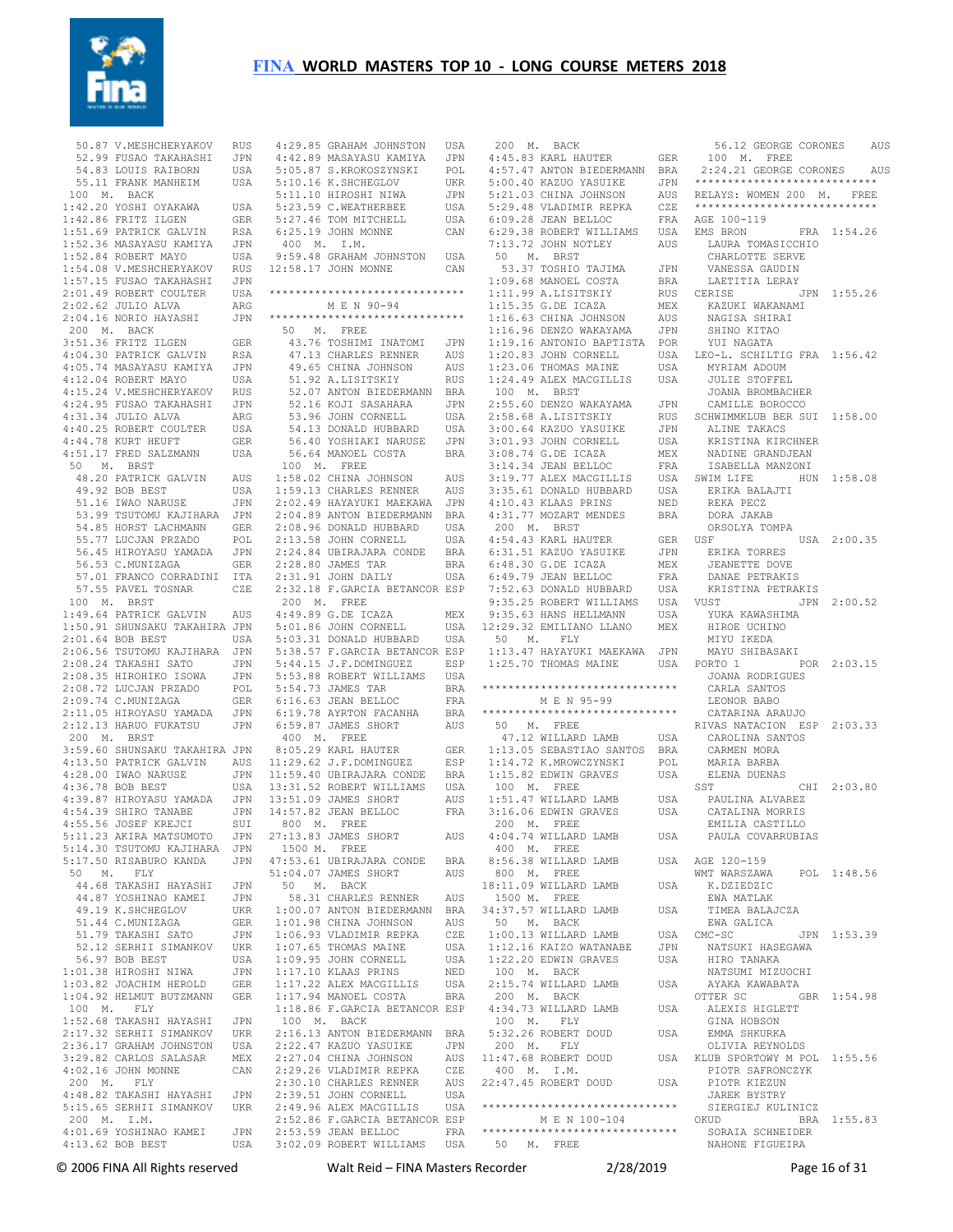50.87 V.MESHCHERYAKOV RUS
52.99 FUSAO TAKAHASHI JPN
54.83 LOUIS RAIBORN USA
55.11 FRANK MANHEIM USA

100 M. BACK
1:42.20 YOSHI OYAKAWA USA
1:42.86 FRITZ ILGEN GER
1:51.69 PATRICK GALVIN RSA
1:52.36 MASAYASU KAMIYA JPN
1:52.84 ROBERT MAYO USA
1:54.08 V.MESHCHERYAKOV RUS
1:57.15 FUSAO TAKAHASHI JPN
2:01.49 ROBERT COULTER USA
2:02.62 JULIO ALVA ARG
2:04.16 NORIO HAYASHI JPN

200 M. BACK
3:51.36 FRITZ ILGEN GER
4:04.30 PATRICK GALVIN RSA
4:05.74 MASAYASU KAMIYA JPN
4:12.04 ROBERT MAYO USA
4:15.24 V.MESHCHERYAKOV RUS
4:24.95 FUSAO TAKAHASHI JPN
4:31.34 JULIO ALVA ARG
4:40.25 ROBERT COULTER USA
4:44.78 KURT HEUFT GER
4:51.17 FRED SALZMANN USA

50 M. BRST
48.20 PATRICK GALVIN AUS
49.92 BOB BEST USA
51.16 IWAO NARUSE JPN
53.99 TSUTOMU KAJIHARA JPN
54.85 HORST LACHMANN GER
55.77 LUCJAN PRZADO POL
56.45 HIROYASU YAMADA JPN
56.53 C.MUNIZAGA GER
57.01 FRANCO CORRADINI ITA
57.55 PAVEL TOSNAR CZE

100 M. BRST
1:49.64 PATRICK GALVIN AUS
1:50.91 SHUNSAKU TAKAHIRA JPN
2:01.64 BOB BEST USA
2:06.56 TSUTOMU KAJIHARA JPN
2:08.24 TAKASHI SATO JPN
2:08.35 HIROHIKO ISOWA JPN
2:08.72 LUCJAN PRZADO POL
2:09.74 C.MUNIZAGA GER
2:11.05 HIROYASU YAMADA JPN
2:12.13 HARUO FUKATSU JPN

200 M. BRST
3:59.60 SHUNSAKU TAKAHIRA JPN
4:13.50 PATRICK GALVIN AUS
4:28.00 IWAO NARUSE JPN
4:36.78 BOB BEST USA
4:39.87 HIROYASU YAMADA JPN
4:54.39 SHIRO TANABE JPN
4:55.56 JOSEF KREJCI SUI
5:11.23 AKIRA MATSUMOTO JPN
5:14.30 TSUTOMU KAJIHARA JPN
5:17.50 RISABURO KANDA JPN

50 M. FLY
44.68 TAKASHI HAYASHI JPN
44.87 YOSHINAO KAMEI JPN
49.19 K.SHCHEGLOV UKR
51.44 C.MUNIZAGA GER
51.79 TAKASHI SATO JPN
52.12 SERHII SIMANKOV UKR
56.97 BOB BEST USA
1:01.38 HIROSHI NIWA JPN
1:03.82 JOACHIM HEROLD GER
1:04.92 HELMUT BUTZMANN GER

100 M. FLY
1:52.68 TAKASHI HAYASHI JPN
2:17.32 SERHII SIMANKOV UKR
2:36.17 GRAHAM JOHNSTON USA
3:29.82 CARLOS SALASAR MEX
4:02.16 JOHN MONNE CAN

200 M. FLY
4:48.82 TAKASHI HAYASHI JPN
5:15.65 SERHII SIMANKOV UKR

200 M. I.M.
4:01.69 YOSHINAO KAMEI JPN
4:13.62 BOB BEST USA
4:29.85 GRAHAM JOHNSTON USA
4:42.89 MASAYASU KAMIYA JPN
5:05.87 S.KROKOSZYNSKI POL
5:10.16 K.SHCHEGLOV UKR
5:11.10 HIROSHI NIWA JPN
5:23.59 C.WEATHERBEE USA
5:27.46 TOM MITCHELL USA
6:25.19 JOHN MONNE CAN

400 M. I.M.
9:59.48 GRAHAM JOHNSTON USA
12:58.17 JOHN MONNE CAN

*****************************
## M E N 90-94
*****************************

50 M. FREE
43.76 TOSHIMI INATOMI JPN
47.13 CHARLES RENNER AUS
49.65 CHINA JOHNSON AUS
51.92 A.LISITSKIY RUS
52.07 ANTON BIEDERMANN BRA
52.16 KOJI SASAHARA JPN
53.96 JOHN CORNELL USA
54.13 DONALD HUBBARD USA
56.40 YOSHIAKI NARUSE JPN
56.64 MANOEL COSTA BRA

100 M. FREE
1:58.02 CHINA JOHNSON AUS
1:59.13 CHARLES RENNER AUS
2:02.49 HAYAYUKI MAEKAWA JPN
2:04.89 ANTON BIEDERMANN BRA
2:08.96 DONALD HUBBARD USA
2:13.58 JOHN CORNELL USA
2:24.84 UBIRAJARA CONDE BRA
2:28.80 JAMES TAR BRA
2:31.91 JOHN DAILY USA
2:32.18 F.GARCIA BETANCOR ESP

200 M. FREE
4:49.89 G.DE ICAZA MEX
5:01.86 JOHN CORNELL USA
5:03.31 DONALD HUBBARD USA
5:38.57 F.GARCIA BETANCOR ESP
5:44.15 J.F.DOMINGUEZ ESP
5:53.88 ROBERT WILLIAMS USA
5:54.73 JAMES TAR BRA
6:16.63 JEAN BELLOC FRA
6:19.78 AYRTON FACANHA BRA
6:59.87 JAMES SHORT AUS

400 M. FREE
8:05.29 KARL HAUTER GER
11:29.62 J.F.DOMINGUEZ ESP
11:59.40 UBIRAJARA CONDE BRA
13:31.52 ROBERT WILLIAMS USA
13:51.09 JAMES SHORT AUS
14:57.82 JEAN BELLOC FRA

800 M. FREE
27:13.83 JAMES SHORT AUS

1500 M. FREE
47:53.61 UBIRAJARA CONDE BRA
51:04.07 JAMES SHORT AUS

50 M. BACK
58.31 CHARLES RENNER AUS
1:00.07 ANTON BIEDERMANN BRA
1:01.98 CHINA JOHNSON AUS
1:06.93 VLADIMIR REPKA CZE
1:07.65 THOMAS MAINE USA
1:09.95 JOHN CORNELL USA
1:17.10 KLAAS PRINS NED
1:17.22 ALEX MACGILLIS USA
1:17.94 MANOEL COSTA BRA
1:18.86 F.GARCIA BETANCOR ESP

100 M. BACK
2:16.13 ANTON BIEDERMANN BRA
2:22.47 KAZUO YASUIKE JPN
2:27.04 CHINA JOHNSON AUS
2:29.26 VLADIMIR REPKA CZE
2:30.10 CHARLES RENNER AUS
2:39.51 JOHN CORNELL USA
2:49.96 ALEX MACGILLIS USA
2:52.86 F.GARCIA BETANCOR ESP
2:53.59 JEAN BELLOC FRA
3:02.09 ROBERT WILLIAMS USA

200 M. BACK
4:45.83 KARL HAUTER GER
4:57.47 ANTON BIEDERMANN BRA
5:00.40 KAZUO YASUIKE JPN
5:21.03 CHINA JOHNSON AUS
5:29.48 VLADIMIR REPKA CZE
6:09.28 JEAN BELLOC FRA
6:29.38 ROBERT WILLIAMS USA
7:13.72 JOHN NOTLEY AUS

50 M. BRST
53.37 TOSHIO TAJIMA JPN
1:09.68 MANOEL COSTA BRA
1:11.99 A.LISITSKIY RUS
1:15.35 G.DE ICAZA MEX
1:16.63 CHINA JOHNSON AUS
1:16.96 DENZO WAKAYAMA JPN
1:19.16 ANTONIO BAPTISTA POR
1:20.83 JOHN CORNELL USA
1:23.06 THOMAS MAINE USA
1:24.49 ALEX MACGILLIS USA

100 M. BRST
2:55.60 DENZO WAKAYAMA JPN
2:58.68 A.LISITSKIY RUS
3:00.64 KAZUO YASUIKE JPN
3:01.93 JOHN CORNELL USA
3:08.74 G.DE ICAZA MEX
3:14.34 JEAN BELLOC FRA
3:19.77 ALEX MACGILLIS USA
3:35.61 DONALD HUBBARD USA
4:10.43 KLAAS PRINS NED
4:31.77 MOZART MENDES BRA

200 M. BRST
4:54.43 KARL HAUTER GER
6:31.51 KAZUO YASUIKE JPN
6:48.30 G.DE ICAZA MEX
6:49.79 JEAN BELLOC FRA
7:52.63 DONALD HUBBARD USA
9:35.25 ROBERT WILLIAMS USA
9:35.63 HANS HELLMANN USA
12:29.32 EMILIANO LLANO MEX

50 M. FLY
1:13.47 HAYAYUKI MAEKAWA JPN
1:25.70 THOMAS MAINE USA

*****************************
## M E N 95-99
*****************************

50 M. FREE
47.12 WILLARD LAMB USA
1:13.05 SEBASTIAO SANTOS BRA
1:14.72 K.MROWCZYNSKI POL
1:15.82 EDWIN GRAVES USA

100 M. FREE
1:51.47 WILLARD LAMB USA
3:16.06 EDWIN GRAVES USA

200 M. FREE
4:04.74 WILLARD LAMB USA

400 M. FREE
8:56.38 WILLARD LAMB USA

800 M. FREE
18:11.09 WILLARD LAMB USA

1500 M. FREE
34:37.57 WILLARD LAMB USA

50 M. BACK
1:00.13 WILLARD LAMB USA
1:12.16 KAIZO WATANABE JPN
1:22.20 EDWIN GRAVES USA

100 M. BACK
2:15.74 WILLARD LAMB USA

200 M. BACK
4:34.73 WILLARD LAMB USA

100 M. FLY
5:32.26 ROBERT DOUD USA

200 M. FLY
11:47.68 ROBERT DOUD USA

400 M. I.M.
22:47.45 ROBERT DOUD USA

*****************************
## M E N 100-104
*****************************

50 M. FREE
56.12 GEORGE CORONES AUS

100 M. FREE
2:24.21 GEORGE CORONES AUS

***************************
## RELAYS: WOMEN 200 M. FREE
***************************

AGE 100-119

EMS BRON FRA 1:54.26
LAURA TOMASICCHIO
CHARLOTTE SERVE
VANESSA GAUDIN
LAETITIA LERAY

CERISE JPN 1:55.26
KAZUKI WAKANAMI
NAGISA SHIRAI
SHINO KITAO
YUI NAGATA

LEO-L. SCHILTIG FRA 1:56.42
MYRIAM ADOUM
JULIE STOFFEL
JOANA BROMBACHER
CAMILLE BOROCCO

SCHWIMMKLUB BER SUI 1:58.00
ALINE TAKACS
KRISTINA KIRCHNER
NADINE GRANDJEAN
ISABELLA MANZONI

SWIM LIFE HUN 1:58.08
ERIKA BALAJTI
REKA PECZ
DORA JAKAB
ORSOLYA TOMPA

USF USA 2:00.35
ERIKA TORRES
JEANETTE DOVE
DANAE PETRAKIS
KRISTINA PETRAKIS

VUST JPN 2:00.52
YUKA KAWASHIMA
HIROE UCHINO
MIYU IKEDA
MAYU SHIBASAKI

PORTO 1 POR 2:03.15
JOANA RODRIGUES
CARLA SANTOS
LEONOR BABO
CATARINA ARAUJO

RIVAS NATACION ESP 2:03.33
CAROLINA SANTOS
CARMEN MORA
MARIA BARBA
ELENA DUENAS

SST CHI 2:03.80
PAULINA ALVAREZ
CATALINA MORRIS
EMILIA CASTILLO
PAULA COVARRUBIAS

AGE 120-159

WMT WARSZAWA POL 1:48.56
K.DZIEDZIC
EWA MATLAK
TIMEA BALAJCZA
EWA GALICA

CMC-SC JPN 1:53.39
NATSUKI HASEGAWA
HIRO TANAKA
NATSUMI MIZUOCHI
AYAKA KAWABATA

OTTER SC GBR 1:54.98
ALEXIS HIGLETT
GINA HOBSON
EMMA SHKURKA
OLIVIA REYNOLDS

KLUB SPORTOWY M POL 1:55.56
PIOTR SAFRONCZYK
PIOTR KIEZUN
JAREK BYSTRY
SIERGIEJ KULINICZ

OKUD BRA 1:55.83
SORAIA SCHNEIDER
NAHONE FIGUEIRA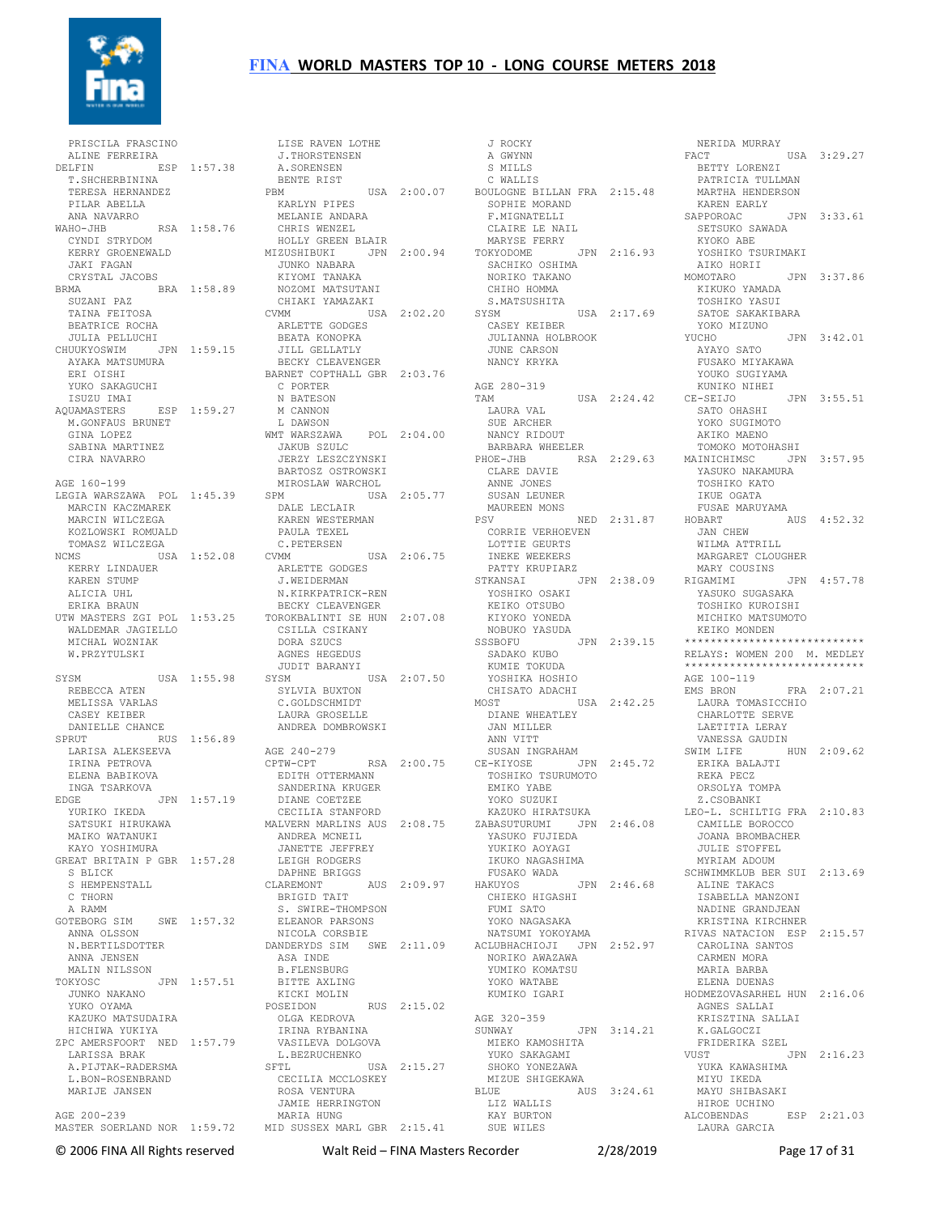PRISCILA FRASCINO
ALINE FERREIRA
DELFIN ESP 1:57.38
T.SHCHERBININA
TERESA HERNANDEZ
PILAR ABELLA
ANA NAVARRO
WAHO-JHB RSA 1:58.76
CYNDI STRYDOM
KERRY GROENEWALD
JAKI FAGAN
CRYSTAL JACOBS
BRMA BRA 1:58.89
SUZANI PAZ
TAINA FEITOSA
BEATRICE ROCHA
JULIA PELLUCHI
CHUUKYOSWIM JPN 1:59.15
AYAKA MATSUMURA
ERI OISHI
YUKO SAKAGUCHI
ISUZU IMAI
AQUAMASTERS ESP 1:59.27
M.GONFAUS BRUNET
GINA LOPEZ
SABINA MARTINEZ
CIRA NAVARRO

AGE 160-199
LEGIA WARSZAWA POL 1:45.39
MARCIN KACZMAREK
MARCIN WILCZEGA
KOZLOWSKI ROMUALD
TOMASZ WILCZEGA
NCMS USA 1:52.08
KERRY LINDAUER
KAREN STUMP
ALICIA UHL
ERIKA BRAUN
UTW MASTERS ZGI POL 1:53.25
WALDEMAR JAGIELLO
MICHAL WOZNIAK
W.PRZYTULSKI

SYSM USA 1:55.98
REBECCA ATEN
MELISSA VARLAS
CASEY KEIBER
DANIELLE CHANCE
SPRUT RUS 1:56.89
LARISA ALEKSEEVA
IRINA PETROVA
ELENA BABIKOVA
INGA TSARKOVA
EDGE JPN 1:57.19
YURIKO IKEDA
SATSUKI HIRUKAWA
MAIKO WATANUKI
KAYO YOSHIMURA
GREAT BRITAIN P GBR 1:57.28
S BLICK
S HEMPENSTALL
C THORN
A RAMM
GOTEBORG SIM SWE 1:57.32
ANNA OLSSON
N.BERTILSDOTTER
ANNA JENSEN
MALIN NILSSON
TOKYOSC JPN 1:57.51
JUNKO NAKANO
YUKO OYAMA
KAZUKO MATSUDAIRA
HICHIWA YUKIYA
ZPC AMERSFOORT NED 1:57.79
LARISSA BRAK
A.PIJTAK-RADERSMA
L.BON-ROSENBRAND
MARIJE JANSEN

AGE 200-239
MASTER SOERLAND NOR 1:59.72
LISE RAVEN LOTHE
J.THORSTENSEN
A.SORENSEN
BENTE RIST
PBM USA 2:00.07
KARLYN PIPES
MELANIE ANDARA
CHRIS WENZEL
HOLLY GREEN BLAIR
MIZUSHIBUKI JPN 2:00.94
JUNKO NABARA
KIYOMI TANAKA
NOZOMI MATSUTANI
CHIAKI YAMAZAKI
CVMM USA 2:02.20
ARLETTE GODGES
BEATA KONOPKA
JILL GELLATLY
BECKY CLEAVENGER
BARNET COPTHALL GBR 2:03.76
C PORTER
N BATESON
M CANNON
L DAWSON
WMT WARSZAWA POL 2:04.00
JAKUB SZULC
JERZY LESZCZYNSKI
BARTOSZ OSTROWSKI
MIROSLAW WARCHOL
SPM USA 2:05.77
DALE LECLAIR
KAREN WESTERMAN
PAULA TEXEL
C.PETERSEN
CVMM USA 2:06.75
ARLETTE GODGES
J.WEIDERMAN
N.KIRKPATRICK-REN
BECKY CLEAVENGER
TOROKBALINTI SE HUN 2:07.08
CSILLA CSIKANY
DORA SZUCS
AGNES HEGEDUS
JUDIT BARANYI
SYSM USA 2:07.50
SYLVIA BUXTON
C.GOLDSCHMIDT
LAURA GROSELLE
ANDREA DOMBROWSKI

AGE 240-279
CPTW-CPT RSA 2:00.75
EDITH OTTERMANN
SANDERINA KRUGER
DIANE COETZEE
CECILIA STANFORD
MALVERN MARLINS AUS 2:08.75
ANDREA MCNEIL
JANETTE JEFFREY
LEIGH RODGERS
DAPHNE BRIGGS
CLAREMONT AUS 2:09.97
BRIGID TAIT
S. SWIRE-THOMPSON
ELEANOR PARSONS
NICOLA CORSBIE
DANDERYDS SIM SWE 2:11.09
ASA INDE
B.FLENSBURG
BITTE AXLING
KICKI MOLIN
POSEIDON RUS 2:15.02
OLGA KEDROVA
IRINA RYBANINA
VASILEVA DOLGOVA
L.BEZRUCHENKO
SFTL USA 2:15.27
CECILIA MCCLOSKEY
ROSA VENTURA
JAMIE HERRINGTON
MARIA HUNG
MID SUSSEX MARL GBR 2:15.41
J ROCKY
A GWYNN
S MILLS
C WALLIS
BOULOGNE BILLAN FRA 2:15.48
SOPHIE MORAND
F.MIGNATELLI
CLAIRE LE NAIL
MARYSE FERRY
TOKYODOME JPN 2:16.93
SACHIKO OSHIMA
NORIKO TAKANO
CHIHO HOMMA
S.MATSUSHITA
SYSM USA 2:17.69
CASEY KEIBER
JULIANNA HOLBROOK
JUNE CARSON
NANCY KRYKA

AGE 280-319
TAM USA 2:24.42
LAURA VAL
SUE ARCHER
NANCY RIDOUT
BARBARA WHEELER
PHOE-JHB RSA 2:29.63
CLARE DAVIE
ANNE JONES
SUSAN LEUNER
MAUREEN MONS
PSV NED 2:31.87
CORRIE VERHOEVEN
LOTTIE GEURTS
INEKE WEEKERS
PATTY KRUPIARZ
STKANSAI JPN 2:38.09
YOSHIKO OSAKI
KEIKO OTSUBO
KIYOKO YONEDA
NOBUKO YASUDA
SSSBOFU JPN 2:39.15
SADAKO KUBO
KUMIE TOKUDA
YOSHIKA HOSHIO
CHISATO ADACHI
MOST USA 2:42.25
DIANE WHEATLEY
JAN MILLER
ANN VITT
SUSAN INGRAHAM
CE-KIYOSE JPN 2:45.72
TOSHIKO TSURUMOTO
EMIKO YABE
YOKO SUZUKI
KAZUKO HIRATSUKA
ZABASUTURUMI JPN 2:46.08
YASUKO FUJIEDA
YUKIKO AOYAGI
IKUKO NAGASHIMA
FUSAKO WADA
HAKUYOS JPN 2:46.68
CHIEKO HIGASHI
FUMI SATO
YOKO NAGASAKA
NATSUMI YOKOYAMA
ACLUBHACHIOJI JPN 2:52.97
NORIKO AWAZAWA
YUMIKO KOMATSU
YOKO WATABE
KUMIKO IGARI

AGE 320-359
SUNWAY JPN 3:14.21
MIEKO KAMOSHITA
YUKO SAKAGAMI
SHOKO YONEZAWA
MIZUE SHIGEKAWA
BLUE AUS 3:24.61
LIZ WALLIS
KAY BURTON
SUE WILES
NERIDA MURRAY
FACT USA 3:29.27
BETTY LORENZI
PATRICIA TULLMAN
MARTHA HENDERSON
KAREN EARLY
SAPPOROAC JPN 3:33.61
SETSUKO SAWADA
KYOKO ABE
YOSHIKO TSURIMAKI
AIKO HORII
MOMOTARO JPN 3:37.86
KIKUKO YAMADA
TOSHIKO YASUI
SATOE SAKAKIBARA
YOKO MIZUNO
YUCHO JPN 3:42.01
AYAYO SATO
FUSAKO MIYAKAWA
YOUKO SUGIYAMA
KUNIKO NIHEI
CE-SEIJO JPN 3:55.51
SATO OHASHI
YOKO SUGIMOTO
AKIKO MAENO
TOMOKO MOTOHASHI
MAINICHIMSC JPN 3:57.95
YASUKO NAKAMURA
TOSHIKO KATO
IKUE OGATA
FUSAE MARUYAMA
HOBART AUS 4:52.32
JAN CHEW
WILMA ATTRILL
MARGARET CLOUGHER
MARY COUSINS
RIGAMIMI JPN 4:57.78
YASUKO SUGASAKA
TOSHIKO KUROISHI
MICHIKO MATSUMOTO
KEIKO MONDEN

***************************
RELAYS: WOMEN 200 M. MEDLEY
***************************

AGE 100-119
EMS BRON FRA 2:07.21
LAURA TOMASICCHIO
CHARLOTTE SERVE
LAETITIA LERAY
VANESSA GAUDIN
SWIM LIFE HUN 2:09.62
ERIKA BALAJTI
REKA PECZ
ORSOLYA TOMPA
Z.CSOBANKI
LEO-L. SCHILTIG FRA 2:10.83
CAMILLE BOROCCO
JOANA BROMBACHER
JULIE STOFFEL
MYRIAM ADOUM
SCHWIMMKLUB BER SUI 2:13.69
ALINE TAKACS
ISABELLA MANZONI
NADINE GRANDJEAN
KRISTINA KIRCHNER
RIVAS NATACION ESP 2:15.57
CAROLINA SANTOS
CARMEN MORA
MARIA BARBA
ELENA DUENAS
HODMEZOVASARHEL HUN 2:16.06
AGNES SALLAI
KRISZTINA SALLAI
K.GALGOCZI
FRIDERIKA SZEL
VUST JPN 2:16.23
YUKA KAWASHIMA
MIYU IKEDA
MAYU SHIBASAKI
HIROE UCHINO
ALCOBENDAS ESP 2:21.03
LAURA GARCIA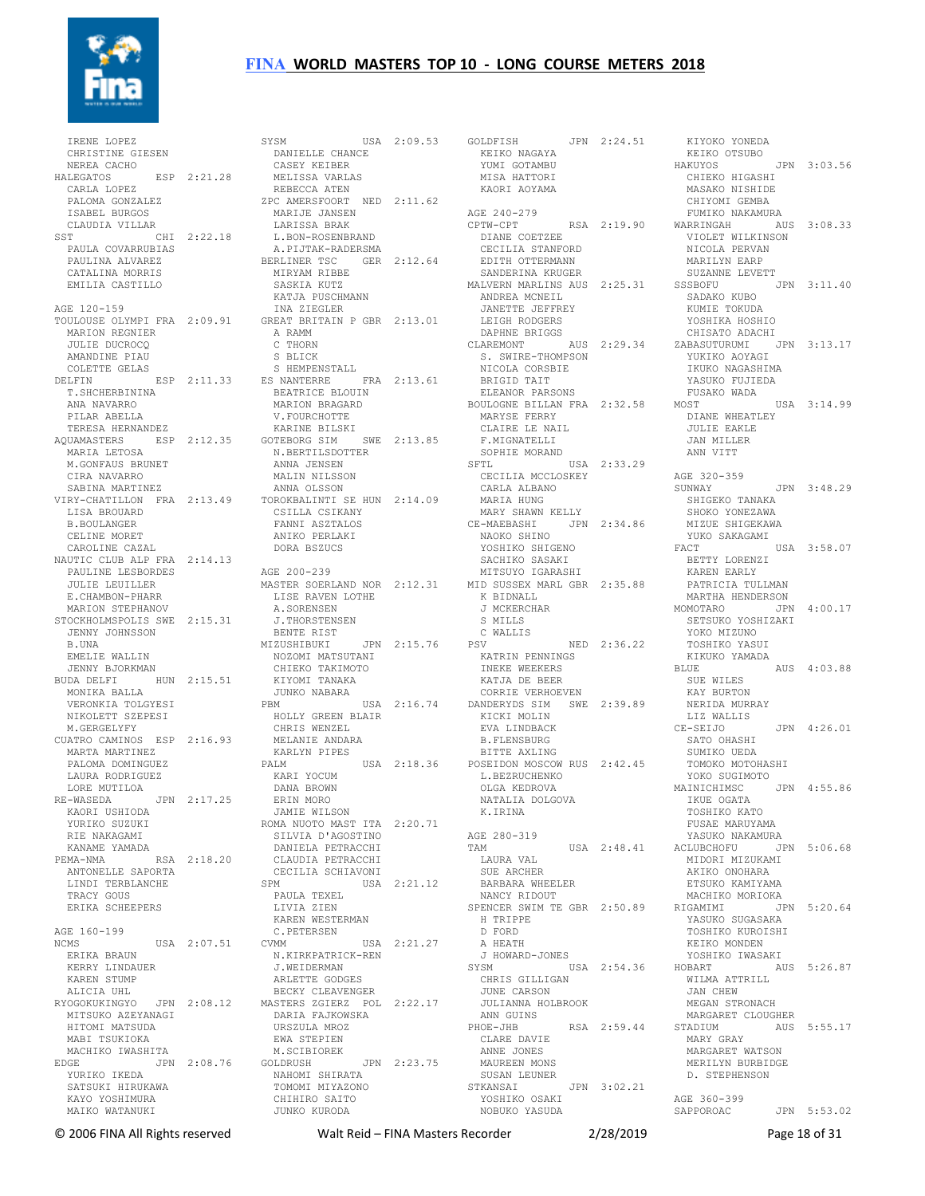IRENE LOPEZ
CHRISTINE GIESEN
NEREA CACHO

HALEGATOS ESP 2:21.28
CARLA LOPEZ
PALOMA GONZALEZ
ISABEL BURGOS
CLAUDIA VILLAR

SST CHI 2:22.18
PAULA COVARRUBIAS
PAULINA ALVAREZ
CATALINA MORRIS
EMILIA CASTILLO

AGE 120-159

TOULOUSE OLYMPI FRA 2:09.91
MARION REGNIER
JULIE DUCROCQ
AMANDINE PIAU
COLETTE GELAS

DELFIN ESP 2:11.33
T.SHCHERBININA
ANA NAVARRO
PILAR ABELLA
TERESA HERNANDEZ

AQUAMASTERS ESP 2:12.35
MARIA LETOSA
M.GONFAUS BRUNET
CIRA NAVARRO
SABINA MARTINEZ

VIRY-CHATILLON FRA 2:13.49
LISA BROUARD
B.BOULANGER
CELINE MORET
CAROLINE CAZAL

NAUTIC CLUB ALP FRA 2:14.13
PAULINE LESBORDES
JULIE LEUILLER
E.CHAMBON-PHARR
MARION STEPHANOV

STOCKHOLMSPOLIS SWE 2:15.31
JENNY JOHNSSON
B.UNA
EMELIE WALLIN
JENNY BJORKMAN

BUDA DELFI HUN 2:15.51
MONIKA BALLA
VERONKIA TOLGYESI
NIKOLETT SZEPESI
M.GERGELYFY

CUATRO CAMINOS ESP 2:16.93
MARTA MARTINEZ
PALOMA DOMINGUEZ
LAURA RODRIGUEZ
LORE MUTILOA

RE-WASEDA JPN 2:17.25
KAORI USHIODA
YURIKO SUZUKI
RIE NAKAGAMI
KANAME YAMADA

PEMA-NMA RSA 2:18.20
ANTONELLE SAPORTA
LINDI TERBLANCHE
TRACY GOUS
ERIKA SCHEEPERS

AGE 160-199

NCMS USA 2:07.51
ERIKA BRAUN
KERRY LINDAUER
KAREN STUMP
ALICIA UHL

RYOGOKUKINGYO JPN 2:08.12
MITSUKO AZEYANAGI
HITOMI MATSUDA
MABI TSUKIOKA
MACHIKO IWASHITA

EDGE JPN 2:08.76
YURIKO IKEDA
SATSUKI HIRUKAWA
KAYO YOSHIMURA
MAIKO WATANUKI

SYSM USA 2:09.53
DANIELLE CHANCE
CASEY KEIBER
MELISSA VARLAS
REBECCA ATEN

ZPC AMERSFOORT NED 2:11.62
MARIJE JANSEN
LARISSA BRAK
L.BON-ROSENBRAND
A.PIJTAK-RADERSMA

BERLINER TSC GER 2:12.64
MIRYAM RIBBE
SASKIA KUTZ
KATJA PUSCHMANN
INA ZIEGLER

GREAT BRITAIN P GBR 2:13.01
A RAMM
C THORN
S BLICK
S HEMPENSTALL

ES NANTERRE FRA 2:13.61
BEATRICE BLOUIN
MARION BRAGARD
V.FOURCHOTTE
KARINE BILSKI

GOTEBORG SIM SWE 2:13.85
N.BERTILSDOTTER
ANNA JENSEN
MALIN NILSSON
ANNA OLSSON

TOROKBALINTI SE HUN 2:14.09
CSILLA CSIKANY
FANNI ASZTALOS
ANIKO PERLAKI
DORA BSZUCS

AGE 200-239

MASTER SOERLAND NOR 2:12.31
LISE RAVEN LOTHE
A.SORENSEN
J.THORSTENSEN
BENTE RIST

MIZUSHIBUKI JPN 2:15.76
NOZOMI MATSUTANI
CHIEKO TAKIMOTO
KIYOMI TANAKA
JUNKO NABARA

PBM USA 2:16.74
HOLLY GREEN BLAIR
CHRIS WENZEL
MELANIE ANDARA
KARLYN PIPES

PALM USA 2:18.36
KARI YOCUM
DANA BROWN
ERIN MORO
JAMIE WILSON

ROMA NUOTO MAST ITA 2:20.71
SILVIA D'AGOSTINO
DANIELA PETRACCHI
CLAUDIA PETRACCHI
CECILIA SCHIAVONI

SPM USA 2:21.12
PAULA TEXEL
LIVIA ZIEN
KAREN WESTERMAN
C.PETERSEN

CVMM USA 2:21.27
N.KIRKPATRICK-REN
J.WEIDERMAN
ARLETTE GODGES
BECKY CLEAVENGER

MASTERS ZGIERZ POL 2:22.17
DARIA FAJKOWSKA
URSZULA MROZ
EWA STEPIEN
M.SCIBIOREK

GOLDRUSH JPN 2:23.75
NAHOMI SHIRATA
TOMOMI MIYAZONO
CHIHIRO SAITO
JUNKO KURODA

GOLDFISH JPN 2:24.51
KEIKO NAGAYA
YUMI GOTAMBU
MISA HATTORI
KAORI AOYAMA

AGE 240-279

CPTW-CPT RSA 2:19.90
DIANE COETZEE
CECILIA STANFORD
EDITH OTTERMANN
SANDERINA KRUGER

MALVERN MARLINS AUS 2:25.31
ANDREA MCNEIL
JANETTE JEFFREY
LEIGH RODGERS
DAPHNE BRIGGS

CLAREMONT AUS 2:29.34
S. SWIRE-THOMPSON
NICOLA CORSBIE
BRIGID TAIT
ELEANOR PARSONS

BOULOGNE BILLAN FRA 2:32.58
MARYSE FERRY
CLAIRE LE NAIL
F.MIGNATELLI
SOPHIE MORAND

SFTL USA 2:33.29
CECILIA MCCLOSKEY
CARLA ALBANO
MARIA HUNG
MARY SHAWN KELLY

CE-MAEBASHI JPN 2:34.86
NAOKO SHINO
YOSHIKO SHIGENO
SACHIKO SASAKI
MITSUYO IGARASHI

MID SUSSEX MARL GBR 2:35.88
K BIDNALL
J MCKERCHAR
S MILLS
C WALLIS

PSV NED 2:36.22
KATRIN PENNINGS
INEKE WEEKERS
KATJA DE BEER
CORRIE VERHOEVEN

DANDERYDS SIM SWE 2:39.89
KICKI MOLIN
EVA LINDBACK
B.FLENSBURG
BITTE AXLING

POSEIDON MOSCOW RUS 2:42.45
L.BEZRUCHENKO
OLGA KEDROVA
NATALIA DOLGOVA
K.IRINA

AGE 280-319

TAM USA 2:48.41
LAURA VAL
SUE ARCHER
BARBARA WHEELER
NANCY RIDOUT

SPENCER SWIM TE GBR 2:50.89
H TRIPPE
D FORD
A HEATH
J HOWARD-JONES

SYSM USA 2:54.36
CHRIS GILLIGAN
JUNE CARSON
JULIANNA HOLBROOK
ANN GUINS

PHOE-JHB RSA 2:59.44
CLARE DAVIE
ANNE JONES
MAUREEN MONS
SUSAN LEUNER

STKANSAI JPN 3:02.21
YOSHIKO OSAKI
NOBUKO YASUDA
KIYOKO YONEDA
KEIKO OTSUBO

HAKUYOS JPN 3:03.56
CHIEKO HIGASHI
MASAKO NISHIDE
CHIYOMI GEMBA
FUMIKO NAKAMURA

WARRINGAH AUS 3:08.33
VIOLET WILKINSON
NICOLA PERVAN
MARILYN EARP
SUZANNE LEVETT

SSSBOFU JPN 3:11.40
SADAKO KUBO
KUMIE TOKUDA
YOSHIKA HOSHIO
CHISATO ADACHI

ZABASUTURUMI JPN 3:13.17
YUKIKO AOYAGI
IKUKO NAGASHIMA
YASUKO FUJIEDA
FUSAKO WADA

MOST USA 3:14.99
DIANE WHEATLEY
JULIE EAKLE
JAN MILLER
ANN VITT

AGE 320-359

SUNWAY JPN 3:48.29
SHIGEKO TANAKA
SHOKO YONEZAWA
MIZUE SHIGEKAWA
YUKO SAKAGAMI

FACT USA 3:58.07
BETTY LORENZI
KAREN EARLY
PATRICIA TULLMAN
MARTHA HENDERSON

MOMOTARO JPN 4:00.17
SETSUKO YOSHIZAKI
YOKO MIZUNO
TOSHIKO YASUI
KIKUKO YAMADA

BLUE AUS 4:03.88
SUE WILES
KAY BURTON
NERIDA MURRAY
LIZ WALLIS

CE-SEIJO JPN 4:26.01
SATO OHASHI
SUMIKO UEDA
TOMOKO MOTOHASHI
YOKO SUGIMOTO

MAINICHIMSC JPN 4:55.86
IKUE OGATA
TOSHIKO KATO
FUSAE MARUYAMA
YASUKO NAKAMURA

ACLUBCHOFU JPN 5:06.68
MIDORI MIZUKAMI
AKIKO ONOHARA
ETSUKO KAMIYAMA
MACHIKO MORIOKA

RIGAMIMI JPN 5:20.64
YASUKO SUGASAKA
TOSHIKO KUROISHI
KEIKO MONDEN
YOSHIKO IWASAKI

HOBART AUS 5:26.87
WILMA ATTRILL
JAN CHEW
MEGAN STRONACH
MARGARET CLOUGHER

STADIUM AUS 5:55.17
MARY GRAY
MARGARET WATSON
MERILYN BURBIDGE
D. STEPHENSON

AGE 360-399

SAPPOROAC JPN 5:53.02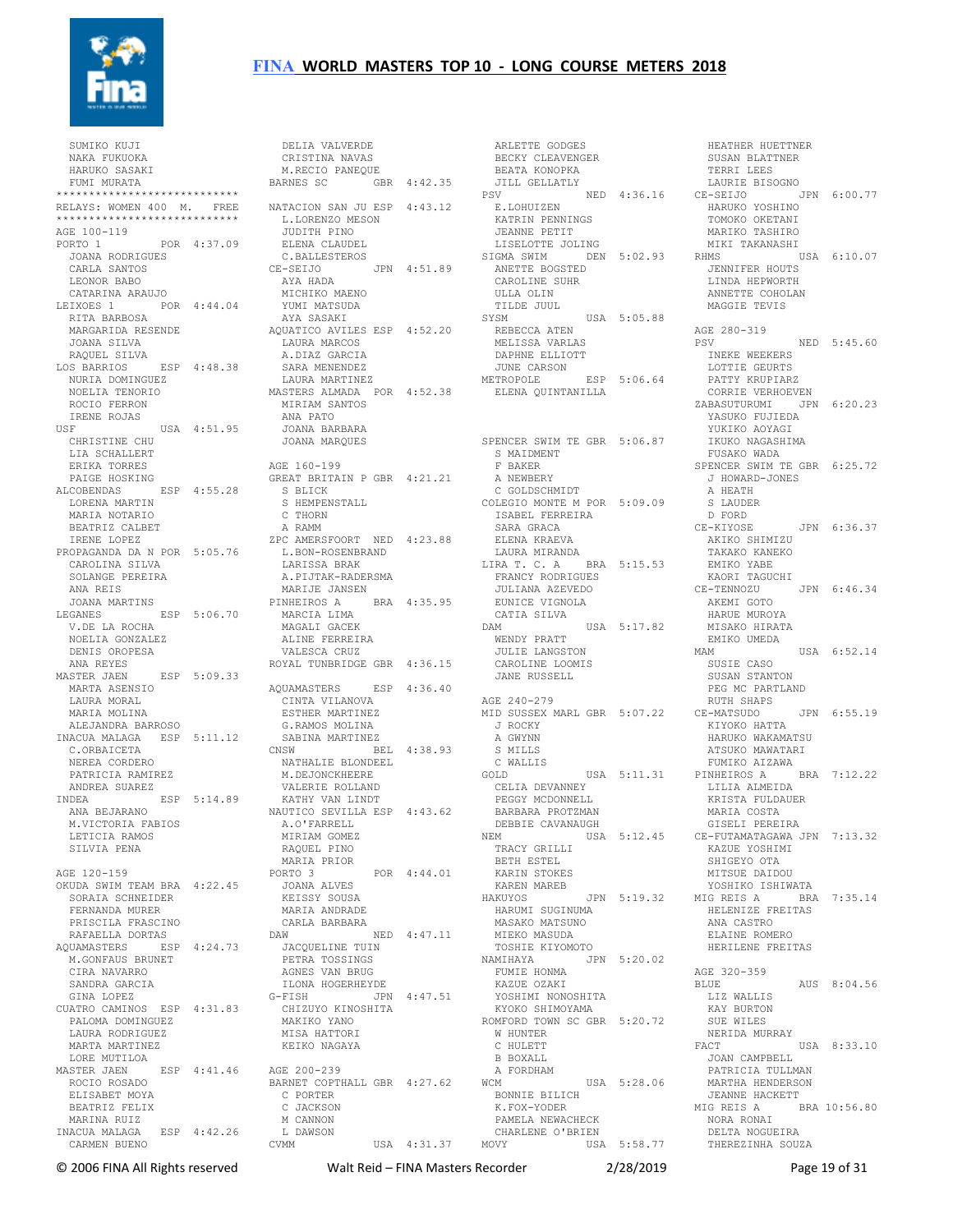SUMIKO KUJI
NAKA FUKUOKA
HARUKO SASAKI
FUMI MURATA

```
****************************
RELAYS: WOMEN 400  M.  FREE
****************************
```

AGE 100-119

```
PORTO 1            POR  4:37.09
  JOANA RODRIGUES
  CARLA SANTOS
  LEONOR BABO
  CATARINA ARAUJO
LEIXOES 1          POR  4:44.04
  RITA BARBOSA
  MARGARIDA RESENDE
  JOANA SILVA
  RAQUEL SILVA
LOS BARRIOS        ESP  4:48.38
  NURIA DOMINGUEZ
  NOELIA TENORIO
  ROCIO FERRON
  IRENE ROJAS
USF                USA  4:51.95
  CHRISTINE CHU
  LIA SCHALLERT
  ERIKA TORRES
  PAIGE HOSKING
ALCOBENDAS         ESP  4:55.28
  LORENA MARTIN
  MARIA NOTARIO
  BEATRIZ CALBET
  IRENE LOPEZ
PROPAGANDA DA N    POR  5:05.76
  CAROLINA SILVA
  SOLANGE PEREIRA
  ANA REIS
  JOANA MARTINS
LEGANES            ESP  5:06.70
  V.DE LA ROCHA
  NOELIA GONZALEZ
  DENIS OROPESA
  ANA REYES
MASTER JAEN        ESP  5:09.33
  MARTA ASENSIO
  LAURA MORAL
  MARIA MOLINA
  ALEJANDRA BARROSO
INACUA MALAGA      ESP  5:11.12
  C.ORBAICETA
  NEREA CORDERO
  PATRICIA RAMIREZ
  ANDREA SUAREZ
INDEA              ESP  5:14.89
  ANA BEJARANO
  M.VICTORIA FABIOS
  LETICIA RAMOS
  SILVIA PENA
```

AGE 120-159

```
OKUDA SWIM TEAM    BRA  4:22.45
  SORAIA SCHNEIDER
  FERNANDA MURER
  PRISCILA FRASCINO
  RAFAELLA DORTAS
AQUAMASTERS        ESP  4:24.73
  M.GONFAUS BRUNET
  CIRA NAVARRO
  SANDRA GARCIA
  GINA LOPEZ
CUATRO CAMINOS     ESP  4:31.83
  PALOMA DOMINGUEZ
  LAURA RODRIGUEZ
  MARTA MARTINEZ
  LORE MUTILOA
MASTER JAEN        ESP  4:41.46
  ROCIO ROSADO
  ELISABET MOYA
  BEATRIZ FELIX
  MARINA RUIZ
INACUA MALAGA      ESP  4:42.26
  CARMEN BUENO
  DELIA VALVERDE
  CRISTINA NAVAS
  M.RECIO PANEQUE
BARNES SC          GBR  4:42.35

NATACION SAN JU    ESP  4:43.12
  L.LORENZO MESON
  JUDITH PINO
  ELENA CLAUDEL
  C.BALLESTEROS
CE-SEIJO           JPN  4:51.89
  AYA HADA
  MICHIKO MAENO
  YUMI MATSUDA
  AYA SASAKI
AQUATICO AVILES    ESP  4:52.20
  LAURA MARCOS
  A.DIAZ GARCIA
  SARA MENENDEZ
  LAURA MARTINEZ
MASTERS ALMADA     POR  4:52.38
  MIRIAM SANTOS
  ANA PATO
  JOANA BARBARA
  JOANA MARQUES
```

AGE 160-199

```
GREAT BRITAIN P    GBR  4:21.21
  S BLICK
  S HEMPENSTALL
  C THORN
  A RAMM
ZPC AMERSFOORT     NED  4:23.88
  L.BON-ROSENBRAND
  LARISSA BRAK
  A.PIJTAK-RADERSMA
  MARIJE JANSEN
PINHEIROS A        BRA  4:35.95
  MARCIA LIMA
  MAGALI GACEK
  ALINE FERREIRA
  VALESCA CRUZ
ROYAL TUNBRIDGE    GBR  4:36.15

AQUAMASTERS        ESP  4:36.40
  CINTA VILANOVA
  ESTHER MARTINEZ
  G.RAMOS MOLINA
  SABINA MARTINEZ
CNSW               BEL  4:38.93
  NATHALIE BLONDEEL
  M.DEJONCKHEERE
  VALERIE ROLLAND
  KATHY VAN LINDT
NAUTICO SEVILLA    ESP  4:43.62
  A.O'FARRELL
  MIRIAM GOMEZ
  RAQUEL PINO
  MARIA PRIOR
PORTO 3            POR  4:44.01
  JOANA ALVES
  KEISSY SOUSA
  MARIA ANDRADE
  CARLA BARBARA
DAW                NED  4:47.11
  JACQUELINE TUIN
  PETRA TOSSINGS
  AGNES VAN BRUG
  ILONA HOGERHEYDE
G-FISH             JPN  4:47.51
  CHIZUYO KINOSHITA
  MAKIKO YANO
  MISA HATTORI
  KEIKO NAGAYA
```

AGE 200-239

```
BARNET COPTHALL    GBR  4:27.62
  C PORTER
  C JACKSON
  M CANNON
  L DAWSON
CVMM               USA  4:31.37
  ARLETTE GODGES
  BECKY CLEAVENGER
  BEATA KONOPKA
  JILL GELLATLY
PSV                NED  4:36.16
  E.LOHUIZEN
  KATRIN PENNINGS
  JEANNE PETIT
  LISELOTTE JOLING
SIGMA SWIM         DEN  5:02.93
  ANETTE BOGSTED
  CAROLINE SUHR
  ULLA OLIN
  TILDE JUUL
SYSM               USA  5:05.88
  REBECCA ATEN
  MELISSA VARLAS
  DAPHNE ELLIOTT
  JUNE CARSON
METROPOLE          ESP  5:06.64
  ELENA QUINTANILLA



SPENCER SWIM TE    GBR  5:06.87
  S MAIDMENT
  F BAKER
  A NEWBERY
  C GOLDSCHMIDT
COLEGIO MONTE M    POR  5:09.09
  ISABEL FERREIRA
  SARA GRACA
  ELENA KRAEVA
  LAURA MIRANDA
LIRA T. C. A       BRA  5:15.53
  FRANCY RODRIGUES
  JULIANA AZEVEDO
  EUNICE VIGNOLA
  CATIA SILVA
DAM                USA  5:17.82
  WENDY PRATT
  JULIE LANGSTON
  CAROLINE LOOMIS
  JANE RUSSELL
```

AGE 240-279

```
MID SUSSEX MARL    GBR  5:07.22
  J ROCKY
  A GWYNN
  S MILLS
  C WALLIS
GOLD               USA  5:11.31
  CELIA DEVANNEY
  PEGGY MCDONNELL
  BARBARA PROTZMAN
  DEBBIE CAVANAUGH
NEM                USA  5:12.45
  TRACY GRILLI
  BETH ESTEL
  KARIN STOKES
  KAREN MAREB
HAKUYOS            JPN  5:19.32
  HARUMI SUGINUMA
  MASAKO MATSUNO
  MIEKO MASUDA
  TOSHIE KIYOMOTO
NAMIHAYA           JPN  5:20.02
  FUMIE HONMA
  KAZUE OZAKI
  YOSHIMI NONOSHITA
  KYOKO SHIMOYAMA
ROMFORD TOWN SC    GBR  5:20.72
  W HUNTER
  C HULETT
  B BOXALL
  A FORDHAM
WCM                USA  5:28.06
  BONNIE BILICH
  K.FOX-YODER
  PAMELA NEWACHECK
  CHARLENE O'BRIEN
MOVY               USA  5:58.77
  HEATHER HUETTNER
  SUSAN BLATTNER
  TERRI LEES
  LAURIE BISOGNO
CE-SEIJO           JPN  6:00.77
  HARUKO YOSHINO
  TOMOKO OKETANI
  MARIKO TASHIRO
  MIKI TAKANASHI
RHMS               USA  6:10.07
  JENNIFER HOUTS
  LINDA HEPWORTH
  ANNETTE COHOLAN
  MAGGIE TEVIS
```

AGE 280-319

```
PSV                NED  5:45.60
  INEKE WEEKERS
  LOTTIE GEURTS
  PATTY KRUPIARZ
  CORRIE VERHOEVEN
ZABASUTURUMI       JPN  6:20.23
  YASUKO FUJIEDA
  YUKIKO AOYAGI
  IKUKO NAGASHIMA
  FUSAKO WADA
SPENCER SWIM TE    GBR  6:25.72
  J HOWARD-JONES
  A HEATH
  S LAUDER
  D FORD
CE-KIYOSE          JPN  6:36.37
  AKIKO SHIMIZU
  TAKAKO KANEKO
  EMIKO YABE
  KAORI TAGUCHI
CE-TENNOZU         JPN  6:46.34
  AKEMI GOTO
  HARUE MUROYA
  MISAKO HIRATA
  EMIKO UMEDA
MAM                USA  6:52.14
  SUSIE CASO
  SUSAN STANTON
  PEG MC PARTLAND
  RUTH SHAPS
CE-MATSUDO         JPN  6:55.19
  KIYOKO HATTA
  HARUKO WAKAMATSU
  ATSUKO MAWATARI
  FUMIKO AIZAWA
PINHEIROS A        BRA  7:12.22
  LILIA ALMEIDA
  KRISTA FULDAUER
  MARIA COSTA
  GISELI PEREIRA
CE-FUTAMATAGAWA    JPN  7:13.32
  KAZUE YOSHIMI
  SHIGEYO OTA
  MITSUE DAIDOU
  YOSHIKO ISHIWATA
MIG REIS A         BRA  7:35.14
  HELENIZE FREITAS
  ANA CASTRO
  ELAINE ROMERO
  HERILENE FREITAS
```

AGE 320-359

```
BLUE               AUS  8:04.56
  LIZ WALLIS
  KAY BURTON
  SUE WILES
  NERIDA MURRAY
FACT               USA  8:33.10
  JOAN CAMPBELL
  PATRICIA TULLMAN
  MARTHA HENDERSON
  JEANNE HACKETT
MIG REIS A         BRA 10:56.80
  NORA RONAI
  DELTA NOGUEIRA
  THEREZINHA SOUZA
```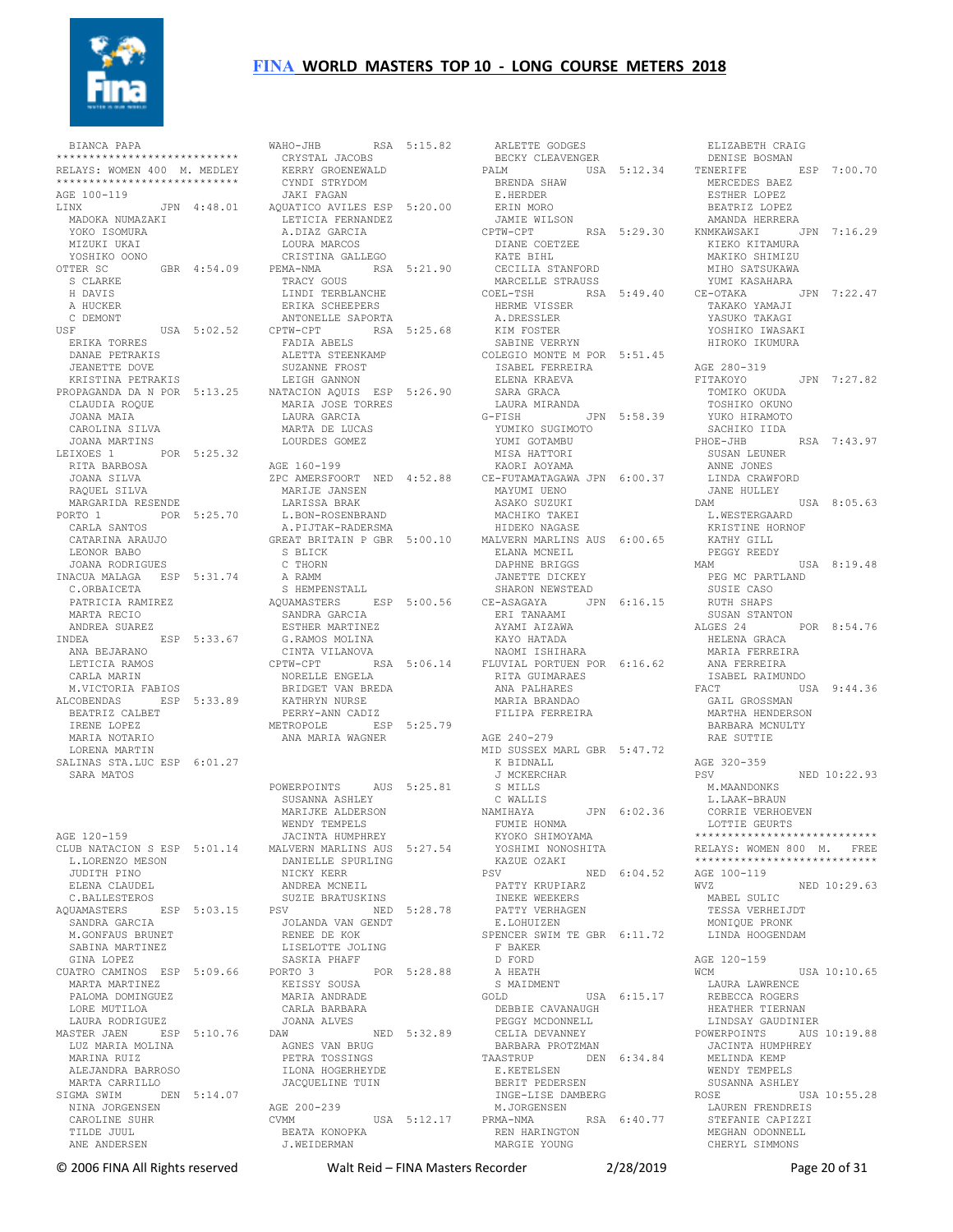BIANCA PAPA

***************************

RELAYS: WOMEN 400 M. MEDLEY

***************************

AGE 100-119

LINX JPN 4:48.01
MADOKA NUMAZAKI
YOKO ISOMURA
MIZUKI UKAI
YOSHIKO OONO

OTTER SC GBR 4:54.09
S CLARKE
H DAVIS
A HUCKER
C DEMONT

USF USA 5:02.52
ERIKA TORRES
DANAE PETRAKIS
JEANETTE DOVE
KRISTINA PETRAKIS

PROPAGANDA DA N POR 5:13.25
CLAUDIA ROQUE
JOANA MAIA
CAROLINA SILVA
JOANA MARTINS

LEIXOES 1 POR 5:25.32
RITA BARBOSA
JOANA SILVA
RAQUEL SILVA
MARGARIDA RESENDE

PORTO 1 POR 5:25.70
CARLA SANTOS
CATARINA ARAUJO
LEONOR BABO
JOANA RODRIGUES

INACUA MALAGA ESP 5:31.74
C.ORBAICETA
PATRICIA RAMIREZ
MARTA RECIO
ANDREA SUAREZ

INDEA ESP 5:33.67
ANA BEJARANO
LETICIA RAMOS
CARLA MARIN
M.VICTORIA FABIOS

ALCOBENDAS ESP 5:33.89
BEATRIZ CALBET
IRENE LOPEZ
MARIA NOTARIO
LORENA MARTIN

SALINAS STA.LUC ESP 6:01.27
SARA MATOS

AGE 120-159

CLUB NATACION S ESP 5:01.14
L.LORENZO MESON
JUDITH PINO
ELENA CLAUDEL
C.BALLESTEROS

AQUAMASTERS ESP 5:03.15
SANDRA GARCIA
M.GONFAUS BRUNET
SABINA MARTINEZ
GINA LOPEZ

CUATRO CAMINOS ESP 5:09.66
MARTA MARTINEZ
PALOMA DOMINGUEZ
LORE MUTILOA
LAURA RODRIGUEZ

MASTER JAEN ESP 5:10.76
LUZ MARIA MOLINA
MARINA RUIZ
ALEJANDRA BARROSO
MARTA CARRILLO

SIGMA SWIM DEN 5:14.07
NINA JORGENSEN
CAROLINE SUHR
TILDE JUUL
ANE ANDERSEN

WAHO-JHB RSA 5:15.82
CRYSTAL JACOBS
KERRY GROENEWALD
CYNDI STRYDOM
JAKI FAGAN

AQUATICO AVILES ESP 5:20.00
LETICIA FERNANDEZ
A.DIAZ GARCIA
LOURA MARCOS
CRISTINA GALLEGO

PEMA-NMA RSA 5:21.90
TRACY GOUS
LINDI TERBLANCHE
ERIKA SCHEEPERS
ANTONELLE SAPORTA

CPTW-CPT RSA 5:25.68
FADIA ABELS
ALETTA STEENKAMP
SUZANNE FROST
LEIGH GANNON

NATACION AQUIS ESP 5:26.90
MARIA JOSE TORRES
LAURA GARCIA
MARTA DE LUCAS
LOURDES GOMEZ

AGE 160-199

ZPC AMERSFOORT NED 4:52.88
MARIJE JANSEN
LARISSA BRAK
L.BON-ROSENBRAND
A.PIJTAK-RADERSMA

GREAT BRITAIN P GBR 5:00.10
S BLICK
C THORN
A RAMM
S HEMPENSTALL

AQUAMASTERS ESP 5:00.56
SANDRA GARCIA
ESTHER MARTINEZ
G.RAMOS MOLINA
CINTA VILANOVA

CPTW-CPT RSA 5:06.14
NORELLE ENGELA
BRIDGET VAN BREDA
KATHRYN NURSE
PERRY-ANN CADIZ

METROPOLE ESP 5:25.79
ANA MARIA WAGNER

POWERPOINTS AUS 5:25.81
SUSANNA ASHLEY
MARIJKE ALDERSON
WENDY TEMPELS
JACINTA HUMPHREY

MALVERN MARLINS AUS 5:27.54
DANIELLE SPURLING
NICKY KERR
ANDREA MCNEIL
SUZIE BRATUSKINS

PSV NED 5:28.78
JOLANDA VAN GENDT
RENEE DE KOK
LISELOTTE JOLING
SASKIA PHAFF

PORTO 3 POR 5:28.88
KEISSY SOUSA
MARIA ANDRADE
CARLA BARBARA
JOANA ALVES

DAW NED 5:32.89
AGNES VAN BRUG
PETRA TOSSINGS
ILONA HOGERHEYDE
JACQUELINE TUIN

AGE 200-239

CVMM USA 5:12.17
BEATA KONOPKA
J.WEIDERMAN
ARLETTE GODGES
BECKY CLEAVENGER

PALM USA 5:12.34
BRENDA SHAW
E.HERDER
ERIN MORO
JAMIE WILSON

CPTW-CPT RSA 5:29.30
DIANE COETZEE
KATE BIHL
CECILIA STANFORD
MARCELLE STRAUSS

COEL-TSH RSA 5:49.40
HERME VISSER
A.DRESSLER
KIM FOSTER
SABINE VERRYN

COLEGIO MONTE M POR 5:51.45
ISABEL FERREIRA
ELENA KRAEVA
SARA GRACA
LAURA MIRANDA

G-FISH JPN 5:58.39
YUMIKO SUGIMOTO
YUMI GOTAMBU
MISA HATTORI
KAORI AOYAMA

CE-FUTAMATAGAWA JPN 6:00.37
MAYUMI UENO
ASAKO SUZUKI
MACHIKO TAKEI
HIDEKO NAGASE

MALVERN MARLINS AUS 6:00.65
ELANA MCNEIL
DAPHNE BRIGGS
JANETTE DICKEY
SHARON NEWSTEAD

CE-ASAGAYA JPN 6:16.15
ERI TANAAMI
AYAMI AIZAWA
KAYO HATADA
NAOMI ISHIHARA

FLUVIAL PORTUEN POR 6:16.62
RITA GUIMARAES
ANA PALHARES
MARIA BRANDAO
FILIPA FERREIRA

AGE 240-279

MID SUSSEX MARL GBR 5:47.72
K BIDNALL
J MCKERCHAR
S MILLS
C WALLIS

NAMIHAYA JPN 6:02.36
FUMIE HONMA
KYOKO SHIMOYAMA
YOSHIMI NONOSHITA
KAZUE OZAKI

PSV NED 6:04.52
PATTY KRUPIARZ
INEKE WEEKERS
PATTY VERHAGEN
E.LOHUIZEN

SPENCER SWIM TE GBR 6:11.72
F BAKER
D FORD
A HEATH
S MAIDMENT

GOLD USA 6:15.17
DEBBIE CAVANAUGH
PEGGY MCDONNELL
CELIA DEVANNEY
BARBARA PROTZMAN

TAASTRUP DEN 6:34.84
E.KETELSEN
BERIT PEDERSEN
INGE-LISE DAMBERG
M.JORGENSEN

PRMA-NMA RSA 6:40.77
REN HARINGTON
MARGIE YOUNG
ELIZABETH CRAIG
DENISE BOSMAN

TENERIFE ESP 7:00.70
MERCEDES BAEZ
ESTHER LOPEZ
BEATRIZ LOPEZ
AMANDA HERRERA

KNMKAWSAKI JPN 7:16.29
KIEKO KITAMURA
MAKIKO SHIMIZU
MIHO SATSUKAWA
YUMI KASAHARA

CE-OTAKA JPN 7:22.47
TAKAKO YAMAJI
YASUKO TAKAGI
YOSHIKO IWASAKI
HIROKO IKUMURA

AGE 280-319

FITAKOYO JPN 7:27.82
TOMIKO OKUDA
TOSHIKO OKUNO
YUKO HIRAMOTO
SACHIKO IIDA

PHOE-JHB RSA 7:43.97
SUSAN LEUNER
ANNE JONES
LINDA CRAWFORD
JANE HULLEY

DAM USA 8:05.63
L.WESTERGAARD
KRISTINE HORNOF
KATHY GILL
PEGGY REEDY

MAM USA 8:19.48
PEG MC PARTLAND
SUSIE CASO
RUTH SHAPS
SUSAN STANTON

ALGES 24 POR 8:54.76
HELENA GRACA
MARIA FERREIRA
ANA FERREIRA
ISABEL RAIMUNDO

FACT USA 9:44.36
GAIL GROSSMAN
MARTHA HENDERSON
BARBARA MCNULTY
RAE SUTTIE

AGE 320-359

PSV NED 10:22.93
M.MAANDONKS
L.LAAK-BRAUN
CORRIE VERHOEVEN
LOTTIE GEURTS

***************************

RELAYS: WOMEN 800 M. FREE

***************************

AGE 100-119

WVZ NED 10:29.63
MABEL SULIC
TESSA VERHEIJDT
MONIQUE PRONK
LINDA HOOGENDAM

AGE 120-159

WCM USA 10:10.65
LAURA LAWRENCE
REBECCA ROGERS
HEATHER TIERNAN
LINDSAY GAUDINIER

POWERPOINTS AUS 10:19.88
JACINTA HUMPHREY
MELINDA KEMP
WENDY TEMPELS
SUSANNA ASHLEY

ROSE USA 10:55.28
LAUREN FRENDREIS
STEFANIE CAPIZZI
MEGHAN ODONNELL
CHERYL SIMMONS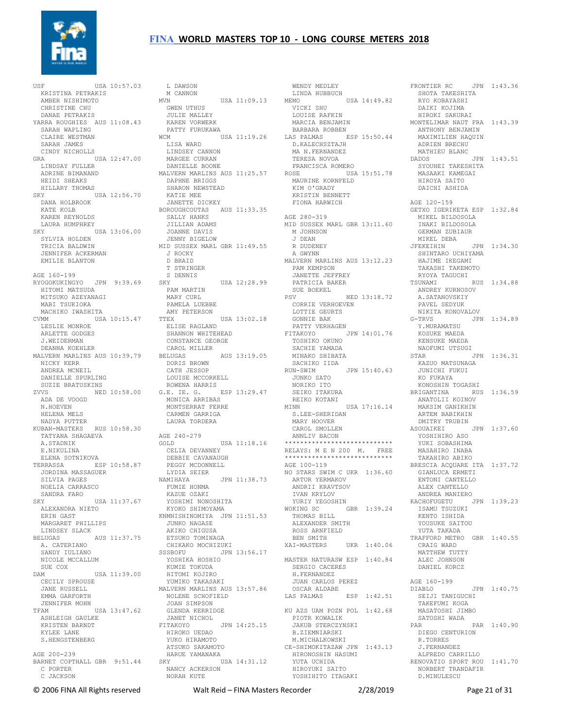USF USA 10:57.03
KRISTINA PETRAKIS
AMBER NISHIMOTO
CHRISTINE CHU
DANAE PETRAKIS

YARRA ROUGHIES AUS 11:08.43
SARAH WAPLING
CLAIRE WESTMAN
SARAH JAMES
CINDY NICHOLLS

GRA USA 12:47.00
LINDSAY FULLER
ADRINE BIMANAND
HEIDI SHEAKS
HILLARY THOMAS

SKY USA 12:56.70
DANA HOLBROOK
KATE KOLB
KAREN REYNOLDS
LAURA HUMPHREY

SKY USA 13:06.00
SYLVIA HOLDEN
TRICIA BALDWIN
JENNIFER ACKERMAN
EMILIE BLANTON

AGE 160-199

RYOGOKUKINGYO JPN 9:39.69
HITOMI MATSUDA
MITSUKO AZEYANAGI
MABI TSUKIOKA
MACHIKO IWASHITA

CVMM USA 10:15.47
LESLIE MONROE
ARLETTE GODGES
J.WEIDERMAN
DEANNA KOEHLER

MALVERN MARLINS AUS 10:39.79
NICKY KERR
ANDREA MCNEIL
DANIELLE SPURLING
SUZIE BRATUSKINS

ZVVS NED 10:58.00
ADA DE VOOGD
N.HOEVEN
HELENA MELS
NADYA PUTTER

KUBAN-MASTERS RUS 10:58.30
TATYANA SHAGAEVA
A.STADNIK
E.NIKULINA
ELENA SOTNIKOVA

TERRASSA ESP 10:58.87
JORDINA MASSAGUER
SILVIA PAGES
NOELIA CARRASCO
SANDRA FARO

SKY USA 11:37.67
ALEXANDRA NIETO
ERIN GAST
MARGARET PHILLIPS
LINDSEY SLACK

BELUGAS AUS 11:37.75
A. CATERIANO
SANDY IULIANO
NICOLE MCCALLUM
SUE COX

DAM USA 11:39.00
CECILY SPROUSE
JANE RUSSELL
EMMA GARFORTH
JENNIFER MOHN

TFAM USA 13:47.62
ASHLEIGH GAULKE
KRISTEN BARNDT
KYLEE LANE
S.HENGSTENBERG

AGE 200-239

BARNET COPTHALL GBR 9:51.44
C PORTER
C JACKSON
L DAWSON
M CANNON

MVN USA 11:09.13
GWEN UTHUS
JULIE MALLEY
KAREN VORWERK
PATTY FURUKAWA

WCM USA 11:19.26
LISA WARD
LINDSEY CANNON
MARGEE CURRAN
DANIELLE BOONE

MALVERN MARLINS AUS 11:25.57
DAPHNE BRIGGS
SHARON NEWSTEAD
KATIE MEE
JANETTE DICKEY

BOROUGHCOUTAS AUS 11:33.35
SALLY HANKS
JILLIAN ADAMS
JOANNE DAVIS
JENNY BIGELOW

MID SUSSEX MARL GBR 11:49.55
J ROCKY
D BRAID
T STRINGER
S DENNIS

SKY USA 12:28.99
PAM MARTIN
MARY CURL
PAMELA LUEBBE
AMY PETERSON

TTEX USA 13:02.18
ELISE RAGLAND
SHANNON WHITEHEAD
CONSTANCE GEORGE
CAROL MILLER

BELUGAS AUS 13:19.05
DORIS BROWN
CATH JESSOP
LOUISE MCCORKELL
ROWENA HARRIS

G.E. IE. G. ESP 13:29.47
MONICA ARRIBAS
MONTSERRAT FERRE
CARMEN GARRIGA
LAURA TORDERA

AGE 240-279

GOLD USA 11:18.16
CELIA DEVANNEY
DEBBIE CAVANAUGH
PEGGY MCDONNELL
LYDIA SEIER

NAMIHAYA JPN 11:38.73
FUMIE HONMA
KAZUE OZAKI
YOSHIMI NONOSHITA
KYOKO SHIMOYAMA

KNMNISHINOMIYA JPN 11:51.53
JUNKO NAGASE
AKIKO CHIGUSA
ETSUKO TOMINAGA
CHIKAKO MOCHIZUKI

SSSBOFU JPN 13:56.17
YOSHIKA HOSHIO
KUMIE TOKUDA
HITOMI KOJIRO
YUMIKO TAKASAKI

MALVERN MARLINS AUS 13:57.86
NOLENE SCHOFIELD
JOAN SIMPSON
GLENDA KERRIDGE
JANET NICHOL

FITAKOYO JPN 14:25.15
HIROKO UEDAO
YUKO HIRAMOTO
ATSUKO SAKAMOTO
HARUE YAMANAKA

SKY USA 14:31.12
NANCY ACKERSON
NORAH KUTE
WENDY MEDLEY
LINDA HUBBUCH

MEMO USA 14:49.82
VICKI SHU
LOUISE RAFKIN
MARCIA BENJAMIN
BARBARA ROBBEN

LAS PALMAS ESP 15:50.44
D.KALECHSZTAJH
MA N.FERNANDEZ
TERESA NOVOA
FRANCISCA ROMERO

ROSE USA 15:51.78
MAURINE KORNFELD
KIM O'GRADY
KRISTIN BENNETT
FIONA HARWICH

AGE 280-319

MID SUSSEX MARL GBR 13:11.60
M JOHNSON
J DEAN
R DUDENEY
A GWYNN

MALVERN MARLINS AUS 13:12.23
PAM KEMPSON
JANETTE JEFFREY
PATRICIA BAKER
SUE BOEKEL

PSV NED 13:18.72
CORRIE VERHOEVEN
LOTTIE GEURTS
GONNIE BAK
PATTY VERHAGEN

FITAKOYO JPN 14:01.76
TOSHIKO OKUNO
SACHIE YAMADA
MINAKO SHIBATA
SACHIKO IIDA

RUN-SWIM JPN 15:40.63
JUNKO SATO
NORIKO ITO
SEIKO ITAKURA
REIKO KOTANI

MINN USA 17:16.14
S.LEE-SHERIDAN
MARY HOOVER
CAROL SMOLLEN
ANNLIV BACON

****************************
RELAYS: M E N 200 M. FREE
****************************

AGE 100-119

NO STARS SWIM C UKR 1:36.60
ARTUR YERMAKOV
ANDRII KRAVTSOV
IVAN KRYLOV
YURIY YEGOSHIN

WOKING SC GBR 1:39.24
THOMAS BILL
ALEXANDER SMITH
ROSS ARNFIELD
BEN SMITH

XAI-MASTERS UKR 1:40.06

MASTER NATURASW ESP 1:40.84
SERGIO CACERES
H.FERNANDEZ
JUAN CARLOS PEREZ
OSCAR ALDABE

LAS PALMAS ESP 1:42.51

KU AZS UAM POZN POL 1:42.68
PIOTR KOWALIK
JAKUB STERCZYNSKI
B.ZIEMNIARSKI
M.MICHALKOWSKI

CE-SHIMOKITAZAW JPN 1:43.13
HIRONOSHIN HASUMI
YUTA UCHIDA
HIROYUKI SAITO
YOSHIHITO ITAGAKI

FRONTIER RC JPN 1:43.36
SHOTA TAKESHITA
RYO KOBAYASHI
DAIKI KOJIMA
HIROKI SAKURAI

MONTELIMAR NAUT FRA 1:43.39
ANTHONY BENJAMIN
MAXIMILIEN HAQUIN
ADRIEN BRECHU
MATHIEU BLANC

DADOS JPN 1:43.51
SYOUHEI TAKESHITA
MASAAKI KAMEGAI
HIROYA SAITO
DAICHI ASHIDA

AGE 120-159

GETXO IGERIKETA ESP 1:32.84
MIKEL BILDOSOLA
INAKI BILDOSOLA
GERMAN ZUBIAUR
MIKEL DEBA

JFEKEIHIN JPN 1:34.30
SHINTARO UCHIYAMA
HAJIME IKEGAMI
TAKASHI TAKEMOTO
RYOYA TAGUCHI

TSUNAMI RUS 1:34.88
ANDREY KURNOSOV
A.SATANOVSKIY
PAVEL SEDYUK
NIKITA KONOVALOV

G-TRVS JPN 1:34.89
Y.MURAMATSU
KOSUKE MAEDA
KENSUKE MAEDA
NAOFUMI UTSUGI

STAR JPN 1:36.31
KAZUO MATSUNAGA
JUNICHI FUKUI
KO FUKAYA
KONOSHIN TOGASHI

BRIGANTINA RUS 1:36.59
ANATOLII KOINOV
MAKSIM GANIKHIN
ARTEM BABIKHIN
DMITRY TRUBIN

ASOUAIKEI JPN 1:37.60
YOSHIHIRO ASO
YUKI SOBASHIMA
MASAHIRO INABA
TAKAHIRO ABIKO

BRESCIA ACQUARE ITA 1:37.72
GIANLUCA ERMETI
ENTONI CANTELLO
ALEX CANTELLO
ANDREA MANIERO

KACHOFUGETU JPN 1:39.23
ISAMU TSUZUKI
KENTO ISHIDA
YOUSUKE SAITOU
YUTA TAKADA

TRAFFORD METRO GBR 1:40.55
CRAIG WARD
MATTHEW TUTTY
ALEC JOHNSON
DANIEL KORCZ

AGE 160-199

DIABLO JPN 1:40.75
SEIJI TANIGUCHI
TAKEFUMI KOGA
MASATOSHI JIMBO
SATOSHI WADA

PAR PAR 1:40.90
DIEGO CENTURION
R.TORRES
J.FERNANDEZ
ALFREDO CARRILLO

RENOVATIO SPORT ROU 1:41.70
NORBERT TRANDAFIR
D.MINULESCU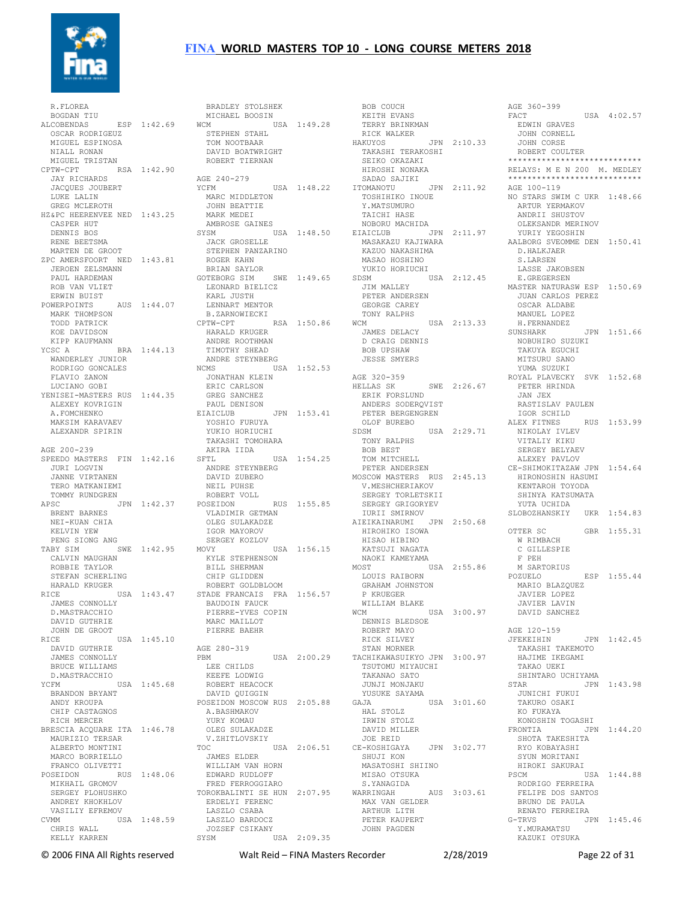R.FLOREA
BOGDAN TIU
ALCOBENDAS ESP 1:42.69
OSCAR RODRIGEUZ
MIGUEL ESPINOSA
NIALL RONAN
MIGUEL TRISTAN
CPTW-CPT RSA 1:42.90
JAY RICHARDS
JACQUES JOUBERT
LUKE LALIN
GREG MCLEROTH
HZ&PC HEERENVEE NED 1:43.25
CASPER HUT
DENNIS BOS
RENE BEETSMA
MARTEN DE GROOT
ZPC AMERSFOORT NED 1:43.81
JEROEN ZELSMANN
PAUL HARDEMAN
ROB VAN VLIET
ERWIN BUIST
POWERPOINTS AUS 1:44.07
MARK THOMPSON
TODD PATRICK
KOE DAVIDSON
KIPP KAUFMANN
YCSC A BRA 1:44.13
WANDERLEY JUNIOR
RODRIGO GONCALES
FLAVIO ZANON
LUCIANO GOBI
YENISEI-MASTERS RUS 1:44.35
ALEXEY KOVRIGIN
A.FOMCHENKO
MAKSIM KARAVAEV
ALEXANDR SPIRIN

AGE 200-239
SPEEDO MASTERS FIN 1:42.16
JURI LOGVIN
JANNE VIRTANEN
TERO MATKANIEMI
TOMMY RUNDGREN
APSC JPN 1:42.37
BRENT BARNES
NEI-KUAN CHIA
KELVIN YEW
PENG SIONG ANG
TABY SIM SWE 1:42.95
CALVIN MAUGHAN
ROBBIE TAYLOR
STEFAN SCHERLING
HARALD KRUGER
RICE USA 1:43.47
JAMES CONNOLLY
D.MASTRACCHIO
DAVID GUTHRIE
JOHN DE GROOT
RICE USA 1:45.10
DAVID GUTHRIE
JAMES CONNOLLY
BRUCE WILLIAMS
D.MASTRACCHIO
YCFM USA 1:45.68
BRANDON BRYANT
ANDY KROUPA
CHIP CASTAGNOS
RICH MERCER
BRESCIA ACQUARE ITA 1:46.78
MAURIZIO TERSAR
ALBERTO MONTINI
MARCO BORRIELLO
FRANCO OLIVETTI
POSEIDON RUS 1:48.06
MIKHAIL GROMOV
SERGEY PLOHUSHKO
ANDREY KHOKHLOV
VASILIY EFREMOV
CVMM USA 1:48.59
CHRIS WALL
KELLY KARREN
BRADLEY STOLSHEK
MICHAEL BOOSIN
WCM USA 1:49.28
STEPHEN STAHL
TOM NOOTBAAR
DAVID BOATWRIGHT
ROBERT TIERNAN

AGE 240-279
YCFM USA 1:48.22
MARC MIDDLETON
JOHN BEATTIE
MARK MEDEI
AMBROSE GAINES
SYSM USA 1:48.50
JACK GROSELLE
STEPHEN PANZARINO
ROGER KAHN
BRIAN SAYLOR
GOTEBORG SIM SWE 1:49.65
LEONARD BIELICZ
KARL JUSTH
LENNART MENTOR
B.ZARNOWIECKI
CPTW-CPT RSA 1:50.86
HARALD KRUGER
ANDRE ROOTHMAN
TIMOTHY SHEAD
ANDRE STEYNBERG
NCMS USA 1:52.53
JONATHAN KLEIN
ERIC CARLSON
GREG SANCHEZ
PAUL DENISON
EIAICLUB JPN 1:53.41
YOSHIO FURUYA
YUKIO HORIUCHI
TAKASHI TOMOHARA
AKIRA IIDA
SFTL USA 1:54.25
ANDRE STEYNBERG
DAVID ZUBERO
NEIL PUHSE
ROBERT VOLL
POSEIDON RUS 1:55.85
VLADIMIR GETMAN
OLEG SULAKADZE
IGOR MAYOROV
SERGEY KOZLOV
MOVY USA 1:56.15
KYLE STEPHENSON
BILL SHERMAN
CHIP GLIDDEN
ROBERT GOLDBLOOM
STADE FRANCAIS FRA 1:56.57
BAUDOIN FAUCK
PIERRE-YVES COPIN
MARC MAILLOT
PIERRE BAEHR

AGE 280-319
PBM USA 2:00.29
LEE CHILDS
KEEFE LODWIG
ROBERT HEACOCK
DAVID QUIGGIN
POSEIDON MOSCOW RUS 2:05.88
A.BASHMAKOV
YURY KOMAU
OLEG SULAKADZE
V.ZHITLOVSKIY
TOC USA 2:06.51
JAMES ELDER
WILLIAM VAN HORN
EDWARD RUDLOFF
FRED FERROGGIARO
TOROKBALINTI SE HUN 2:07.95
ERDELYI FERENC
LASZLO CSABA
LASZLO BARDOCZ
JOZSEF CSIKANY
SYSM USA 2:09.35
BOB COUCH
KEITH EVANS
TERRY BRINKMAN
RICK WALKER
HAKUYOS JPN 2:10.33
TAKASHI TERAKOSHI
SEIKO OKAZAKI
HIROSHI NONAKA
SADAO SAJIKI
ITOMANOTU JPN 2:11.92
TOSHIHIKO INOUE
Y.MATSUMURO
TAICHI HASE
NOBORU MACHIDA
EIAICLUB JPN 2:11.97
MASAKAZU KAJIWARA
KAZUO NAKASHIMA
MASAO HOSHINO
YUKIO HORIUCHI
SDSM USA 2:12.45
JIM MALLEY
PETER ANDERSEN
GEORGE CAREY
TONY RALPHS
WCM USA 2:13.33
JAMES DELACY
D CRAIG DENNIS
BOB UPSHAW
JESSE SMYERS

AGE 320-359
HELLAS SK SWE 2:26.67
ERIK FORSLUND
ANDERS SODERQVIST
PETER BERGENGREN
OLOF BUREBO
SDSM USA 2:29.71
TONY RALPHS
BOB BEST
TOM MITCHELL
PETER ANDERSEN
MOSCOW MASTERS RUS 2:45.13
V.MESHCHERIAKOV
SERGEY TORLETSKII
SERGEY GRIGORYEV
IURII SMIRNOV
AIEIKAINARUMI JPN 2:50.68
HIROHIKO ISOWA
HISAO HIBINO
KATSUJI NAGATA
NAOKI KAMEYAMA
MOST USA 2:55.86
LOUIS RAIBORN
GRAHAM JOHNSTON
P KRUEGER
WILLIAM BLAKE
WCM USA 3:00.97
DENNIS BLEDSOE
ROBERT MAYO
RICK SILVEY
STAN MORNER
TACHIKAWASUIKYO JPN 3:00.97
TSUTOMU MIYAUCHI
TAKANAO SATO
JUNJI MONJAKU
YUSUKE SAYAMA
GAJA USA 3:01.60
HAL STOLZ
IRWIN STOLZ
DAVID MILLER
JOE REID
CE-KOSHIGAYA JPN 3:02.77
SHUJI KON
MASATOSHI SHIINO
MISAO OTSUKA
S.YANAGIDA
WARRINGAH AUS 3:03.61
MAX VAN GELDER
ARTHUR LITH
PETER KAUPERT
JOHN PAGDEN

AGE 360-399
FACT USA 4:02.57
EDWIN GRAVES
JOHN CORNELL
JOHN CORSE
ROBERT COULTER

***************************

RELAYS: M E N 200 M. MEDLEY

***************************

AGE 100-119
NO STARS SWIM C UKR 1:48.66
ARTUR YERMAKOV
ANDRII SHUSTOV
OLEKSANDR MERINOV
YURIY YEGOSHIN
AALBORG SVEOMME DEN 1:50.41
D.HALKJAER
S.LARSEN
LASSE JAKOBSEN
E.GREGERSEN
MASTER NATURASW ESP 1:50.69
JUAN CARLOS PEREZ
OSCAR ALDABE
MANUEL LOPEZ
H.FERNANDEZ
SUNSHARK JPN 1:51.66
NOBUHIRO SUZUKI
TAKUYA EGUCHI
MITSURU SANO
YUMA SUZUKI
ROYAL PLAVECKY SVK 1:52.68
PETER HRINDA
JAN JEX
RASTISLAV PAULEN
IGOR SCHILD
ALEX FITNES RUS 1:53.99
NIKOLAY IVLEV
VITALIY KIKU
SERGEY BELYAEV
ALEXEY PAVLOV
CE-SHIMOKITAZAW JPN 1:54.64
HIRONOSHIN HASUMI
KENTAROH TOYODA
SHINYA KATSUMATA
YUTA UCHIDA
SLOBOZHANSKIY UKR 1:54.83

OTTER SC GBR 1:55.31
W RIMBACH
C GILLESPIE
F PEH
M SARTORIUS
POZUELO ESP 1:55.44
MARIO BLAZQUEZ
JAVIER LOPEZ
JAVIER LAVIN
DAVID SANCHEZ

AGE 120-159
JFEKEIHIN JPN 1:42.45
TAKASHI TAKEMOTO
HAJIME IKEGAMI
TAKAO UEKI
SHINTARO UCHIYAMA
STAR JPN 1:43.98
JUNICHI FUKUI
TAKURO OSAKI
KO FUKAYA
KONOSHIN TOGASHI
FRONTIA JPN 1:44.20
SHOTA TAKESHITA
RYO KOBAYASHI
SYUN MORITANI
HIROKI SAKURAI
PSCM USA 1:44.88
RODRIGO FERREIRA
FELIPE DOS SANTOS
BRUNO DE PAULA
RENATO FERREIRA
G-TRVS JPN 1:45.46
Y.MURAMATSU
KAZUKI OTSUKA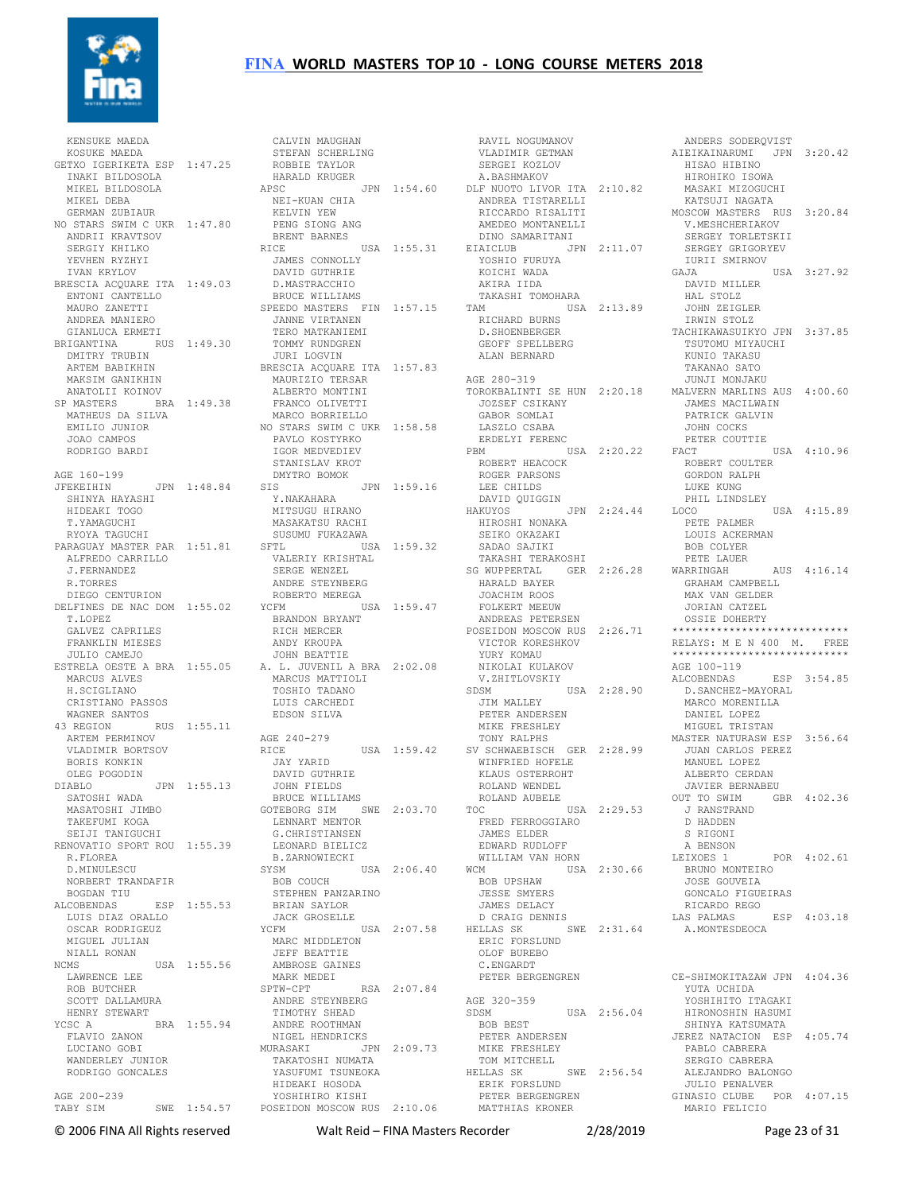KENSUKE MAEDA
KOSUKE MAEDA

GETXO IGERIKETA ESP 1:47.25
INAKI BILDOSOLA
MIKEL BILDOSOLA
MIKEL DEBA
GERMAN ZUBIAUR

NO STARS SWIM C UKR 1:47.80
ANDRII KRAVTSOV
SERGIY KHILKO
YEVHEN RYZHYI
IVAN KRYLOV

BRESCIA ACQUARE ITA 1:49.03
ENTONI CANTELLO
MAURO ZANETTI
ANDREA MANIERO
GIANLUCA ERMETI

BRIGANTINA RUS 1:49.30
DMITRY TRUBIN
ARTEM BABIKHIN
MAKSIM GANIKHIN
ANATOLII KOINOV

SP MASTERS BRA 1:49.38
MATHEUS DA SILVA
EMILIO JUNIOR
JOAO CAMPOS
RODRIGO BARDI

AGE 160-199

JFEKEIHIN JPN 1:48.84
SHINYA HAYASHI
HIDEAKI TOGO
T.YAMAGUCHI
RYOYA TAGUCHI

PARAGUAY MASTER PAR 1:51.81
ALFREDO CARRILLO
J.FERNANDEZ
R.TORRES
DIEGO CENTURION

DELFINES DE NAC DOM 1:55.02
T.LOPEZ
GALVEZ CAPRILES
FRANKLIN MIESES
JULIO CAMEJO

ESTRELA OESTE A BRA 1:55.05
MARCUS ALVES
H.SCIGLIANO
CRISTIANO PASSOS
WAGNER SANTOS

43 REGION RUS 1:55.11
ARTEM PERMINOV
VLADIMIR BORTSOV
BORIS KONKIN
OLEG POGODIN

DIABLO JPN 1:55.13
SATOSHI WADA
MASATOSHI JIMBO
TAKEFUMI KOGA
SEIJI TANIGUCHI

RENOVATIO SPORT ROU 1:55.39
R.FLOREA
D.MINULESCU
NORBERT TRANDAFIR
BOGDAN TIU

ALCOBENDAS ESP 1:55.53
LUIS DIAZ ORALLO
OSCAR RODRIGEUZ
MIGUEL JULIAN
NIALL RONAN

NCMS USA 1:55.56
LAWRENCE LEE
ROB BUTCHER
SCOTT DALLAMURA
HENRY STEWART

YCSC A BRA 1:55.94
FLAVIO ZANON
LUCIANO GOBI
WANDERLEY JUNIOR
RODRIGO GONCALES

AGE 200-239

TABY SIM SWE 1:54.57
CALVIN MAUGHAN
STEFAN SCHERLING
ROBBIE TAYLOR
HARALD KRUGER

APSC JPN 1:54.60
NEI-KUAN CHIA
KELVIN YEW
PENG SIONG ANG
BRENT BARNES

RICE USA 1:55.31
JAMES CONNOLLY
DAVID GUTHRIE
D.MASTRACCHIO
BRUCE WILLIAMS

SPEEDO MASTERS FIN 1:57.15
JANNE VIRTANEN
TERO MATKANIEMI
TOMMY RUNDGREN
JURI LOGVIN

BRESCIA ACQUARE ITA 1:57.83
MAURIZIO TERSAR
ALBERTO MONTINI
FRANCO OLIVETTI
MARCO BORRIELLO

NO STARS SWIM C UKR 1:58.58
PAVLO KOSTYRKO
IGOR MEDVEDIEV
STANISLAV KROT
DMYTRO BOMOK

SIS JPN 1:59.16
Y.NAKAHARA
MITSUGU HIRANO
MASAKATSU RACHI
SUSUMU FUKAZAWA

SFTL USA 1:59.32
VALERIY KRISHTAL
SERGE WENZEL
ANDRE STEYNBERG
ROBERTO MEREGA

YCFM USA 1:59.47
BRANDON BRYANT
RICH MERCER
ANDY KROUPA
JOHN BEATTIE

A. L. JUVENIL A BRA 2:02.08
MARCUS MATTIOLI
TOSHIO TADANO
LUIS CARCHEDI
EDSON SILVA

AGE 240-279

RICE USA 1:59.42
JAY YARID
DAVID GUTHRIE
JOHN FIELDS
BRUCE WILLIAMS

GOTEBORG SIM SWE 2:03.70
LENNART MENTOR
G.CHRISTIANSEN
LEONARD BIELICZ
B.ZARNOWIECKI

SYSM USA 2:06.40
BOB COUCH
STEPHEN PANZARINO
BRIAN SAYLOR
JACK GROSELLE

YCFM USA 2:07.58
MARC MIDDLETON
JEFF BEATTIE
AMBROSE GAINES
MARK MEDEI

SPTW-CPT RSA 2:07.84
ANDRE STEYNBERG
TIMOTHY SHEAD
ANDRE ROOTHMAN
NIGEL HENDRICKS

MURASAKI JPN 2:09.73
TAKATOSHI NUMATA
YASUFUMI TSUNEOKA
HIDEAKI HOSODA
YOSHIHIRO KISHI

POSEIDON MOSCOW RUS 2:10.06
RAVIL NOGUMANOV
VLADIMIR GETMAN
SERGEI KOZLOV
A.BASHMAKOV

DLF NUOTO LIVOR ITA 2:10.82
ANDREA TISTARELLI
RICCARDO RISALITI
AMEDEO MONTANELLI
DINO SAMARITANI

EIAICLUB JPN 2:11.07
YOSHIO FURUYA
KOICHI WADA
AKIRA IIDA
TAKASHI TOMOHARA

TAM USA 2:13.89
RICHARD BURNS
D.SHOENBERGER
GEOFF SPELLBERG
ALAN BERNARD

AGE 280-319

TOROKBALINTI SE HUN 2:20.18
JOZSEF CSIKANY
GABOR SOMLAI
LASZLO CSABA
ERDELYI FERENC

PBM USA 2:20.22
ROBERT HEACOCK
ROGER PARSONS
LEE CHILDS
DAVID QUIGGIN

HAKUYOS JPN 2:24.44
HIROSHI NONAKA
SEIKO OKAZAKI
SADAO SAJIKI
TAKASHI TERAKOSHI

SG WUPPERTAL GER 2:26.28
HARALD BAYER
JOACHIM ROOS
FOLKERT MEEUW
ANDREAS PETERSEN

POSEIDON MOSCOW RUS 2:26.71
VICTOR KORESHKOV
YURY KOMAU
NIKOLAI KULAKOV
V.ZHITLOVSKIY

SDSM USA 2:28.90
JIM MALLEY
PETER ANDERSEN
MIKE FRESHLEY
TONY RALPHS

SV SCHWAEBISCH GER 2:28.99
WINFRIED HOFELE
KLAUS OSTERROHT
ROLAND WENDEL
ROLAND AUBELE

TOC USA 2:29.53
FRED FERROGGIARO
JAMES ELDER
EDWARD RUDLOFF
WILLIAM VAN HORN

WCM USA 2:30.66
BOB UPSHAW
JESSE SMYERS
JAMES DELACY
D CRAIG DENNIS

HELLAS SK SWE 2:31.64
ERIC FORSLUND
OLOF BUREBO
C.ENGARDT
PETER BERGENGREN

AGE 320-359

SDSM USA 2:56.04
BOB BEST
PETER ANDERSEN
MIKE FRESHLEY
TOM MITCHELL

HELLAS SK SWE 2:56.54
ERIK FORSLUND
PETER BERGENGREN
MATTHIAS KRONER
ANDERS SODERQVIST

AIEIKAINARUMI JPN 3:20.42
HISAO HIBINO
HIROHIKO ISOWA
MASAKI MIZOGUCHI
KATSUJI NAGATA

MOSCOW MASTERS RUS 3:20.84
V.MESHCHERIAKOV
SERGEY TORLETSKII
SERGEY GRIGORYEV
IURII SMIRNOV

GAJA USA 3:27.92
DAVID MILLER
HAL STOLZ
JOHN ZEIGLER
IRWIN STOLZ

TACHIKAWASUIKYO JPN 3:37.85
TSUTOMU MIYAUCHI
KUNIO TAKASU
TAKANAO SATO
JUNJI MONJAKU

MALVERN MARLINS AUS 4:00.60
JAMES MACILWAIN
PATRICK GALVIN
JOHN COCKS
PETER COUTTIE

FACT USA 4:10.96
ROBERT COULTER
GORDON RALPH
LUKE KUNG
PHIL LINDSLEY

LOCO USA 4:15.89
PETE PALMER
LOUIS ACKERMAN
BOB COLYER
PETE LAUER

WARRINGAH AUS 4:16.14
GRAHAM CAMPBELL
MAX VAN GELDER
JORIAN CATZEL
OSSIE DOHERTY

***************************
RELAYS: M E N 400 M. FREE
***************************

AGE 100-119

ALCOBENDAS ESP 3:54.85
D.SANCHEZ-MAYORAL
MARCO MORENILLA
DANIEL LOPEZ
MIGUEL TRISTAN

MASTER NATURASW ESP 3:56.64
JUAN CARLOS PEREZ
MANUEL LOPEZ
ALBERTO CERDAN
JAVIER BERNABEU

OUT TO SWIM GBR 4:02.36
J RANSTRAND
D HADDEN
S RIGONI
A BENSON

LEIXOES 1 POR 4:02.61
BRUNO MONTEIRO
JOSE GOUVEIA
GONCALO FIGUEIRAS
RICARDO REGO

LAS PALMAS ESP 4:03.18
A.MONTESDEOCA

CE-SHIMOKITAZAW JPN 4:04.36
YUTA UCHIDA
YOSHIHITO ITAGAKI
HIRONOSHIN HASUMI
SHINYA KATSUMATA

JEREZ NATACION ESP 4:05.74
PABLO CABRERA
SERGIO CABRERA
ALEJANDRO BALONGO
JULIO PENALVER

GINASIO CLUBE POR 4:07.15
MARIO FELICIO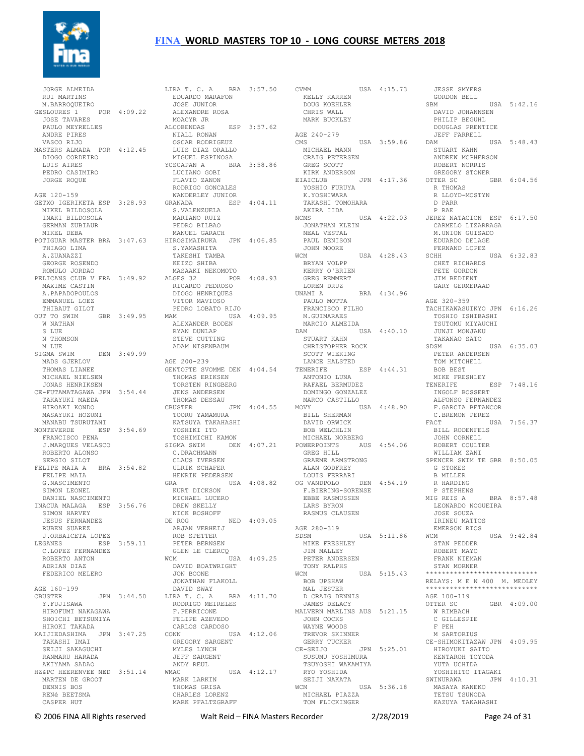JORGE ALMEIDA
RUI MARTINS
M.BARROQUEIRO

GESLOURES 1 POR 4:09.22
JOSE TAVARES
PAULO MEYRELLES
ANDRE PIRES
VASCO RIJO

MASTERS ALMADA POR 4:12.45
DIOGO CORDEIRO
LUIS AIRES
PEDRO CASIMIRO
JORGE ROQUE

AGE 120-159

GETXO IGERIKETA ESP 3:28.93
MIKEL BILDOSOLA
INAKI BILDOSOLA
GERMAN ZUBIAUR
MIKEL DEBA

POTIGUAR MASTER BRA 3:47.63
THIAGO LIMA
A.ZUANAZZI
GEORGE ROSENDO
ROMULO JORDAO

PELICANS CLUB V FRA 3:49.92
MAXIME CASTIN
A.PAPADOPOULOS
EMMANUEL LOEZ
THIBAUT GILOT

OUT TO SWIM GBR 3:49.95
W NATHAN
S LUE
N THOMSON
M LUE

SIGMA SWIM DEN 3:49.99
MADS GJERLOV
THOMAS LIANEE
MICHAEL NIELSEN
JONAS HENRIKSEN

CE-FUTAMATAGAWA JPN 3:54.44
TAKAYUKI MAEDA
HIROAKI KONDO
MASAYUKI HOZUMI
MANABU TSURUTANI

MONTEVERDE ESP 3:54.69
FRANCISCO PENA
J.MARQUES VELASCO
ROBERTO ALONSO
SERGIO SILOT

FELIPE MAIA A BRA 3:54.82
FELIPE MAIA
G.NASCIMENTO
SIMON LEONEL
DANIEL NASCIMENTO

INACUA MALAGA ESP 3:56.76
SIMON HARVEY
JESUS FERNANDEZ
RUBEN SUAREZ
J.ORBAICETA LOPEZ

LEGANES ESP 3:59.11
C.LOPEZ FERNANDEZ
ROBERTO ANTON
ADRIAN DIAZ
FEDERICO MELERO

AGE 160-199

CBUSTER JPN 3:44.50
Y.FUJISAWA
HIROFUMI NAKAGAWA
SHOICHI BETSUMIYA
HIROKI TAKADA

KAIJIEDASHIMA JPN 3:47.25
TAKASHI IMAI
SEIJI SAKAGUCHI
RANMARU HARADA
AKIYAMA SADAO

HZ&PC HEERENVEE NED 3:51.14
MARTEN DE GROOT
DENNIS BOS
RENé BEETSMA
CASPER HUT

LIRA T. C. A BRA 3:57.50
EDUARDO MARAFON
JOSE JUNIOR
ALEXANDRE ROSA
MOACYR JR

ALCOBENDAS ESP 3:57.62
NIALL RONAN
OSCAR RODRIGEUZ
LUIS DIAZ ORALLO
MIGUEL ESPINOSA

YCSCAPAN A BRA 3:58.86
LUCIANO GOBI
FLAVIO ZANON
RODRIGO GONCALES
WANDERLEY JUNIOR

GRANADA ESP 4:04.11
S.VALENZUELA
MARIANO RUIZ
PEDRO BILBAO
MANUEL GARACH

HIROSIMAIRUKA JPN 4:06.85
S.YAMASHITA
TAKESHI TAMBA
KEIZO SHIBA
MASAAKI NEKOMOTO

ALGES 32 POR 4:08.93
RICARDO PEDROSO
DIOGO HENRIQUES
VITOR MAVIOSO
PEDRO LOBATO RIJO

MAM USA 4:09.95
ALEXANDER BODEN
RYAN DUNLAP
STEVE CUTTING
ADAM NISENBAUM

AGE 200-239

GENTOFTE SVOMME DEN 4:04.54
THOMAS ERIKSEN
TORSTEN RINGBERG
JENS ANDERSEN
THOMAS DESSAU

CBUSTER JPN 4:04.55
TOORU YAMAMURA
KATSUYA TAKAHASHI
YOSHIKI ITO
TOSHIMICHI KAMON

SIGMA SWIM DEN 4:07.21
C.DRACHMANN
CLAUS IVERSEN
ULRIK SCHAFER
HENRIK PEDERSEN

GRA USA 4:08.82
KURT DICKSON
MICHAEL LUCERO
DREW SKELLY
NICK BOSHOFF

DE ROG NED 4:09.05
ARJAN VERHEIJ
ROB SPETTER
PETER BERNSEN
GLEN LE CLERCQ

WCM USA 4:09.25
DAVID BOATWRIGHT
JON BOONE
JONATHAN FLAKOLL
DAVID SWAY

LIRA T. C. A BRA 4:11.70
RODRIGO MEIRELES
F.PERRICONE
FELIPE AZEVEDO
CARLOS CARDOSO

CONN USA 4:12.06
GREGORY SARGENT
MYLES LYNCH
JEFF SARGENT
ANDY REUL

WMAC USA 4:12.17
MARK LARKIN
THOMAS GRISA
CHARLES LORENZ
MARK PFALTZGRAFF

CVMM USA 4:15.73
KELLY KARREN
DOUG KOEHLER
CHRIS WALL
MARK BUCKLEY

AGE 240-279

CMS USA 3:59.86
MICHAEL MANN
CRAIG PETERSEN
GREG SCOTT
KIRK ANDERSON

EIAICLUB JPN 4:17.36
YOSHIO FURUYA
K.YOSHIWARA
TAKASHI TOMOHARA
AKIRA IIDA

NCMS USA 4:22.03
JONATHAN KLEIN
NEAL VESTAL
PAUL DENISON
JOHN MOORE

WCM USA 4:28.43
BRYAN VOLPP
KERRY O'BRIEN
GREG REMMERT
LOREN DRUZ

UNAMI A BRA 4:34.96
PAULO MOTTA
FRANCISCO FILHO
M.GUIMARAES
MARCIO ALMEIDA

DAM USA 4:40.10
STUART KAHN
CHRISTOPHER ROCK
SCOTT WIEKING
LANCE HALSTED

TENERIFE ESP 4:44.31
ANTONIO LUNA
RAFAEL BERMUDEZ
DOMINGO GONZALEZ
MARCO CASTILLO

MOVY USA 4:48.90
BILL SHERMAN
DAVID ORWICK
BOB WELCHLIN
MICHAEL NORBERG

POWERPOINTS AUS 4:54.06
GREG HILL
GRAEME ARMSTRONG
ALAN GODFREY
LOUIS FERRARI

OG VANDPOLO DEN 4:54.19
F.BIERING-SORENSE
EBBE RASMUSSEN
LARS BYRON
RASMUS CLAUSEN

AGE 280-319

SDSM USA 5:11.86
MIKE FRESHLEY
JIM MALLEY
PETER ANDERSEN
TONY RALPHS

WCM USA 5:15.43
BOB UPSHAW
MAL JESTER
D CRAIG DENNIS
JAMES DELACY

MALVERN MARLINS AUS 5:21.15
JOHN COCKS
WAYNE WOODS
TREVOR SKINNER
GERRY TUCKER

CE-SEIJO JPN 5:25.01
SUSUMU YOSHIMURA
TSUYOSHI WAKAMIYA
RYO YOSHIDA
SEIJI NAKATA

WCM USA 5:36.18
MICHAEL PIAZZA
TOM FLICKINGER
JESSE SMYERS
GORDON BELL

SBM USA 5:42.16
DAVID JOHANNSEN
PHILIP BEGUHL
DOUGLAS PRENTICE
JEFF FARRELL

DAM USA 5:48.43
STUART KAHN
ANDREW MCPHERSON
ROBERT NORRIS
GREGORY STONER

OTTER SC GBR 6:04.56
R THOMAS
R LLOYD-MOSTYN
D PARR
P RAE

JEREZ NATACION ESP 6:17.50
CARMELO LIZARRAGA
M.UNION GUISADO
EDUARDO DELAGE
FERNAND LOPEZ

SCHH USA 6:32.83
CHET RICHARDS
PETE GORDON
JIM BEDIENT
GARY GERMERAAD

AGE 320-359

TACHIKAWASUIKYO JPN 6:16.26
TOSHIO ISHIBASHI
TSUTOMU MIYAUCHI
JUNJI MONJAKU
TAKANAO SATO

SDSM USA 6:35.03
PETER ANDERSEN
TOM MITCHELL
BOB BEST
MIKE FRESHLEY

TENERIFE ESP 7:48.16
INGOLF BOSSERT
ALFONSO FERNANDEZ
F.GARCIA BETANCOR
C.BREMON PEREZ

FACT USA 7:56.37
BILL RODENFELS
JOHN CORNELL
ROBERT COULTER
WILLIAM ZANI

SPENCER SWIM TE GBR 8:50.05
G STOKES
B MILLER
R HARDING
P STEPHENS

MIG REIS A BRA 8:57.48
LEONARDO NOGUEIRA
JOSE SOUZA
IRINEU MATTOS
EMERSON RIOS

WCM USA 9:42.84
STAN PEDDER
ROBERT MAYO
FRANK NIEMAN
STAN MORNER

****************************
RELAYS: M E N 400 M. MEDLEY
****************************

AGE 100-119

OTTER SC GBR 4:09.00
W RIMBACH
C GILLESPIE
F PEH
M SARTORIUS

CE-SHIMOKITAZAW JPN 4:09.95
HIROYUKI SAITO
KENTAROH TOYODA
YUTA UCHIDA
YOSHIHITO ITAGAKI

SWINURAWA JPN 4:10.31
MASAYA KANEKO
TETSU TSUNODA
KAZUYA TAKAHASHI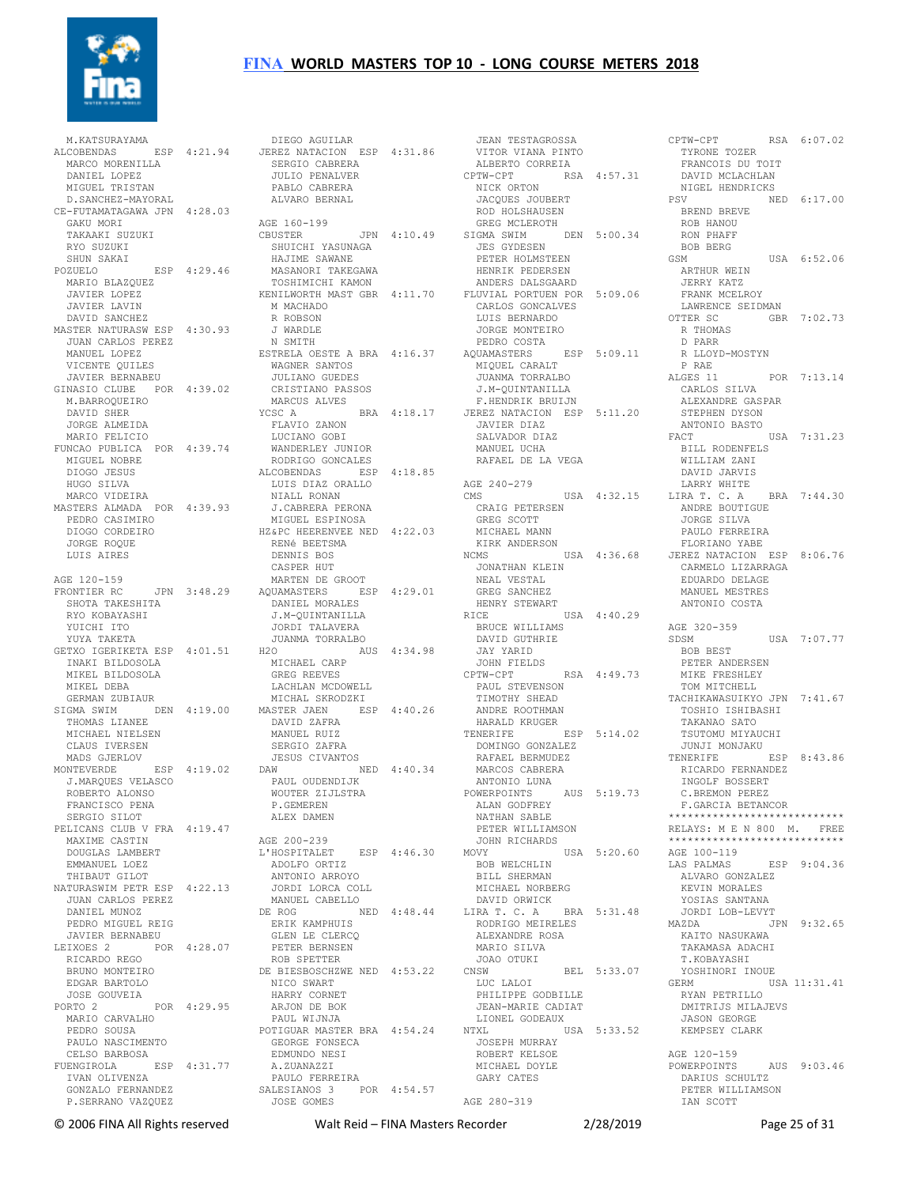M.KATSURAYAMA
ALCOBENDAS ESP 4:21.94
MARCO MORENILLA
DANIEL LOPEZ
MIGUEL TRISTAN
D.SANCHEZ-MAYORAL
CE-FUTAMATAGAWA JPN 4:28.03
GAKU MORI
TAKAAKI SUZUKI
RYO SUZUKI
SHUN SAKAI
POZUELO ESP 4:29.46
MARIO BLAZQUEZ
JAVIER LOPEZ
JAVIER LAVIN
DAVID SANCHEZ
MASTER NATURASW ESP 4:30.93
JUAN CARLOS PEREZ
MANUEL LOPEZ
VICENTE QUILES
JAVIER BERNABEU
GINASIO CLUBE POR 4:39.02
M.BARROQUEIRO
DAVID SHER
JORGE ALMEIDA
MARIO FELICIO
FUNCAO PUBLICA POR 4:39.74
MIGUEL NOBRE
DIOGO JESUS
HUGO SILVA
MARCO VIDEIRA
MASTERS ALMADA POR 4:39.93
PEDRO CASIMIRO
DIOGO CORDEIRO
JORGE ROQUE
LUIS AIRES

AGE 120-159
FRONTIER RC JPN 3:48.29
SHOTA TAKESHITA
RYO KOBAYASHI
YUICHI ITO
YUYA TAKETA
GETXO IGERIKETA ESP 4:01.51
INAKI BILDOSOLA
MIKEL BILDOSOLA
MIKEL DEBA
GERMAN ZUBIAUR
SIGMA SWIM DEN 4:19.00
THOMAS LIANEE
MICHAEL NIELSEN
CLAUS IVERSEN
MADS GJERLOV
MONTEVERDE ESP 4:19.02
J.MARQUES VELASCO
ROBERTO ALONSO
FRANCISCO PENA
SERGIO SILOT
PELICANS CLUB V FRA 4:19.47
MAXIME CASTIN
DOUGLAS LAMBERT
EMMANUEL LOEZ
THIBAUT GILOT
NATURASWIM PETR ESP 4:22.13
JUAN CARLOS PEREZ
DANIEL MUNOZ
PEDRO MIGUEL REIG
JAVIER BERNABEU
LEIXOES 2 POR 4:28.07
RICARDO REGO
BRUNO MONTEIRO
EDGAR BARTOLO
JOSE GOUVEIA
PORTO 2 POR 4:29.95
MARIO CARVALHO
PEDRO SOUSA
PAULO NASCIMENTO
CELSO BARBOSA
FUENGIROLA ESP 4:31.77
IVAN OLIVENZA
GONZALO FERNANDEZ
P.SERRANO VAZQUEZ
DIEGO AGUILAR
JEREZ NATACION ESP 4:31.86
SERGIO CABRERA
JULIO PENALVER
PABLO CABRERA
ALVARO BERNAL

AGE 160-199
CBUSTER JPN 4:10.49
SHUICHI YASUNAGA
HAJIME SAWANE
MASANORI TAKEGAWA
TOSHIMICHI KAMON
KENILWORTH MAST GBR 4:11.70
M MACHADO
R ROBSON
J WARDLE
N SMITH
ESTRELA OESTE A BRA 4:16.37
WAGNER SANTOS
JULIANO GUEDES
CRISTIANO PASSOS
MARCUS ALVES
YCSC A BRA 4:18.17
FLAVIO ZANON
LUCIANO GOBI
WANDERLEY JUNIOR
RODRIGO GONCALES
ALCOBENDAS ESP 4:18.85
LUIS DIAZ ORALLO
NIALL RONAN
J.CABRERA PERONA
MIGUEL ESPINOSA
HZ&PC HEERENVEE NED 4:22.03
RENé BEETSMA
DENNIS BOS
CASPER HUT
MARTEN DE GROOT
AQUAMASTERS ESP 4:29.01
DANIEL MORALES
J.M-QUINTANILLA
JORDI TALAVERA
JUANMA TORRALBO
H2O AUS 4:34.98
MICHAEL CARP
GREG REEVES
LACHLAN MCDOWELL
MICHAL SKRODZKI
MASTER JAEN ESP 4:40.26
DAVID ZAFRA
MANUEL RUIZ
SERGIO ZAFRA
JESUS CIVANTOS
DAW NED 4:40.34
PAUL OUDENDIJK
WOUTER ZIJLSTRA
P.GEMEREN
ALEX DAMEN

AGE 200-239
L'HOSPITALET ESP 4:46.30
ADOLFO ORTIZ
ANTONIO ARROYO
JORDI LORCA COLL
MANUEL CABELLO
DE ROG NED 4:48.44
ERIK KAMPHUIS
GLEN LE CLERCQ
PETER BERNSEN
ROB SPETTER
DE BIESBOSCHZWE NED 4:53.22
NICO SWART
HARRY CORNET
ARJON DE BOK
PAUL WIJNJA
POTIGUAR MASTER BRA 4:54.24
GEORGE FONSECA
EDMUNDO NESI
A.ZUANAZZI
PAULO FERREIRA
SALESIANOS 3 POR 4:54.57
JOSE GOMES
JEAN TESTAGROSSA
VITOR VIANA PINTO
ALBERTO CORREIA
CPTW-CPT RSA 4:57.31
NICK ORTON
JACQUES JOUBERT
ROD HOLSHAUSEN
GREG MCLEROTH
SIGMA SWIM DEN 5:00.34
JES GYDESEN
PETER HOLMSTEEN
HENRIK PEDERSEN
ANDERS DALSGAARD
FLUVIAL PORTUEN POR 5:09.06
CARLOS GONCALVES
LUIS BERNARDO
JORGE MONTEIRO
PEDRO COSTA
AQUAMASTERS ESP 5:09.11
MIQUEL CARALT
JUANMA TORRALBO
J.M-QUINTANILLA
F.HENDRIK BRUIJN
JEREZ NATACION ESP 5:11.20
JAVIER DIAZ
SALVADOR DIAZ
MANUEL UCHA
RAFAEL DE LA VEGA

AGE 240-279
CMS USA 4:32.15
CRAIG PETERSEN
GREG SCOTT
MICHAEL MANN
KIRK ANDERSON
NCMS USA 4:36.68
JONATHAN KLEIN
NEAL VESTAL
GREG SANCHEZ
HENRY STEWART
RICE USA 4:40.29
BRUCE WILLIAMS
DAVID GUTHRIE
JAY YARID
JOHN FIELDS
CPTW-CPT RSA 4:49.73
PAUL STEVENSON
TIMOTHY SHEAD
ANDRE ROOTHMAN
HARALD KRUGER
TENERIFE ESP 5:14.02
DOMINGO GONZALEZ
RAFAEL BERMUDEZ
MARCOS CABRERA
ANTONIO LUNA
POWERPOINTS AUS 5:19.73
ALAN GODFREY
NATHAN SABLE
PETER WILLIAMSON
JOHN RICHARDS
MOVY USA 5:20.60
BOB WELCHLIN
BILL SHERMAN
MICHAEL NORBERG
DAVID ORWICK
LIRA T. C. A BRA 5:31.48
RODRIGO MEIRELES
ALEXANDRE ROSA
MARIO SILVA
JOAO OTUKI
CNSW BEL 5:33.07
LUC LALOI
PHILIPPE GODBILLE
JEAN-MARIE CADIAT
LIONEL GODEAUX
NTXL USA 5:33.52
JOSEPH MURRAY
ROBERT KELSOE
MICHAEL DOYLE
GARY CATES

AGE 280-319
CPTW-CPT RSA 6:07.02
TYRONE TOZER
FRANCOIS DU TOIT
DAVID MCLACHLAN
NIGEL HENDRICKS
PSV NED 6:17.00
BREND BREVE
ROB HANOU
RON PHAFF
BOB BERG
GSM USA 6:52.06
ARTHUR WEIN
JERRY KATZ
FRANK MCELROY
LAWRENCE SEIDMAN
OTTER SC GBR 7:02.73
R THOMAS
D PARR
R LLOYD-MOSTYN
P RAE
ALGES 11 POR 7:13.14
CARLOS SILVA
ALEXANDRE GASPAR
STEPHEN DYSON
ANTONIO BASTO
FACT USA 7:31.23
BILL RODENFELS
WILLIAM ZANI
DAVID JARVIS
LARRY WHITE
LIRA T. C. A BRA 7:44.30
ANDRE BOUTIGUE
JORGE SILVA
PAULO FERREIRA
FLORIANO YABE
JEREZ NATACION ESP 8:06.76
CARMELO LIZARRAGA
EDUARDO DELAGE
MANUEL MESTRES
ANTONIO COSTA

AGE 320-359
SDSM USA 7:07.77
BOB BEST
PETER ANDERSEN
MIKE FRESHLEY
TOM MITCHELL
TACHIKAWASUIKYO JPN 7:41.67
TOSHIO ISHIBASHI
TAKANAO SATO
TSUTOMU MIYAUCHI
JUNJI MONJAKU
TENERIFE ESP 8:43.86
RICARDO FERNANDEZ
INGOLF BOSSERT
C.BREMON PEREZ
F.GARCIA BETANCOR

***************************
RELAYS: M E N 800 M. FREE
***************************

AGE 100-119
LAS PALMAS ESP 9:04.36
ALVARO GONZALEZ
KEVIN MORALES
YOSIAS SANTANA
JORDI LOB-LEVYT
MAZDA JPN 9:32.65
KAITO NASUKAWA
TAKAMASA ADACHI
T.KOBAYASHI
YOSHINORI INOUE
GERM USA 11:31.41
RYAN PETRILLO
DMITRIJS MILAJEVS
JASON GEORGE
KEMPSEY CLARK

AGE 120-159
POWERPOINTS AUS 9:03.46
DARIUS SCHULTZ
PETER WILLIAMSON
IAN SCOTT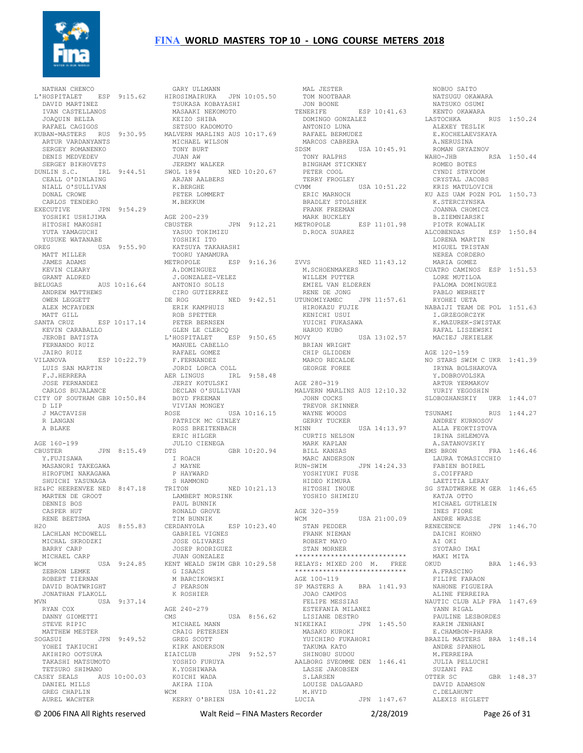# FINA WORLD MASTERS TOP 10 - LONG COURSE METERS 2018

```
 NATHAN CHENCO
L'HOSPITALET     ESP  9:15.62
 DAVID MARTINEZ
 IVAN CASTELLANOS
 JOAQUIN BELZA
 RAFAEL CAGIGOS
KUBAN-MASTERS    RUS  9:30.95
 ARTUR VARDANYANTS
 SERGEY ROMANENKO
 DENIS MEDVEDEV
 SERGEY BIKHOVETS
DUNLIN S.C.      IRL  9:44.51
 CEALL O'DINLAING
 NIALL O'SULLIVAN
 DONAL CROWE
 CARLOS TENDERO
EXECUTIVE        JPN  9:54.29
 YOSHIKI USHIJIMA
 HITOSHI MAKOSHI
 YUTA YAMAGUCHI
 YUSUKE WATANABE
OREG             USA  9:55.90
 MATT MILLER
 JAMES ADAMS
 KEVIN CLEARY
 GRANT ALDRED
BELUGAS          AUS 10:16.64
 ANDREW MATTHEWS
 OWEN LEGGETT
 ALEX MCFAYDEN
 MATT GILL
SANTA CRUZ       ESP 10:17.14
 KEVIN CARABALLO
 JEROBI BATISTA
 FERNANDO RUIZ
 JAIRO RUIZ
VILANOVA         ESP 10:22.79
 LUIS SAN MARTIN
 F.J.HERRERA
 JOSE FERNANDEZ
 CARLOS BUJALANCE
CITY OF SOUTHAM GBR 10:50.84
 D LIP
 J MACTAVISH
 R LANGAN
 A BLAKE

AGE 160-199
CBUSTER          JPN  8:15.49
 Y.FUJISAWA
 MASANORI TAKEGAWA
 HIROFUMI NAKAGAWA
 SHUICHI YASUNAGA
HZ&PC HEERENVEE NED  8:47.18
 MARTEN DE GROOT
 DENNIS BOS
 CASPER HUT
 RENE BEETSMA
H2O              AUS  8:55.83
 LACHLAN MCDOWELL
 MICHAL SKRODZKI
 BARRY CARP
 MICHAEL CARP
WCM              USA  9:24.85
 ZEBRON LEMKE
 ROBERT TIERNAN
 DAVID BOATWRIGHT
 JONATHAN FLAKOLL
MVN              USA  9:37.14
 RYAN COX
 DANNY GIOMETTI
 STEVE RIPIC
 MATTHEW MESTER
SOGASUI          JPN  9:49.52
 YOHEI TAKIUCHI
 AKIHIRO OOTSUKA
 TAKASHI MATSUMOTO
 TETSURO SHIMANO
CASEY SEALS      AUS 10:00.03
 DANIEL MILLS
 GREG CHAPLIN
 AUREL WACHTER
 GARY ULLMANN
HIROSIMAIRUKA    JPN 10:05.50
 TSUKASA KOBAYASHI
 MASAAKI NEKOMOTO
 KEIZO SHIBA
 SETSUO KADOMOTO
MALVERN MARLINS AUS 10:17.69
 MICHAEL WILSON
 TONY BURT
 JUAN AW
 JEREMY WALKER
SWOL 1894        NED 10:20.67
 ARJAN AALBERS
 K.BERGHE
 PETER LOMMERT
 M.BEKKUM

AGE 200-239
CBUSTER          JPN  9:12.21
 YASUO TOKIMIZU
 YOSHIKI ITO
 KATSUYA TAKAHASHI
 TOORU YAMAMURA
METROPOLE        ESP  9:16.36
 A.DOMINGUEZ
 J.GONZALEZ-VELEZ
 ANTONIO SOLIS
 CIRO GUTIERREZ
DE ROG           NED  9:42.51
 ERIK KAMPHUIS
 ROB SPETTER
 PETER BERNSEN
 GLEN LE CLERCQ
L'HOSPITALET     ESP  9:50.65
 MANUEL CABELLO
 RAFAEL GOMEZ
 F.FERNANDEZ
 JORDI LORCA COLL
AER LINGUS       IRL  9:58.48
 JERZY KOTULSKI
 DECLAN O'SULLIVAN
 BOYD FREEMAN
 VIVIAN MONGEY
ROSE             USA 10:16.15
 PATRICK MC GINLEY
 ROSS BREITENBACH
 ERIC HILGER
 JULIO CIENEGA
DTS              GBR 10:20.94
 I ROACH
 J MAYNE
 P HAYWARD
 S HAMMOND
TRITON           NED 10:21.13
 LAMBERT MORSINK
 PAUL BUNNIK
 RONALD GROVE
 TIM BUNNIK
CERDANYOLA       ESP 10:23.40
 GABRIEL VIGNES
 JOSE OLIVARES
 JOSEP RODRIGUEZ
 JUAN GONZALEZ
KENT WEALD SWIM GBR 10:29.58
 G ISAACS
 M BARCIKOWSKI
 J PEARSON
 K ROSHIER

AGE 240-279
CMS              USA  8:56.62
 MICHAEL MANN
 CRAIG PETERSEN
 GREG SCOTT
 KIRK ANDERSON
EIAICLUB         JPN  9:52.57
 YOSHIO FURUYA
 K.YOSHIWARA
 KOICHI WADA
 AKIRA IIDA
WCM              USA 10:41.22
 KERRY O'BRIEN
 MAL JESTER
 TOM NOOTBAAR
 JON BOONE
TENERIFE         ESP 10:41.63
 DOMINGO GONZALEZ
 ANTONIO LUNA
 RAFAEL BERMUDEZ
 MARCOS CABRERA
SDSM             USA 10:45.91
 TONY RALPHS
 BINGHAM STICKNEY
 PETER COOL
 TERRY FROGLEY
CVMM             USA 10:51.22
 ERIC MARNOCH
 BRADLEY STOLSHEK
 FRANK FREEMAN
 MARK BUCKLEY
METROPOLE        ESP 11:01.98
 D.ROCA SUAREZ


ZVVS             NED 11:43.12
 M.SCHOENMAKERS
 WILLEM PUTTER
 EMIEL VAN ELDEREN
 RENE DE JONG
UTUNOMIYAMEC     JPN 11:57.61
 HIROKAZU FUJIE
 KENICHI USUI
 YUICHI FUKASAWA
 HARUO KUBO
MOVY             USA 13:02.57
 BRIAN WRIGHT
 CHIP GLIDDEN
 MARCO RECALDE
 GEORGE FOREE

AGE 280-319
MALVERN MARLINS AUS 12:10.32
 JOHN COCKS
 TREVOR SKINNER
 WAYNE WOODS
 GERRY TUCKER
MINN             USA 14:13.97
 CURTIS NELSON
 MARK KAPLAN
 BILL KANSAS
 MARC ANDERSON
RUN-SWIM         JPN 14:24.33
 YOSHIYUKI FUSE
 HIDEO KIMURA
 HITOSHI INOUE
 YOSHIO SHIMIZU

AGE 320-359
WCM              USA 21:00.09
 STAN PEDDER
 FRANK NIEMAN
 ROBERT MAYO
 STAN MORNER
****************************
RELAYS: MIXED 200  M.   FREE
****************************
AGE 100-119
SP MASTERS A     BRA  1:41.93
 JOAO CAMPOS
 FELIPE MESSIAS
 ESTEFANIA MILANEZ
 LISIANE DESTRO
NIKEIKAI         JPN  1:45.50
 MASAKO KUROKI
 YUICHIRO FUKAHORI
 TAKUMA KATO
 SHINOBU SUDOU
AALBORG SVEOMME DEN  1:46.41
 LASSE JAKOBSEN
 S.LARSEN
 LOUISE DALGAARD
 M.HVID
LUCIA            JPN  1:47.67
 NOBUO SAITO
 NATSUGU OKAWARA
 NATSUKO OSUMI
 KENTO OKAWARA
LASTOCHKA        RUS  1:50.24
 ALEXEY TESLIK
 E.KOCHELAEVSKAYA
 A.NERUSINA
 ROMAN GRYAZNOV
WAHO-JHB         RSA  1:50.44
 ROMEO BOTES
 CYNDI STRYDOM
 CRYSTAL JACOBS
 KRIS MATULOVICH
KU AZS UAM POZN POL  1:50.73
 K.STERCZYNSKA
 JOANNA CHOMICZ
 B.ZIEMNIARSKI
 PIOTR KOWALIK
ALCOBENDAS       ESP  1:50.84
 LORENA MARTIN
 MIGUEL TRISTAN
 NEREA CORDERO
 MARIA GOMEZ
CUATRO CAMINOS  ESP  1:51.53
 LORE MUTILOA
 PALOMA DOMINGUEZ
 PABLO WERHEIT
 RYOHEI UETA
NABAIJI TEAM DE POL  1:51.63
 I.GRZEGORCZYK
 K.MAZUREK-SWISTAK
 RAFAL LISZEWSKI
 MACIEJ JEKIELEK

AGE 120-159
NO STARS SWIM C UKR  1:41.39
 IRYNA BOLSHAKOVA
 Y.DOBROVOLSKA
 ARTUR YERMAKOV
 YURIY YEGOSHIN
SLOBOZHANSKIY    UKR  1:44.07

TSUNAMI          RUS  1:44.27
 ANDREY KURNOSOV
 ALLA FEOKTISTOVA
 IRINA SHLEMOVA
 A.SATANOVSKIY
EMS BRON         FRA  1:46.46
 LAURA TOMASICCHIO
 FABIEN BOIREL
 S.COIFFARD
 LAETITIA LERAY
SG STADTWERKE M GER  1:46.65
 KATJA OTTO
 MICHAEL GUTHLEIN
 INES FIORE
 ANDRE WRASSE
RENECENCE        JPN  1:46.70
 DAICHI KOHNO
 AI OKI
 SYOTARO IMAI
 MAKI MITA
OKUD             BRA  1:46.93
 A.FRASCINO
 FILIPE FARAON
 NAHONE FIGUEIRA
 ALINE FERREIRA
NAUTIC CLUB ALP FRA  1:47.69
 YANN RIGAL
 PAULINE LESBORDES
 KARIM JENHANI
 E.CHAMBON-PHARR
BRAZIL MASTERS  BRA  1:48.14
 ANDRE SPANHOL
 M.FERREIRA
 JULIA PELLUCHI
 SUZANI PAZ
OTTER SC         GBR  1:48.37
 DAVID ADAMSON
 C.DELAHUNT
 ALEXIS HIGLETT
```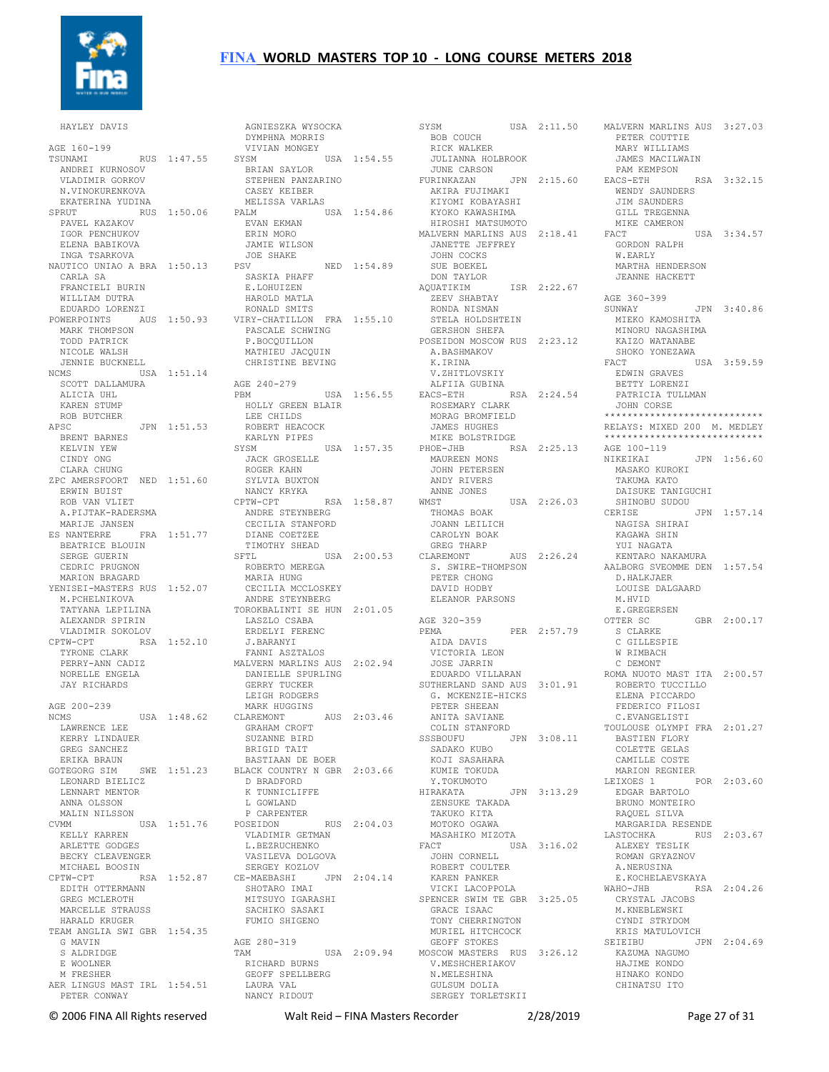# FINA WORLD MASTERS TOP 10 - LONG COURSE METERS 2018

```
HAYLEY DAVIS

AGE 160-199
TSUNAMI          RUS  1:47.55
  ANDREI KURNOSOV
  VLADIMIR GORKOV
  N.VINOKURENKOVA
  EKATERINA YUDINA
SPRUT            RUS  1:50.06
  PAVEL KAZAKOV
  IGOR PENCHUKOV
  ELENA BABIKOVA
  INGA TSARKOVA
NAUTICO UNIAO A BRA  1:50.13
  CARLA SA
  FRANCIELI BURIN
  WILLIAM DUTRA
  EDUARDO LORENZI
POWERPOINTS      AUS  1:50.93
  MARK THOMPSON
  TODD PATRICK
  NICOLE WALSH
  JENNIE BUCKNELL
NCMS             USA  1:51.14
  SCOTT DALLAMURA
  ALICIA UHL
  KAREN STUMP
  ROB BUTCHER
APSC             JPN  1:51.53
  BRENT BARNES
  KELVIN YEW
  CINDY ONG
  CLARA CHUNG
ZPC AMERSFOORT  NED  1:51.60
  ERWIN BUIST
  ROB VAN VLIET
  A.PIJTAK-RADERSMA
  MARIJE JANSEN
ES NANTERRE      FRA  1:51.77
  BEATRICE BLOUIN
  SERGE GUERIN
  CEDRIC PRUGNON
  MARION BRAGARD
YENISEI-MASTERS RUS  1:52.07
  M.PCHELNIKOVA
  TATYANA LEPILINA
  ALEXANDR SPIRIN
  VLADIMIR SOKOLOV
CPTW-CPT         RSA  1:52.10
  TYRONE CLARK
  PERRY-ANN CADIZ
  NORELLE ENGELA
  JAY RICHARDS

AGE 200-239
NCMS             USA  1:48.62
  LAWRENCE LEE
  KERRY LINDAUER
  GREG SANCHEZ
  ERIKA BRAUN
GOTEGORG SIM    SWE  1:51.23
  LEONARD BIELICZ
  LENNART MENTOR
  ANNA OLSSON
  MALIN NILSSON
CVMM             USA  1:51.76
  KELLY KARREN
  ARLETTE GODGES
  BECKY CLEAVENGER
  MICHAEL BOOSIN
CPTW-CPT         RSA  1:52.87
  EDITH OTTERMANN
  GREG MCLEROTH
  MARCELLE STRAUSS
  HARALD KRUGER
TEAM ANGLIA SWI GBR  1:54.35
  G MAVIN
  S ALDRIDGE
  E WOOLNER
  M FRESHER
AER LINGUS MAST IRL  1:54.51
  PETER CONWAY
  AGNIESZKA WYSOCKA
  DYMPHNA MORRIS
  VIVIAN MONGEY
SYSM             USA  1:54.55
  BRIAN SAYLOR
  STEPHEN PANZARINO
  CASEY KEIBER
  MELISSA VARLAS
PALM             USA  1:54.86
  EVAN EKMAN
  ERIN MORO
  JAMIE WILSON
  JOE SHAKE
PSV              NED  1:54.89
  SASKIA PHAFF
  E.LOHUIZEN
  HAROLD MATLA
  RONALD SMITS
VIRY-CHATILLON  FRA  1:55.10
  PASCALE SCHWING
  P.BOCQUILLON
  MATHIEU JACQUIN
  CHRISTINE BEVING

AGE 240-279
PBM              USA  1:56.55
  HOLLY GREEN BLAIR
  LEE CHILDS
  ROBERT HEACOCK
  KARLYN PIPES
SYSM             USA  1:57.35
  JACK GROSELLE
  ROGER KAHN
  SYLVIA BUXTON
  NANCY KRYKA
CPTW-CPT         RSA  1:58.87
  ANDRE STEYNBERG
  CECILIA STANFORD
  DIANE COETZEE
  TIMOTHY SHEAD
SFTL             USA  2:00.53
  ROBERTO MEREGA
  MARIA HUNG
  CECILIA MCCLOSKEY
  ANDRE STEYNBERG
TOROKBALINTI SE HUN  2:01.05
  LASZLO CSABA
  ERDELYI FERENC
  J.BARANYI
  FANNI ASZTALOS
MALVERN MARLINS AUS  2:02.94
  DANIELLE SPURLING
  GERRY TUCKER
  LEIGH RODGERS
  MARK HUGGINS
CLAREMONT        AUS  2:03.46
  GRAHAM CROFT
  SUZANNE BIRD
  BRIGID TAIT
  BASTIAAN DE BOER
BLACK COUNTRY N GBR  2:03.66
  D BRADFORD
  K TUNNICLIFFE
  L GOWLAND
  P CARPENTER
POSEIDON         RUS  2:04.03
  VLADIMIR GETMAN
  L.BEZRUCHENKO
  VASILEVA DOLGOVA
  SERGEY KOZLOV
CE-MAEBASHI      JPN  2:04.14
  SHOTARO IMAI
  MITSUYO IGARASHI
  SACHIKO SASAKI
  FUMIO SHIGENO

AGE 280-319
TAM              USA  2:09.94
  RICHARD BURNS
  GEOFF SPELLBERG
  LAURA VAL
  NANCY RIDOUT
SYSM             USA  2:11.50
  BOB COUCH
  RICK WALKER
  JULIANNA HOLBROOK
  JUNE CARSON
FURINKAZAN       JPN  2:15.60
  AKIRA FUJIMAKI
  KIYOMI KOBAYASHI
  KYOKO KAWASHIMA
  HIROSHI MATSUMOTO
MALVERN MARLINS AUS  2:18.41
  JANETTE JEFFREY
  JOHN COCKS
  SUE BOEKEL
  DON TAYLOR
AQUATIKIM        ISR  2:22.67
  ZEEV SHABTAY
  RONDA NISMAN
  STELA HOLDSHTEIN
  GERSHON SHEFA
POSEIDON MOSCOW RUS  2:23.12
  A.BASHMAKOV
  K.IRINA
  V.ZHITLOVSKIY
  ALFIIA GUBINA
EACS-ETH         RSA  2:24.54
  ROSEMARY CLARK
  MORAG BROMFIELD
  JAMES HUGHES
  MIKE BOLSTRIDGE
PHOE-JHB         RSA  2:25.13
  MAUREEN MONS
  JOHN PETERSEN
  ANDY RIVERS
  ANNE JONES
WMST             USA  2:26.03
  THOMAS BOAK
  JOANN LEILICH
  CAROLYN BOAK
  GREG THARP
CLAREMONT        AUS  2:26.24
  S. SWIRE-THOMPSON
  PETER CHONG
  DAVID HOBDY
  ELEANOR PARSONS

AGE 320-359
PEMA             PER  2:57.79
  AIDA DAVIS
  VICTORIA LEON
  JOSE JARRIN
  EDUARDO VILLARAN
SUTHERLAND SAND AUS  3:01.91
  G. MCKENZIE-HICKS
  PETER SHEEAN
  ANITA SAVIANE
  COLIN STANFORD
SSSBOUFU         JPN  3:08.11
  SADAKO KUBO
  KOJI SASAHARA
  KUMIE TOKUDA
  Y.TOKUMOTO
HIRAKATA         JPN  3:13.29
  ZENSUKE TAKADA
  TAKUKO KITA
  MOTOKO OGAWA
  MASAHIKO MIZOTA
FACT             USA  3:16.02
  JOHN CORNELL
  ROBERT COULTER
  KAREN PANKER
  VICKI LACOPPOLA
SPENCER SWIM TE GBR  3:25.05
  GRACE ISAAC
  TONY CHERRINGTON
  MURIEL HITCHCOCK
  GEOFF STOKES
MOSCOW MASTERS  RUS  3:26.12
  V.MESHCHERIAKOV
  N.MELESHINA
  GULSUM DOLIA
  SERGEY TORLETSKII
MALVERN MARLINS AUS  3:27.03
  PETER COUTTIE
  MARY WILLIAMS
  JAMES MACILWAIN
  PAM KEMPSON
EACS-ETH         RSA  3:32.15
  WENDY SAUNDERS
  JIM SAUNDERS
  GILL TREGENNA
  MIKE CAMERON
FACT             USA  3:34.57
  GORDON RALPH
  W.EARLY
  MARTHA HENDERSON
  JEANNE HACKETT

AGE 360-399
SUNWAY           JPN  3:40.86
  MIEKO KAMOSHITA
  MINORU NAGASHIMA
  KAIZO WATANABE
  SHOKO YONEZAWA
FACT             USA  3:59.59
  EDWIN GRAVES
  BETTY LORENZI
  PATRICIA TULLMAN
  JOHN CORSE
****************************
RELAYS: MIXED 200  M. MEDLEY
****************************
AGE 100-119
NIKEIKAI         JPN  1:56.60
  MASAKO KUROKI
  TAKUMA KATO
  DAISUKE TANIGUCHI
  SHINOBU SUDOU
CERISE           JPN  1:57.14
  NAGISA SHIRAI
  KAGAWA SHIN
  YUI NAGATA
  KENTARO NAKAMURA
AALBORG SVEOMME DEN  1:57.54
  D.HALKJAER
  LOUISE DALGAARD
  M.HVID
  E.GREGERSEN
OTTER SC         GBR  2:00.17
  S CLARKE
  C GILLESPIE
  W RIMBACH
  C DEMONT
ROMA NUOTO MAST ITA  2:00.57
  ROBERTO TUCCILLO
  ELENA PICCARDO
  FEDERICO FILOSI
  C.EVANGELISTI
TOULOUSE OLYMPI FRA  2:01.27
  BASTIEN FLORY
  COLETTE GELAS
  CAMILLE COSTE
  MARION REGNIER
LEIXOES 1        POR  2:03.60
  EDGAR BARTOLO
  BRUNO MONTEIRO
  RAQUEL SILVA
  MARGARIDA RESENDE
LASTOCHKA        RUS  2:03.67
  ALEXEY TESLIK
  ROMAN GRYAZNOV
  A.NERUSINA
  E.KOCHELAEVSKAYA
WAHO-JHB         RSA  2:04.26
  CRYSTAL JACOBS
  M.KNEBLEWSKI
  CYNDI STRYDOM
  KRIS MATULOVICH
SEIEIBU          JPN  2:04.69
  KAZUMA NAGUMO
  HAJIME KONDO
  HINAKO KONDO
  CHINATSU ITO
```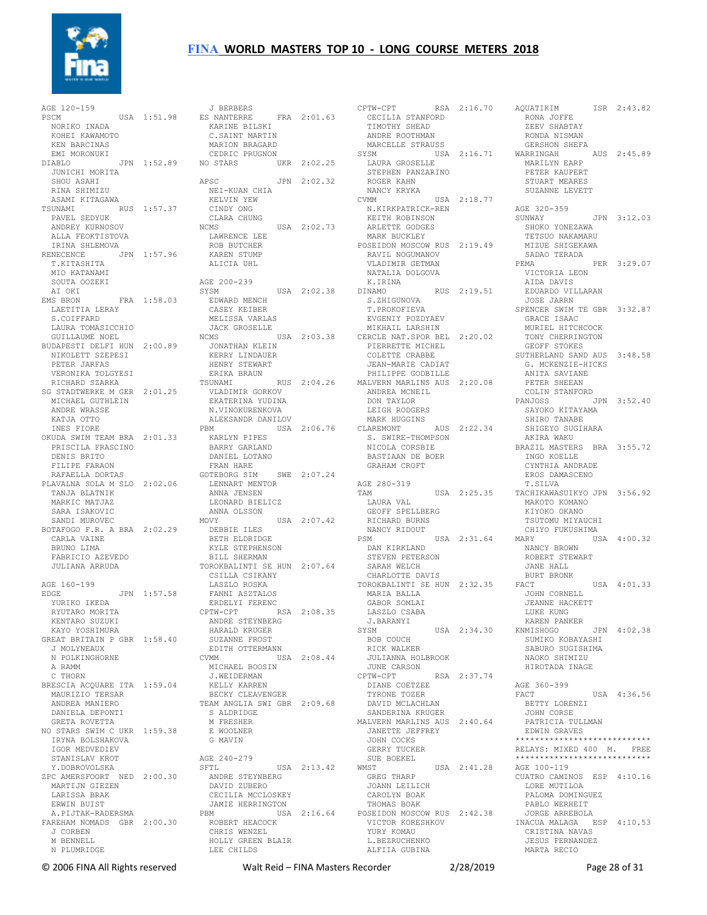# FINA WORLD MASTERS TOP 10 - LONG COURSE METERS 2018

AGE 120-159
PSCM USA 1:51.98
NORIKO INADA
KOHEI KAWAMOTO
KEN BARCINAS
EMI MORONUKI
DIABLO JPN 1:52.89
JUNICHI MORITA
SHOU ASAHI
RINA SHIMIZU
ASAMI KITAGAWA
TSUNAMI RUS 1:57.37
PAVEL SEDYUK
ANDREY KURNOSOV
ALLA FEOKTISTOVA
IRINA SHLEMOVA
RENECENCE JPN 1:57.96
T.KITASHITA
MIO KATANAMI
SOUTA OOZEKI
AI OKI
EMS BRON FRA 1:58.03
LAETITIA LERAY
S.COIFFARD
LAURA TOMASICCHIO
GUILLAUME NOEL
BUDAPESTI DELFI HUN 2:00.89
NIKOLETT SZEPESI
PETER JARFAS
VERONIKA TOLGYESI
RICHARD SZARKA
SG STADTWERKE M GER 2:01.25
MICHAEL GUTHLEIN
ANDRE WRASSE
KATJA OTTO
INES FIORE
OKUDA SWIM TEAM BRA 2:01.33
PRISCILA FRASCINO
DENIS BRITO
FILIPE FARAON
RAFAELLA DORTAS
PLAVALNA SOLA M SLO 2:02.06
TANJA BLATNIK
MARKIC MATJAZ
SARA ISAKOVIC
SANDI MUROVEC
BOTAFOGO F.R. A BRA 2:02.29
CARLA VAINE
BRUNO LIMA
FABRICIO AZEVEDO
JULIANA ARRUDA

AGE 160-199
EDGE JPN 1:57.58
YURIKO IKEDA
RYUTARO MORITA
KENTARO SUZUKI
KAYO YOSHIMURA
GREAT BRITAIN P GBR 1:58.40
J MOLYNEAUX
N POLKINGHORNE
A RAMM
C THORN
BRESCIA ACQUARE ITA 1:59.04
MAURIZIO TERSAR
ANDREA MANIERO
DANIELA DEPONTI
GRETA ROVETTA
NO STARS SWIM C UKR 1:59.38
IRYNA BOLSHAKOVA
IGOR MEDVEDIEV
STANISLAV KROT
Y.DOBROVOLSKA
ZPC AMERSFOORT NED 2:00.30
MARTIJN GIEZEN
LARISSA BRAK
ERWIN BUIST
A.PIJTAK-RADERSMA
FAREHAM NOMADS GBR 2:00.30
J CORBEN
M BENNELL
N PLUMRIDGE
J BERBERS
ES NANTERRE FRA 2:01.63
KARINE BILSKI
C.SAINT MARTIN
MARION BRAGARD
CEDRIC PRUGNON
NO STARS UKR 2:02.25

APSC JPN 2:02.32
NEI-KUAN CHIA
KELVIN YEW
CINDY ONG
CLARA CHUNG
NCMS USA 2:02.73
LAWRENCE LEE
ROB BUTCHER
KAREN STUMP
ALICIA UHL

AGE 200-239
SYSM USA 2:02.38
EDWARD MENCH
CASEY KEIBER
MELISSA VARLAS
JACK GROSELLE
NCMS USA 2:03.38
JONATHAN KLEIN
KERRY LINDAUER
HENRY STEWART
ERIKA BRAUN
TSUNAMI RUS 2:04.26
VLADIMIR GORKOV
EKATERINA YUDINA
N.VINOKURENKOVA
ALEKSANDR DANILOV
PBM USA 2:06.76
KARLYN PIPES
BARRY GARLAND
DANIEL LOTANO
FRAN HARE
GOTEBORG SIM SWE 2:07.24
LENNART MENTOR
ANNA JENSEN
LEONARD BIELICZ
ANNA OLSSON
MOVY USA 2:07.42
DEBBIE ILES
BETH ELDRIDGE
KYLE STEPHENSON
BILL SHERMAN
TOROKBALINTI SE HUN 2:07.64
CSILLA CSIKANY
LASZLO ROSKA
FANNI ASZTALOS
ERDELYI FERENC
CPTW-CPT RSA 2:08.35
ANDRE STEYNBERG
HARALD KRUGER
SUZANNE FROST
EDITH OTTERMANN
CVMM USA 2:08.44
MICHAEL BOOSIN
J.WEIDERMAN
KELLY KARREN
BECKY CLEAVENGER
TEAM ANGLIA SWI GBR 2:09.68
S ALDRIDGE
M FRESHER
E WOOLNER
G MAVIN

AGE 240-279
SFTL USA 2:13.42
ANDRE STEYNBERG
DAVID ZUBERO
CECILIA MCCLOSKEY
JAMIE HERRINGTON
PBM USA 2:16.64
ROBERT HEACOCK
CHRIS WENZEL
HOLLY GREEN BLAIR
LEE CHILDS
CPTW-CPT RSA 2:16.70
CECILIA STANFORD
TIMOTHY SHEAD
ANDRE ROOTHMAN
MARCELLE STRAUSS
SYSM USA 2:16.71
LAURA GROSELLE
STEPHEN PANZARINO
ROGER KAHN
NANCY KRYKA
CVMM USA 2:18.77
N.KIRKPATRICK-REN
KEITH ROBINSON
ARLETTE GODGES
MARK BUCKLEY
POSEIDON MOSCOW RUS 2:19.49
RAVIL NOGUMANOV
VLADIMIR GETMAN
NATALIA DOLGOVA
K.IRINA
DINAMO RUS 2:19.51
S.ZHIGUNOVA
T.PROKOFIEVA
EVGENIY POZDYAEV
MIKHAIL LARSHIN
CERCLE NAT.SPOR BEL 2:20.02
PIERRETTE MICHEL
COLETTE CRABBE
JEAN-MARIE CADIAT
PHILIPPE GODBILLE
MALVERN MARLINS AUS 2:20.08
ANDREA MCNEIL
DON TAYLOR
LEIGH RODGERS
MARK HUGGINS
CLAREMONT AUS 2:22.34
S. SWIRE-THOMPSON
NICOLA CORSBIE
BASTIAAN DE BOER
GRAHAM CROFT

AGE 280-319
TAM USA 2:25.35
LAURA VAL
GEOFF SPELLBERG
RICHARD BURNS
NANCY RIDOUT
PSM USA 2:31.64
DAN KIRKLAND
STEVEN PETERSON
SARAH WELCH
CHARLOTTE DAVIS
TOROKBALINTI SE HUN 2:32.35
MARIA BALLA
GABOR SOMLAI
LASZLO CSABA
J.BARANYI
SYSM USA 2:34.30
BOB COUCH
RICK WALKER
JULIANNA HOLBROOK
JUNE CARSON
CPTW-CPT RSA 2:37.74
DIANE COETZEE
TYRONE TOZER
DAVID MCLACHLAN
SANDERINA KRUGER
MALVERN MARLINS AUS 2:40.64
JANETTE JEFFREY
JOHN COCKS
GERRY TUCKER
SUE BOEKEL
WMST USA 2:41.28
GREG THARP
JOANN LEILICH
CAROLYN BOAK
THOMAS BOAK
POSEIDON MOSCOW RUS 2:42.38
VICTOR KORESHKOV
YURY KOMAU
L.BEZRUCHENKO
ALFIIA GUBINA
AQUATIKIM ISR 2:43.82
RONA JOFFE
ZEEV SHABTAY
RONDA NISMAN
GERSHON SHEFA
WARRINGAH AUS 2:45.89
MARILYN EARP
PETER KAUPERT
STUART MEARES
SUZANNE LEVETT

AGE 320-359
SUNWAY JPN 3:12.03
SHOKO YONEZAWA
TETSUO NAKAMARU
MIZUE SHIGEKAWA
SADAO TERADA
PEMA PER 3:29.07
VICTORIA LEON
AIDA DAVIS
EDUARDO VILLARAN
JOSE JARRN
SPENCER SWIM TE GBR 3:32.87
GRACE ISAAC
MURIEL HITCHCOCK
TONY CHERRINGTON
GEOFF STOKES
SUTHERLAND SAND AUS 3:48.58
G. MCKENZIE-HICKS
ANITA SAVIANE
PETER SHEEAN
COLIN STANFORD
PANJOSS JPN 3:52.40
SAYOKO KITAYAMA
SHIRO TANABE
SHIGEYO SUGIHARA
AKIRA WAKU
BRAZIL MASTERS BRA 3:55.72
INGO KOELLE
CYNTHIA ANDRADE
EROS DAMASCENO
T.SILVA
TACHIKAWASUIKYO JPN 3:56.92
MAKOTO KOMANO
KIYOKO OKANO
TSUTOMU MIYAUCHI
CHIYO FUKUSHIMA
MARY USA 4:00.32
NANCY BROWN
ROBERT STEWART
JANE HALL
BURT BRONK
FACT USA 4:01.33
JOHN CORNELL
JEANNE HACKETT
LUKE KUNG
KAREN PANKER
KNMISHOGO JPN 4:02.38
SUMIKO KOBAYASHI
SABURO SUGISHIMA
NAOKO SHIMIZU
HIROTADA INAGE

AGE 360-399
FACT USA 4:36.56
BETTY LORENZI
JOHN CORSE
PATRICIA TULLMAN
EDWIN GRAVES

***************************
RELAYS: MIXED 400 M. FREE
***************************

AGE 100-119
CUATRO CAMINOS ESP 4:10.16
LORE MUTILOA
PALOMA DOMINGUEZ
PABLO WERHEIT
JORGE ARREBOLA
INACUA MALAGA ESP 4:10.53
CRISTINA NAVAS
JESUS FERNANDEZ
MARTA RECIO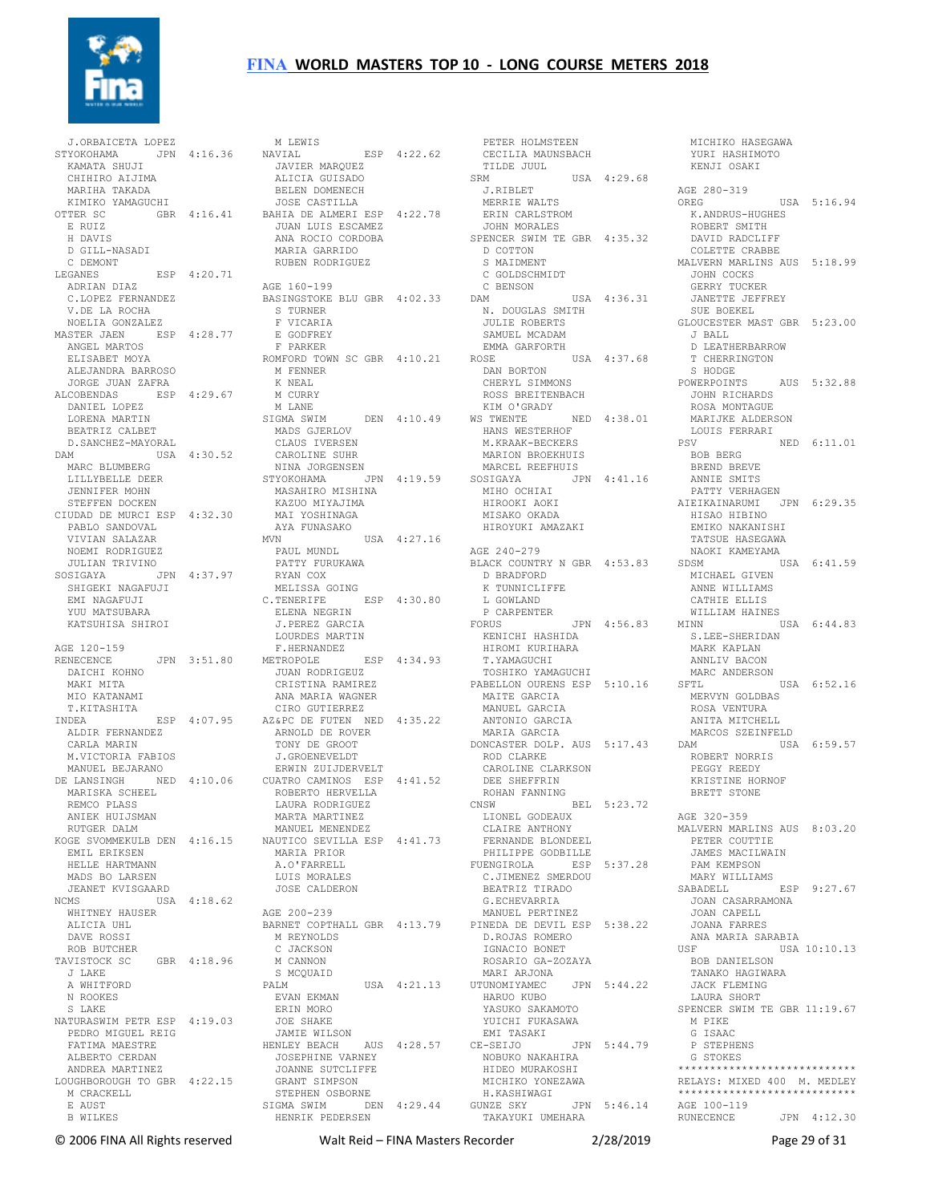J.ORBAICETA LOPEZ
STYOKOHAMA JPN 4:16.36
KAMATA SHUJI
CHIHIRO AIJIMA
MARIHA TAKADA
KIMIKO YAMAGUCHI
OTTER SC GBR 4:16.41
E RUIZ
H DAVIS
D GILL-NASADI
C DEMONT
LEGANES ESP 4:20.71
ADRIAN DIAZ
C.LOPEZ FERNANDEZ
V.DE LA ROCHA
NOELIA GONZALEZ
MASTER JAEN ESP 4:28.77
ANGEL MARTOS
ELISABET MOYA
ALEJANDRA BARROSO
JORGE JUAN ZAFRA
ALCOBENDAS ESP 4:29.67
DANIEL LOPEZ
LORENA MARTIN
BEATRIZ CALBET
D.SANCHEZ-MAYORAL
DAM USA 4:30.52
MARC BLUMBERG
LILLYBELLE DEER
JENNIFER MOHN
STEFFEN DOCKEN
CIUDAD DE MURCI ESP 4:32.30
PABLO SANDOVAL
VIVIAN SALAZAR
NOEMI RODRIGUEZ
JULIAN TRIVINO
SOSIGAYA JPN 4:37.97
SHIGEKI NAGAFUJI
EMI NAGAFUJI
YUU MATSUBARA
KATSUHISA SHIROI

AGE 120-159
RENECENCE JPN 3:51.80
DAICHI KOHNO
MAKI MITA
MIO KATANAMI
T.KITASHITA
INDEA ESP 4:07.95
ALDIR FERNANDEZ
CARLA MARIN
M.VICTORIA FABIOS
MANUEL BEJARANO
DE LANSINGH NED 4:10.06
MARISKA SCHEEL
REMCO PLASS
ANIEK HUIJSMAN
RUTGER DALM
KOGE SVOMMEKULB DEN 4:16.15
EMIL ERIKSEN
HELLE HARTMANN
MADS BO LARSEN
JEANET KVISGAARD
NCMS USA 4:18.62
WHITNEY HAUSER
ALICIA UHL
DAVE ROSSI
ROB BUTCHER
TAVISTOCK SC GBR 4:18.96
J LAKE
A WHITFORD
N ROOKES
S LAKE
NATURASWIM PETR ESP 4:19.03
PEDRO MIGUEL REIG
FATIMA MAESTRE
ALBERTO CERDAN
ANDREA MARTINEZ
LOUGHBOROUGH TO GBR 4:22.15
M CRACKELL
E AUST
B WILKES
M LEWIS
NAVIAL ESP 4:22.62
JAVIER MARQUEZ
ALICIA GUISADO
BELEN DOMENECH
JOSE CASTILLA
BAHIA DE ALMERI ESP 4:22.78
JUAN LUIS ESCAMEZ
ANA ROCIO CORDOBA
MARIA GARRIDO
RUBEN RODRIGUEZ

AGE 160-199
BASINGSTOKE BLU GBR 4:02.33
S TURNER
F VICARIA
E GODFREY
F PARKER
ROMFORD TOWN SC GBR 4:10.21
M FENNER
K NEAL
M CURRY
M LANE
SIGMA SWIM DEN 4:10.49
MADS GJERLOV
CLAUS IVERSEN
CAROLINE SUHR
NINA JORGENSEN
STYOKOHAMA JPN 4:19.59
MASAHIRO MISHINA
KAZUO MIYAJIMA
MAI YOSHINAGA
AYA FUNASAKO
MVN USA 4:27.16
PAUL MUNDL
PATTY FURUKAWA
RYAN COX
MELISSA GOING
C.TENERIFE ESP 4:30.80
ELENA NEGRIN
J.PEREZ GARCIA
LOURDES MARTIN
F.HERNANDEZ
METROPOLE ESP 4:34.93
JUAN RODRIGEUZ
CRISTINA RAMIREZ
ANA MARIA WAGNER
CIRO GUTIERREZ
AZ&PC DE FUTEN NED 4:35.22
ARNOLD DE ROVER
TONY DE GROOT
J.GROENEVELDT
ERWIN ZUIJDERVELT
CUATRO CAMINOS ESP 4:41.52
ROBERTO HERVELLA
LAURA RODRIGUEZ
MARTA MARTINEZ
MANUEL MENENDEZ
NAUTICO SEVILLA ESP 4:41.73
MARIA PRIOR
A.O'FARRELL
LUIS MORALES
JOSE CALDERON

AGE 200-239
BARNET COPTHALL GBR 4:13.79
M REYNOLDS
C JACKSON
M CANNON
S MCQUAID
PALM USA 4:21.13
EVAN EKMAN
ERIN MORO
JOE SHAKE
JAMIE WILSON
HENLEY BEACH AUS 4:28.57
JOSEPHINE VARNEY
JOANNE SUTCLIFFE
GRANT SIMPSON
STEPHEN OSBORNE
SIGMA SWIM DEN 4:29.44
HENRIK PEDERSEN
PETER HOLMSTEEN
CECILIA MAUNSBACH
TILDE JUUL
SRM USA 4:29.68
J.RIBLET
MERRIE WALTS
ERIN CARLSTROM
JOHN MORALES
SPENCER SWIM TE GBR 4:35.32
D COTTON
S MAIDMENT
C GOLDSCHMIDT
C BENSON
DAM USA 4:36.31
N. DOUGLAS SMITH
JULIE ROBERTS
SAMUEL MCADAM
EMMA GARFORTH
ROSE USA 4:37.68
DAN BORTON
CHERYL SIMMONS
ROSS BREITENBACH
KIM O'GRADY
WS TWENTE NED 4:38.01
HANS WESTERHOF
M.KRAAK-BECKERS
MARION BROEKHUIS
MARCEL REEFHUIS
SOSIGAYA JPN 4:41.16
MIHO OCHIAI
HIROOKI AOKI
MISAKO OKADA
HIROYUKI AMAZAKI

AGE 240-279
BLACK COUNTRY N GBR 4:53.83
D BRADFORD
K TUNNICLIFFE
L GOWLAND
P CARPENTER
FORUS JPN 4:56.83
KENICHI HASHIDA
HIROMI KURIHARA
T.YAMAGUCHI
TOSHIKO YAMAGUCHI
PABELLON OURENS ESP 5:10.16
MAITE GARCIA
MANUEL GARCIA
ANTONIO GARCIA
MARIA GARCIA
DONCASTER DOLP. AUS 5:17.43
ROD CLARKE
CAROLINE CLARKSON
DEE SHEFFRIN
ROHAN FANNING
CNSW BEL 5:23.72
LIONEL GODEAUX
CLAIRE ANTHONY
FERNANDE BLONDEEL
PHILIPPE GODBILLE
FUENGIROLA ESP 5:37.28
C.JIMENEZ SMERDOU
BEATRIZ TIRADO
G.ECHEVARRIA
MANUEL PERTINEZ
PINEDA DE DEVIL ESP 5:38.22
D.ROJAS ROMERO
IGNACIO BONET
ROSARIO GA-ZOZAYA
MARI ARJONA
UTUNOMIYAMEC JPN 5:44.22
HARUO KUBO
YASUKO SAKAMOTO
YUICHI FUKASAWA
EMI TASAKI
CE-SEIJO JPN 5:44.79
NOBUKO NAKAHIRA
HIDEO MURAKOSHI
MICHIKO YONEZAWA
H.KASHIWAGI
GUNZE SKY JPN 5:46.14
TAKAYUKI UMEHARA
MICHIKO HASEGAWA
YURI HASHIMOTO
KENJI OSAKI

AGE 280-319
OREG USA 5:16.94
K.ANDRUS-HUGHES
ROBERT SMITH
DAVID RADCLIFF
COLETTE CRABBE
MALVERN MARLINS AUS 5:18.99
JOHN COCKS
GERRY TUCKER
JANETTE JEFFREY
SUE BOEKEL
GLOUCESTER MAST GBR 5:23.00
J BALL
D LEATHERBARROW
T CHERRINGTON
S HODGE
POWERPOINTS AUS 5:32.88
JOHN RICHARDS
ROSA MONTAGUE
MARIJKE ALDERSON
LOUIS FERRARI
PSV NED 6:11.01
BOB BERG
BREND BREVE
ANNIE SMITS
PATTY VERHAGEN
AIEIKAINARUMI JPN 6:29.35
HISAO HIBINO
EMIKO NAKANISHI
TATSUE HASEGAWA
NAOKI KAMEYAMA
SDSM USA 6:41.59
MICHAEL GIVEN
ANNE WILLIAMS
CATHIE ELLIS
WILLIAM HAINES
MINN USA 6:44.83
S.LEE-SHERIDAN
MARK KAPLAN
ANNLIV BACON
MARC ANDERSON
SFTL USA 6:52.16
MERVYN GOLDBAS
ROSA VENTURA
ANITA MITCHELL
MARCOS SZEINFELD
DAM USA 6:59.57
ROBERT NORRIS
PEGGY REEDY
KRISTINE HORNOF
BRETT STONE

AGE 320-359
MALVERN MARLINS AUS 8:03.20
PETER COUTTIE
JAMES MACILWAIN
PAM KEMPSON
MARY WILLIAMS
SABADELL ESP 9:27.67
JOAN CASARRAMONA
JOAN CAPELL
JOANA FARRES
ANA MARIA SARABIA
USF USA 10:10.13
BOB DANIELSON
TANAKO HAGIWARA
JACK FLEMING
LAURA SHORT
SPENCER SWIM TE GBR 11:19.67
M PIKE
G ISAAC
P STEPHENS
G STOKES
****************************
RELAYS: MIXED 400 M. MEDLEY
****************************
AGE 100-119
RUNECENCE JPN 4:12.30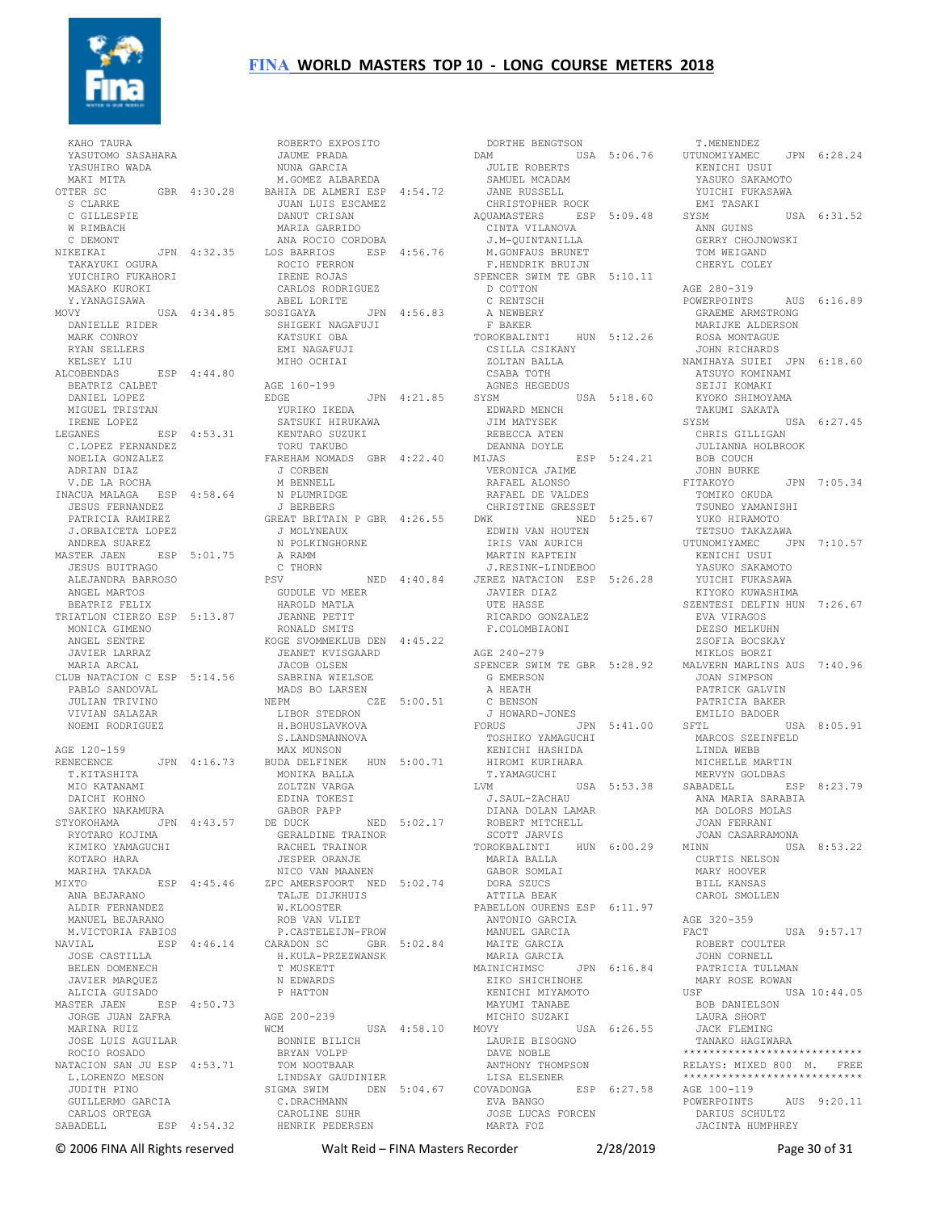# FINA WORLD MASTERS TOP 10 - LONG COURSE METERS 2018

```
   KAHO TAURA
   YASUTOMO SASAHARA
   YASUHIRO WADA
   MAKI MITA
OTTER SC          GBR  4:30.28
   S CLARKE
   C GILLESPIE
   W RIMBACH
   C DEMONT
NIKEIKAI          JPN  4:32.35
   TAKAYUKI OGURA
   YUICHIRO FUKAHORI
   MASAKO KUROKI
   Y.YANAGISAWA
MOVY              USA  4:34.85
   DANIELLE RIDER
   MARK CONROY
   RYAN SELLERS
   KELSEY LIU
ALCOBENDAS        ESP  4:44.80
   BEATRIZ CALBET
   DANIEL LOPEZ
   MIGUEL TRISTAN
   IRENE LOPEZ
LEGANES           ESP  4:53.31
   C.LOPEZ FERNANDEZ
   NOELIA GONZALEZ
   ADRIAN DIAZ
   V.DE LA ROCHA
INACUA MALAGA     ESP  4:58.64
   JESUS FERNANDEZ
   PATRICIA RAMIREZ
   J.ORBAICETA LOPEZ
   ANDREA SUAREZ
MASTER JAEN       ESP  5:01.75
   JESUS BUITRAGO
   ALEJANDRA BARROSO
   ANGEL MARTOS
   BEATRIZ FELIX
TRIATLON CIERZO ESP  5:13.87
   MONICA GIMENO
   ANGEL SENTRE
   JAVIER LARRAZ
   MARIA ARCAL
CLUB NATACION C ESP  5:14.56
   PABLO SANDOVAL
   JULIAN TRIVINO
   VIVIAN SALAZAR
   NOEMI RODRIGUEZ

AGE 120-159
RENECENCE         JPN  4:16.73
   T.KITASHITA
   MIO KATANAMI
   DAICHI KOHNO
   SAKIKO NAKAMURA
STYOKOHAMA        JPN  4:43.57
   RYOTARO KOJIMA
   KIMIKO YAMAGUCHI
   KOTARO HARA
   MARIHA TAKADA
MIXTO             ESP  4:45.46
   ANA BEJARANO
   ALDIR FERNANDEZ
   MANUEL BEJARANO
   M.VICTORIA FABIOS
NAVIAL            ESP  4:46.14
   JOSE CASTILLA
   BELEN DOMENECH
   JAVIER MARQUEZ
   ALICIA GUISADO
MASTER JAEN       ESP  4:50.73
   JORGE JUAN ZAFRA
   MARINA RUIZ
   JOSE LUIS AGUILAR
   ROCIO ROSADO
NATACION SAN JU ESP  4:53.71
   L.LORENZO MESON
   JUDITH PINO
   GUILLERMO GARCIA
   CARLOS ORTEGA
SABADELL          ESP  4:54.32
   ROBERTO EXPOSITO
   JAUME PRADA
   NUNA GARCIA
   M.GOMEZ ALBAREDA
BAHIA DE ALMERI ESP  4:54.72
   JUAN LUIS ESCAMEZ
   DANUT CRISAN
   MARIA GARRIDO
   ANA ROCIO CORDOBA
LOS BARRIOS       ESP  4:56.76
   ROCIO FERRON
   IRENE ROJAS
   CARLOS RODRIGUEZ
   ABEL LORITE
SOSIGAYA          JPN  4:56.83
   SHIGEKI NAGAFUJI
   KATSUKI OBA
   EMI NAGAFUJI
   MIHO OCHIAI

AGE 160-199
EDGE              JPN  4:21.85
   YURIKO IKEDA
   SATSUKI HIRUKAWA
   KENTARO SUZUKI
   TORU TAKUBO
FAREHAM NOMADS  GBR  4:22.40
   J CORBEN
   M BENNELL
   N PLUMRIDGE
   J BERBERS
GREAT BRITAIN P GBR  4:26.55
   J MOLYNEAUX
   N POLKINGHORNE
   A RAMM
   C THORN
PSV               NED  4:40.84
   GUDULE VD MEER
   HAROLD MATLA
   JEANNE PETIT
   RONALD SMITS
KOGE SVOMMEKLUB DEN  4:45.22
   JEANET KVISGAARD
   JACOB OLSEN
   SABRINA WIELSOE
   MADS BO LARSEN
NEPM              CZE  5:00.51
   LIBOR STEDRON
   H.BOHUSLAVKOVA
   S.LANDSMANNOVA
   MAX MUNSON
BUDA DELFINEK   HUN  5:00.71
   MONIKA BALLA
   ZOLTZN VARGA
   EDINA TOKESI
   GABOR PAPP
DE DUCK           NED  5:02.17
   GERALDINE TRAINOR
   RACHEL TRAINOR
   JESPER ORANJE
   NICO VAN MAANEN
ZPC AMERSFOORT  NED  5:02.74
   TALJE DIJKHUIS
   W.KLOOSTER
   ROB VAN VLIET
   P.CASTELEIJN-FROW
CARADON SC        GBR  5:02.84
   H.KULA-PRZEZWANSK
   T MUSKETT
   N EDWARDS
   P HATTON

AGE 200-239
WCM               USA  4:58.10
   BONNIE BILICH
   BRYAN VOLPP
   TOM NOOTBAAR
   LINDSAY GAUDINIER
SIGMA SWIM        DEN  5:04.67
   C.DRACHMANN
   CAROLINE SUHR
   HENRIK PEDERSEN
   DORTHE BENGTSON
DAM               USA  5:06.76
   JULIE ROBERTS
   SAMUEL MCADAM
   JANE RUSSELL
   CHRISTOPHER ROCK
AQUAMASTERS       ESP  5:09.48
   CINTA VILANOVA
   J.M-QUINTANILLA
   M.GONFAUS BRUNET
   F.HENDRIK BRUIJN
SPENCER SWIM TE GBR  5:10.11
   D COTTON
   C RENTSCH
   A NEWBERY
   F BAKER
TOROKBALINTI    HUN  5:12.26
   CSILLA CSIKANY
   ZOLTAN BALLA
   CSABA TOTH
   AGNES HEGEDUS
SYSM              USA  5:18.60
   EDWARD MENCH
   JIM MATYSEK
   REBECCA ATEN
   DEANNA DOYLE
MIJAS             ESP  5:24.21
   VERONICA JAIME
   RAFAEL ALONSO
   RAFAEL DE VALDES
   CHRISTINE GRESSET
DWK               NED  5:25.67
   EDWIN VAN HOUTEN
   IRIS VAN AURICH
   MARTIN KAPTEIN
   J.RESINK-LINDEBOO
JEREZ NATACION  ESP  5:26.28
   JAVIER DIAZ
   UTE HASSE
   RICARDO GONZALEZ
   F.COLOMBIAONI

AGE 240-279
SPENCER SWIM TE GBR  5:28.92
   G EMERSON
   A HEATH
   C BENSON
   J HOWARD-JONES
FORUS             JPN  5:41.00
   TOSHIKO YAMAGUCHI
   KENICHI HASHIDA
   HIROMI KURIHARA
   T.YAMAGUCHI
LVM               USA  5:53.38
   J.SAUL-ZACHAU
   DIANA DOLAN LAMAR
   ROBERT MITCHELL
   SCOTT JARVIS
TOROKBALINTI    HUN  6:00.29
   MARIA BALLA
   GABOR SOMLAI
   DORA SZUCS
   ATTILA BEAK
PABELLON OURENS ESP  6:11.97
   ANTONIO GARCIA
   MANUEL GARCIA
   MAITE GARCIA
   MARIA GARCIA
MAINICHIMSC     JPN  6:16.84
   EIKO SHICHINOHE
   KENICHI MIYAMOTO
   MAYUMI TANABE
   MICHIO SUZAKI
MOVY              USA  6:26.55
   LAURIE BISOGNO
   DAVE NOBLE
   ANTHONY THOMPSON
   LISA ELSENER
COVADONGA         ESP  6:27.58
   EVA BANGO
   JOSE LUCAS FORCEN
   MARTA FOZ
   T.MENENDEZ
UTUNOMIYAMEC    JPN  6:28.24
   KENICHI USUI
   YASUKO SAKAMOTO
   YUICHI FUKASAWA
   EMI TASAKI
SYSM              USA  6:31.52
   ANN GUINS
   GERRY CHOJNOWSKI
   TOM WEIGAND
   CHERYL COLEY

AGE 280-319
POWERPOINTS       AUS  6:16.89
   GRAEME ARMSTRONG
   MARIJKE ALDERSON
   ROSA MONTAGUE
   JOHN RICHARDS
NAMIHAYA SUIEI  JPN  6:18.60
   ATSUYO KOMINAMI
   SEIJI KOMAKI
   KYOKO SHIMOYAMA
   TAKUMI SAKATA
SYSM              USA  6:27.45
   CHRIS GILLIGAN
   JULIANNA HOLBROOK
   BOB COUCH
   JOHN BURKE
FITAKOYO          JPN  7:05.34
   TOMIKO OKUDA
   TSUNEO YAMANISHI
   YUKO HIRAMOTO
   TETSUO TAKAZAWA
UTUNOMIYAMEC    JPN  7:10.57
   KENICHI USUI
   YASUKO SAKAMOTO
   YUICHI FUKASAWA
   KIYOKO KUWASHIMA
SZENTESI DELFIN HUN  7:26.67
   EVA VIRAGOS
   DEZSO MELKUHN
   ZSOFIA BOCSKAY
   MIKLOS BORZI
MALVERN MARLINS AUS  7:40.96
   JOAN SIMPSON
   PATRICK GALVIN
   PATRICIA BAKER
   EMILIO BADOER
SFTL              USA  8:05.91
   MARCOS SZEINFELD
   LINDA WEBB
   MICHELLE MARTIN
   MERVYN GOLDBAS
SABADELL          ESP  8:23.79
   ANA MARIA SARABIA
   MA DOLORS MOLAS
   JOAN FERRANI
   JOAN CASARRAMONA
MINN              USA  8:53.22
   CURTIS NELSON
   MARY HOOVER
   BILL KANSAS
   CAROL SMOLLEN

AGE 320-359
FACT              USA  9:57.17
   ROBERT COULTER
   JOHN CORNELL
   PATRICIA TULLMAN
   MARY ROSE ROWAN
USF               USA 10:44.05
   BOB DANIELSON
   LAURA SHORT
   JACK FLEMING
   TANAKO HAGIWARA
****************************
RELAYS: MIXED 800  M.   FREE
****************************
AGE 100-119
POWERPOINTS       AUS  9:20.11
   DARIUS LUCAS SCHULTZ
   JACINTA HUMPHREY
```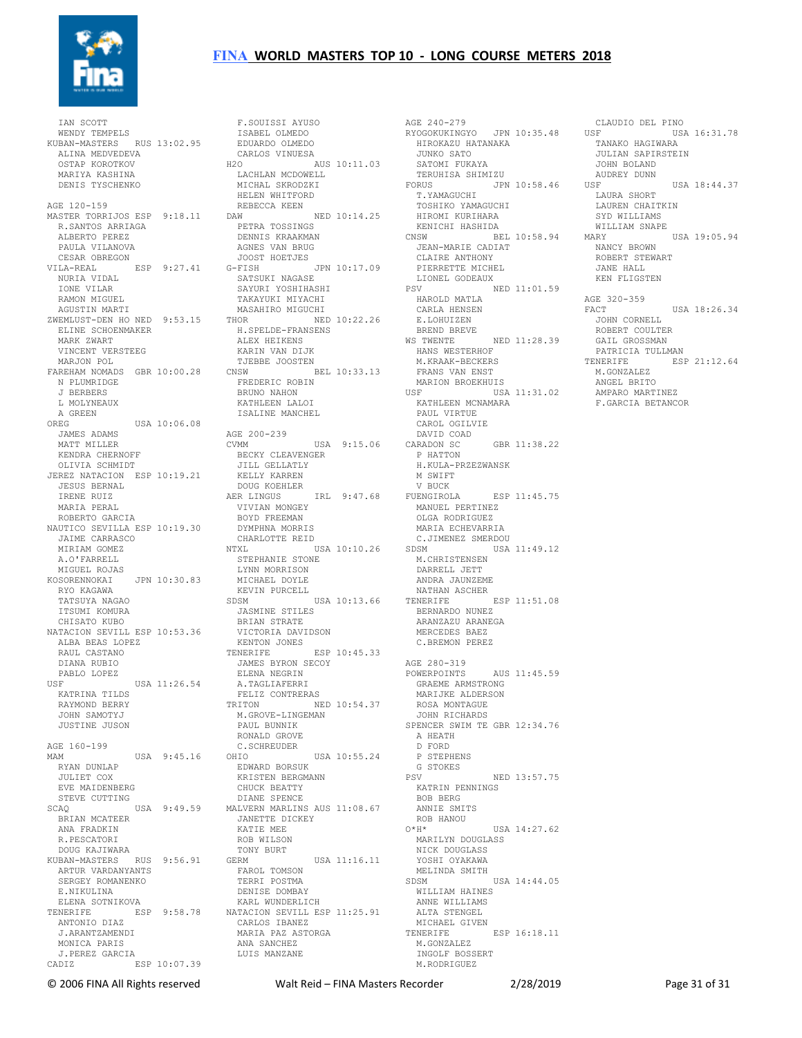# FINA WORLD MASTERS TOP 10 - LONG COURSE METERS 2018

IAN SCOTT
WENDY TEMPELS
KUBAN-MASTERS RUS 13:02.95
ALINA MEDVEDEVA
OSTAP KOROTKOV
MARIYA KASHINA
DENIS TYSCHENKO

AGE 120-159
MASTER TORRIJOS ESP 9:18.11
R.SANTOS ARRIAGA
ALBERTO PEREZ
PAULA VILANOVA
CESAR OBREGON
VILA-REAL ESP 9:27.41
NURIA VIDAL
IONE VILAR
RAMON MIGUEL
AGUSTIN MARTI
ZWEMLUST-DEN HO NED 9:53.15
ELINE SCHOENMAKER
MARK ZWART
VINCENT VERSTEEG
MARJON POL
FAREHAM NOMADS GBR 10:00.28
N PLUMRIDGE
J BERBERS
L MOLYNEAUX
A GREEN
OREG USA 10:06.08
JAMES ADAMS
MATT MILLER
KENDRA CHERNOFF
OLIVIA SCHMIDT
JEREZ NATACION ESP 10:19.21
JESUS BERNAL
IRENE RUIZ
MARIA PERAL
ROBERTO GARCIA
NAUTICO SEVILLA ESP 10:19.30
JAIME CARRASCO
MIRIAM GOMEZ
A.O'FARRELL
MIGUEL ROJAS
KOSORENNOKAI JPN 10:30.83
RYO KAGAWA
TATSUYA NAGAO
ITSUMI KOMURA
CHISATO KUBO
NATACION SEVILL ESP 10:53.36
ALBA BEAS LOPEZ
RAUL CASTANO
DIANA RUBIO
PABLO LOPEZ
USF USA 11:26.54
KATRINA TILDS
RAYMOND BERRY
JOHN SAMOTYJ
JUSTINE JUSON

AGE 160-199
MAM USA 9:45.16
RYAN DUNLAP
JULIET COX
EVE MAIDENBERG
STEVE CUTTING
SCAQ USA 9:49.59
BRIAN MCATEER
ANA FRADKIN
R.PESCATORI
DOUG KAJIWARA
KUBAN-MASTERS RUS 9:56.91
ARTUR VARDANYANTS
SERGEY ROMANENKO
E.NIKULINA
ELENA SOTNIKOVA
TENERIFE ESP 9:58.78
ANTONIO DIAZ
J.ARANTZAMENDI
MONICA PARIS
J.PEREZ GARCIA
CADIZ ESP 10:07.39
F.SOUISSI AYUSO
ISABEL OLMEDO
EDUARDO OLMEDO
CARLOS VINUESA
H2O AUS 10:11.03
LACHLAN MCDOWELL
MICHAL SKRODZKI
HELEN WHITFORD
REBECCA KEEN
DAW NED 10:14.25
PETRA TOSSINGS
DENNIS KRAAKMAN
AGNES VAN BRUG
JOOST HOETJES
G-FISH JPN 10:17.09
SATSUKI NAGASE
SAYURI YOSHIHASHI
TAKAYUKI MIYACHI
MASAHIRO MIGUCHI
THOR NED 10:22.26
H.SPELDE-FRANSENS
ALEX HEIKENS
KARIN VAN DIJK
TJEBBE JOOSTEN
CNSW BEL 10:33.13
FREDERIC ROBIN
BRUNO NAHON
KATHLEEN LALOI
ISALINE MANCHEL

AGE 200-239
CVMM USA 9:15.06
BECKY CLEAVENGER
JILL GELLATLY
KELLY KARREN
DOUG KOEHLER
AER LINGUS IRL 9:47.68
VIVIAN MONGEY
BOYD FREEMAN
DYMPHNA MORRIS
CHARLOTTE REID
NTXL USA 10:10.26
STEPHANIE STONE
LYNN MORRISON
MICHAEL DOYLE
KEVIN PURCELL
SDSM USA 10:13.66
JASMINE STILES
BRIAN STRATE
VICTORIA DAVIDSON
KENTON JONES
TENERIFE ESP 10:45.33
JAMES BYRON SECOY
ELENA NEGRIN
A.TAGLIAFERRI
FELIZ CONTRERAS
TRITON NED 10:54.37
M.GROVE-LINGEMAN
PAUL BUNNIK
RONALD GROVE
C.SCHREUDER
OHIO USA 10:55.24
EDWARD BORSUK
KRISTEN BERGMANN
CHUCK BEATTY
DIANE SPENCE
MALVERN MARLINS AUS 11:08.67
JANETTE DICKEY
KATIE MEE
ROB WILSON
TONY BURT
GERM USA 11:16.11
FAROL TOMSON
TERRI POSTMA
DENISE DOMBAY
KARL WUNDERLICH
NATACION SEVILL ESP 11:25.91
CARLOS IBANEZ
MARIA PAZ ASTORGA
ANA SANCHEZ
LUIS MANZANE

AGE 240-279
RYOGOKUKINGYO JPN 10:35.48
HIROKAZU HATANAKA
JUNKO SATO
SATOMI FUKAYA
TERUHISA SHIMIZU
FORUS JPN 10:58.46
T.YAMAGUCHI
TOSHIKO YAMAGUCHI
HIROMI KURIHARA
KENICHI HASHIDA
CNSW BEL 10:58.94
JEAN-MARIE CADIAT
CLAIRE ANTHONY
PIERRETTE MICHEL
LIONEL GODEAUX
PSV NED 11:01.59
HAROLD MATLA
CARLA HENSEN
E.LOHUIZEN
BREND BREVE
WS TWENTE NED 11:28.39
HANS WESTERHOF
M.KRAAK-BECKERS
FRANS VAN ENST
MARION BROEKHUIS
USF USA 11:31.02
KATHLEEN MCNAMARA
PAUL VIRTUE
CAROL OGILVIE
DAVID COAD
CARADON SC GBR 11:38.22
P HATTON
H.KULA-PRZEZWANSK
M SWIFT
V BUCK
FUENGIROLA ESP 11:45.75
MANUEL PERTINEZ
OLGA RODRIGUEZ
MARIA ECHEVARRIA
C.JIMENEZ SMERDOU
SDSM USA 11:49.12
M.CHRISTENSEN
DARRELL JETT
ANDRA JAUNZEME
NATHAN ASCHER
TENERIFE ESP 11:51.08
BERNARDO NUNEZ
ARANZAZU ARANEGA
MERCEDES BAEZ
C.BREMON PEREZ

AGE 280-319
POWERPOINTS AUS 11:45.59
GRAEME ARMSTRONG
MARIJKE ALDERSON
ROSA MONTAGUE
JOHN RICHARDS
SPENCER SWIM TE GBR 12:34.76
A HEATH
D FORD
P STEPHENS
G STOKES
PSV NED 13:57.75
KATRIN PENNINGS
BOB BERG
ANNIE SMITS
ROB HANOU
O*H* USA 14:27.62
MARILYN DOUGLASS
NICK DOUGLASS
YOSHI OYAKAWA
MELINDA SMITH
SDSM USA 14:44.05
WILLIAM HAINES
ANNE WILLIAMS
ALTA STENGEL
MICHAEL GIVEN
TENERIFE ESP 16:18.11
M.GONZALEZ
INGOLF BOSSERT
M.RODRIGUEZ
CLAUDIO DEL PINO
USF USA 16:31.78
TANAKO HAGIWARA
JULIAN SAPIRSTEIN
JOHN BOLAND
AUDREY DUNN
USF USA 18:44.37
LAURA SHORT
LAUREN CHAITKIN
SYD WILLIAMS
WILLIAM SNAPE
MARY USA 19:05.94
NANCY BROWN
ROBERT STEWART
JANE HALL
KEN FLIGSTEN

AGE 320-359
FACT USA 18:26.34
JOHN CORNELL
ROBERT COULTER
GAIL GROSSMAN
PATRICIA TULLMAN
TENERIFE ESP 21:12.64
M.GONZALEZ
ANGEL BRITO
AMPARO MARTINEZ
F.GARCIA BETANCOR

© 2006 FINA All Rights reserved    Walt Reid – FINA Masters Recorder    2/28/2019